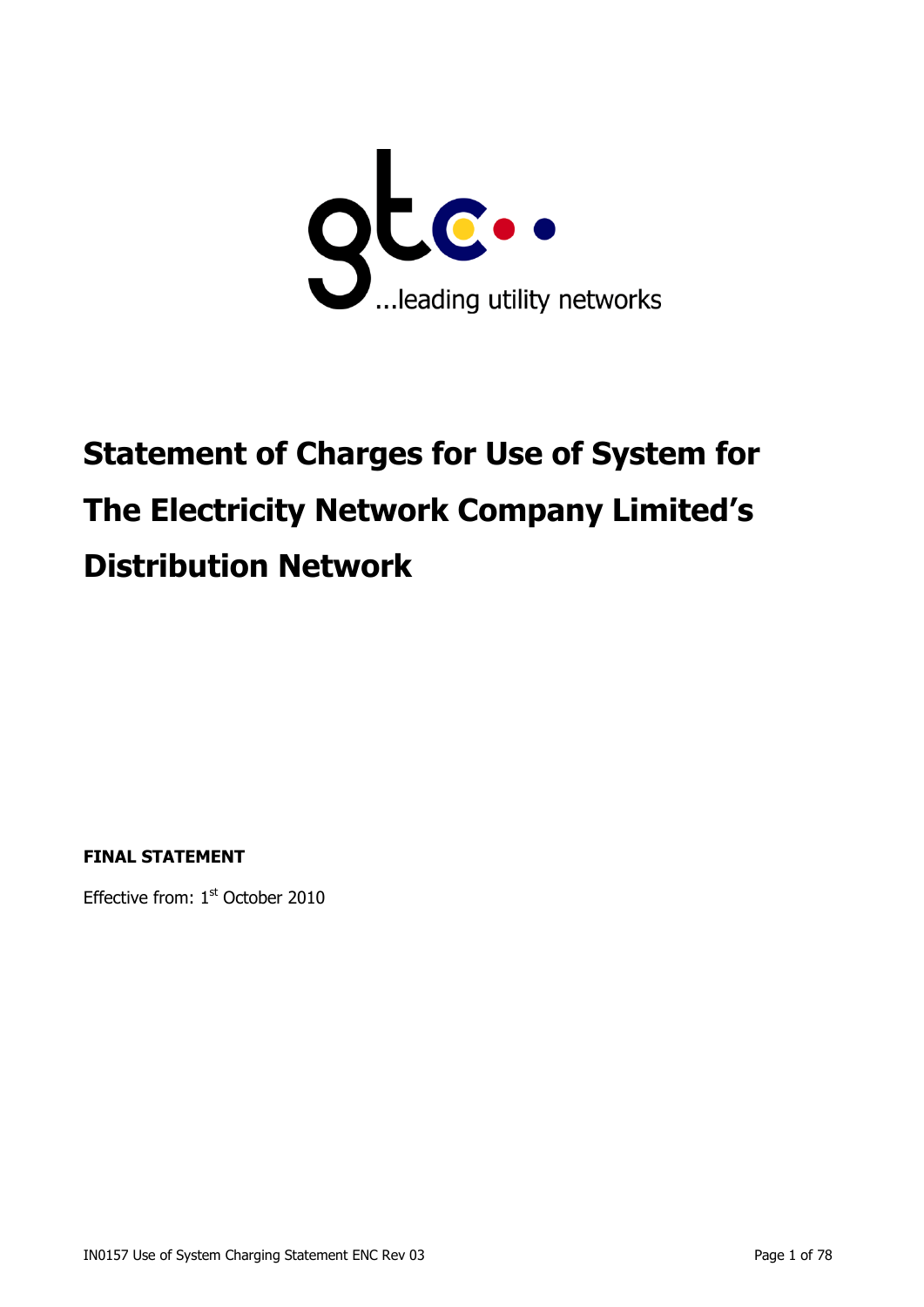gtc

...leading utility networks

# Statement of Charges for Use of System for The Electricity Network Company Limited's Distribution Network

**FINAL STATEMENT**

Effective from: 1st October 2010

IN0157 Use of System Charging Statement ENC Rev 03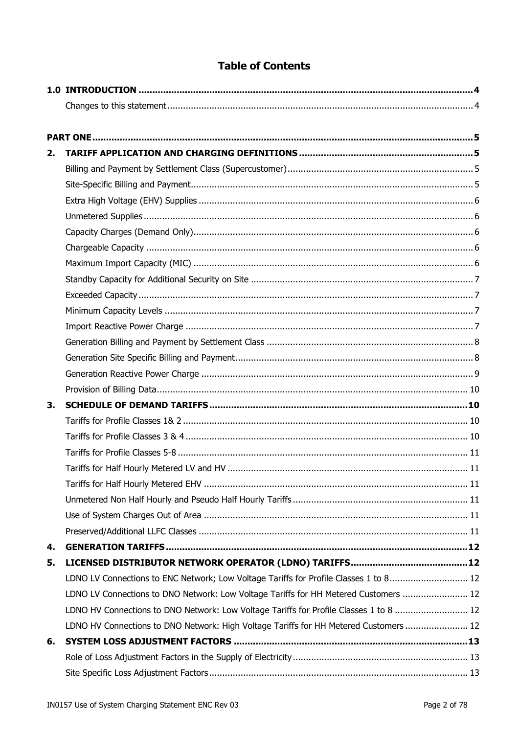# Table of Contents

**1.0 INTRODUCTION** .......... **4**

Changes to this statement .......... 4

**PART ONE** .......... **5**

**2. TARIFF APPLICATION AND CHARGING DEFINITIONS** .......... **5**

Billing and Payment by Settlement Class (Supercustomer) .......... 5

Site-Specific Billing and Payment .......... 5

Extra High Voltage (EHV) Supplies .......... 6

Unmetered Supplies .......... 6

Capacity Charges (Demand Only) .......... 6

Chargeable Capacity .......... 6

Maximum Import Capacity (MIC) .......... 6

Standby Capacity for Additional Security on Site .......... 7

Exceeded Capacity .......... 7

Minimum Capacity Levels .......... 7

Import Reactive Power Charge .......... 7

Generation Billing and Payment by Settlement Class .......... 8

Generation Site Specific Billing and Payment .......... 8

Generation Reactive Power Charge .......... 9

Provision of Billing Data .......... 10

**3. SCHEDULE OF DEMAND TARIFFS** .......... **10**

Tariffs for Profile Classes 1& 2 .......... 10

Tariffs for Profile Classes 3 & 4 .......... 10

Tariffs for Profile Classes 5-8 .......... 11

Tariffs for Half Hourly Metered LV and HV .......... 11

Tariffs for Half Hourly Metered EHV .......... 11

Unmetered Non Half Hourly and Pseudo Half Hourly Tariffs .......... 11

Use of System Charges Out of Area .......... 11

Preserved/Additional LLFC Classes .......... 11

**4. GENERATION TARIFFS** .......... **12**

**5. LICENSED DISTRIBUTOR NETWORK OPERATOR (LDNO) TARIFFS** .......... **12**

LDNO LV Connections to ENC Network; Low Voltage Tariffs for Profile Classes 1 to 8 .......... 12

LDNO LV Connections to DNO Network: Low Voltage Tariffs for HH Metered Customers .......... 12

LDNO HV Connections to DNO Network: Low Voltage Tariffs for Profile Classes 1 to 8 .......... 12

LDNO HV Connections to DNO Network: High Voltage Tariffs for HH Metered Customers .......... 12

**6. SYSTEM LOSS ADJUSTMENT FACTORS** .......... **13**

Role of Loss Adjustment Factors in the Supply of Electricity .......... 13

Site Specific Loss Adjustment Factors .......... 13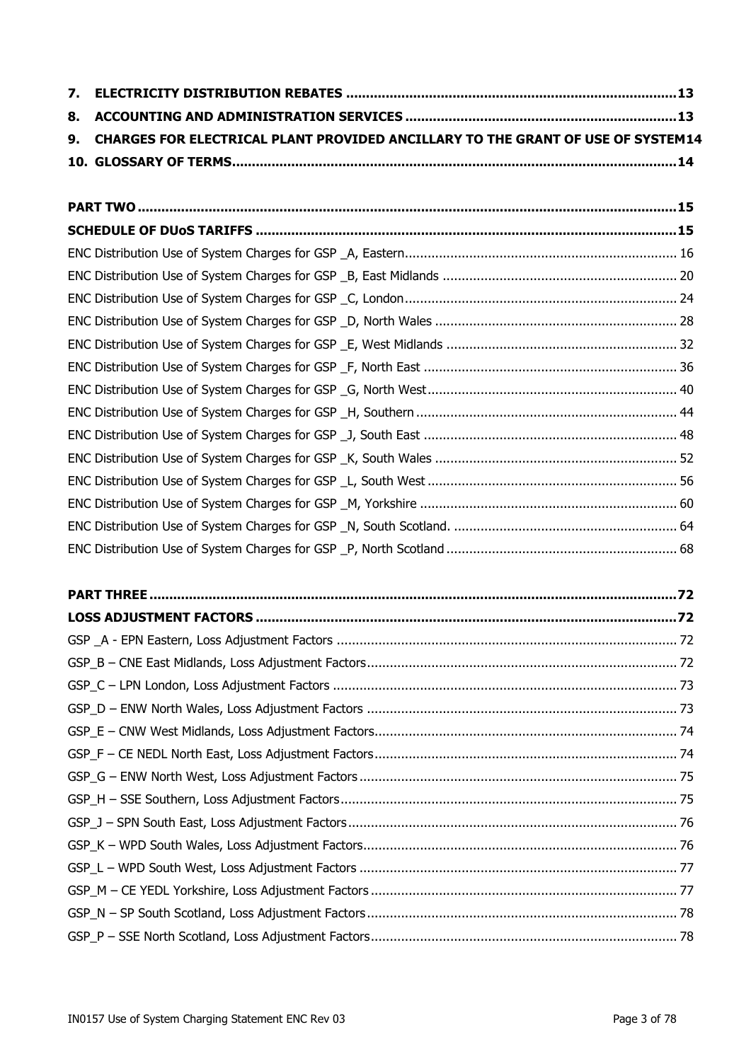**7. ELECTRICITY DISTRIBUTION REBATES .................................................................................... 13**

**8. ACCOUNTING AND ADMINISTRATION SERVICES ..................................................................... 13**

**9. CHARGES FOR ELECTRICAL PLANT PROVIDED ANCILLARY TO THE GRANT OF USE OF SYSTEM 14**

**10. GLOSSARY OF TERMS................................................................................................................. 14**

**PART TWO .......................................................................................................................................... 15**

**SCHEDULE OF DUoS TARIFFS .......................................................................................................... 15**

ENC Distribution Use of System Charges for GSP _A, Eastern........................................................................ 16

ENC Distribution Use of System Charges for GSP _B, East Midlands ............................................................. 20

ENC Distribution Use of System Charges for GSP _C, London........................................................................ 24

ENC Distribution Use of System Charges for GSP _D, North Wales ................................................................ 28

ENC Distribution Use of System Charges for GSP _E, West Midlands ............................................................. 32

ENC Distribution Use of System Charges for GSP _F, North East ................................................................... 36

ENC Distribution Use of System Charges for GSP _G, North West.................................................................. 40

ENC Distribution Use of System Charges for GSP _H, Southern ..................................................................... 44

ENC Distribution Use of System Charges for GSP _J, South East ................................................................... 48

ENC Distribution Use of System Charges for GSP _K, South Wales ................................................................ 52

ENC Distribution Use of System Charges for GSP _L, South West .................................................................. 56

ENC Distribution Use of System Charges for GSP _M, Yorkshire .................................................................... 60

ENC Distribution Use of System Charges for GSP _N, South Scotland. ........................................................... 64

ENC Distribution Use of System Charges for GSP _P, North Scotland ............................................................. 68

**PART THREE ...................................................................................................................................... 72**

**LOSS ADJUSTMENT FACTORS ........................................................................................................... 72**

GSP _A - EPN Eastern, Loss Adjustment Factors .......................................................................................... 72

GSP_B – CNE East Midlands, Loss Adjustment Factors.................................................................................. 72

GSP_C – LPN London, Loss Adjustment Factors ........................................................................................... 73

GSP_D – ENW North Wales, Loss Adjustment Factors .................................................................................. 73

GSP_E – CNW West Midlands, Loss Adjustment Factors................................................................................ 74

GSP_F – CE NEDL North East, Loss Adjustment Factors................................................................................ 74

GSP_G – ENW North West, Loss Adjustment Factors .................................................................................... 75

GSP_H – SSE Southern, Loss Adjustment Factors ......................................................................................... 75

GSP_J – SPN South East, Loss Adjustment Factors ....................................................................................... 76

GSP_K – WPD South Wales, Loss Adjustment Factors ................................................................................... 76

GSP_L – WPD South West, Loss Adjustment Factors .................................................................................... 77

GSP_M – CE YEDL Yorkshire, Loss Adjustment Factors ................................................................................. 77

GSP_N – SP South Scotland, Loss Adjustment Factors .................................................................................. 78

GSP_P – SSE North Scotland, Loss Adjustment Factors ................................................................................. 78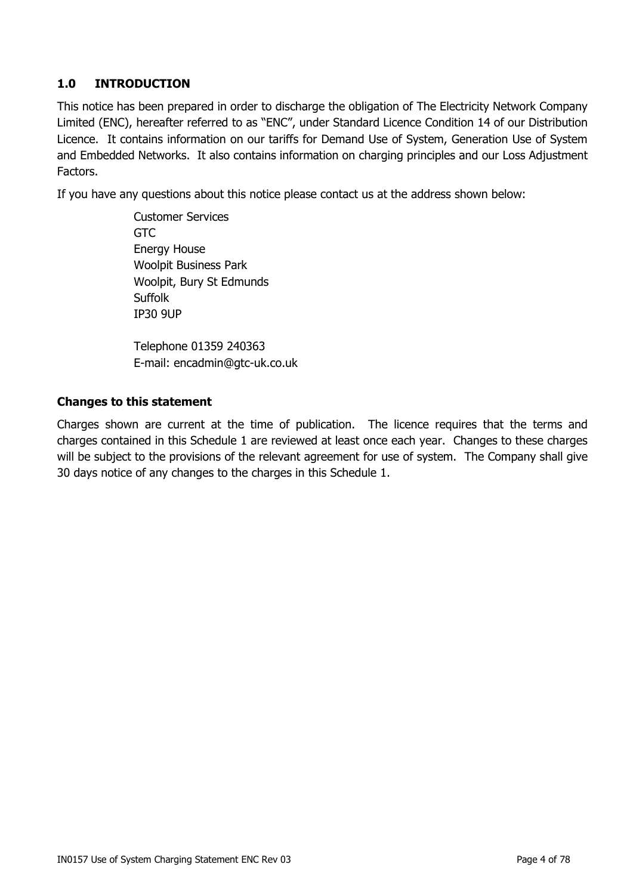## 1.0 INTRODUCTION

This notice has been prepared in order to discharge the obligation of The Electricity Network Company Limited (ENC), hereafter referred to as "ENC", under Standard Licence Condition 14 of our Distribution Licence. It contains information on our tariffs for Demand Use of System, Generation Use of System and Embedded Networks. It also contains information on charging principles and our Loss Adjustment Factors.

If you have any questions about this notice please contact us at the address shown below:

Customer Services
GTC
Energy House
Woolpit Business Park
Woolpit, Bury St Edmunds
Suffolk
IP30 9UP

Telephone 01359 240363
E-mail: encadmin@gtc-uk.co.uk

**Changes to this statement**

Charges shown are current at the time of publication. The licence requires that the terms and charges contained in this Schedule 1 are reviewed at least once each year. Changes to these charges will be subject to the provisions of the relevant agreement for use of system. The Company shall give 30 days notice of any changes to the charges in this Schedule 1.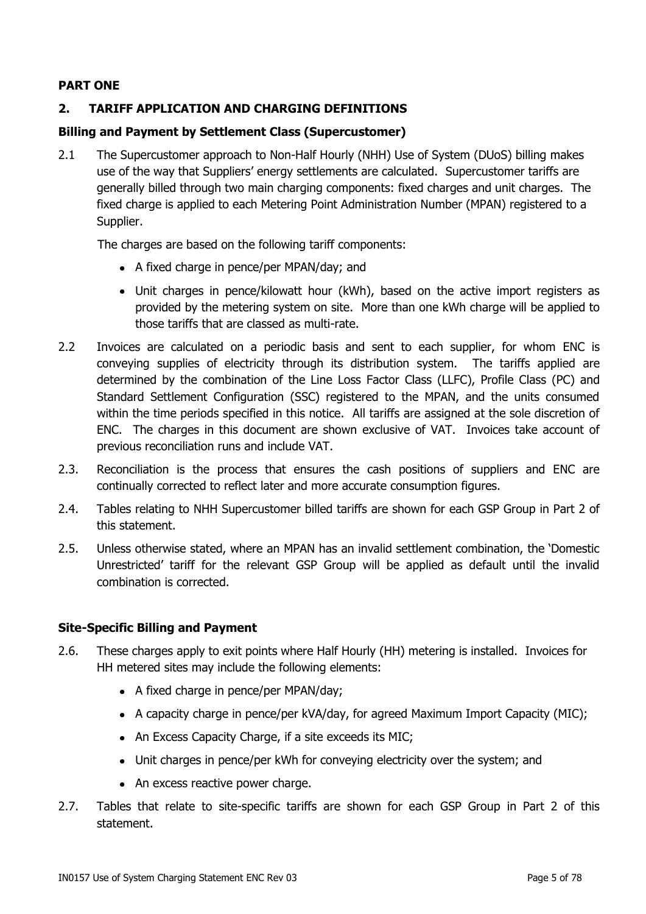**PART ONE**

## 2. TARIFF APPLICATION AND CHARGING DEFINITIONS

### Billing and Payment by Settlement Class (Supercustomer)

2.1 The Supercustomer approach to Non-Half Hourly (NHH) Use of System (DUoS) billing makes use of the way that Suppliers' energy settlements are calculated. Supercustomer tariffs are generally billed through two main charging components: fixed charges and unit charges. The fixed charge is applied to each Metering Point Administration Number (MPAN) registered to a Supplier.

The charges are based on the following tariff components:

- A fixed charge in pence/per MPAN/day; and
- Unit charges in pence/kilowatt hour (kWh), based on the active import registers as provided by the metering system on site. More than one kWh charge will be applied to those tariffs that are classed as multi-rate.

2.2 Invoices are calculated on a periodic basis and sent to each supplier, for whom ENC is conveying supplies of electricity through its distribution system. The tariffs applied are determined by the combination of the Line Loss Factor Class (LLFC), Profile Class (PC) and Standard Settlement Configuration (SSC) registered to the MPAN, and the units consumed within the time periods specified in this notice. All tariffs are assigned at the sole discretion of ENC. The charges in this document are shown exclusive of VAT. Invoices take account of previous reconciliation runs and include VAT.

2.3. Reconciliation is the process that ensures the cash positions of suppliers and ENC are continually corrected to reflect later and more accurate consumption figures.

2.4. Tables relating to NHH Supercustomer billed tariffs are shown for each GSP Group in Part 2 of this statement.

2.5. Unless otherwise stated, where an MPAN has an invalid settlement combination, the 'Domestic Unrestricted' tariff for the relevant GSP Group will be applied as default until the invalid combination is corrected.

### Site-Specific Billing and Payment

2.6. These charges apply to exit points where Half Hourly (HH) metering is installed. Invoices for HH metered sites may include the following elements:

- A fixed charge in pence/per MPAN/day;
- A capacity charge in pence/per kVA/day, for agreed Maximum Import Capacity (MIC);
- An Excess Capacity Charge, if a site exceeds its MIC;
- Unit charges in pence/per kWh for conveying electricity over the system; and
- An excess reactive power charge.

2.7. Tables that relate to site-specific tariffs are shown for each GSP Group in Part 2 of this statement.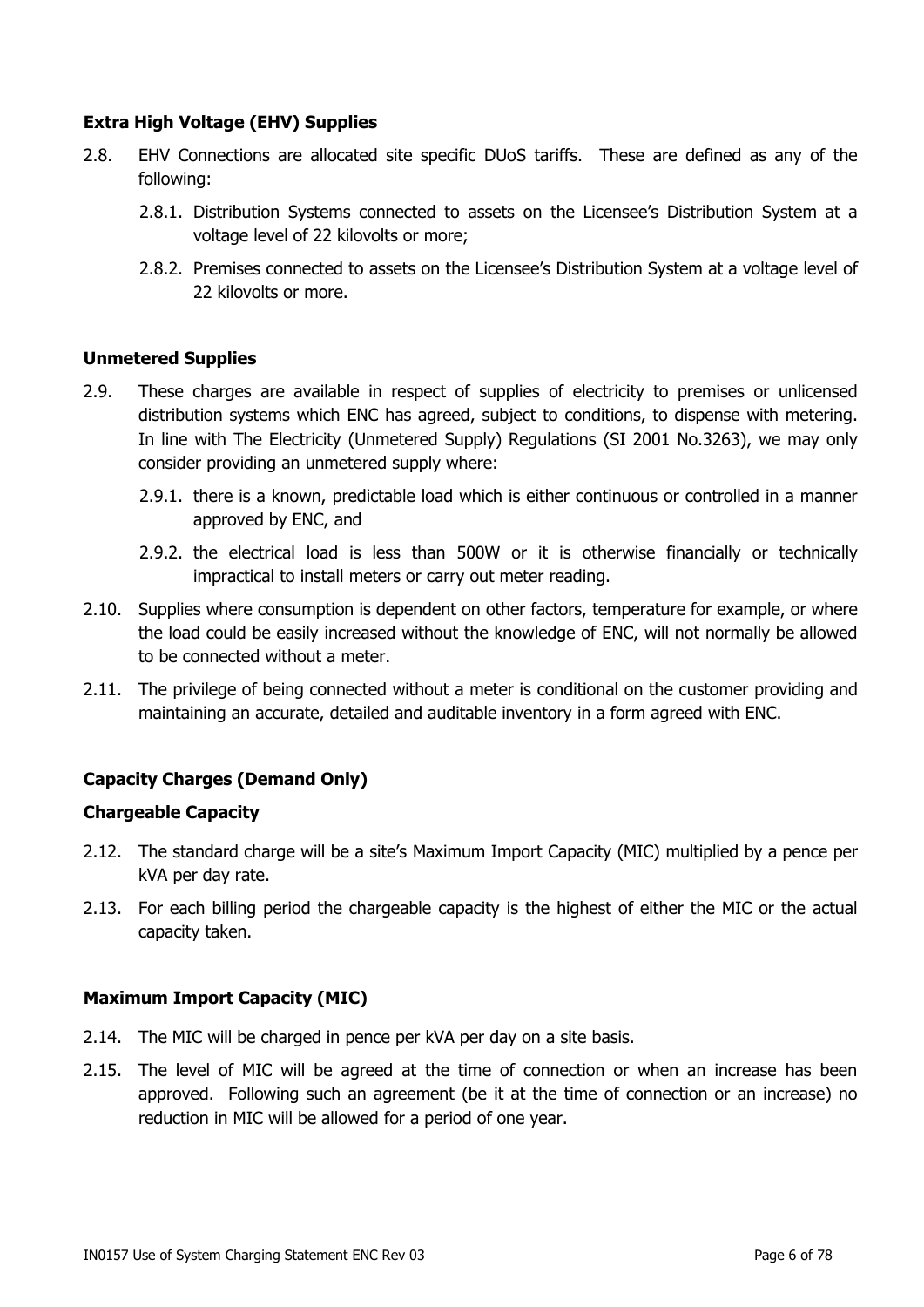**Extra High Voltage (EHV) Supplies**

2.8. EHV Connections are allocated site specific DUoS tariffs. These are defined as any of the following:

  2.8.1. Distribution Systems connected to assets on the Licensee's Distribution System at a voltage level of 22 kilovolts or more;

  2.8.2. Premises connected to assets on the Licensee's Distribution System at a voltage level of 22 kilovolts or more.

**Unmetered Supplies**

2.9. These charges are available in respect of supplies of electricity to premises or unlicensed distribution systems which ENC has agreed, subject to conditions, to dispense with metering. In line with The Electricity (Unmetered Supply) Regulations (SI 2001 No.3263), we may only consider providing an unmetered supply where:

  2.9.1. there is a known, predictable load which is either continuous or controlled in a manner approved by ENC, and

  2.9.2. the electrical load is less than 500W or it is otherwise financially or technically impractical to install meters or carry out meter reading.

2.10. Supplies where consumption is dependent on other factors, temperature for example, or where the load could be easily increased without the knowledge of ENC, will not normally be allowed to be connected without a meter.

2.11. The privilege of being connected without a meter is conditional on the customer providing and maintaining an accurate, detailed and auditable inventory in a form agreed with ENC.

**Capacity Charges (Demand Only)**

**Chargeable Capacity**

2.12. The standard charge will be a site's Maximum Import Capacity (MIC) multiplied by a pence per kVA per day rate.

2.13. For each billing period the chargeable capacity is the highest of either the MIC or the actual capacity taken.

**Maximum Import Capacity (MIC)**

2.14. The MIC will be charged in pence per kVA per day on a site basis.

2.15. The level of MIC will be agreed at the time of connection or when an increase has been approved. Following such an agreement (be it at the time of connection or an increase) no reduction in MIC will be allowed for a period of one year.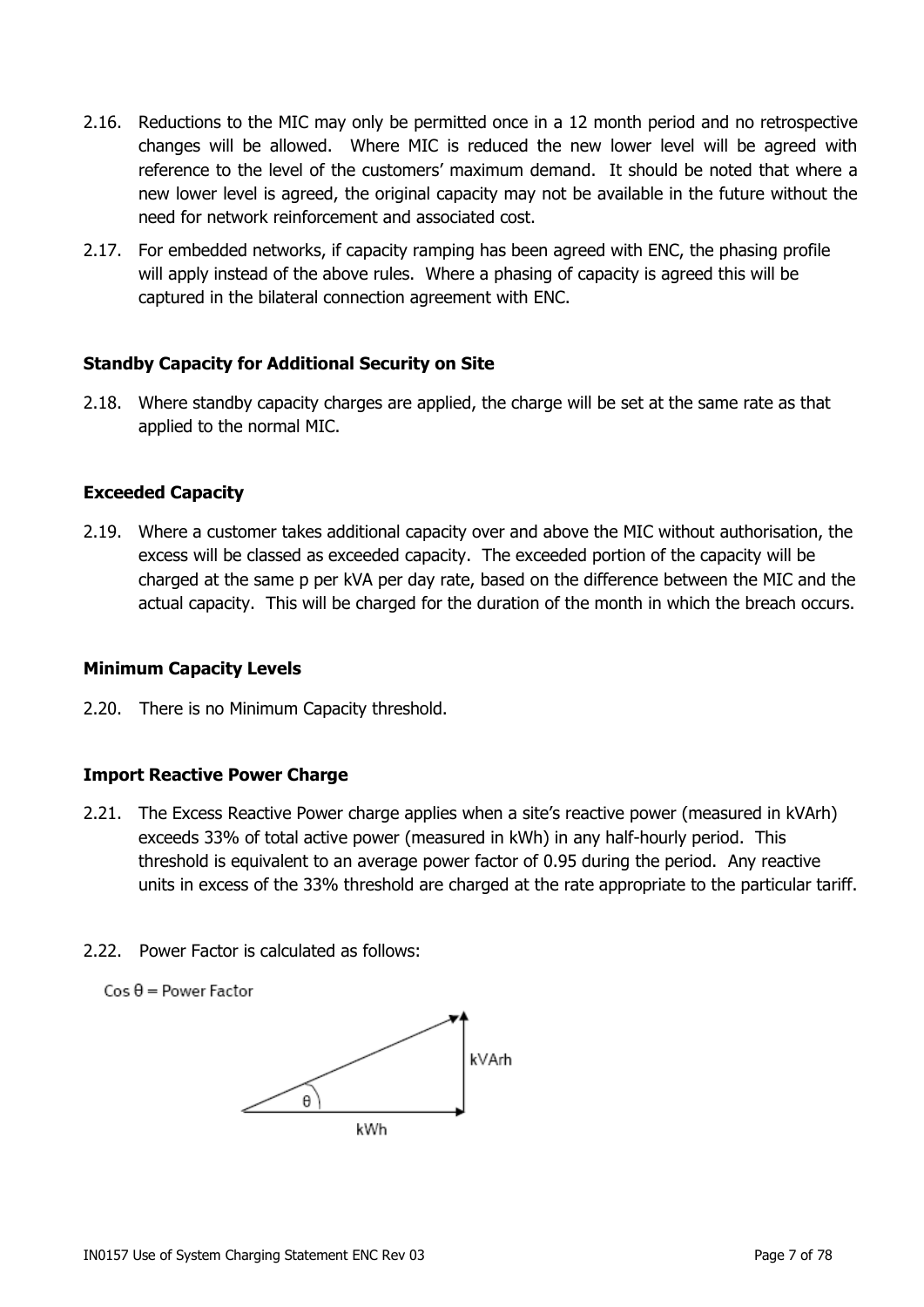2.16. Reductions to the MIC may only be permitted once in a 12 month period and no retrospective changes will be allowed. Where MIC is reduced the new lower level will be agreed with reference to the level of the customers' maximum demand. It should be noted that where a new lower level is agreed, the original capacity may not be available in the future without the need for network reinforcement and associated cost.

2.17. For embedded networks, if capacity ramping has been agreed with ENC, the phasing profile will apply instead of the above rules. Where a phasing of capacity is agreed this will be captured in the bilateral connection agreement with ENC.

**Standby Capacity for Additional Security on Site**

2.18. Where standby capacity charges are applied, the charge will be set at the same rate as that applied to the normal MIC.

**Exceeded Capacity**

2.19. Where a customer takes additional capacity over and above the MIC without authorisation, the excess will be classed as exceeded capacity. The exceeded portion of the capacity will be charged at the same p per kVA per day rate, based on the difference between the MIC and the actual capacity. This will be charged for the duration of the month in which the breach occurs.

**Minimum Capacity Levels**

2.20. There is no Minimum Capacity threshold.

**Import Reactive Power Charge**

2.21. The Excess Reactive Power charge applies when a site's reactive power (measured in kVArh) exceeds 33% of total active power (measured in kWh) in any half-hourly period. This threshold is equivalent to an average power factor of 0.95 during the period. Any reactive units in excess of the 33% threshold are charged at the rate appropriate to the particular tariff.

2.22. Power Factor is calculated as follows:

$\cos \theta$ = Power Factor

kVArh

$\theta$

kWh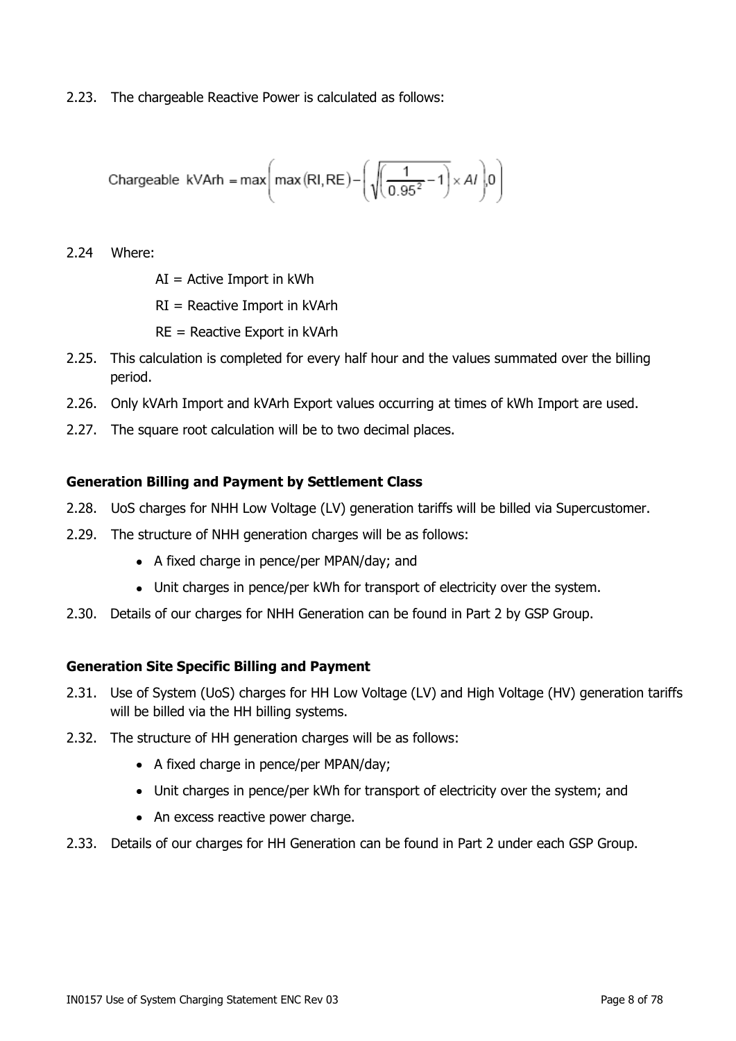2.23. The chargeable Reactive Power is calculated as follows:

$$\text{Chargeable kVArh} = \max\left(\max(\text{RI}, \text{RE}) - \left(\sqrt{\left(\frac{1}{0.95^2} - 1\right)} \times AI\right), 0\right)$$

2.24 Where:

AI = Active Import in kWh

RI = Reactive Import in kVArh

RE = Reactive Export in kVArh

2.25. This calculation is completed for every half hour and the values summated over the billing period.

2.26. Only kVArh Import and kVArh Export values occurring at times of kWh Import are used.

2.27. The square root calculation will be to two decimal places.

### Generation Billing and Payment by Settlement Class

2.28. UoS charges for NHH Low Voltage (LV) generation tariffs will be billed via Supercustomer.

2.29. The structure of NHH generation charges will be as follows:

- A fixed charge in pence/per MPAN/day; and
- Unit charges in pence/per kWh for transport of electricity over the system.

2.30. Details of our charges for NHH Generation can be found in Part 2 by GSP Group.

### Generation Site Specific Billing and Payment

2.31. Use of System (UoS) charges for HH Low Voltage (LV) and High Voltage (HV) generation tariffs will be billed via the HH billing systems.

2.32. The structure of HH generation charges will be as follows:

- A fixed charge in pence/per MPAN/day;
- Unit charges in pence/per kWh for transport of electricity over the system; and
- An excess reactive power charge.

2.33. Details of our charges for HH Generation can be found in Part 2 under each GSP Group.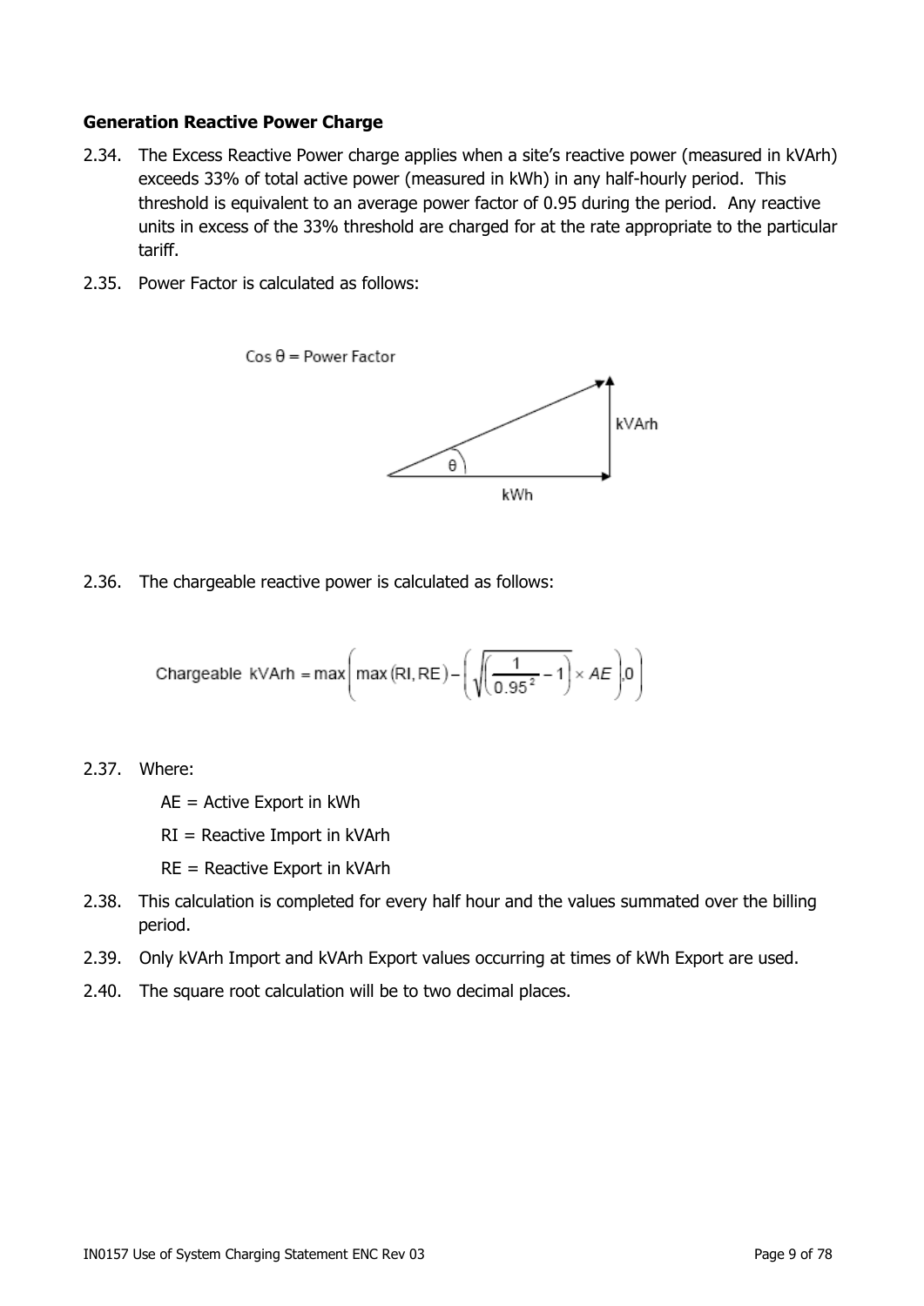#### Generation Reactive Power Charge

2.34. The Excess Reactive Power charge applies when a site's reactive power (measured in kVArh) exceeds 33% of total active power (measured in kWh) in any half-hourly period. This threshold is equivalent to an average power factor of 0.95 during the period. Any reactive units in excess of the 33% threshold are charged for at the rate appropriate to the particular tariff.

2.35. Power Factor is calculated as follows:

$\cos\theta$ = Power Factor

kVArh

$\theta$

kWh

2.36. The chargeable reactive power is calculated as follows:

$$\text{Chargeable kVArh} = \max\left(\max(RI, RE) - \left(\sqrt{\left(\frac{1}{0.95^2} - 1\right)} \times AE\right), 0\right)$$

2.37. Where:

AE = Active Export in kWh

RI = Reactive Import in kVArh

RE = Reactive Export in kVArh

2.38. This calculation is completed for every half hour and the values summated over the billing period.

2.39. Only kVArh Import and kVArh Export values occurring at times of kWh Export are used.

2.40. The square root calculation will be to two decimal places.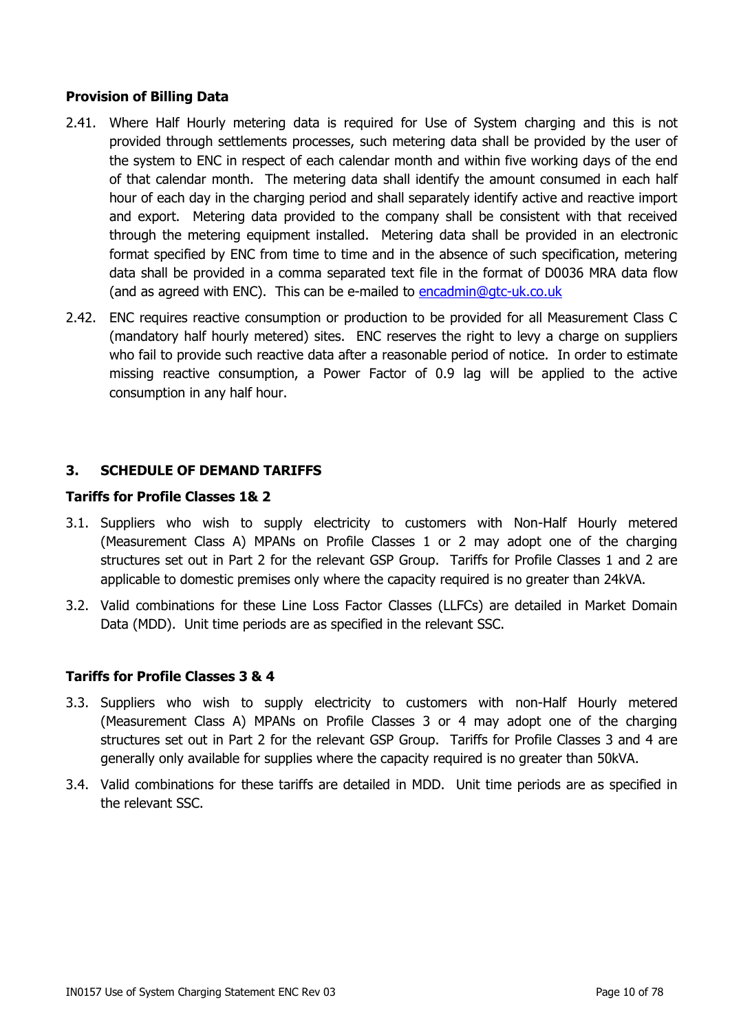**Provision of Billing Data**

2.41. Where Half Hourly metering data is required for Use of System charging and this is not provided through settlements processes, such metering data shall be provided by the user of the system to ENC in respect of each calendar month and within five working days of the end of that calendar month. The metering data shall identify the amount consumed in each half hour of each day in the charging period and shall separately identify active and reactive import and export. Metering data provided to the company shall be consistent with that received through the metering equipment installed. Metering data shall be provided in an electronic format specified by ENC from time to time and in the absence of such specification, metering data shall be provided in a comma separated text file in the format of D0036 MRA data flow (and as agreed with ENC). This can be e-mailed to encadmin@gtc-uk.co.uk

2.42. ENC requires reactive consumption or production to be provided for all Measurement Class C (mandatory half hourly metered) sites. ENC reserves the right to levy a charge on suppliers who fail to provide such reactive data after a reasonable period of notice. In order to estimate missing reactive consumption, a Power Factor of 0.9 lag will be applied to the active consumption in any half hour.

## 3. SCHEDULE OF DEMAND TARIFFS

**Tariffs for Profile Classes 1& 2**

3.1. Suppliers who wish to supply electricity to customers with Non-Half Hourly metered (Measurement Class A) MPANs on Profile Classes 1 or 2 may adopt one of the charging structures set out in Part 2 for the relevant GSP Group. Tariffs for Profile Classes 1 and 2 are applicable to domestic premises only where the capacity required is no greater than 24kVA.

3.2. Valid combinations for these Line Loss Factor Classes (LLFCs) are detailed in Market Domain Data (MDD). Unit time periods are as specified in the relevant SSC.

**Tariffs for Profile Classes 3 & 4**

3.3. Suppliers who wish to supply electricity to customers with non-Half Hourly metered (Measurement Class A) MPANs on Profile Classes 3 or 4 may adopt one of the charging structures set out in Part 2 for the relevant GSP Group. Tariffs for Profile Classes 3 and 4 are generally only available for supplies where the capacity required is no greater than 50kVA.

3.4. Valid combinations for these tariffs are detailed in MDD. Unit time periods are as specified in the relevant SSC.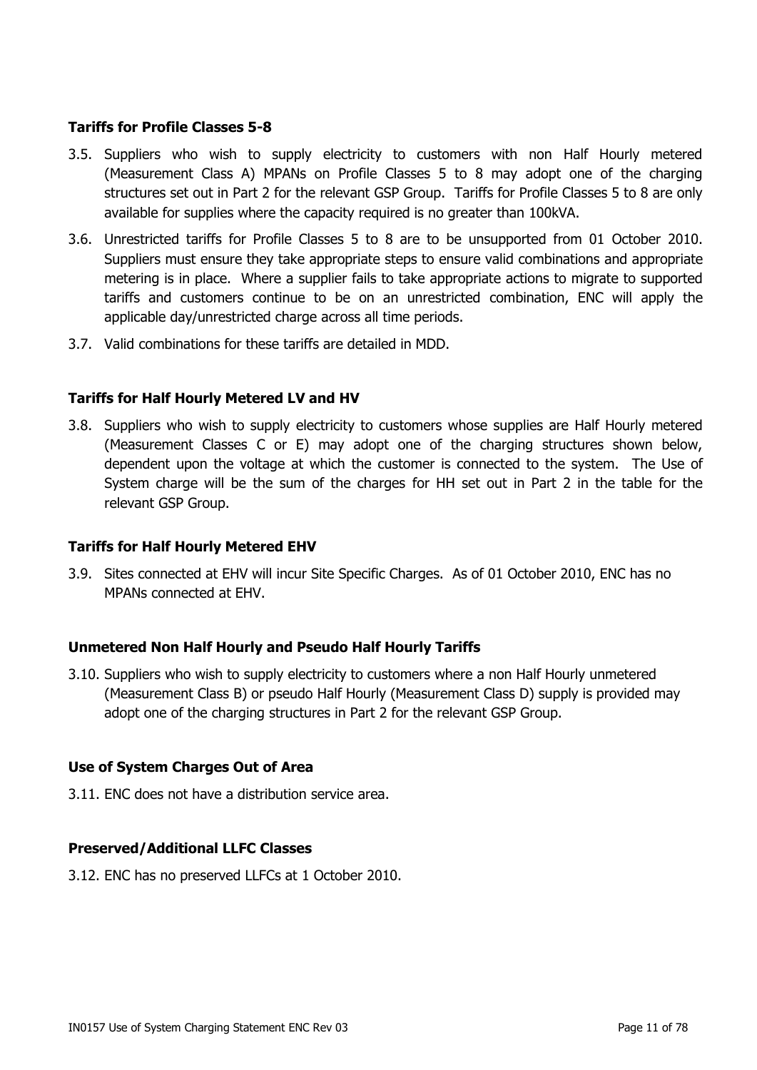### Tariffs for Profile Classes 5-8

3.5. Suppliers who wish to supply electricity to customers with non Half Hourly metered (Measurement Class A) MPANs on Profile Classes 5 to 8 may adopt one of the charging structures set out in Part 2 for the relevant GSP Group. Tariffs for Profile Classes 5 to 8 are only available for supplies where the capacity required is no greater than 100kVA.

3.6. Unrestricted tariffs for Profile Classes 5 to 8 are to be unsupported from 01 October 2010. Suppliers must ensure they take appropriate steps to ensure valid combinations and appropriate metering is in place. Where a supplier fails to take appropriate actions to migrate to supported tariffs and customers continue to be on an unrestricted combination, ENC will apply the applicable day/unrestricted charge across all time periods.

3.7. Valid combinations for these tariffs are detailed in MDD.

### Tariffs for Half Hourly Metered LV and HV

3.8. Suppliers who wish to supply electricity to customers whose supplies are Half Hourly metered (Measurement Classes C or E) may adopt one of the charging structures shown below, dependent upon the voltage at which the customer is connected to the system. The Use of System charge will be the sum of the charges for HH set out in Part 2 in the table for the relevant GSP Group.

### Tariffs for Half Hourly Metered EHV

3.9. Sites connected at EHV will incur Site Specific Charges. As of 01 October 2010, ENC has no MPANs connected at EHV.

### Unmetered Non Half Hourly and Pseudo Half Hourly Tariffs

3.10. Suppliers who wish to supply electricity to customers where a non Half Hourly unmetered (Measurement Class B) or pseudo Half Hourly (Measurement Class D) supply is provided may adopt one of the charging structures in Part 2 for the relevant GSP Group.

### Use of System Charges Out of Area

3.11. ENC does not have a distribution service area.

### Preserved/Additional LLFC Classes

3.12. ENC has no preserved LLFCs at 1 October 2010.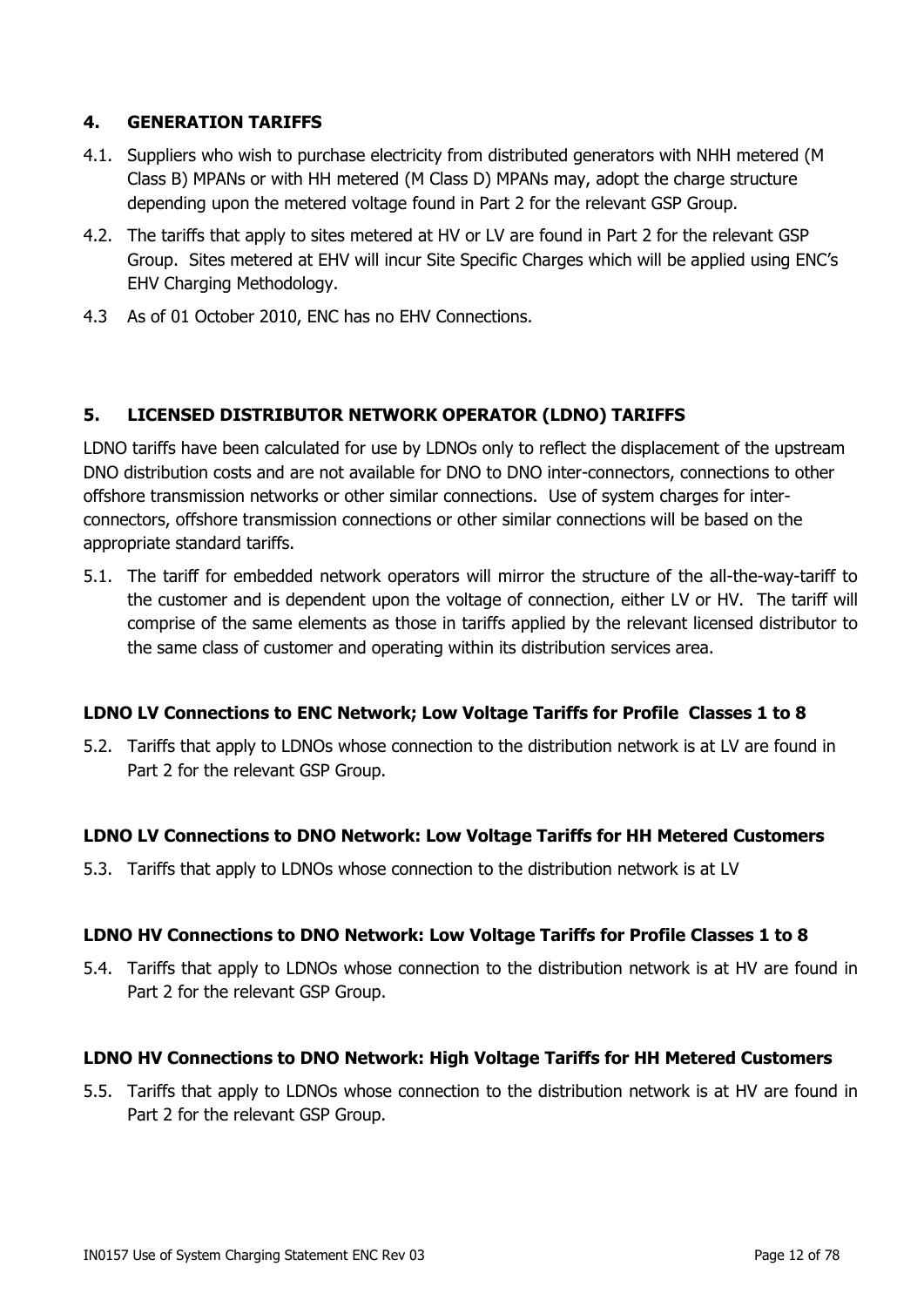## 4. GENERATION TARIFFS

4.1. Suppliers who wish to purchase electricity from distributed generators with NHH metered (M Class B) MPANs or with HH metered (M Class D) MPANs may, adopt the charge structure depending upon the metered voltage found in Part 2 for the relevant GSP Group.

4.2. The tariffs that apply to sites metered at HV or LV are found in Part 2 for the relevant GSP Group. Sites metered at EHV will incur Site Specific Charges which will be applied using ENC's EHV Charging Methodology.

4.3 As of 01 October 2010, ENC has no EHV Connections.

## 5. LICENSED DISTRIBUTOR NETWORK OPERATOR (LDNO) TARIFFS

LDNO tariffs have been calculated for use by LDNOs only to reflect the displacement of the upstream DNO distribution costs and are not available for DNO to DNO inter-connectors, connections to other offshore transmission networks or other similar connections. Use of system charges for inter-connectors, offshore transmission connections or other similar connections will be based on the appropriate standard tariffs.

5.1. The tariff for embedded network operators will mirror the structure of the all-the-way-tariff to the customer and is dependent upon the voltage of connection, either LV or HV. The tariff will comprise of the same elements as those in tariffs applied by the relevant licensed distributor to the same class of customer and operating within its distribution services area.

**LDNO LV Connections to ENC Network; Low Voltage Tariffs for Profile Classes 1 to 8**

5.2. Tariffs that apply to LDNOs whose connection to the distribution network is at LV are found in Part 2 for the relevant GSP Group.

**LDNO LV Connections to DNO Network: Low Voltage Tariffs for HH Metered Customers**

5.3. Tariffs that apply to LDNOs whose connection to the distribution network is at LV

**LDNO HV Connections to DNO Network: Low Voltage Tariffs for Profile Classes 1 to 8**

5.4. Tariffs that apply to LDNOs whose connection to the distribution network is at HV are found in Part 2 for the relevant GSP Group.

**LDNO HV Connections to DNO Network: High Voltage Tariffs for HH Metered Customers**

5.5. Tariffs that apply to LDNOs whose connection to the distribution network is at HV are found in Part 2 for the relevant GSP Group.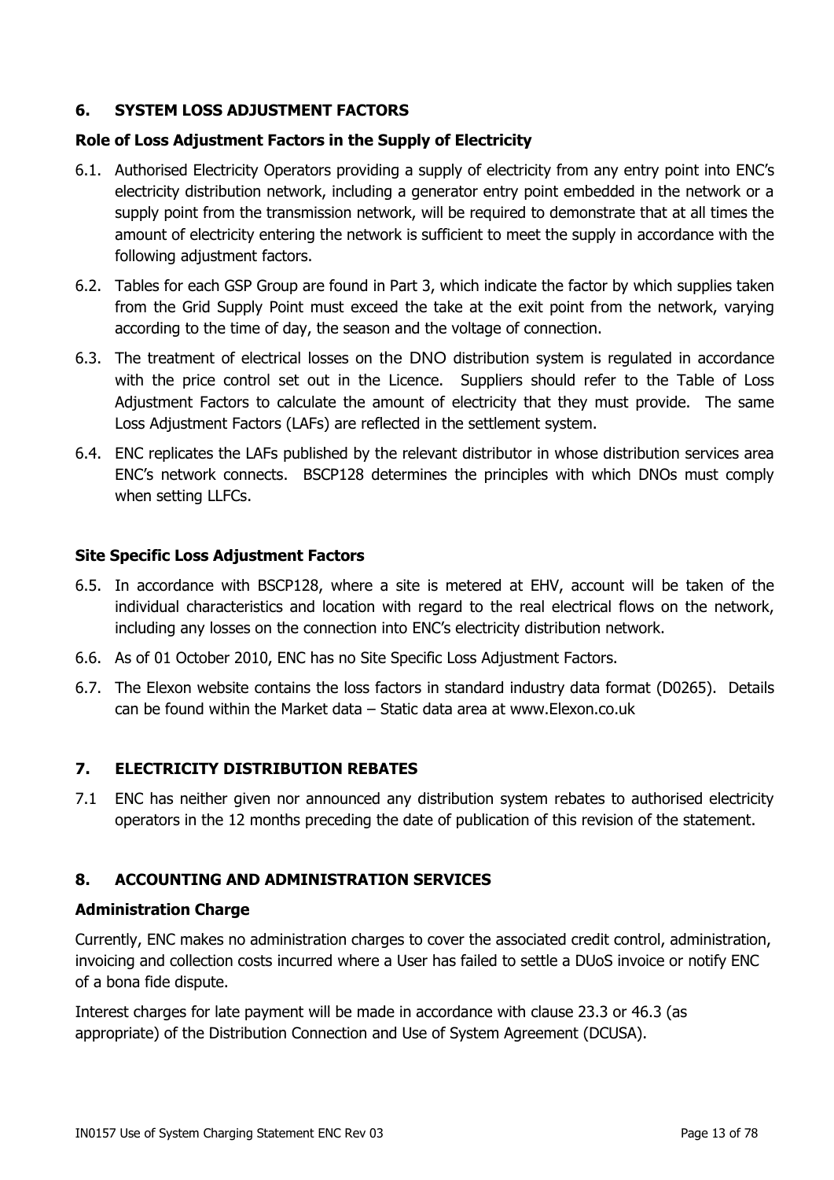## 6. SYSTEM LOSS ADJUSTMENT FACTORS

### Role of Loss Adjustment Factors in the Supply of Electricity

6.1. Authorised Electricity Operators providing a supply of electricity from any entry point into ENC's electricity distribution network, including a generator entry point embedded in the network or a supply point from the transmission network, will be required to demonstrate that at all times the amount of electricity entering the network is sufficient to meet the supply in accordance with the following adjustment factors.

6.2. Tables for each GSP Group are found in Part 3, which indicate the factor by which supplies taken from the Grid Supply Point must exceed the take at the exit point from the network, varying according to the time of day, the season and the voltage of connection.

6.3. The treatment of electrical losses on the DNO distribution system is regulated in accordance with the price control set out in the Licence. Suppliers should refer to the Table of Loss Adjustment Factors to calculate the amount of electricity that they must provide. The same Loss Adjustment Factors (LAFs) are reflected in the settlement system.

6.4. ENC replicates the LAFs published by the relevant distributor in whose distribution services area ENC's network connects. BSCP128 determines the principles with which DNOs must comply when setting LLFCs.

### Site Specific Loss Adjustment Factors

6.5. In accordance with BSCP128, where a site is metered at EHV, account will be taken of the individual characteristics and location with regard to the real electrical flows on the network, including any losses on the connection into ENC's electricity distribution network.

6.6. As of 01 October 2010, ENC has no Site Specific Loss Adjustment Factors.

6.7. The Elexon website contains the loss factors in standard industry data format (D0265). Details can be found within the Market data – Static data area at www.Elexon.co.uk

## 7. ELECTRICITY DISTRIBUTION REBATES

7.1 ENC has neither given nor announced any distribution system rebates to authorised electricity operators in the 12 months preceding the date of publication of this revision of the statement.

## 8. ACCOUNTING AND ADMINISTRATION SERVICES

### Administration Charge

Currently, ENC makes no administration charges to cover the associated credit control, administration, invoicing and collection costs incurred where a User has failed to settle a DUoS invoice or notify ENC of a bona fide dispute.

Interest charges for late payment will be made in accordance with clause 23.3 or 46.3 (as appropriate) of the Distribution Connection and Use of System Agreement (DCUSA).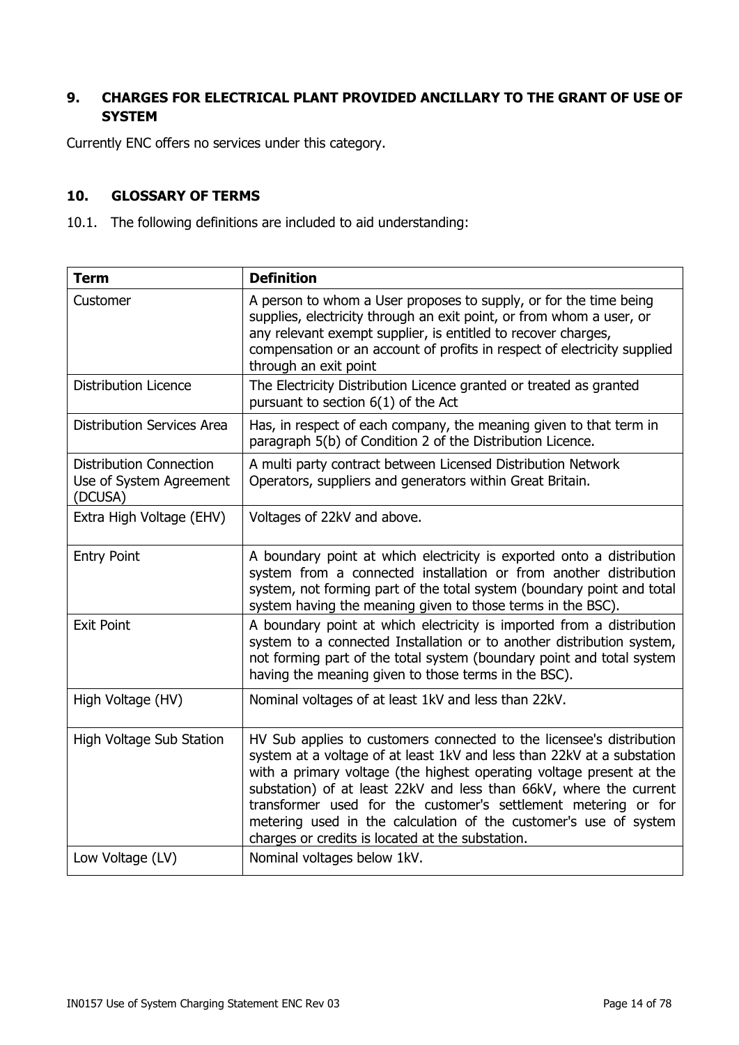## 9. CHARGES FOR ELECTRICAL PLANT PROVIDED ANCILLARY TO THE GRANT OF USE OF SYSTEM

Currently ENC offers no services under this category.

## 10. GLOSSARY OF TERMS

10.1. The following definitions are included to aid understanding:

| Term | Definition |
|---|---|
| Customer | A person to whom a User proposes to supply, or for the time being supplies, electricity through an exit point, or from whom a user, or any relevant exempt supplier, is entitled to recover charges, compensation or an account of profits in respect of electricity supplied through an exit point |
| Distribution Licence | The Electricity Distribution Licence granted or treated as granted pursuant to section 6(1) of the Act |
| Distribution Services Area | Has, in respect of each company, the meaning given to that term in paragraph 5(b) of Condition 2 of the Distribution Licence. |
| Distribution Connection Use of System Agreement (DCUSA) | A multi party contract between Licensed Distribution Network Operators, suppliers and generators within Great Britain. |
| Extra High Voltage (EHV) | Voltages of 22kV and above. |
| Entry Point | A boundary point at which electricity is exported onto a distribution system from a connected installation or from another distribution system, not forming part of the total system (boundary point and total system having the meaning given to those terms in the BSC). |
| Exit Point | A boundary point at which electricity is imported from a distribution system to a connected Installation or to another distribution system, not forming part of the total system (boundary point and total system having the meaning given to those terms in the BSC). |
| High Voltage (HV) | Nominal voltages of at least 1kV and less than 22kV. |
| High Voltage Sub Station | HV Sub applies to customers connected to the licensee's distribution system at a voltage of at least 1kV and less than 22kV at a substation with a primary voltage (the highest operating voltage present at the substation) of at least 22kV and less than 66kV, where the current transformer used for the customer's settlement metering or for metering used in the calculation of the customer's use of system charges or credits is located at the substation. |
| Low Voltage (LV) | Nominal voltages below 1kV. |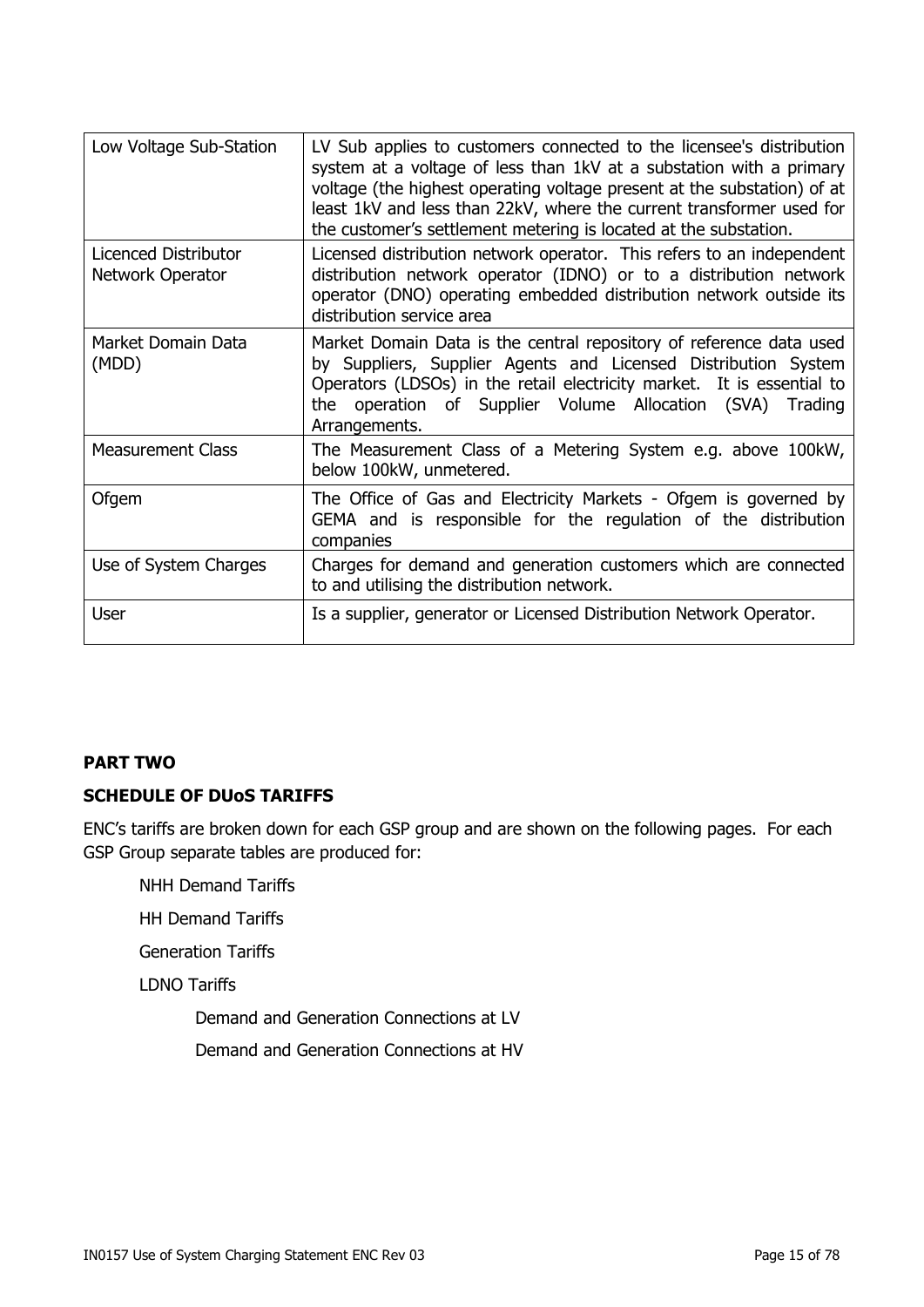| Low Voltage Sub-Station | LV Sub applies to customers connected to the licensee's distribution system at a voltage of less than 1kV at a substation with a primary voltage (the highest operating voltage present at the substation) of at least 1kV and less than 22kV, where the current transformer used for the customer's settlement metering is located at the substation. |
|---|---|
| Licenced Distributor Network Operator | Licensed distribution network operator. This refers to an independent distribution network operator (IDNO) or to a distribution network operator (DNO) operating embedded distribution network outside its distribution service area |
| Market Domain Data (MDD) | Market Domain Data is the central repository of reference data used by Suppliers, Supplier Agents and Licensed Distribution System Operators (LDSOs) in the retail electricity market. It is essential to the operation of Supplier Volume Allocation (SVA) Trading Arrangements. |
| Measurement Class | The Measurement Class of a Metering System e.g. above 100kW, below 100kW, unmetered. |
| Ofgem | The Office of Gas and Electricity Markets - Ofgem is governed by GEMA and is responsible for the regulation of the distribution companies |
| Use of System Charges | Charges for demand and generation customers which are connected to and utilising the distribution network. |
| User | Is a supplier, generator or Licensed Distribution Network Operator. |

**PART TWO**

**SCHEDULE OF DUoS TARIFFS**

ENC's tariffs are broken down for each GSP group and are shown on the following pages. For each GSP Group separate tables are produced for:

- NHH Demand Tariffs
- HH Demand Tariffs
- Generation Tariffs
- LDNO Tariffs
  - Demand and Generation Connections at LV
  - Demand and Generation Connections at HV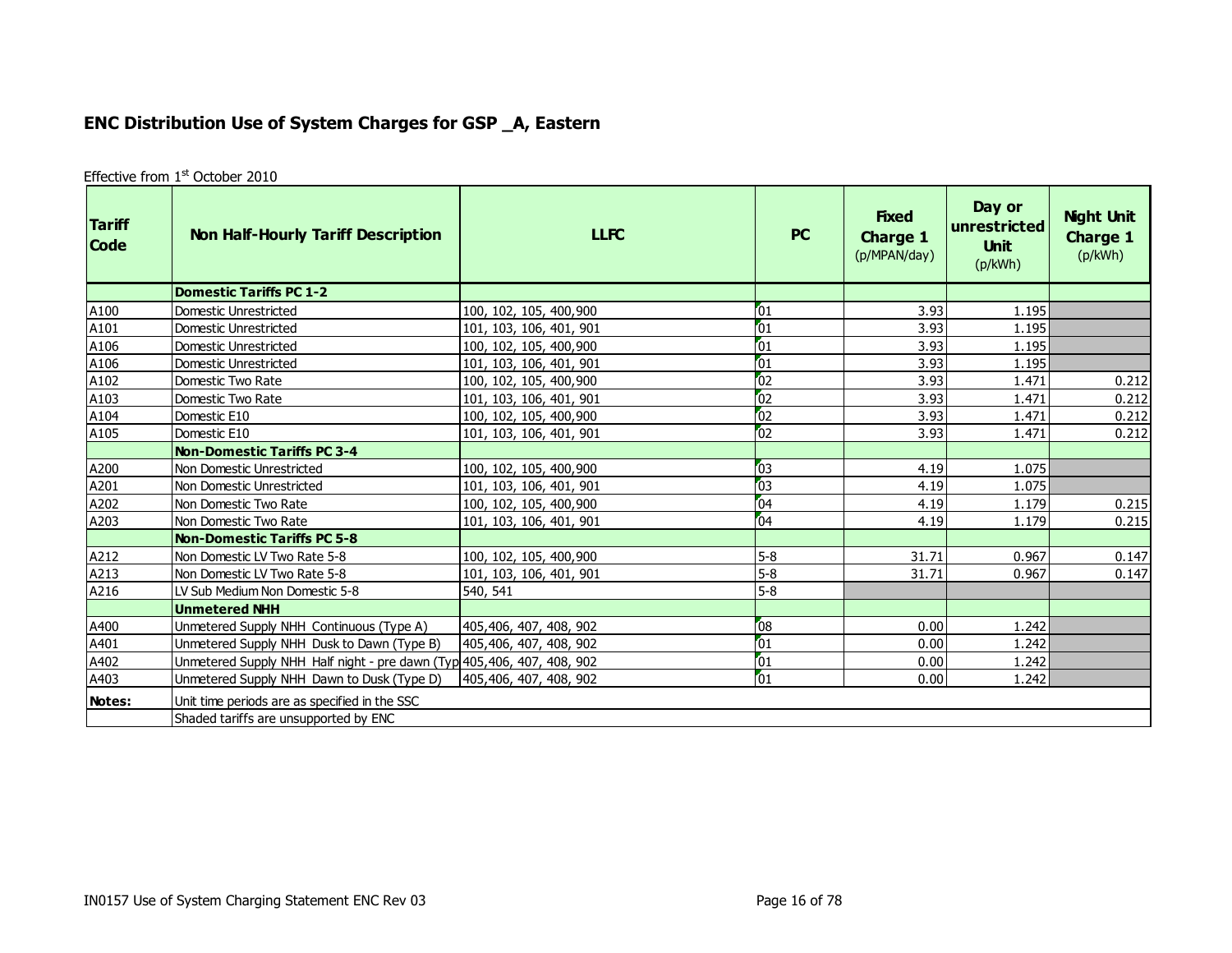## ENC Distribution Use of System Charges for GSP _A, Eastern

Effective from 1st October 2010

| Tariff Code | Non Half-Hourly Tariff Description | LLFC | PC | Fixed Charge 1 (p/MPAN/day) | Day or unrestricted Unit (p/kWh) | Night Unit Charge 1 (p/kWh) |
|---|---|---|---|---|---|---|
| | **Domestic Tariffs PC 1-2** | | | | | |
| A100 | Domestic Unrestricted | 100, 102, 105, 400,900 | 01 | 3.93 | 1.195 | |
| A101 | Domestic Unrestricted | 101, 103, 106, 401, 901 | 01 | 3.93 | 1.195 | |
| A106 | Domestic Unrestricted | 100, 102, 105, 400,900 | 01 | 3.93 | 1.195 | |
| A106 | Domestic Unrestricted | 101, 103, 106, 401, 901 | 01 | 3.93 | 1.195 | |
| A102 | Domestic Two Rate | 100, 102, 105, 400,900 | 02 | 3.93 | 1.471 | 0.212 |
| A103 | Domestic Two Rate | 101, 103, 106, 401, 901 | 02 | 3.93 | 1.471 | 0.212 |
| A104 | Domestic E10 | 100, 102, 105, 400,900 | 02 | 3.93 | 1.471 | 0.212 |
| A105 | Domestic E10 | 101, 103, 106, 401, 901 | 02 | 3.93 | 1.471 | 0.212 |
| | **Non-Domestic Tariffs PC 3-4** | | | | | |
| A200 | Non Domestic Unrestricted | 100, 102, 105, 400,900 | 03 | 4.19 | 1.075 | |
| A201 | Non Domestic Unrestricted | 101, 103, 106, 401, 901 | 03 | 4.19 | 1.075 | |
| A202 | Non Domestic Two Rate | 100, 102, 105, 400,900 | 04 | 4.19 | 1.179 | 0.215 |
| A203 | Non Domestic Two Rate | 101, 103, 106, 401, 901 | 04 | 4.19 | 1.179 | 0.215 |
| | **Non-Domestic Tariffs PC 5-8** | | | | | |
| A212 | Non Domestic LV Two Rate 5-8 | 100, 102, 105, 400,900 | 5-8 | 31.71 | 0.967 | 0.147 |
| A213 | Non Domestic LV Two Rate 5-8 | 101, 103, 106, 401, 901 | 5-8 | 31.71 | 0.967 | 0.147 |
| A216 | LV Sub Medium Non Domestic 5-8 | 540, 541 | 5-8 | | | |
| | **Unmetered NHH** | | | | | |
| A400 | Unmetered Supply NHH Continuous (Type A) | 405,406, 407, 408, 902 | 08 | 0.00 | 1.242 | |
| A401 | Unmetered Supply NHH Dusk to Dawn (Type B) | 405,406, 407, 408, 902 | 01 | 0.00 | 1.242 | |
| A402 | Unmetered Supply NHH Half night - pre dawn (Typ | 405,406, 407, 408, 902 | 01 | 0.00 | 1.242 | |
| A403 | Unmetered Supply NHH Dawn to Dusk (Type D) | 405,406, 407, 408, 902 | 01 | 0.00 | 1.242 | |
| **Notes:** | Unit time periods are as specified in the SSC | | | | | |
| | Shaded tariffs are unsupported by ENC | | | | | |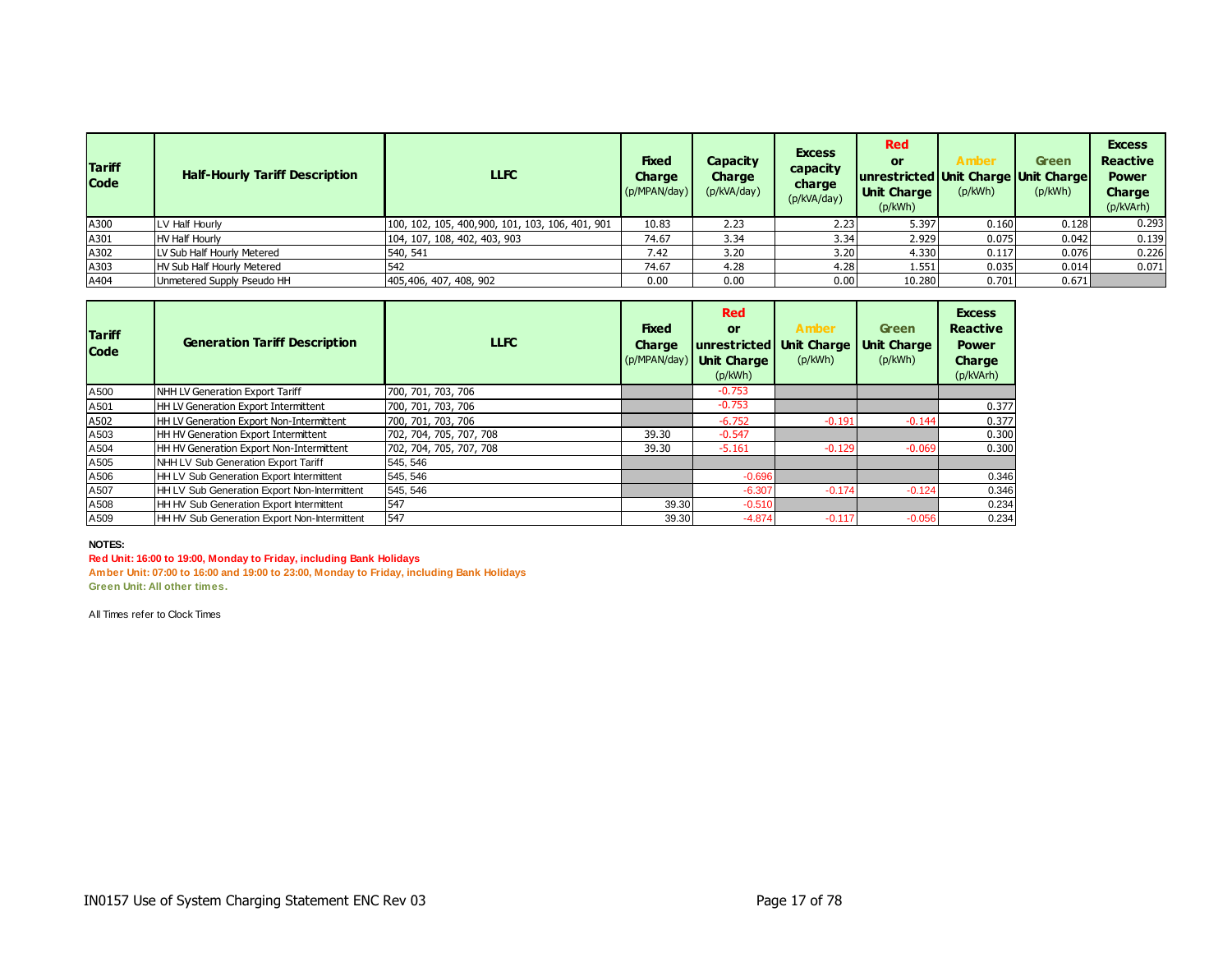| Tariff Code | Half-Hourly Tariff Description | LLFC | Fixed Charge (p/MPAN/day) | Capacity Charge (p/kVA/day) | Excess capacity charge (p/kVA/day) | Red or unrestricted Unit Charge (p/kWh) | Amber Unit Charge (p/kWh) | Green Unit Charge (p/kWh) | Excess Reactive Power Charge (p/kVArh) |
|---|---|---|---|---|---|---|---|---|---|
| A300 | LV Half Hourly | 100, 102, 105, 400,900, 101, 103, 106, 401, 901 | 10.83 | 2.23 | 2.23 | 5.397 | 0.160 | 0.128 | 0.293 |
| A301 | HV Half Hourly | 104, 107, 108, 402, 403, 903 | 74.67 | 3.34 | 3.34 | 2.929 | 0.075 | 0.042 | 0.139 |
| A302 | LV Sub Half Hourly Metered | 540, 541 | 7.42 | 3.20 | 3.20 | 4.330 | 0.117 | 0.076 | 0.226 |
| A303 | HV Sub Half Hourly Metered | 542 | 74.67 | 4.28 | 4.28 | 1.551 | 0.035 | 0.014 | 0.071 |
| A404 | Unmetered Supply Pseudo HH | 405,406, 407, 408, 902 | 0.00 | 0.00 | 0.00 | 10.280 | 0.701 | 0.671 | |

| Tariff Code | Generation Tariff Description | LLFC | Fixed Charge (p/MPAN/day) | Red or unrestricted Unit Charge (p/kWh) | Amber Unit Charge (p/kWh) | Green Unit Charge (p/kWh) | Excess Reactive Power Charge (p/kVArh) |
|---|---|---|---|---|---|---|---|
| A500 | NHH LV Generation Export Tariff | 700, 701, 703, 706 | | -0.753 | | | |
| A501 | HH LV Generation Export Intermittent | 700, 701, 703, 706 | | -0.753 | | | 0.377 |
| A502 | HH LV Generation Export Non-Intermittent | 700, 701, 703, 706 | | -6.752 | -0.191 | -0.144 | 0.377 |
| A503 | HH HV Generation Export Intermittent | 702, 704, 705, 707, 708 | 39.30 | -0.547 | | | 0.300 |
| A504 | HH HV Generation Export Non-Intermittent | 702, 704, 705, 707, 708 | 39.30 | -5.161 | -0.129 | -0.069 | 0.300 |
| A505 | NHH LV Sub Generation Export Tariff | 545, 546 | | | | | |
| A506 | HH LV Sub Generation Export Intermittent | 545, 546 | | -0.696 | | | 0.346 |
| A507 | HH LV Sub Generation Export Non-Intermittent | 545, 546 | | -6.307 | -0.174 | -0.124 | 0.346 |
| A508 | HH HV Sub Generation Export Intermittent | 547 | 39.30 | -0.510 | | | 0.234 |
| A509 | HH HV Sub Generation Export Non-Intermittent | 547 | 39.30 | -4.874 | -0.117 | -0.056 | 0.234 |

**NOTES:**

**Red Unit: 16:00 to 19:00, Monday to Friday, including Bank Holidays**

**Amber Unit: 07:00 to 16:00 and 19:00 to 23:00, Monday to Friday, including Bank Holidays**

**Green Unit: All other times.**

All Times refer to Clock Times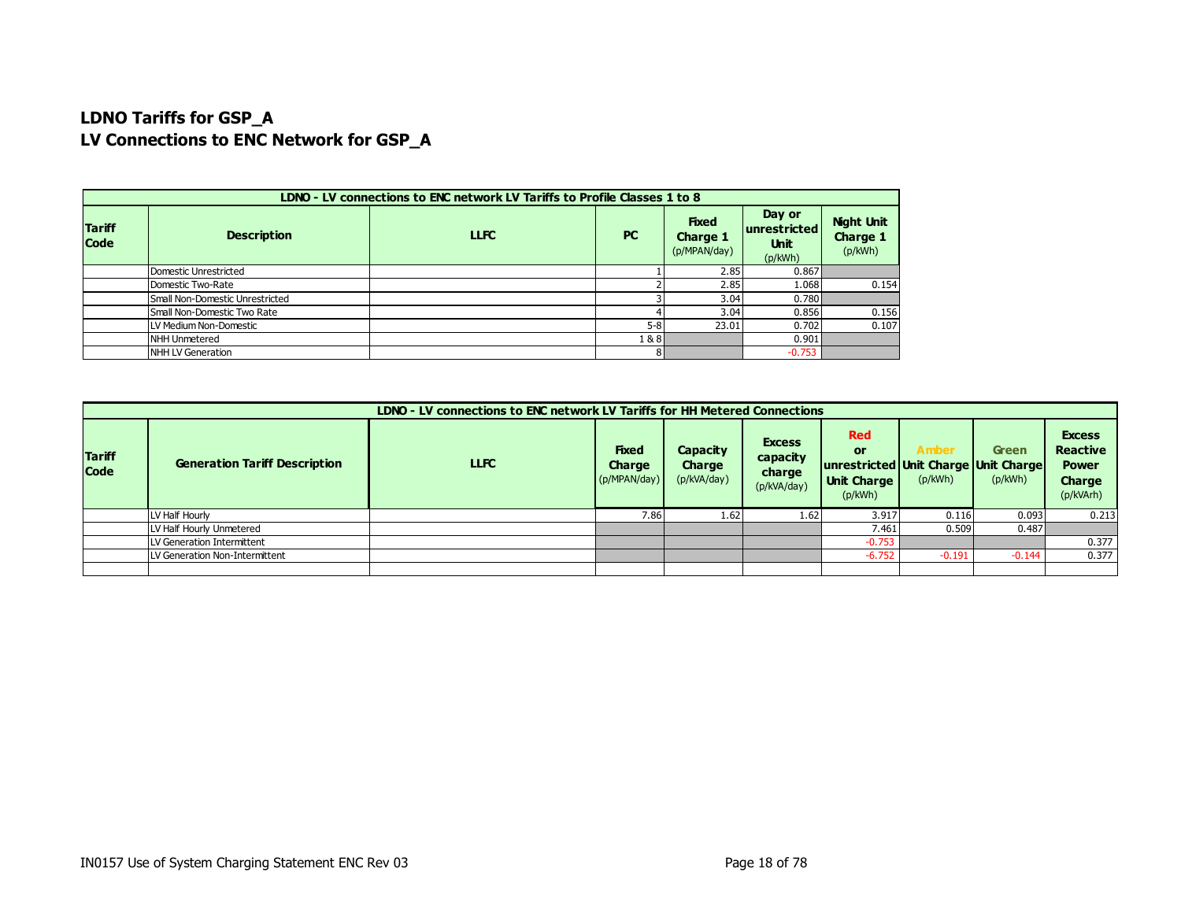# LDNO Tariffs for GSP_A
## LV Connections to ENC Network for GSP_A

| LDNO - LV connections to ENC network LV Tariffs to Profile Classes 1 to 8 | | | | | | |
|---|---|---|---|---|---|---|
| **Tariff Code** | **Description** | **LLFC** | **PC** | **Fixed Charge 1** (p/MPAN/day) | **Day or unrestricted Unit** (p/kWh) | **Night Unit Charge 1** (p/kWh) |
| | Domestic Unrestricted | | 1 | 2.85 | 0.867 | |
| | Domestic Two-Rate | | 2 | 2.85 | 1.068 | 0.154 |
| | Small Non-Domestic Unrestricted | | 3 | 3.04 | 0.780 | |
| | Small Non-Domestic Two Rate | | 4 | 3.04 | 0.856 | 0.156 |
| | LV Medium Non-Domestic | | 5-8 | 23.01 | 0.702 | 0.107 |
| | NHH Unmetered | | 1 & 8 | | 0.901 | |
| | NHH LV Generation | | 8 | | -0.753 | |

| LDNO - LV connections to ENC network LV Tariffs for HH Metered Connections | | | | | | | | | |
|---|---|---|---|---|---|---|---|---|---|
| **Tariff Code** | **Generation Tariff Description** | **LLFC** | **Fixed Charge** (p/MPAN/day) | **Capacity Charge** (p/kVA/day) | **Excess capacity charge** (p/kVA/day) | **Red or unrestricted Unit Charge** (p/kWh) | **Amber Unit Charge** (p/kWh) | **Green Unit Charge** (p/kWh) | **Excess Reactive Power Charge** (p/kVArh) |
| | LV Half Hourly | | 7.86 | 1.62 | 1.62 | 3.917 | 0.116 | 0.093 | 0.213 |
| | LV Half Hourly Unmetered | | | | | 7.461 | 0.509 | 0.487 | |
| | LV Generation Intermittent | | | | | -0.753 | | | 0.377 |
| | LV Generation Non-Intermittent | | | | | -6.752 | -0.191 | -0.144 | 0.377 |
| | | | | | | | | | |

IN0157 Use of System Charging Statement ENC Rev 03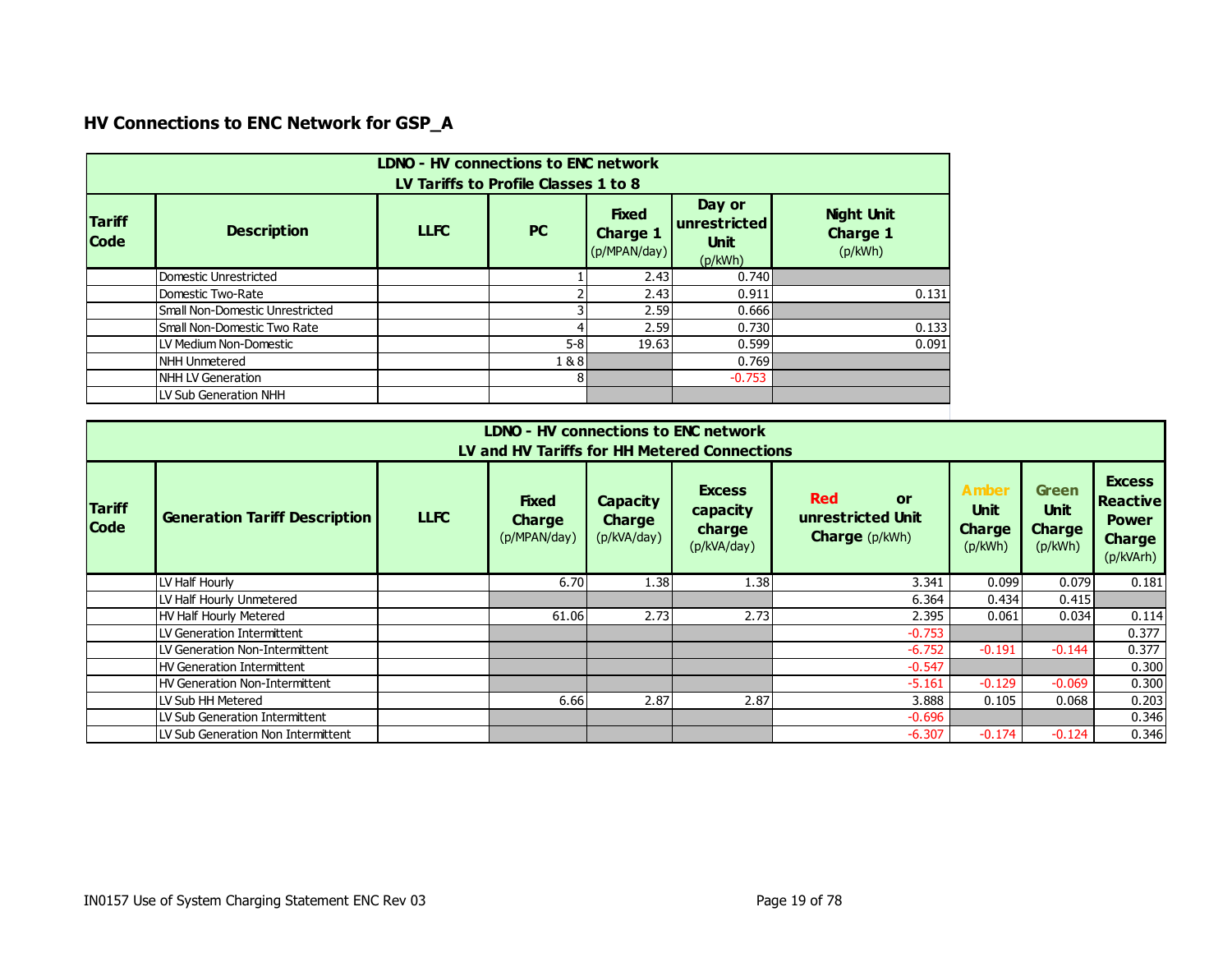## HV Connections to ENC Network for GSP_A

| LDNO - HV connections to ENC network<br>LV Tariffs to Profile Classes 1 to 8 | | | | | | |
|---|---|---|---|---|---|---|
| **Tariff Code** | **Description** | **LLFC** | **PC** | **Fixed Charge 1** (p/MPAN/day) | **Day or unrestricted Unit** (p/kWh) | **Night Unit Charge 1** (p/kWh) |
| | Domestic Unrestricted | | 1 | 2.43 | 0.740 | |
| | Domestic Two-Rate | | 2 | 2.43 | 0.911 | 0.131 |
| | Small Non-Domestic Unrestricted | | 3 | 2.59 | 0.666 | |
| | Small Non-Domestic Two Rate | | 4 | 2.59 | 0.730 | 0.133 |
| | LV Medium Non-Domestic | | 5-8 | 19.63 | 0.599 | 0.091 |
| | NHH Unmetered | | 1 & 8 | | 0.769 | |
| | NHH LV Generation | | 8 | | -0.753 | |
| | LV Sub Generation NHH | | | | | |

| LDNO - HV connections to ENC network<br>LV and HV Tariffs for HH Metered Connections | | | | | | | | | |
|---|---|---|---|---|---|---|---|---|---|
| **Tariff Code** | **Generation Tariff Description** | **LLFC** | **Fixed Charge** (p/MPAN/day) | **Capacity Charge** (p/kVA/day) | **Excess capacity charge** (p/kVA/day) | **Red or unrestricted Unit Charge** (p/kWh) | **Amber Unit Charge** (p/kWh) | **Green Unit Charge** (p/kWh) | **Excess Reactive Power Charge** (p/kVArh) |
| | LV Half Hourly | | 6.70 | 1.38 | 1.38 | 3.341 | 0.099 | 0.079 | 0.181 |
| | LV Half Hourly Unmetered | | | | | 6.364 | 0.434 | 0.415 | |
| | HV Half Hourly Metered | | 61.06 | 2.73 | 2.73 | 2.395 | 0.061 | 0.034 | 0.114 |
| | LV Generation Intermittent | | | | | -0.753 | | | 0.377 |
| | LV Generation Non-Intermittent | | | | | -6.752 | -0.191 | -0.144 | 0.377 |
| | HV Generation Intermittent | | | | | -0.547 | | | 0.300 |
| | HV Generation Non-Intermittent | | | | | -5.161 | -0.129 | -0.069 | 0.300 |
| | LV Sub HH Metered | | 6.66 | 2.87 | 2.87 | 3.888 | 0.105 | 0.068 | 0.203 |
| | LV Sub Generation Intermittent | | | | | -0.696 | | | 0.346 |
| | LV Sub Generation Non Intermittent | | | | | -6.307 | -0.174 | -0.124 | 0.346 |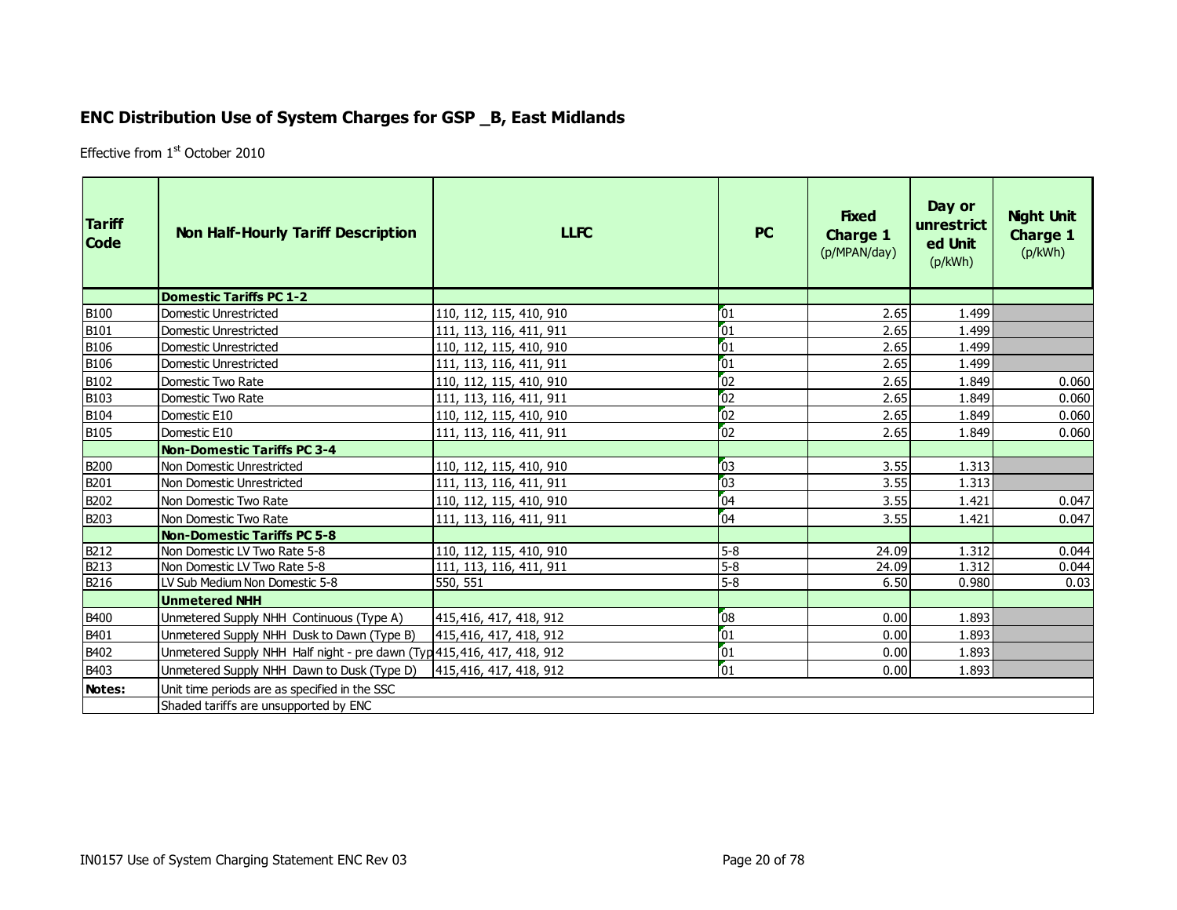## ENC Distribution Use of System Charges for GSP _B, East Midlands

Effective from 1st October 2010

| Tariff Code | Non Half-Hourly Tariff Description | LLFC | PC | Fixed Charge 1 (p/MPAN/day) | Day or unrestricted Unit (p/kWh) | Night Unit Charge 1 (p/kWh) |
|---|---|---|---|---|---|---|
| | **Domestic Tariffs PC 1-2** | | | | | |
| B100 | Domestic Unrestricted | 110, 112, 115, 410, 910 | 01 | 2.65 | 1.499 | |
| B101 | Domestic Unrestricted | 111, 113, 116, 411, 911 | 01 | 2.65 | 1.499 | |
| B106 | Domestic Unrestricted | 110, 112, 115, 410, 910 | 01 | 2.65 | 1.499 | |
| B106 | Domestic Unrestricted | 111, 113, 116, 411, 911 | 01 | 2.65 | 1.499 | |
| B102 | Domestic Two Rate | 110, 112, 115, 410, 910 | 02 | 2.65 | 1.849 | 0.060 |
| B103 | Domestic Two Rate | 111, 113, 116, 411, 911 | 02 | 2.65 | 1.849 | 0.060 |
| B104 | Domestic E10 | 110, 112, 115, 410, 910 | 02 | 2.65 | 1.849 | 0.060 |
| B105 | Domestic E10 | 111, 113, 116, 411, 911 | 02 | 2.65 | 1.849 | 0.060 |
| | **Non-Domestic Tariffs PC 3-4** | | | | | |
| B200 | Non Domestic Unrestricted | 110, 112, 115, 410, 910 | 03 | 3.55 | 1.313 | |
| B201 | Non Domestic Unrestricted | 111, 113, 116, 411, 911 | 03 | 3.55 | 1.313 | |
| B202 | Non Domestic Two Rate | 110, 112, 115, 410, 910 | 04 | 3.55 | 1.421 | 0.047 |
| B203 | Non Domestic Two Rate | 111, 113, 116, 411, 911 | 04 | 3.55 | 1.421 | 0.047 |
| | **Non-Domestic Tariffs PC 5-8** | | | | | |
| B212 | Non Domestic LV Two Rate 5-8 | 110, 112, 115, 410, 910 | 5-8 | 24.09 | 1.312 | 0.044 |
| B213 | Non Domestic LV Two Rate 5-8 | 111, 113, 116, 411, 911 | 5-8 | 24.09 | 1.312 | 0.044 |
| B216 | LV Sub Medium Non Domestic 5-8 | 550, 551 | 5-8 | 6.50 | 0.980 | 0.03 |
| | **Unmetered NHH** | | | | | |
| B400 | Unmetered Supply NHH Continuous (Type A) | 415,416, 417, 418, 912 | 08 | 0.00 | 1.893 | |
| B401 | Unmetered Supply NHH Dusk to Dawn (Type B) | 415,416, 417, 418, 912 | 01 | 0.00 | 1.893 | |
| B402 | Unmetered Supply NHH Half night - pre dawn (Typ | 415,416, 417, 418, 912 | 01 | 0.00 | 1.893 | |
| B403 | Unmetered Supply NHH Dawn to Dusk (Type D) | 415,416, 417, 418, 912 | 01 | 0.00 | 1.893 | |
| **Notes:** | Unit time periods are as specified in the SSC | | | | | |
| | Shaded tariffs are unsupported by ENC | | | | | |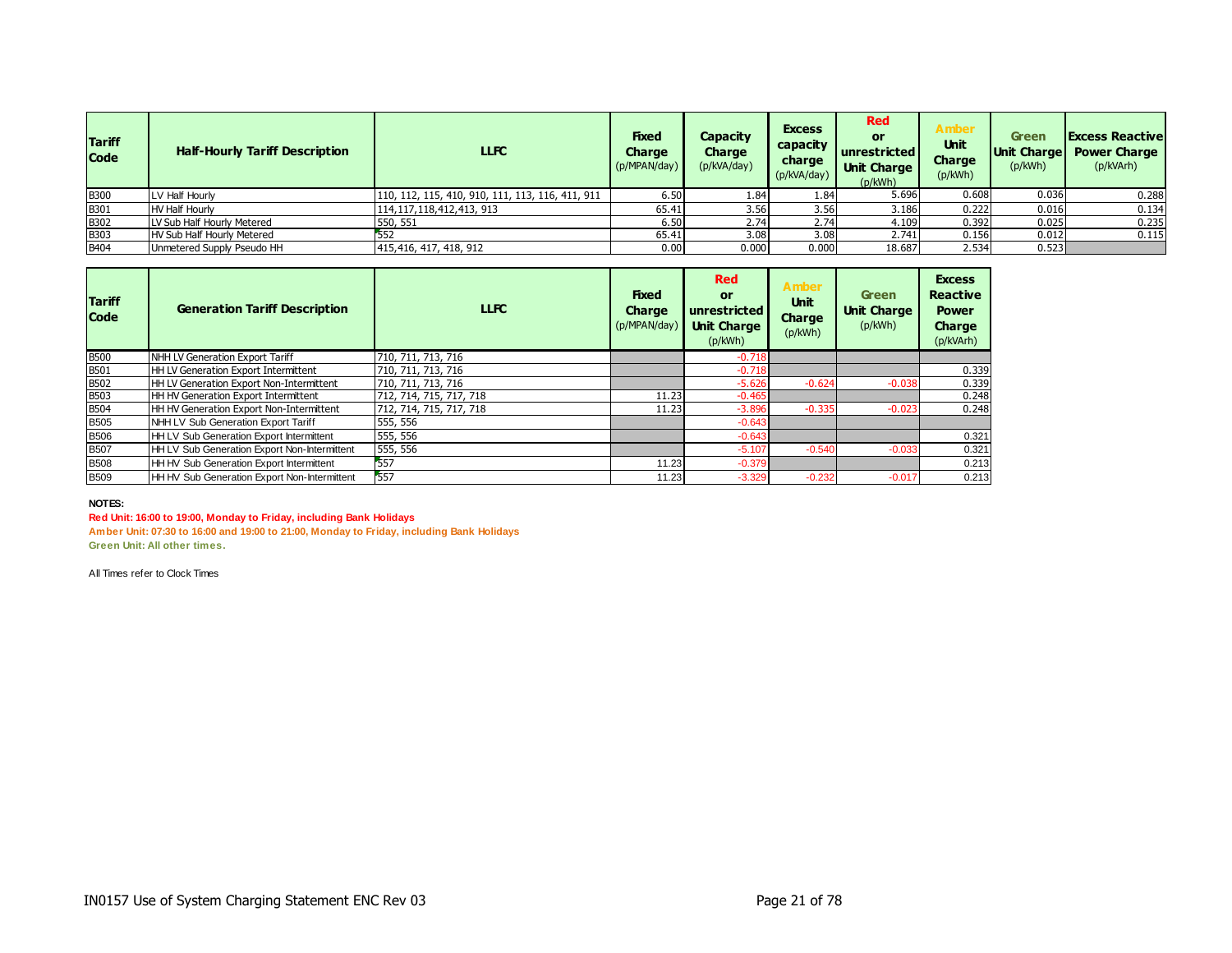| Tariff Code | Half-Hourly Tariff Description | LLFC | Fixed Charge (p/MPAN/day) | Capacity Charge (p/kVA/day) | Excess capacity charge (p/kVA/day) | Red or unrestricted Unit Charge (p/kWh) | Amber Unit Charge (p/kWh) | Green Unit Charge (p/kWh) | Excess Reactive Power Charge (p/kVArh) |
|---|---|---|---|---|---|---|---|---|---|
| B300 | LV Half Hourly | 110, 112, 115, 410, 910, 111, 113, 116, 411, 911 | 6.50 | 1.84 | 1.84 | 5.696 | 0.608 | 0.036 | 0.288 |
| B301 | HV Half Hourly | 114,117,118,412,413, 913 | 65.41 | 3.56 | 3.56 | 3.186 | 0.222 | 0.016 | 0.134 |
| B302 | LV Sub Half Hourly Metered | 550, 551 | 6.50 | 2.74 | 2.74 | 4.109 | 0.392 | 0.025 | 0.235 |
| B303 | HV Sub Half Hourly Metered | 552 | 65.41 | 3.08 | 3.08 | 2.741 | 0.156 | 0.012 | 0.115 |
| B404 | Unmetered Supply Pseudo HH | 415,416, 417, 418, 912 | 0.00 | 0.000 | 0.000 | 18.687 | 2.534 | 0.523 | |

| Tariff Code | Generation Tariff Description | LLFC | Fixed Charge (p/MPAN/day) | Red or unrestricted Unit Charge (p/kWh) | Amber Unit Charge (p/kWh) | Green Unit Charge (p/kWh) | Excess Reactive Power Charge (p/kVArh) |
|---|---|---|---|---|---|---|---|
| B500 | NHH LV Generation Export Tariff | 710, 711, 713, 716 | | -0.718 | | | |
| B501 | HH LV Generation Export Intermittent | 710, 711, 713, 716 | | -0.718 | | | 0.339 |
| B502 | HH LV Generation Export Non-Intermittent | 710, 711, 713, 716 | | -5.626 | -0.624 | -0.038 | 0.339 |
| B503 | HH HV Generation Export Intermittent | 712, 714, 715, 717, 718 | 11.23 | -0.465 | | | 0.248 |
| B504 | HH HV Generation Export Non-Intermittent | 712, 714, 715, 717, 718 | 11.23 | -3.896 | -0.335 | -0.023 | 0.248 |
| B505 | NHH LV Sub Generation Export Tariff | 555, 556 | | -0.643 | | | |
| B506 | HH LV Sub Generation Export Intermittent | 555, 556 | | -0.643 | | | 0.321 |
| B507 | HH LV Sub Generation Export Non-Intermittent | 555, 556 | | -5.107 | -0.540 | -0.033 | 0.321 |
| B508 | HH HV Sub Generation Export Intermittent | 557 | 11.23 | -0.379 | | | 0.213 |
| B509 | HH HV Sub Generation Export Non-Intermittent | 557 | 11.23 | -3.329 | -0.232 | -0.017 | 0.213 |

**NOTES:**

**Red Unit: 16:00 to 19:00, Monday to Friday, including Bank Holidays**

**Amber Unit: 07:30 to 16:00 and 19:00 to 21:00, Monday to Friday, including Bank Holidays**

**Green Unit: All other times.**

All Times refer to Clock Times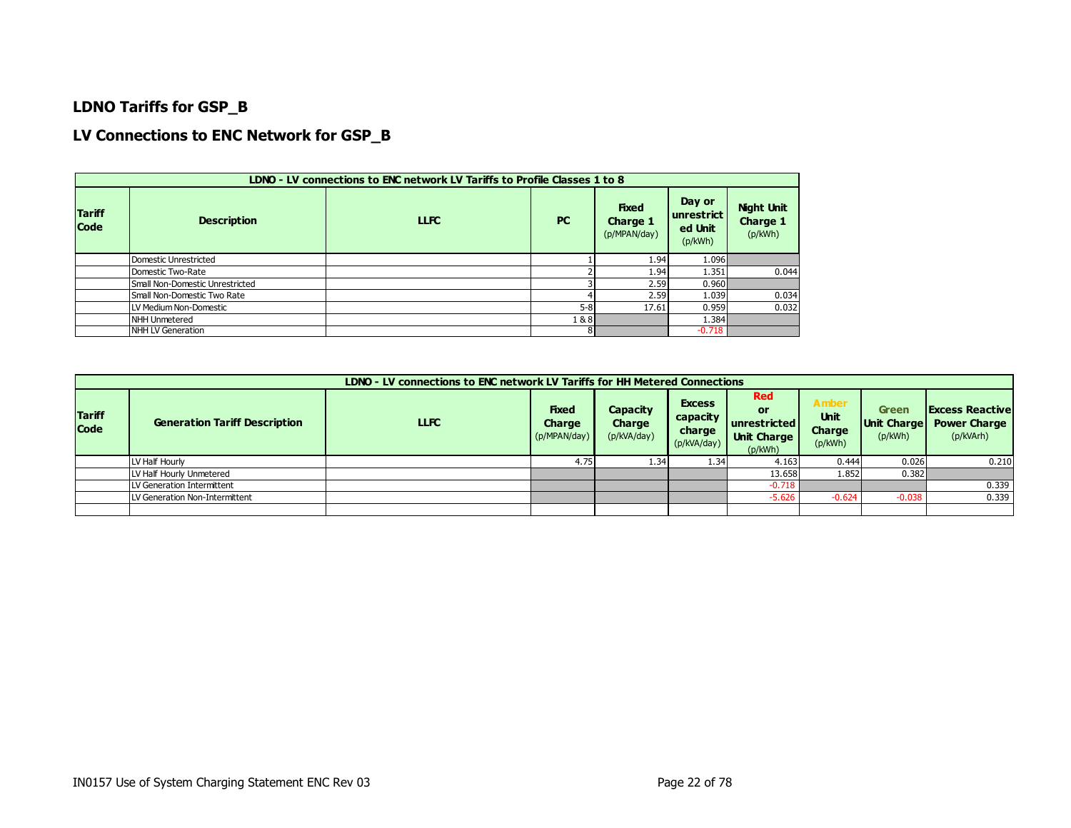## LDNO Tariffs for GSP_B

## LV Connections to ENC Network for GSP_B

| LDNO - LV connections to ENC network LV Tariffs to Profile Classes 1 to 8 | | | | | | |
|---|---|---|---|---|---|---|
| **Tariff Code** | **Description** | **LLFC** | **PC** | **Fixed Charge 1** (p/MPAN/day) | **Day or unrestricted Unit** (p/kWh) | **Night Unit Charge 1** (p/kWh) |
| | Domestic Unrestricted | | 1 | 1.94 | 1.096 | |
| | Domestic Two-Rate | | 2 | 1.94 | 1.351 | 0.044 |
| | Small Non-Domestic Unrestricted | | 3 | 2.59 | 0.960 | |
| | Small Non-Domestic Two Rate | | 4 | 2.59 | 1.039 | 0.034 |
| | LV Medium Non-Domestic | | 5-8 | 17.61 | 0.959 | 0.032 |
| | NHH Unmetered | | 1 & 8 | | 1.384 | |
| | NHH LV Generation | | 8 | | -0.718 | |

| LDNO - LV connections to ENC network LV Tariffs for HH Metered Connections | | | | | | | | | |
|---|---|---|---|---|---|---|---|---|---|
| **Tariff Code** | **Generation Tariff Description** | **LLFC** | **Fixed Charge** (p/MPAN/day) | **Capacity Charge** (p/kVA/day) | **Excess capacity charge** (p/kVA/day) | **Red or unrestricted Unit Charge** (p/kWh) | **Amber Unit Charge** (p/kWh) | **Green Unit Charge** (p/kWh) | **Excess Reactive Power Charge** (p/kVArh) |
| | LV Half Hourly | | 4.75 | 1.34 | 1.34 | 4.163 | 0.444 | 0.026 | 0.210 |
| | LV Half Hourly Unmetered | | | | | 13.658 | 1.852 | 0.382 | |
| | LV Generation Intermittent | | | | | -0.718 | | | 0.339 |
| | LV Generation Non-Intermittent | | | | | -5.626 | -0.624 | -0.038 | 0.339 |
| | | | | | | | | | |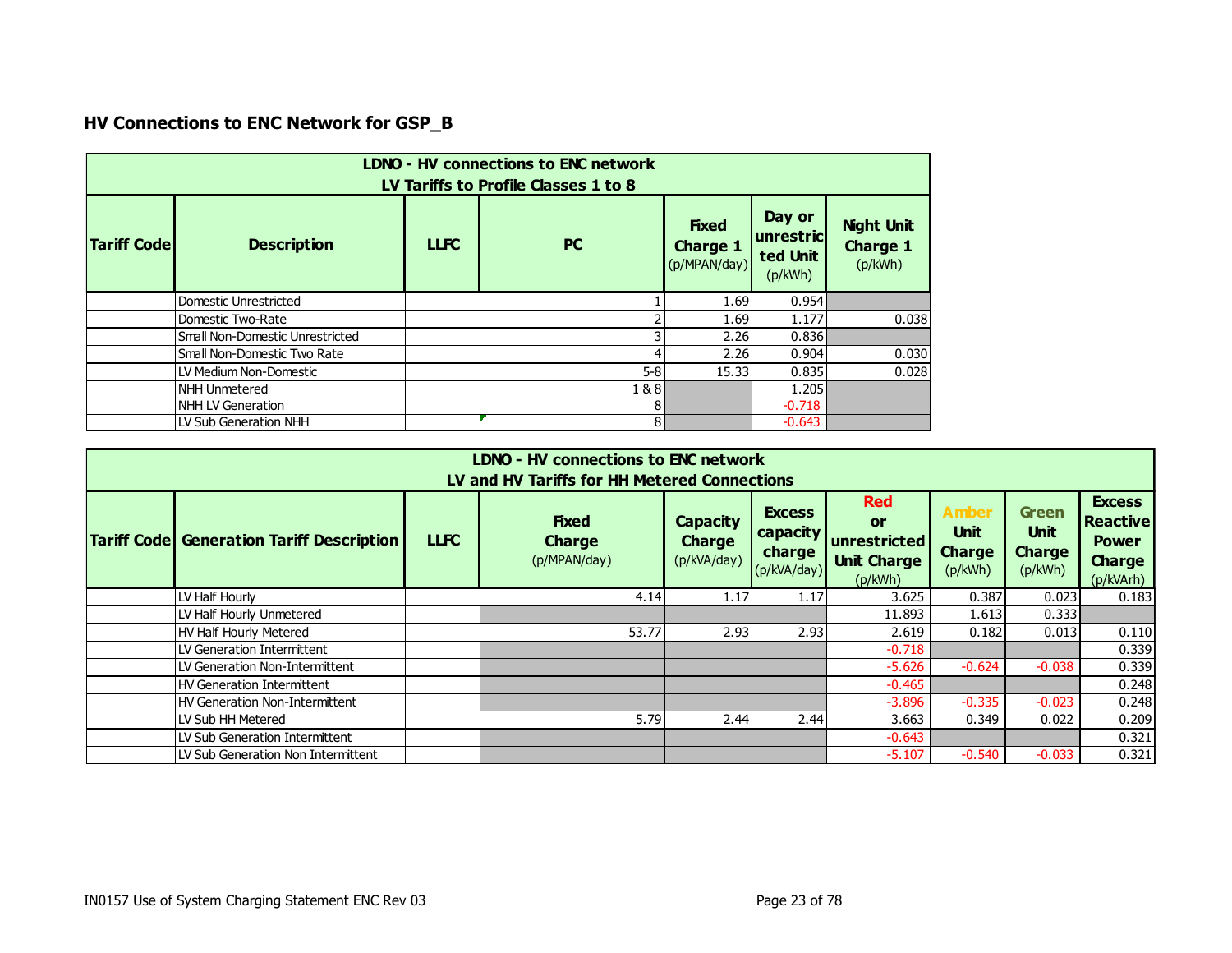## HV Connections to ENC Network for GSP_B

| LDNO - HV connections to ENC network<br>LV Tariffs to Profile Classes 1 to 8 | | | | | | |
|---|---|---|---|---|---|---|
| **Tariff Code** | **Description** | **LLFC** | **PC** | **Fixed Charge 1** (p/MPAN/day) | **Day or unrestricted Unit** (p/kWh) | **Night Unit Charge 1** (p/kWh) |
| | Domestic Unrestricted | | 1 | 1.69 | 0.954 | |
| | Domestic Two-Rate | | 2 | 1.69 | 1.177 | 0.038 |
| | Small Non-Domestic Unrestricted | | 3 | 2.26 | 0.836 | |
| | Small Non-Domestic Two Rate | | 4 | 2.26 | 0.904 | 0.030 |
| | LV Medium Non-Domestic | | 5-8 | 15.33 | 0.835 | 0.028 |
| | NHH Unmetered | | 1 & 8 | | 1.205 | |
| | NHH LV Generation | | 8 | | -0.718 | |
| | LV Sub Generation NHH | | 8 | | -0.643 | |

| LDNO - HV connections to ENC network<br>LV and HV Tariffs for HH Metered Connections | | | | | | | | | |
|---|---|---|---|---|---|---|---|---|---|
| **Tariff Code** | **Generation Tariff Description** | **LLFC** | **Fixed Charge** (p/MPAN/day) | **Capacity Charge** (p/kVA/day) | **Excess capacity charge** (p/kVA/day) | **Red or unrestricted Unit Charge** (p/kWh) | **Amber Unit Charge** (p/kWh) | **Green Unit Charge** (p/kWh) | **Excess Reactive Power Charge** (p/kVArh) |
| | LV Half Hourly | | 4.14 | 1.17 | 1.17 | 3.625 | 0.387 | 0.023 | 0.183 |
| | LV Half Hourly Unmetered | | | | | 11.893 | 1.613 | 0.333 | |
| | HV Half Hourly Metered | | 53.77 | 2.93 | 2.93 | 2.619 | 0.182 | 0.013 | 0.110 |
| | LV Generation Intermittent | | | | | -0.718 | | | 0.339 |
| | LV Generation Non-Intermittent | | | | | -5.626 | -0.624 | -0.038 | 0.339 |
| | HV Generation Intermittent | | | | | -0.465 | | | 0.248 |
| | HV Generation Non-Intermittent | | | | | -3.896 | -0.335 | -0.023 | 0.248 |
| | LV Sub HH Metered | | 5.79 | 2.44 | 2.44 | 3.663 | 0.349 | 0.022 | 0.209 |
| | LV Sub Generation Intermittent | | | | | -0.643 | | | 0.321 |
| | LV Sub Generation Non Intermittent | | | | | -5.107 | -0.540 | -0.033 | 0.321 |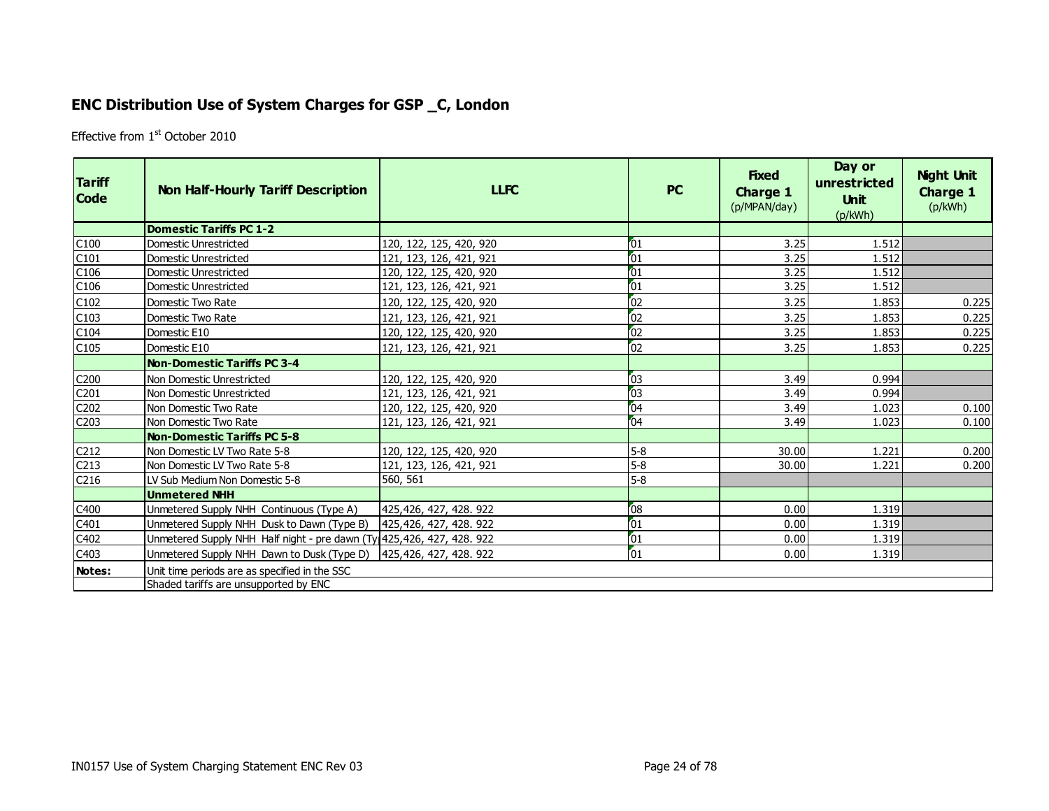## ENC Distribution Use of System Charges for GSP _C, London

Effective from 1st October 2010

| Tariff Code | Non Half-Hourly Tariff Description | LLFC | PC | Fixed Charge 1 (p/MPAN/day) | Day or unrestricted Unit (p/kWh) | Night Unit Charge 1 (p/kWh) |
|---|---|---|---|---|---|---|
| | **Domestic Tariffs PC 1-2** | | | | | |
| C100 | Domestic Unrestricted | 120, 122, 125, 420, 920 | 01 | 3.25 | 1.512 | |
| C101 | Domestic Unrestricted | 121, 123, 126, 421, 921 | 01 | 3.25 | 1.512 | |
| C106 | Domestic Unrestricted | 120, 122, 125, 420, 920 | 01 | 3.25 | 1.512 | |
| C106 | Domestic Unrestricted | 121, 123, 126, 421, 921 | 01 | 3.25 | 1.512 | |
| C102 | Domestic Two Rate | 120, 122, 125, 420, 920 | 02 | 3.25 | 1.853 | 0.225 |
| C103 | Domestic Two Rate | 121, 123, 126, 421, 921 | 02 | 3.25 | 1.853 | 0.225 |
| C104 | Domestic E10 | 120, 122, 125, 420, 920 | 02 | 3.25 | 1.853 | 0.225 |
| C105 | Domestic E10 | 121, 123, 126, 421, 921 | 02 | 3.25 | 1.853 | 0.225 |
| | **Non-Domestic Tariffs PC 3-4** | | | | | |
| C200 | Non Domestic Unrestricted | 120, 122, 125, 420, 920 | 03 | 3.49 | 0.994 | |
| C201 | Non Domestic Unrestricted | 121, 123, 126, 421, 921 | 03 | 3.49 | 0.994 | |
| C202 | Non Domestic Two Rate | 120, 122, 125, 420, 920 | 04 | 3.49 | 1.023 | 0.100 |
| C203 | Non Domestic Two Rate | 121, 123, 126, 421, 921 | 04 | 3.49 | 1.023 | 0.100 |
| | **Non-Domestic Tariffs PC 5-8** | | | | | |
| C212 | Non Domestic LV Two Rate 5-8 | 120, 122, 125, 420, 920 | 5-8 | 30.00 | 1.221 | 0.200 |
| C213 | Non Domestic LV Two Rate 5-8 | 121, 123, 126, 421, 921 | 5-8 | 30.00 | 1.221 | 0.200 |
| C216 | LV Sub Medium Non Domestic 5-8 | 560, 561 | 5-8 | | | |
| | **Unmetered NHH** | | | | | |
| C400 | Unmetered Supply NHH Continuous (Type A) | 425,426, 427, 428. 922 | 08 | 0.00 | 1.319 | |
| C401 | Unmetered Supply NHH Dusk to Dawn (Type B) | 425,426, 427, 428. 922 | 01 | 0.00 | 1.319 | |
| C402 | Unmetered Supply NHH Half night - pre dawn (Ty | 425,426, 427, 428. 922 | 01 | 0.00 | 1.319 | |
| C403 | Unmetered Supply NHH Dawn to Dusk (Type D) | 425,426, 427, 428. 922 | 01 | 0.00 | 1.319 | |
| **Notes:** | Unit time periods are as specified in the SSC | | | | | |
| | Shaded tariffs are unsupported by ENC | | | | | |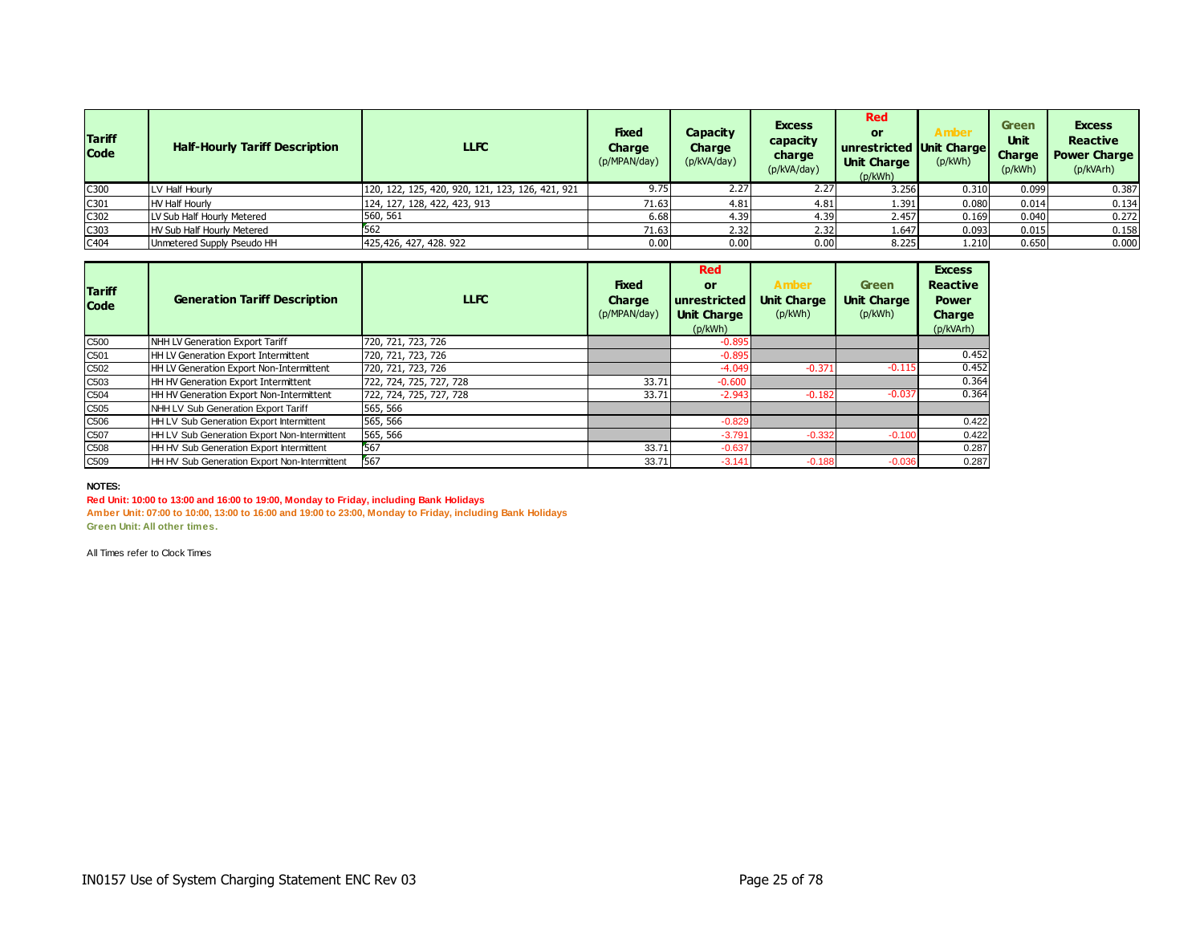| Tariff Code | Half-Hourly Tariff Description | LLFC | Fixed Charge (p/MPAN/day) | Capacity Charge (p/kVA/day) | Excess capacity charge (p/kVA/day) | Red or unrestricted Unit Charge (p/kWh) | Amber Unit Charge (p/kWh) | Green Unit Charge (p/kWh) | Excess Reactive Power Charge (p/kVArh) |
|---|---|---|---|---|---|---|---|---|---|
| C300 | LV Half Hourly | 120, 122, 125, 420, 920, 121, 123, 126, 421, 921 | 9.75 | 2.27 | 2.27 | 3.256 | 0.310 | 0.099 | 0.387 |
| C301 | HV Half Hourly | 124, 127, 128, 422, 423, 913 | 71.63 | 4.81 | 4.81 | 1.391 | 0.080 | 0.014 | 0.134 |
| C302 | LV Sub Half Hourly Metered | 560, 561 | 6.68 | 4.39 | 4.39 | 2.457 | 0.169 | 0.040 | 0.272 |
| C303 | HV Sub Half Hourly Metered | 562 | 71.63 | 2.32 | 2.32 | 1.647 | 0.093 | 0.015 | 0.158 |
| C404 | Unmetered Supply Pseudo HH | 425,426, 427, 428. 922 | 0.00 | 0.00 | 0.00 | 8.225 | 1.210 | 0.650 | 0.000 |

| Tariff Code | Generation Tariff Description | LLFC | Fixed Charge (p/MPAN/day) | Red or unrestricted Unit Charge (p/kWh) | Amber Unit Charge (p/kWh) | Green Unit Charge (p/kWh) | Excess Reactive Power Charge (p/kVArh) |
|---|---|---|---|---|---|---|---|
| C500 | NHH LV Generation Export Tariff | 720, 721, 723, 726 | | -0.895 | | | |
| C501 | HH LV Generation Export Intermittent | 720, 721, 723, 726 | | -0.895 | | | 0.452 |
| C502 | HH LV Generation Export Non-Intermittent | 720, 721, 723, 726 | | -4.049 | -0.371 | -0.115 | 0.452 |
| C503 | HH HV Generation Export Intermittent | 722, 724, 725, 727, 728 | 33.71 | -0.600 | | | 0.364 |
| C504 | HH HV Generation Export Non-Intermittent | 722, 724, 725, 727, 728 | 33.71 | -2.943 | -0.182 | -0.037 | 0.364 |
| C505 | NHH LV Sub Generation Export Tariff | 565, 566 | | | | | |
| C506 | HH LV Sub Generation Export Intermittent | 565, 566 | | -0.829 | | | 0.422 |
| C507 | HH LV Sub Generation Export Non-Intermittent | 565, 566 | | -3.791 | -0.332 | -0.100 | 0.422 |
| C508 | HH HV Sub Generation Export Intermittent | 567 | 33.71 | -0.637 | | | 0.287 |
| C509 | HH HV Sub Generation Export Non-Intermittent | 567 | 33.71 | -3.141 | -0.188 | -0.036 | 0.287 |

**NOTES:**

**Red Unit: 10:00 to 13:00 and 16:00 to 19:00, Monday to Friday, including Bank Holidays**

**Amber Unit: 07:00 to 10:00, 13:00 to 16:00 and 19:00 to 23:00, Monday to Friday, including Bank Holidays**

**Green Unit: All other times.**

All Times refer to Clock Times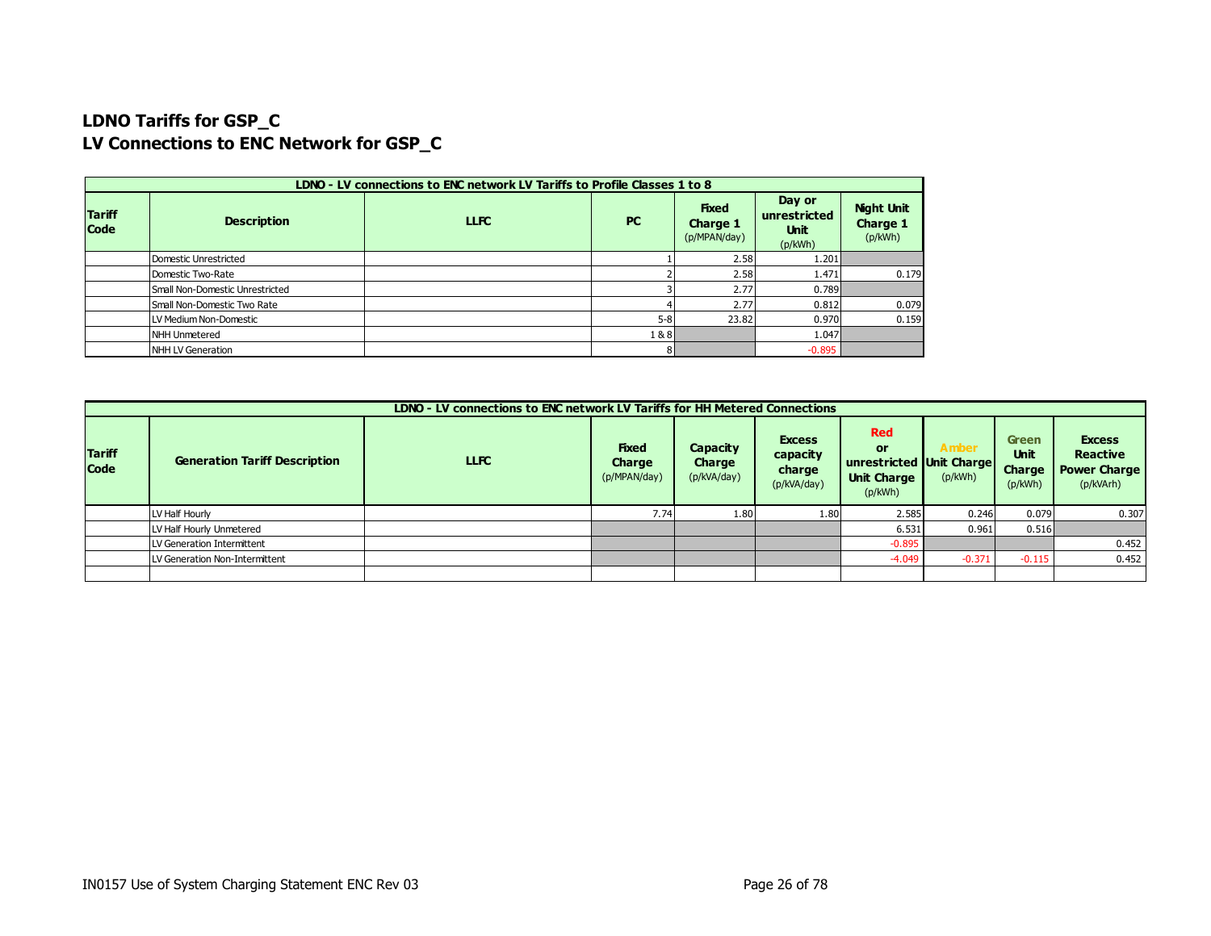## LDNO Tariffs for GSP_C
## LV Connections to ENC Network for GSP_C

| LDNO - LV connections to ENC network LV Tariffs to Profile Classes 1 to 8 | | | | | | |
|---|---|---|---|---|---|---|
| **Tariff Code** | **Description** | **LLFC** | **PC** | **Fixed Charge 1** (p/MPAN/day) | **Day or unrestricted Unit** (p/kWh) | **Night Unit Charge 1** (p/kWh) |
| | Domestic Unrestricted | | 1 | 2.58 | 1.201 | |
| | Domestic Two-Rate | | 2 | 2.58 | 1.471 | 0.179 |
| | Small Non-Domestic Unrestricted | | 3 | 2.77 | 0.789 | |
| | Small Non-Domestic Two Rate | | 4 | 2.77 | 0.812 | 0.079 |
| | LV Medium Non-Domestic | | 5-8 | 23.82 | 0.970 | 0.159 |
| | NHH Unmetered | | 1 & 8 | | 1.047 | |
| | NHH LV Generation | | 8 | | -0.895 | |

| LDNO - LV connections to ENC network LV Tariffs for HH Metered Connections | | | | | | | | | | |
|---|---|---|---|---|---|---|---|---|---|---|
| **Tariff Code** | **Generation Tariff Description** | **LLFC** | **Fixed Charge** (p/MPAN/day) | **Capacity Charge** (p/kVA/day) | **Excess capacity charge** (p/kVA/day) | **Red or unrestricted Unit Charge** (p/kWh) | **Amber Unit Charge** (p/kWh) | **Green Unit Charge** (p/kWh) | **Excess Reactive Power Charge** (p/kVArh) |
| | LV Half Hourly | | 7.74 | 1.80 | 1.80 | 2.585 | 0.246 | 0.079 | 0.307 |
| | LV Half Hourly Unmetered | | | | | 6.531 | 0.961 | 0.516 | |
| | LV Generation Intermittent | | | | | -0.895 | | | 0.452 |
| | LV Generation Non-Intermittent | | | | | -4.049 | -0.371 | -0.115 | 0.452 |
| | | | | | | | | | |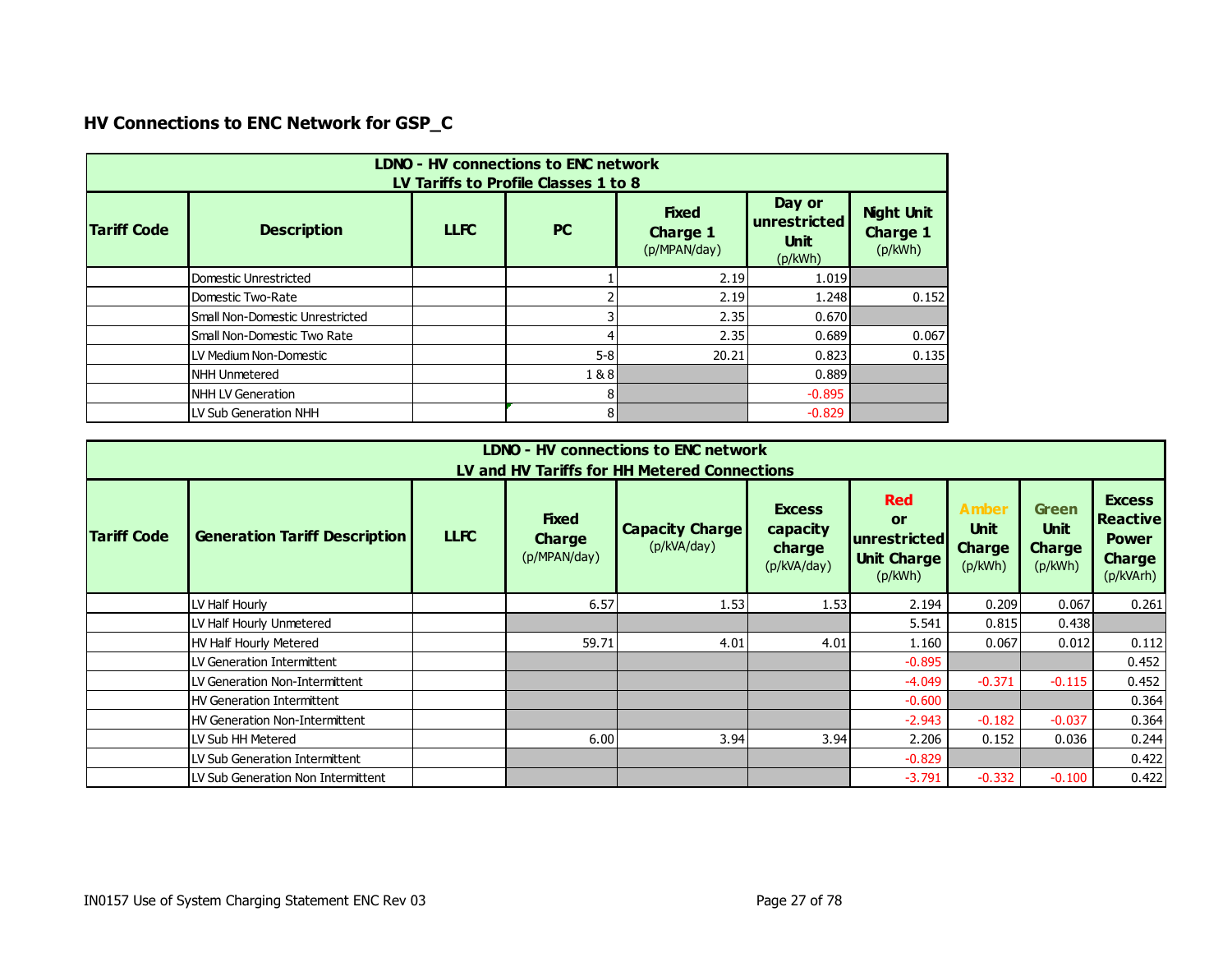## HV Connections to ENC Network for GSP_C

| LDNO - HV connections to ENC network<br>LV Tariffs to Profile Classes 1 to 8 | | | | | | |
|---|---|---|---|---|---|---|
| **Tariff Code** | **Description** | **LLFC** | **PC** | **Fixed Charge 1** (p/MPAN/day) | **Day or unrestricted Unit** (p/kWh) | **Night Unit Charge 1** (p/kWh) |
| | Domestic Unrestricted | | 1 | 2.19 | 1.019 | |
| | Domestic Two-Rate | | 2 | 2.19 | 1.248 | 0.152 |
| | Small Non-Domestic Unrestricted | | 3 | 2.35 | 0.670 | |
| | Small Non-Domestic Two Rate | | 4 | 2.35 | 0.689 | 0.067 |
| | LV Medium Non-Domestic | | 5-8 | 20.21 | 0.823 | 0.135 |
| | NHH Unmetered | | 1 & 8 | | 0.889 | |
| | NHH LV Generation | | 8 | | -0.895 | |
| | LV Sub Generation NHH | | 8 | | -0.829 | |

| LDNO - HV connections to ENC network<br>LV and HV Tariffs for HH Metered Connections | | | | | | | | | | |
|---|---|---|---|---|---|---|---|---|---|---|
| **Tariff Code** | **Generation Tariff Description** | **LLFC** | **Fixed Charge** (p/MPAN/day) | **Capacity Charge** (p/kVA/day) | **Excess capacity charge** (p/kVA/day) | **Red or unrestricted Unit Charge** (p/kWh) | **Amber Unit Charge** (p/kWh) | **Green Unit Charge** (p/kWh) | **Excess Reactive Power Charge** (p/kVArh) |
| | LV Half Hourly | | 6.57 | 1.53 | 1.53 | 2.194 | 0.209 | 0.067 | 0.261 |
| | LV Half Hourly Unmetered | | | | | 5.541 | 0.815 | 0.438 | |
| | HV Half Hourly Metered | | 59.71 | 4.01 | 4.01 | 1.160 | 0.067 | 0.012 | 0.112 |
| | LV Generation Intermittent | | | | | -0.895 | | | 0.452 |
| | LV Generation Non-Intermittent | | | | | -4.049 | -0.371 | -0.115 | 0.452 |
| | HV Generation Intermittent | | | | | -0.600 | | | 0.364 |
| | HV Generation Non-Intermittent | | | | | -2.943 | -0.182 | -0.037 | 0.364 |
| | LV Sub HH Metered | | 6.00 | 3.94 | 3.94 | 2.206 | 0.152 | 0.036 | 0.244 |
| | LV Sub Generation Intermittent | | | | | -0.829 | | | 0.422 |
| | LV Sub Generation Non Intermittent | | | | | -3.791 | -0.332 | -0.100 | 0.422 |

IN0157 Use of System Charging Statement ENC Rev 03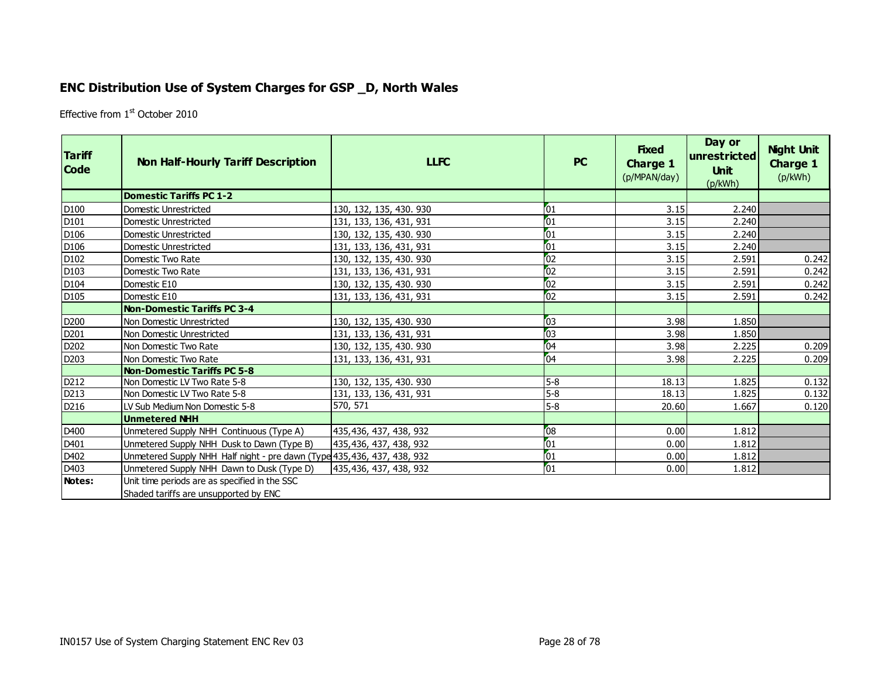## ENC Distribution Use of System Charges for GSP _D, North Wales

Effective from 1st October 2010

| Tariff Code | Non Half-Hourly Tariff Description | LLFC | PC | Fixed Charge 1 (p/MPAN/day) | Day or unrestricted Unit (p/kWh) | Night Unit Charge 1 (p/kWh) |
|---|---|---|---|---|---|---|
| | **Domestic Tariffs PC 1-2** | | | | | |
| D100 | Domestic Unrestricted | 130, 132, 135, 430. 930 | 01 | 3.15 | 2.240 | |
| D101 | Domestic Unrestricted | 131, 133, 136, 431, 931 | 01 | 3.15 | 2.240 | |
| D106 | Domestic Unrestricted | 130, 132, 135, 430. 930 | 01 | 3.15 | 2.240 | |
| D106 | Domestic Unrestricted | 131, 133, 136, 431, 931 | 01 | 3.15 | 2.240 | |
| D102 | Domestic Two Rate | 130, 132, 135, 430. 930 | 02 | 3.15 | 2.591 | 0.242 |
| D103 | Domestic Two Rate | 131, 133, 136, 431, 931 | 02 | 3.15 | 2.591 | 0.242 |
| D104 | Domestic E10 | 130, 132, 135, 430. 930 | 02 | 3.15 | 2.591 | 0.242 |
| D105 | Domestic E10 | 131, 133, 136, 431, 931 | 02 | 3.15 | 2.591 | 0.242 |
| | **Non-Domestic Tariffs PC 3-4** | | | | | |
| D200 | Non Domestic Unrestricted | 130, 132, 135, 430. 930 | 03 | 3.98 | 1.850 | |
| D201 | Non Domestic Unrestricted | 131, 133, 136, 431, 931 | 03 | 3.98 | 1.850 | |
| D202 | Non Domestic Two Rate | 130, 132, 135, 430. 930 | 04 | 3.98 | 2.225 | 0.209 |
| D203 | Non Domestic Two Rate | 131, 133, 136, 431, 931 | 04 | 3.98 | 2.225 | 0.209 |
| | **Non-Domestic Tariffs PC 5-8** | | | | | |
| D212 | Non Domestic LV Two Rate 5-8 | 130, 132, 135, 430. 930 | 5-8 | 18.13 | 1.825 | 0.132 |
| D213 | Non Domestic LV Two Rate 5-8 | 131, 133, 136, 431, 931 | 5-8 | 18.13 | 1.825 | 0.132 |
| D216 | LV Sub Medium Non Domestic 5-8 | 570, 571 | 5-8 | 20.60 | 1.667 | 0.120 |
| | **Unmetered NHH** | | | | | |
| D400 | Unmetered Supply NHH Continuous (Type A) | 435,436, 437, 438, 932 | 08 | 0.00 | 1.812 | |
| D401 | Unmetered Supply NHH Dusk to Dawn (Type B) | 435,436, 437, 438, 932 | 01 | 0.00 | 1.812 | |
| D402 | Unmetered Supply NHH Half night - pre dawn (Type | 435,436, 437, 438, 932 | 01 | 0.00 | 1.812 | |
| D403 | Unmetered Supply NHH Dawn to Dusk (Type D) | 435,436, 437, 438, 932 | 01 | 0.00 | 1.812 | |
| **Notes:** | Unit time periods are as specified in the SSC<br>Shaded tariffs are unsupported by ENC | | | | | |

IN0157 Use of System Charging Statement ENC Rev 03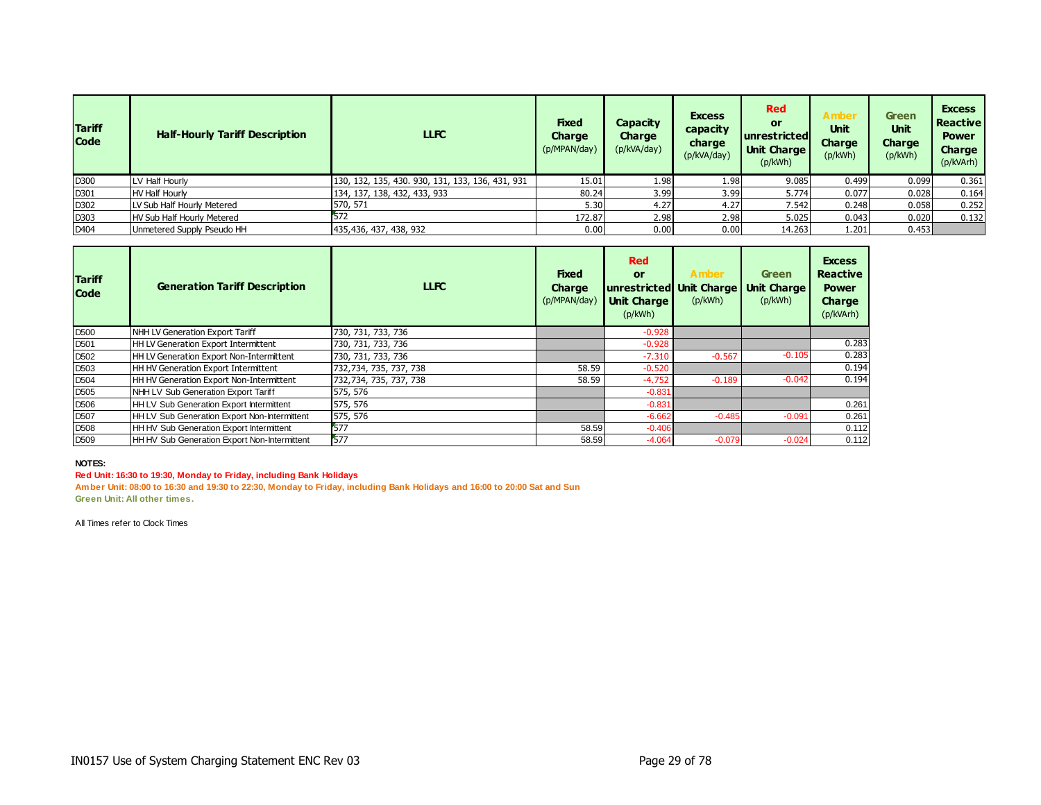| Tariff Code | Half-Hourly Tariff Description | LLFC | Fixed Charge (p/MPAN/day) | Capacity Charge (p/kVA/day) | Excess capacity charge (p/kVA/day) | Red or unrestricted Unit Charge (p/kWh) | Amber Unit Charge (p/kWh) | Green Unit Charge (p/kWh) | Excess Reactive Power Charge (p/kVArh) |
|---|---|---|---|---|---|---|---|---|---|
| D300 | LV Half Hourly | 130, 132, 135, 430. 930, 131, 133, 136, 431, 931 | 15.01 | 1.98 | 1.98 | 9.085 | 0.499 | 0.099 | 0.361 |
| D301 | HV Half Hourly | 134, 137, 138, 432, 433, 933 | 80.24 | 3.99 | 3.99 | 5.774 | 0.077 | 0.028 | 0.164 |
| D302 | LV Sub Half Hourly Metered | 570, 571 | 5.30 | 4.27 | 4.27 | 7.542 | 0.248 | 0.058 | 0.252 |
| D303 | HV Sub Half Hourly Metered | 572 | 172.87 | 2.98 | 2.98 | 5.025 | 0.043 | 0.020 | 0.132 |
| D404 | Unmetered Supply Pseudo HH | 435,436, 437, 438, 932 | 0.00 | 0.00 | 0.00 | 14.263 | 1.201 | 0.453 | |

| Tariff Code | Generation Tariff Description | LLFC | Fixed Charge (p/MPAN/day) | Red or unrestricted Unit Charge (p/kWh) | Amber Unit Charge (p/kWh) | Green Unit Charge (p/kWh) | Excess Reactive Power Charge (p/kVArh) |
|---|---|---|---|---|---|---|---|
| D500 | NHH LV Generation Export Tariff | 730, 731, 733, 736 | | -0.928 | | | |
| D501 | HH LV Generation Export Intermittent | 730, 731, 733, 736 | | -0.928 | | | 0.283 |
| D502 | HH LV Generation Export Non-Intermittent | 730, 731, 733, 736 | | -7.310 | -0.567 | -0.105 | 0.283 |
| D503 | HH HV Generation Export Intermittent | 732,734, 735, 737, 738 | 58.59 | -0.520 | | | 0.194 |
| D504 | HH HV Generation Export Non-Intermittent | 732,734, 735, 737, 738 | 58.59 | -4.752 | -0.189 | -0.042 | 0.194 |
| D505 | NHH LV Sub Generation Export Tariff | 575, 576 | | -0.831 | | | |
| D506 | HH LV Sub Generation Export Intermittent | 575, 576 | | -0.831 | | | 0.261 |
| D507 | HH LV Sub Generation Export Non-Intermittent | 575, 576 | | -6.662 | -0.485 | -0.091 | 0.261 |
| D508 | HH HV Sub Generation Export Intermittent | 577 | 58.59 | -0.406 | | | 0.112 |
| D509 | HH HV Sub Generation Export Non-Intermittent | 577 | 58.59 | -4.064 | -0.079 | -0.024 | 0.112 |

**NOTES:**

**Red Unit: 16:30 to 19:30, Monday to Friday, including Bank Holidays**

**Amber Unit: 08:00 to 16:30 and 19:30 to 22:30, Monday to Friday, including Bank Holidays and 16:00 to 20:00 Sat and Sun**

**Green Unit: All other times.**

All Times refer to Clock Times

IN0157 Use of System Charging Statement ENC Rev 03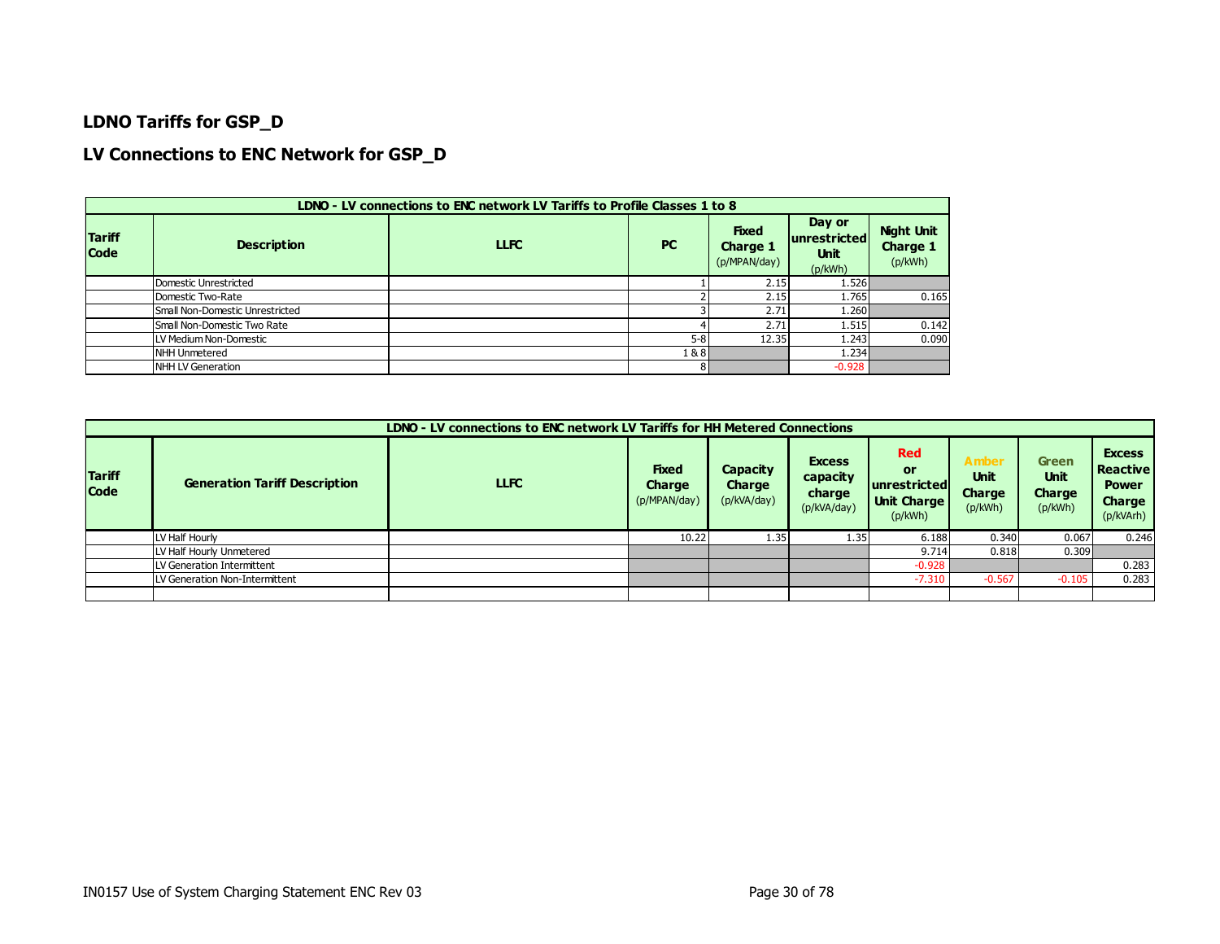## LDNO Tariffs for GSP_D

## LV Connections to ENC Network for GSP_D

| LDNO - LV connections to ENC network LV Tariffs to Profile Classes 1 to 8 | | | | | | |
|---|---|---|---|---|---|---|
| **Tariff Code** | **Description** | **LLFC** | **PC** | **Fixed Charge 1** (p/MPAN/day) | **Day or unrestricted Unit** (p/kWh) | **Night Unit Charge 1** (p/kWh) |
| | Domestic Unrestricted | | 1 | 2.15 | 1.526 | |
| | Domestic Two-Rate | | 2 | 2.15 | 1.765 | 0.165 |
| | Small Non-Domestic Unrestricted | | 3 | 2.71 | 1.260 | |
| | Small Non-Domestic Two Rate | | 4 | 2.71 | 1.515 | 0.142 |
| | LV Medium Non-Domestic | | 5-8 | 12.35 | 1.243 | 0.090 |
| | NHH Unmetered | | 1 & 8 | | 1.234 | |
| | NHH LV Generation | | 8 | | -0.928 | |

| LDNO - LV connections to ENC network LV Tariffs for HH Metered Connections | | | | | | | | | |
|---|---|---|---|---|---|---|---|---|---|
| **Tariff Code** | **Generation Tariff Description** | **LLFC** | **Fixed Charge** (p/MPAN/day) | **Capacity Charge** (p/kVA/day) | **Excess capacity charge** (p/kVA/day) | **Red or unrestricted Unit Charge** (p/kWh) | **Amber Unit Charge** (p/kWh) | **Green Unit Charge** (p/kWh) | **Excess Reactive Power Charge** (p/kVArh) |
| | LV Half Hourly | | 10.22 | 1.35 | 1.35 | 6.188 | 0.340 | 0.067 | 0.246 |
| | LV Half Hourly Unmetered | | | | | 9.714 | 0.818 | 0.309 | |
| | LV Generation Intermittent | | | | | -0.928 | | | 0.283 |
| | LV Generation Non-Intermittent | | | | | -7.310 | -0.567 | -0.105 | 0.283 |
| | | | | | | | | | |

IN0157 Use of System Charging Statement ENC Rev 03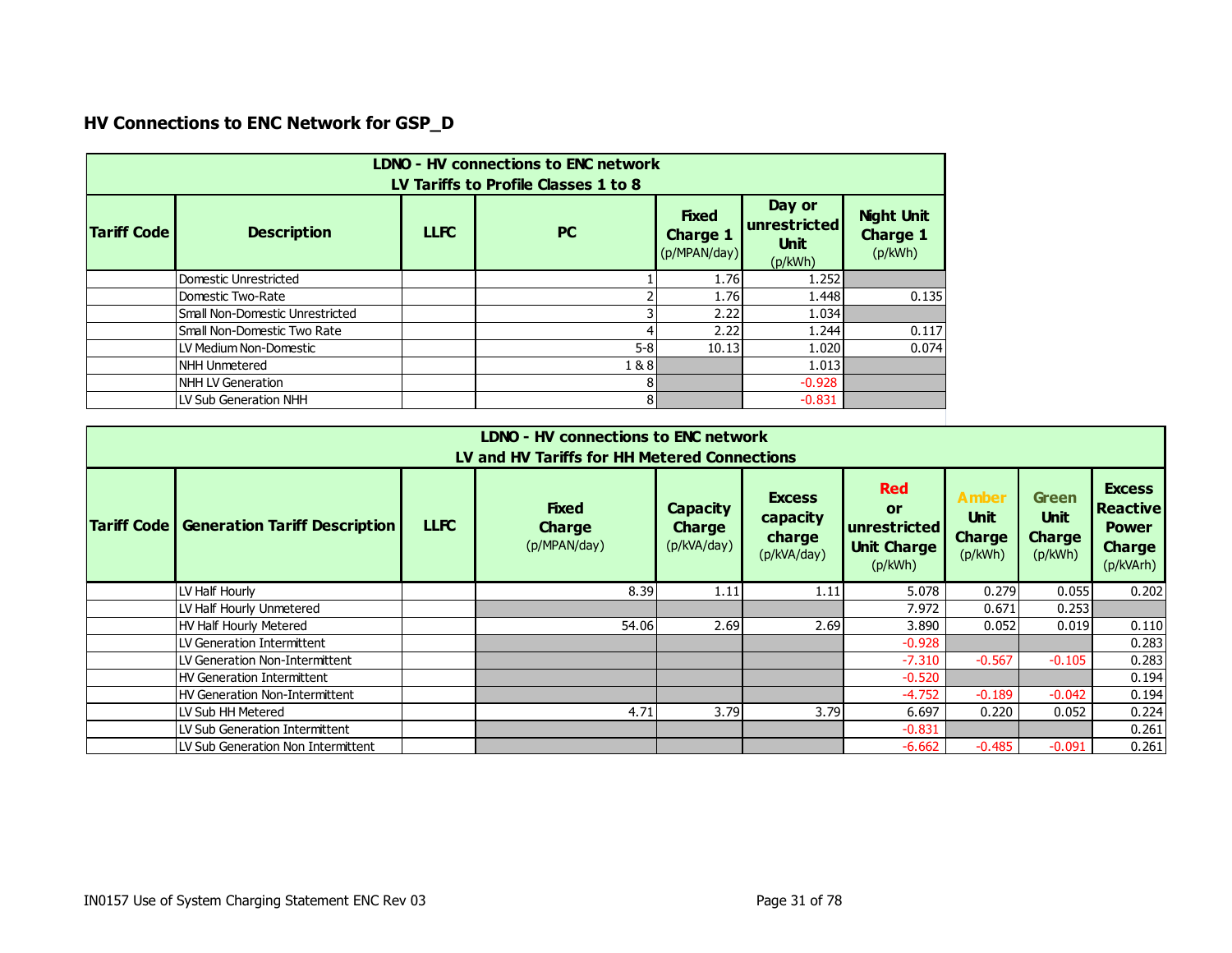## HV Connections to ENC Network for GSP_D

| LDNO - HV connections to ENC network<br>LV Tariffs to Profile Classes 1 to 8 | | | | | | |
|---|---|---|---|---|---|---|
| **Tariff Code** | **Description** | **LLFC** | **PC** | **Fixed Charge 1** (p/MPAN/day) | **Day or unrestricted Unit** (p/kWh) | **Night Unit Charge 1** (p/kWh) |
| | Domestic Unrestricted | | 1 | 1.76 | 1.252 | |
| | Domestic Two-Rate | | 2 | 1.76 | 1.448 | 0.135 |
| | Small Non-Domestic Unrestricted | | 3 | 2.22 | 1.034 | |
| | Small Non-Domestic Two Rate | | 4 | 2.22 | 1.244 | 0.117 |
| | LV Medium Non-Domestic | | 5-8 | 10.13 | 1.020 | 0.074 |
| | NHH Unmetered | | 1 & 8 | | 1.013 | |
| | NHH LV Generation | | 8 | | -0.928 | |
| | LV Sub Generation NHH | | 8 | | -0.831 | |

| LDNO - HV connections to ENC network<br>LV and HV Tariffs for HH Metered Connections | | | | | | | | | |
|---|---|---|---|---|---|---|---|---|---|
| **Tariff Code** | **Generation Tariff Description** | **LLFC** | **Fixed Charge** (p/MPAN/day) | **Capacity Charge** (p/kVA/day) | **Excess capacity charge** (p/kVA/day) | **Red or unrestricted Unit Charge** (p/kWh) | **Amber Unit Charge** (p/kWh) | **Green Unit Charge** (p/kWh) | **Excess Reactive Power Charge** (p/kVArh) |
| | LV Half Hourly | | 8.39 | 1.11 | 1.11 | 5.078 | 0.279 | 0.055 | 0.202 |
| | LV Half Hourly Unmetered | | | | | 7.972 | 0.671 | 0.253 | |
| | HV Half Hourly Metered | | 54.06 | 2.69 | 2.69 | 3.890 | 0.052 | 0.019 | 0.110 |
| | LV Generation Intermittent | | | | | -0.928 | | | 0.283 |
| | LV Generation Non-Intermittent | | | | | -7.310 | -0.567 | -0.105 | 0.283 |
| | HV Generation Intermittent | | | | | -0.520 | | | 0.194 |
| | HV Generation Non-Intermittent | | | | | -4.752 | -0.189 | -0.042 | 0.194 |
| | LV Sub HH Metered | | 4.71 | 3.79 | 3.79 | 6.697 | 0.220 | 0.052 | 0.224 |
| | LV Sub Generation Intermittent | | | | | -0.831 | | | 0.261 |
| | LV Sub Generation Non Intermittent | | | | | -6.662 | -0.485 | -0.091 | 0.261 |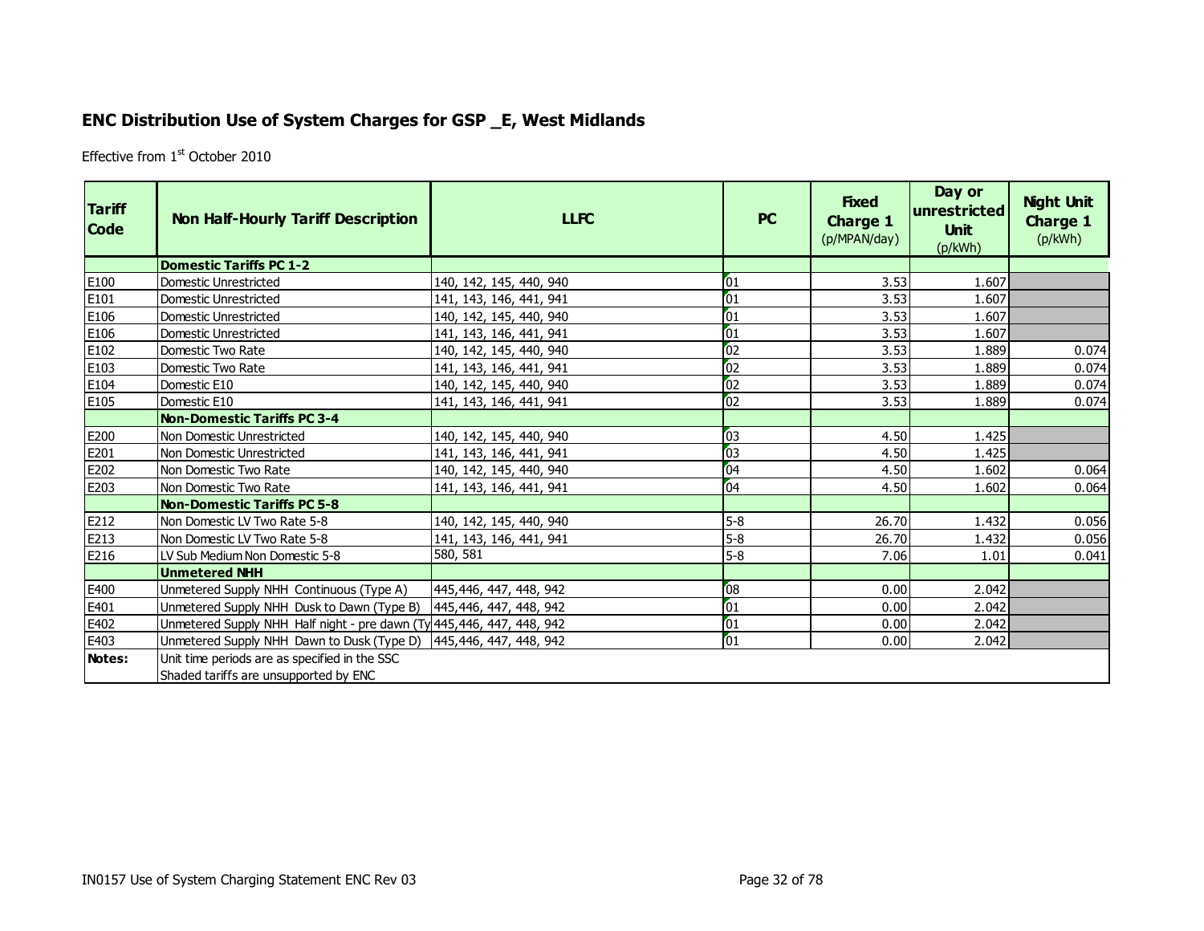## ENC Distribution Use of System Charges for GSP _E, West Midlands

Effective from 1st October 2010

| Tariff Code | Non Half-Hourly Tariff Description | LLFC | PC | Fixed Charge 1 (p/MPAN/day) | Day or unrestricted Unit (p/kWh) | Night Unit Charge 1 (p/kWh) |
|---|---|---|---|---|---|---|
| | **Domestic Tariffs PC 1-2** | | | | | |
| E100 | Domestic Unrestricted | 140, 142, 145, 440, 940 | 01 | 3.53 | 1.607 | |
| E101 | Domestic Unrestricted | 141, 143, 146, 441, 941 | 01 | 3.53 | 1.607 | |
| E106 | Domestic Unrestricted | 140, 142, 145, 440, 940 | 01 | 3.53 | 1.607 | |
| E106 | Domestic Unrestricted | 141, 143, 146, 441, 941 | 01 | 3.53 | 1.607 | |
| E102 | Domestic Two Rate | 140, 142, 145, 440, 940 | 02 | 3.53 | 1.889 | 0.074 |
| E103 | Domestic Two Rate | 141, 143, 146, 441, 941 | 02 | 3.53 | 1.889 | 0.074 |
| E104 | Domestic E10 | 140, 142, 145, 440, 940 | 02 | 3.53 | 1.889 | 0.074 |
| E105 | Domestic E10 | 141, 143, 146, 441, 941 | 02 | 3.53 | 1.889 | 0.074 |
| | **Non-Domestic Tariffs PC 3-4** | | | | | |
| E200 | Non Domestic Unrestricted | 140, 142, 145, 440, 940 | 03 | 4.50 | 1.425 | |
| E201 | Non Domestic Unrestricted | 141, 143, 146, 441, 941 | 03 | 4.50 | 1.425 | |
| E202 | Non Domestic Two Rate | 140, 142, 145, 440, 940 | 04 | 4.50 | 1.602 | 0.064 |
| E203 | Non Domestic Two Rate | 141, 143, 146, 441, 941 | 04 | 4.50 | 1.602 | 0.064 |
| | **Non-Domestic Tariffs PC 5-8** | | | | | |
| E212 | Non Domestic LV Two Rate 5-8 | 140, 142, 145, 440, 940 | 5-8 | 26.70 | 1.432 | 0.056 |
| E213 | Non Domestic LV Two Rate 5-8 | 141, 143, 146, 441, 941 | 5-8 | 26.70 | 1.432 | 0.056 |
| E216 | LV Sub Medium Non Domestic 5-8 | 580, 581 | 5-8 | 7.06 | 1.01 | 0.041 |
| | **Unmetered NHH** | | | | | |
| E400 | Unmetered Supply NHH Continuous (Type A) | 445,446, 447, 448, 942 | 08 | 0.00 | 2.042 | |
| E401 | Unmetered Supply NHH Dusk to Dawn (Type B) | 445,446, 447, 448, 942 | 01 | 0.00 | 2.042 | |
| E402 | Unmetered Supply NHH Half night - pre dawn (Ty | 445,446, 447, 448, 942 | 01 | 0.00 | 2.042 | |
| E403 | Unmetered Supply NHH Dawn to Dusk (Type D) | 445,446, 447, 448, 942 | 01 | 0.00 | 2.042 | |
| **Notes:** | Unit time periods are as specified in the SSC | | | | | |
| | Shaded tariffs are unsupported by ENC | | | | | |

IN0157 Use of System Charging Statement ENC Rev 03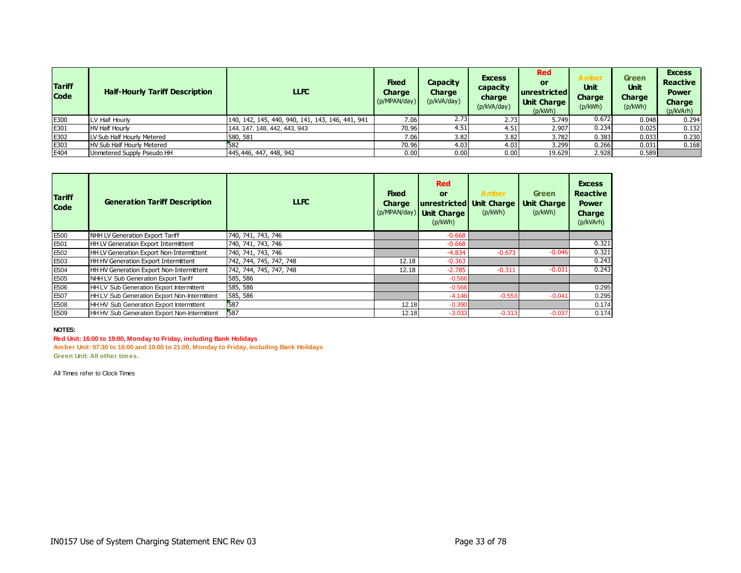| Tariff Code | Half-Hourly Tariff Description | LLFC | Fixed Charge (p/MPAN/day) | Capacity Charge (p/kVA/day) | Excess capacity charge (p/kVA/day) | Red or unrestricted Unit Charge (p/kWh) | Amber Unit Charge (p/kWh) | Green Unit Charge (p/kWh) | Excess Reactive Power Charge (p/kVArh) |
|---|---|---|---|---|---|---|---|---|---|
| E300 | LV Half Hourly | 140, 142, 145, 440, 940, 141, 143, 146, 441, 941 | 7.06 | 2.73 | 2.73 | 5.749 | 0.672 | 0.048 | 0.294 |
| E301 | HV Half Hourly | 144, 147, 148, 442, 443, 943 | 70.96 | 4.51 | 4.51 | 2.907 | 0.234 | 0.025 | 0.132 |
| E302 | LV Sub Half Hourly Metered | 580, 581 | 7.06 | 3.82 | 3.82 | 3.782 | 0.383 | 0.033 | 0.230 |
| E303 | HV Sub Half Hourly Metered | 582 | 70.96 | 4.03 | 4.03 | 3.299 | 0.266 | 0.031 | 0.168 |
| E404 | Unmetered Supply Pseudo HH | 445,446, 447, 448, 942 | 0.00 | 0.00 | 0.00 | 19.629 | 2.928 | 0.589 | |

| Tariff Code | Generation Tariff Description | LLFC | Fixed Charge (p/MPAN/day) | Red or unrestricted Unit Charge (p/kWh) | Amber Unit Charge (p/kWh) | Green Unit Charge (p/kWh) | Excess Reactive Power Charge (p/kVArh) |
|---|---|---|---|---|---|---|---|
| E500 | NHH LV Generation Export Tariff | 740, 741, 743, 746 | | -0.668 | | | |
| E501 | HH LV Generation Export Intermittent | 740, 741, 743, 746 | | -0.668 | | | 0.321 |
| E502 | HH LV Generation Export Non-Intermittent | 740, 741, 743, 746 | | -4.834 | -0.673 | -0.046 | 0.321 |
| E503 | HH HV Generation Export Intermittent | 742, 744, 745, 747, 748 | 12.18 | -0.363 | | | 0.243 |
| E504 | HH HV Generation Export Non-Intermittent | 742, 744, 745, 747, 748 | 12.18 | -2.785 | -0.311 | -0.031 | 0.243 |
| E505 | NHH LV Sub Generation Export Tariff | 585, 586 | | -0.566 | | | |
| E506 | HH LV Sub Generation Export Intermittent | 585, 586 | | -0.566 | | | 0.295 |
| E507 | HH LV Sub Generation Export Non-Intermittent | 585, 586 | | -4.146 | -0.553 | -0.041 | 0.295 |
| E508 | HH HV Sub Generation Export Intermittent | 587 | 12.18 | -0.390 | | | 0.174 |
| E509 | HH HV Sub Generation Export Non-Intermittent | 587 | 12.18 | -3.033 | -0.313 | -0.037 | 0.174 |

**NOTES:**

**Red Unit: 16:00 to 19:00, Monday to Friday, including Bank Holidays**

**Amber Unit: 07:30 to 16:00 and 19:00 to 21:00, Monday to Friday, including Bank Holidays**

**Green Unit: All other times.**

All Times refer to Clock Times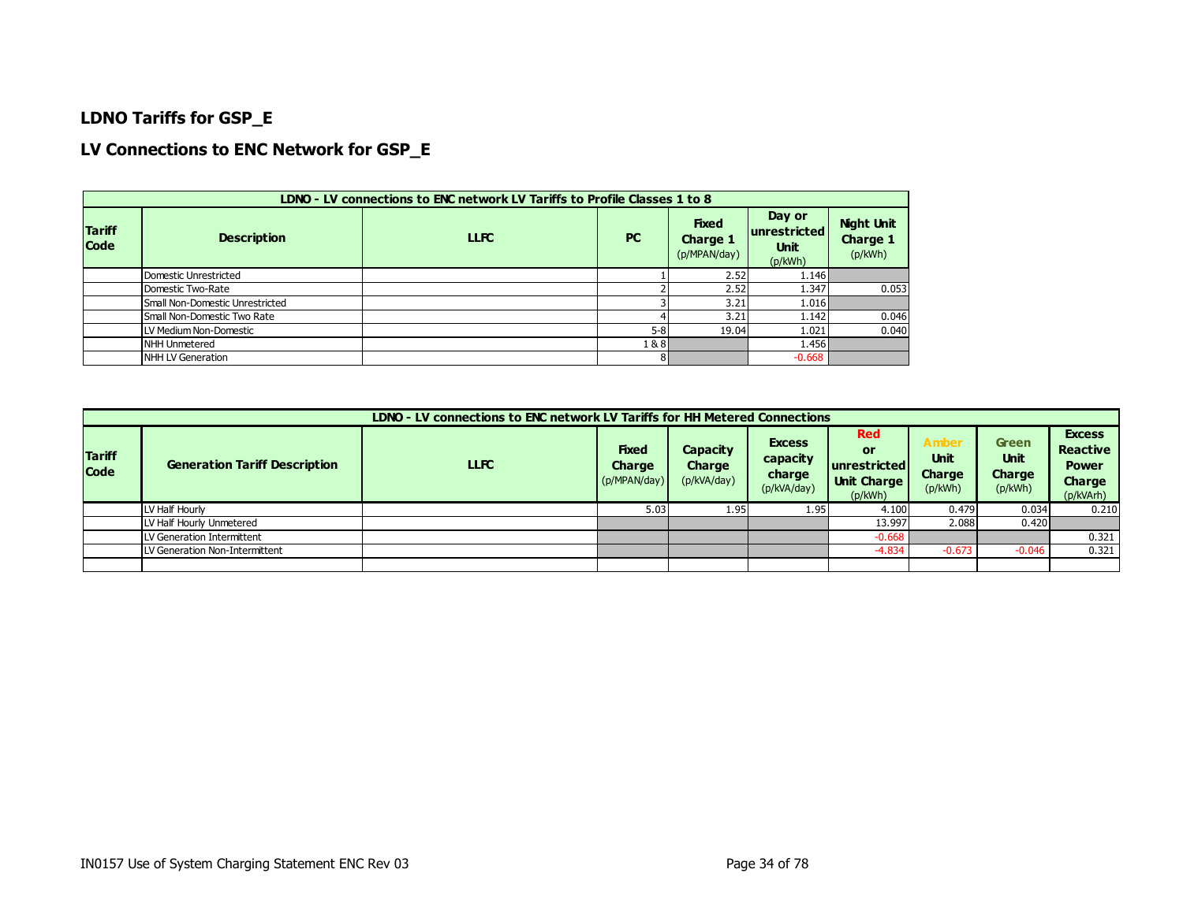## LDNO Tariffs for GSP_E

## LV Connections to ENC Network for GSP_E

| LDNO - LV connections to ENC network LV Tariffs to Profile Classes 1 to 8 | | | | | | |
|---|---|---|---|---|---|---|
| **Tariff Code** | **Description** | **LLFC** | **PC** | **Fixed Charge 1** (p/MPAN/day) | **Day or unrestricted Unit** (p/kWh) | **Night Unit Charge 1** (p/kWh) |
| | Domestic Unrestricted | | 1 | 2.52 | 1.146 | |
| | Domestic Two-Rate | | 2 | 2.52 | 1.347 | 0.053 |
| | Small Non-Domestic Unrestricted | | 3 | 3.21 | 1.016 | |
| | Small Non-Domestic Two Rate | | 4 | 3.21 | 1.142 | 0.046 |
| | LV Medium Non-Domestic | | 5-8 | 19.04 | 1.021 | 0.040 |
| | NHH Unmetered | | 1 & 8 | | 1.456 | |
| | NHH LV Generation | | 8 | | -0.668 | |

| LDNO - LV connections to ENC network LV Tariffs for HH Metered Connections | | | | | | | | | |
|---|---|---|---|---|---|---|---|---|---|
| **Tariff Code** | **Generation Tariff Description** | **LLFC** | **Fixed Charge** (p/MPAN/day) | **Capacity Charge** (p/kVA/day) | **Excess capacity charge** (p/kVA/day) | **Red or unrestricted Unit Charge** (p/kWh) | **Amber Unit Charge** (p/kWh) | **Green Unit Charge** (p/kWh) | **Excess Reactive Power Charge** (p/kVArh) |
| | LV Half Hourly | | 5.03 | 1.95 | 1.95 | 4.100 | 0.479 | 0.034 | 0.210 |
| | LV Half Hourly Unmetered | | | | | 13.997 | 2.088 | 0.420 | |
| | LV Generation Intermittent | | | | | -0.668 | | | 0.321 |
| | LV Generation Non-Intermittent | | | | | -4.834 | -0.673 | -0.046 | 0.321 |
| | | | | | | | | | |

IN0157 Use of System Charging Statement ENC Rev 03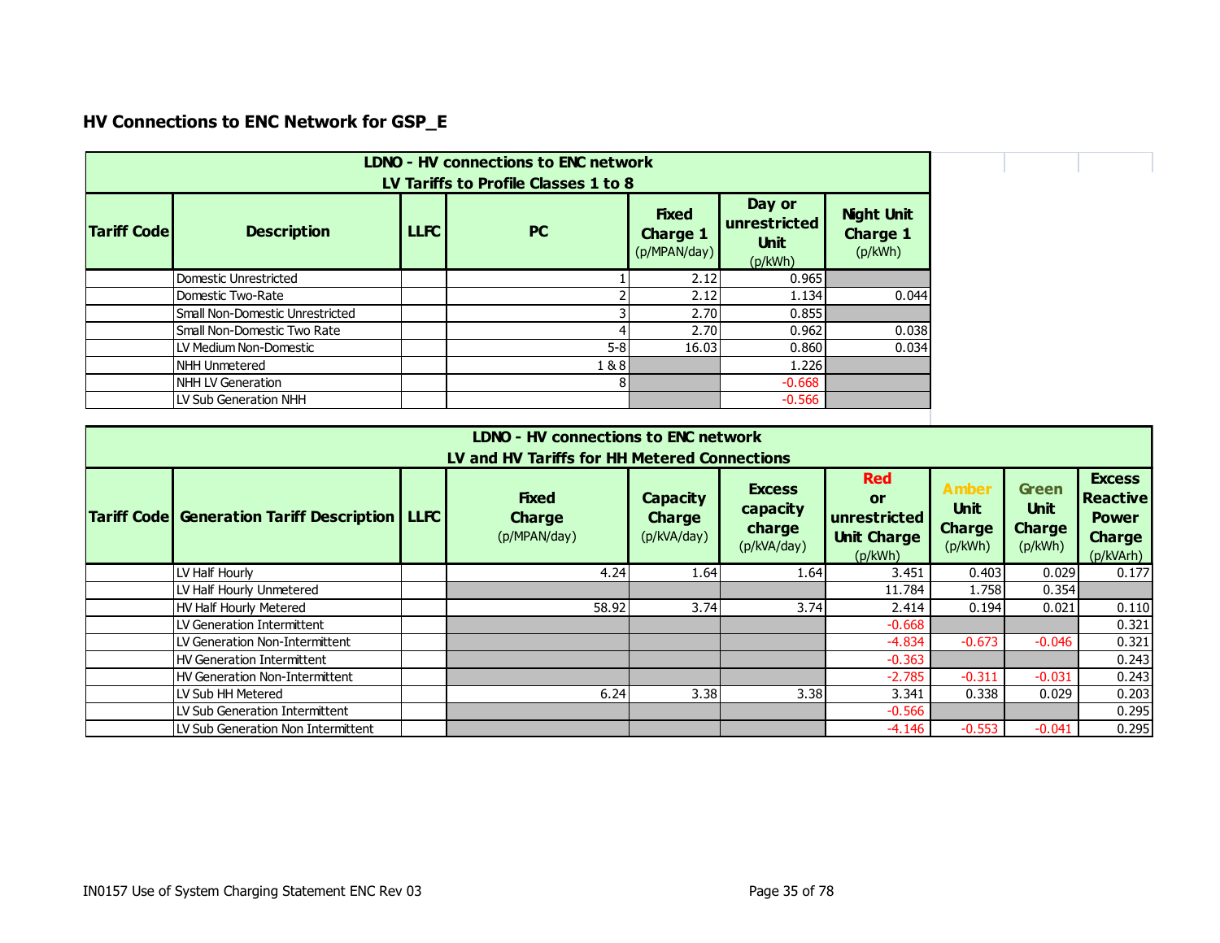## HV Connections to ENC Network for GSP_E

| LDNO - HV connections to ENC network<br>LV Tariffs to Profile Classes 1 to 8 | | | | | | |
|---|---|---|---|---|---|---|
| **Tariff Code** | **Description** | **LLFC** | **PC** | **Fixed Charge 1** (p/MPAN/day) | **Day or unrestricted Unit** (p/kWh) | **Night Unit Charge 1** (p/kWh) |
| | Domestic Unrestricted | | 1 | 2.12 | 0.965 | |
| | Domestic Two-Rate | | 2 | 2.12 | 1.134 | 0.044 |
| | Small Non-Domestic Unrestricted | | 3 | 2.70 | 0.855 | |
| | Small Non-Domestic Two Rate | | 4 | 2.70 | 0.962 | 0.038 |
| | LV Medium Non-Domestic | | 5-8 | 16.03 | 0.860 | 0.034 |
| | NHH Unmetered | | 1 & 8 | | 1.226 | |
| | NHH LV Generation | | 8 | | -0.668 | |
| | LV Sub Generation NHH | | | | -0.566 | |

| LDNO - HV connections to ENC network<br>LV and HV Tariffs for HH Metered Connections | | | | | | | | | |
|---|---|---|---|---|---|---|---|---|---|
| **Tariff Code** | **Generation Tariff Description** | **LLFC** | **Fixed Charge** (p/MPAN/day) | **Capacity Charge** (p/kVA/day) | **Excess capacity charge** (p/kVA/day) | **Red or unrestricted Unit Charge** (p/kWh) | **Amber Unit Charge** (p/kWh) | **Green Unit Charge** (p/kWh) | **Excess Reactive Power Charge** (p/kVArh) |
| | LV Half Hourly | | 4.24 | 1.64 | 1.64 | 3.451 | 0.403 | 0.029 | 0.177 |
| | LV Half Hourly Unmetered | | | | | 11.784 | 1.758 | 0.354 | |
| | HV Half Hourly Metered | | 58.92 | 3.74 | 3.74 | 2.414 | 0.194 | 0.021 | 0.110 |
| | LV Generation Intermittent | | | | | -0.668 | | | 0.321 |
| | LV Generation Non-Intermittent | | | | | -4.834 | -0.673 | -0.046 | 0.321 |
| | HV Generation Intermittent | | | | | -0.363 | | | 0.243 |
| | HV Generation Non-Intermittent | | | | | -2.785 | -0.311 | -0.031 | 0.243 |
| | LV Sub HH Metered | | 6.24 | 3.38 | 3.38 | 3.341 | 0.338 | 0.029 | 0.203 |
| | LV Sub Generation Intermittent | | | | | -0.566 | | | 0.295 |
| | LV Sub Generation Non Intermittent | | | | | -4.146 | -0.553 | -0.041 | 0.295 |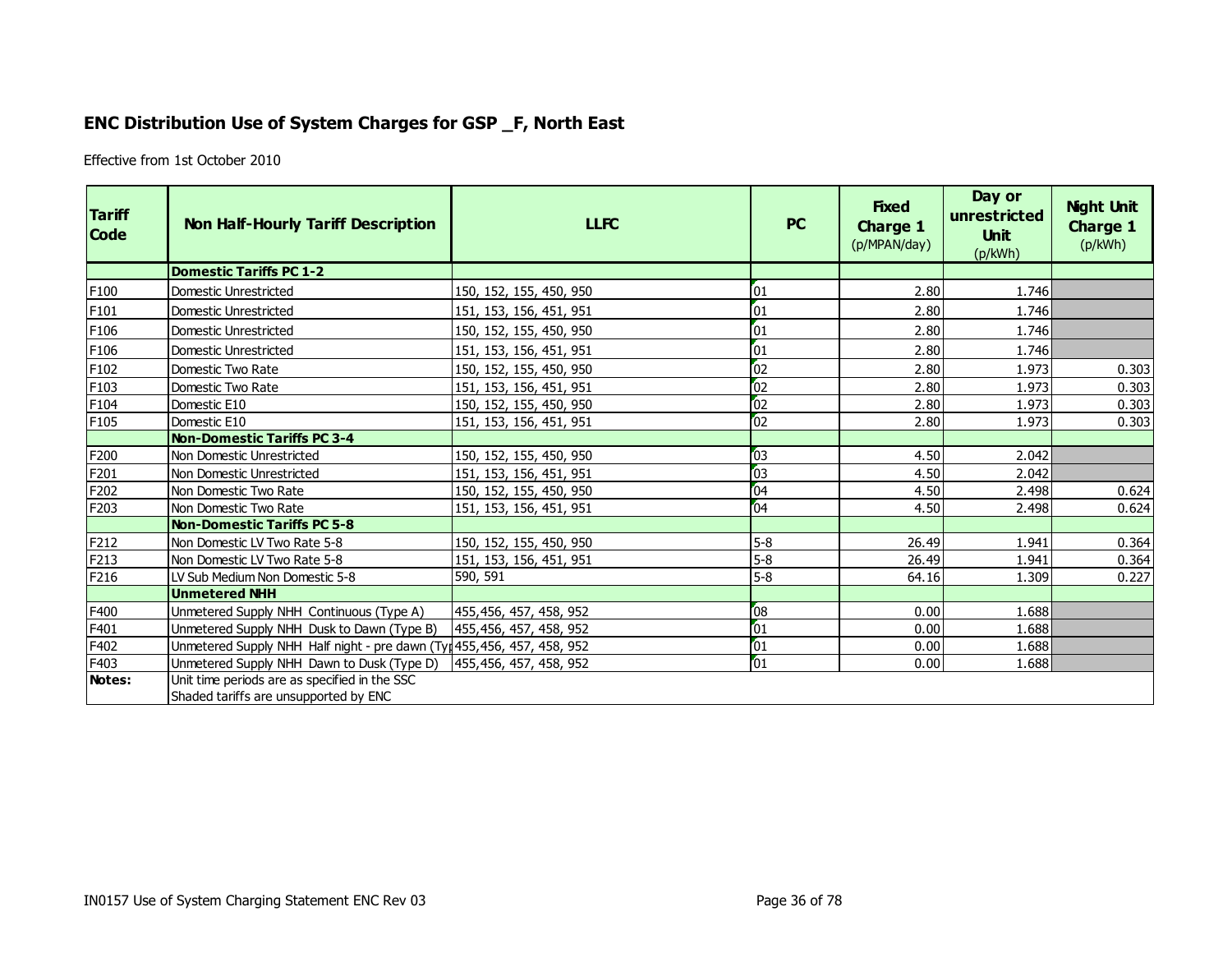## ENC Distribution Use of System Charges for GSP _F, North East

Effective from 1st October 2010

| Tariff Code | Non Half-Hourly Tariff Description | LLFC | PC | Fixed Charge 1 (p/MPAN/day) | Day or unrestricted Unit (p/kWh) | Night Unit Charge 1 (p/kWh) |
|---|---|---|---|---|---|---|
| | **Domestic Tariffs PC 1-2** | | | | | |
| F100 | Domestic Unrestricted | 150, 152, 155, 450, 950 | 01 | 2.80 | 1.746 | |
| F101 | Domestic Unrestricted | 151, 153, 156, 451, 951 | 01 | 2.80 | 1.746 | |
| F106 | Domestic Unrestricted | 150, 152, 155, 450, 950 | 01 | 2.80 | 1.746 | |
| F106 | Domestic Unrestricted | 151, 153, 156, 451, 951 | 01 | 2.80 | 1.746 | |
| F102 | Domestic Two Rate | 150, 152, 155, 450, 950 | 02 | 2.80 | 1.973 | 0.303 |
| F103 | Domestic Two Rate | 151, 153, 156, 451, 951 | 02 | 2.80 | 1.973 | 0.303 |
| F104 | Domestic E10 | 150, 152, 155, 450, 950 | 02 | 2.80 | 1.973 | 0.303 |
| F105 | Domestic E10 | 151, 153, 156, 451, 951 | 02 | 2.80 | 1.973 | 0.303 |
| | **Non-Domestic Tariffs PC 3-4** | | | | | |
| F200 | Non Domestic Unrestricted | 150, 152, 155, 450, 950 | 03 | 4.50 | 2.042 | |
| F201 | Non Domestic Unrestricted | 151, 153, 156, 451, 951 | 03 | 4.50 | 2.042 | |
| F202 | Non Domestic Two Rate | 150, 152, 155, 450, 950 | 04 | 4.50 | 2.498 | 0.624 |
| F203 | Non Domestic Two Rate | 151, 153, 156, 451, 951 | 04 | 4.50 | 2.498 | 0.624 |
| | **Non-Domestic Tariffs PC 5-8** | | | | | |
| F212 | Non Domestic LV Two Rate 5-8 | 150, 152, 155, 450, 950 | 5-8 | 26.49 | 1.941 | 0.364 |
| F213 | Non Domestic LV Two Rate 5-8 | 151, 153, 156, 451, 951 | 5-8 | 26.49 | 1.941 | 0.364 |
| F216 | LV Sub Medium Non Domestic 5-8 | 590, 591 | 5-8 | 64.16 | 1.309 | 0.227 |
| | **Unmetered NHH** | | | | | |
| F400 | Unmetered Supply NHH Continuous (Type A) | 455,456, 457, 458, 952 | 08 | 0.00 | 1.688 | |
| F401 | Unmetered Supply NHH Dusk to Dawn (Type B) | 455,456, 457, 458, 952 | 01 | 0.00 | 1.688 | |
| F402 | Unmetered Supply NHH Half night - pre dawn (Typ | 455,456, 457, 458, 952 | 01 | 0.00 | 1.688 | |
| F403 | Unmetered Supply NHH Dawn to Dusk (Type D) | 455,456, 457, 458, 952 | 01 | 0.00 | 1.688 | |
| **Notes:** | Unit time periods are as specified in the SSC<br>Shaded tariffs are unsupported by ENC | | | | | |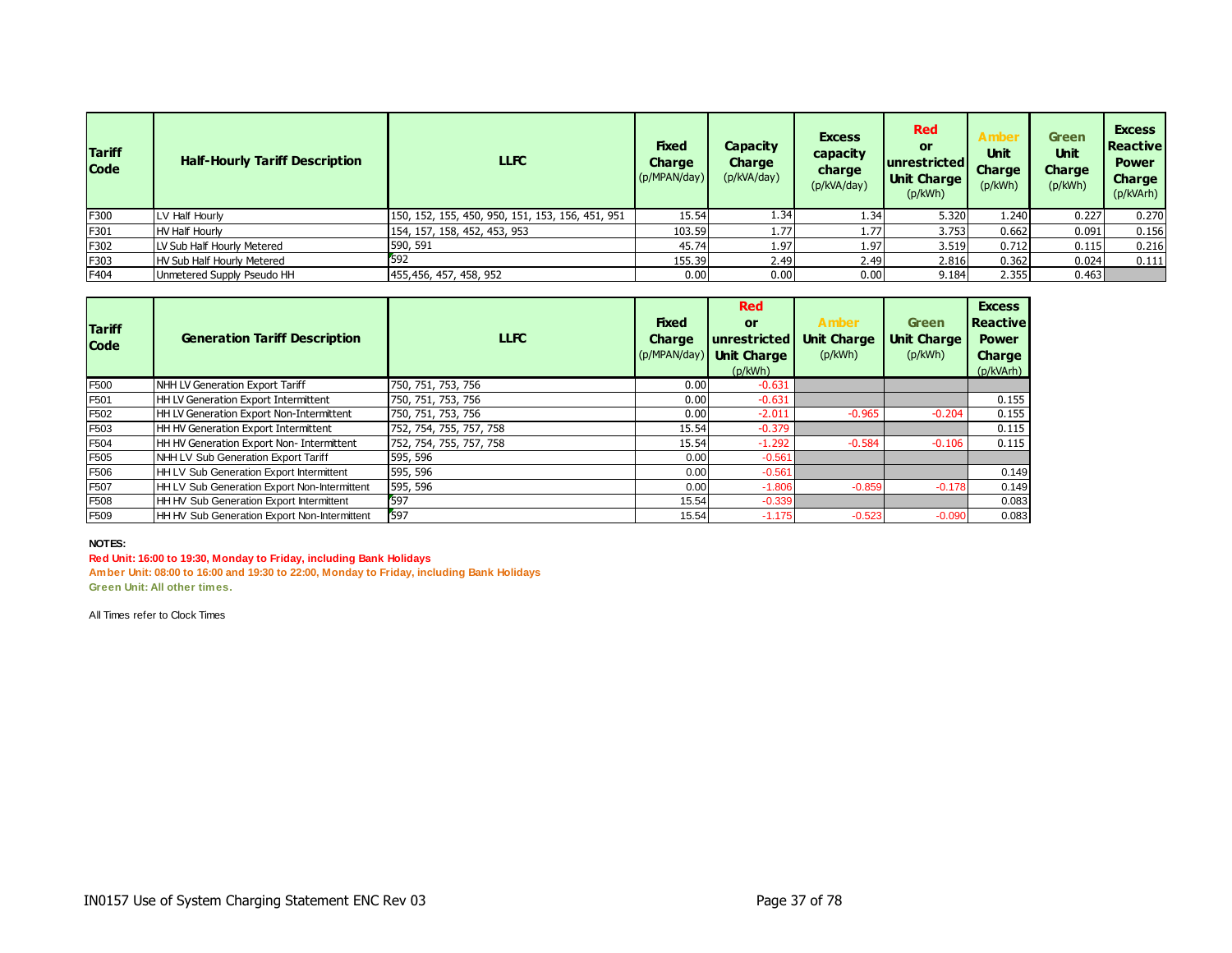| Tariff Code | Half-Hourly Tariff Description | LLFC | Fixed Charge (p/MPAN/day) | Capacity Charge (p/kVA/day) | Excess capacity charge (p/kVA/day) | Red or unrestricted Unit Charge (p/kWh) | Amber Unit Charge (p/kWh) | Green Unit Charge (p/kWh) | Excess Reactive Power Charge (p/kVArh) |
|---|---|---|---|---|---|---|---|---|---|
| F300 | LV Half Hourly | 150, 152, 155, 450, 950, 151, 153, 156, 451, 951 | 15.54 | 1.34 | 1.34 | 5.320 | 1.240 | 0.227 | 0.270 |
| F301 | HV Half Hourly | 154, 157, 158, 452, 453, 953 | 103.59 | 1.77 | 1.77 | 3.753 | 0.662 | 0.091 | 0.156 |
| F302 | LV Sub Half Hourly Metered | 590, 591 | 45.74 | 1.97 | 1.97 | 3.519 | 0.712 | 0.115 | 0.216 |
| F303 | HV Sub Half Hourly Metered | 592 | 155.39 | 2.49 | 2.49 | 2.816 | 0.362 | 0.024 | 0.111 |
| F404 | Unmetered Supply Pseudo HH | 455,456, 457, 458, 952 | 0.00 | 0.00 | 0.00 | 9.184 | 2.355 | 0.463 | |

| Tariff Code | Generation Tariff Description | LLFC | Fixed Charge (p/MPAN/day) | Red or unrestricted Unit Charge (p/kWh) | Amber Unit Charge (p/kWh) | Green Unit Charge (p/kWh) | Excess Reactive Power Charge (p/kVArh) |
|---|---|---|---|---|---|---|---|
| F500 | NHH LV Generation Export Tariff | 750, 751, 753, 756 | 0.00 | -0.631 | | | |
| F501 | HH LV Generation Export Intermittent | 750, 751, 753, 756 | 0.00 | -0.631 | | | 0.155 |
| F502 | HH LV Generation Export Non-Intermittent | 750, 751, 753, 756 | 0.00 | -2.011 | -0.965 | -0.204 | 0.155 |
| F503 | HH HV Generation Export Intermittent | 752, 754, 755, 757, 758 | 15.54 | -0.379 | | | 0.115 |
| F504 | HH HV Generation Export Non- Intermittent | 752, 754, 755, 757, 758 | 15.54 | -1.292 | -0.584 | -0.106 | 0.115 |
| F505 | NHH LV Sub Generation Export Tariff | 595, 596 | 0.00 | -0.561 | | | |
| F506 | HH LV Sub Generation Export Intermittent | 595, 596 | 0.00 | -0.561 | | | 0.149 |
| F507 | HH LV Sub Generation Export Non-Intermittent | 595, 596 | 0.00 | -1.806 | -0.859 | -0.178 | 0.149 |
| F508 | HH HV Sub Generation Export Intermittent | 597 | 15.54 | -0.339 | | | 0.083 |
| F509 | HH HV Sub Generation Export Non-Intermittent | 597 | 15.54 | -1.175 | -0.523 | -0.090 | 0.083 |

**NOTES:**

**Red Unit: 16:00 to 19:30, Monday to Friday, including Bank Holidays**

**Amber Unit: 08:00 to 16:00 and 19:30 to 22:00, Monday to Friday, including Bank Holidays**

**Green Unit: All other times.**

All Times refer to Clock Times

IN0157 Use of System Charging Statement ENC Rev 03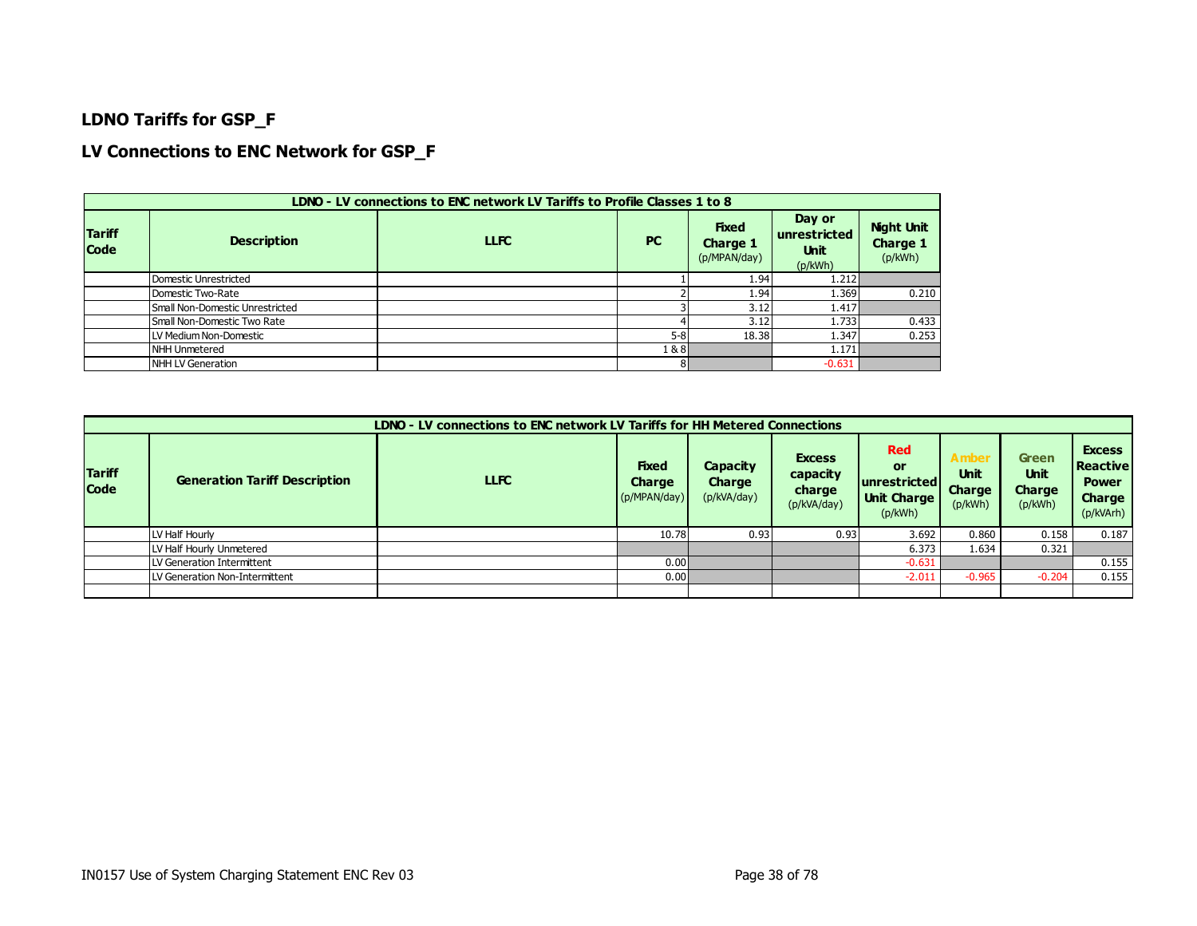## LDNO Tariffs for GSP_F

## LV Connections to ENC Network for GSP_F

| LDNO - LV connections to ENC network LV Tariffs to Profile Classes 1 to 8 | | | | | | |
|---|---|---|---|---|---|---|
| **Tariff Code** | **Description** | **LLFC** | **PC** | **Fixed Charge 1** (p/MPAN/day) | **Day or unrestricted Unit** (p/kWh) | **Night Unit Charge 1** (p/kWh) |
| | Domestic Unrestricted | | 1 | 1.94 | 1.212 | |
| | Domestic Two-Rate | | 2 | 1.94 | 1.369 | 0.210 |
| | Small Non-Domestic Unrestricted | | 3 | 3.12 | 1.417 | |
| | Small Non-Domestic Two Rate | | 4 | 3.12 | 1.733 | 0.433 |
| | LV Medium Non-Domestic | | 5-8 | 18.38 | 1.347 | 0.253 |
| | NHH Unmetered | | 1 & 8 | | 1.171 | |
| | NHH LV Generation | | 8 | | -0.631 | |

| LDNO - LV connections to ENC network LV Tariffs for HH Metered Connections | | | | | | | | | |
|---|---|---|---|---|---|---|---|---|---|
| **Tariff Code** | **Generation Tariff Description** | **LLFC** | **Fixed Charge** (p/MPAN/day) | **Capacity Charge** (p/kVA/day) | **Excess capacity charge** (p/kVA/day) | **Red or unrestricted Unit Charge** (p/kWh) | **Amber Unit Charge** (p/kWh) | **Green Unit Charge** (p/kWh) | **Excess Reactive Power Charge** (p/kVArh) |
| | LV Half Hourly | | 10.78 | 0.93 | 0.93 | 3.692 | 0.860 | 0.158 | 0.187 |
| | LV Half Hourly Unmetered | | | | | 6.373 | 1.634 | 0.321 | |
| | LV Generation Intermittent | | 0.00 | | | -0.631 | | | 0.155 |
| | LV Generation Non-Intermittent | | 0.00 | | | -2.011 | -0.965 | -0.204 | 0.155 |
| | | | | | | | | | |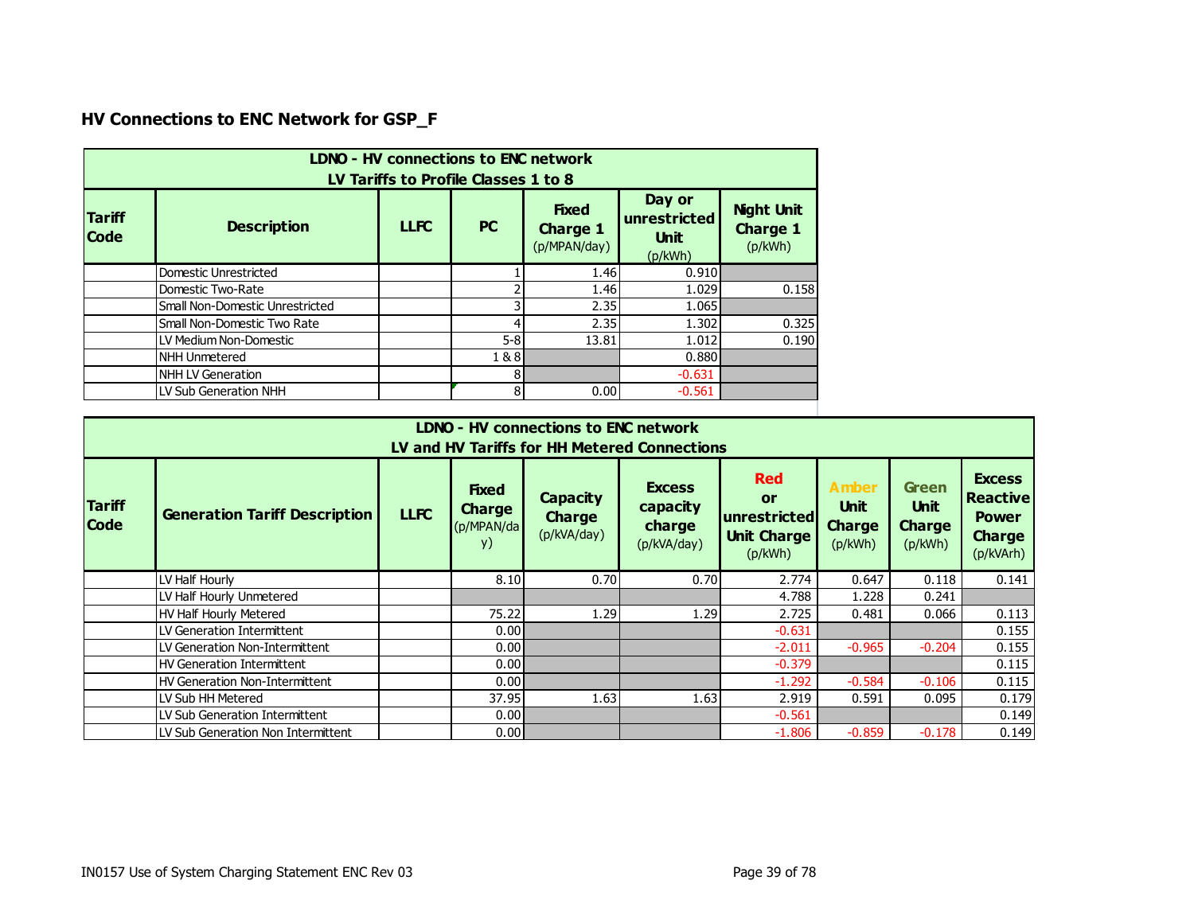## HV Connections to ENC Network for GSP_F

| LDNO - HV connections to ENC network<br>LV Tariffs to Profile Classes 1 to 8 | | | | | | |
|---|---|---|---|---|---|---|
| **Tariff Code** | **Description** | **LLFC** | **PC** | **Fixed Charge 1** (p/MPAN/day) | **Day or unrestricted Unit** (p/kWh) | **Night Unit Charge 1** (p/kWh) |
| | Domestic Unrestricted | | 1 | 1.46 | 0.910 | |
| | Domestic Two-Rate | | 2 | 1.46 | 1.029 | 0.158 |
| | Small Non-Domestic Unrestricted | | 3 | 2.35 | 1.065 | |
| | Small Non-Domestic Two Rate | | 4 | 2.35 | 1.302 | 0.325 |
| | LV Medium Non-Domestic | | 5-8 | 13.81 | 1.012 | 0.190 |
| | NHH Unmetered | | 1 & 8 | | 0.880 | |
| | NHH LV Generation | | 8 | | -0.631 | |
| | LV Sub Generation NHH | | 8 | 0.00 | -0.561 | |

| LDNO - HV connections to ENC network<br>LV and HV Tariffs for HH Metered Connections | | | | | | | | | |
|---|---|---|---|---|---|---|---|---|---|
| **Tariff Code** | **Generation Tariff Description** | **LLFC** | **Fixed Charge** (p/MPAN/day) | **Capacity Charge** (p/kVA/day) | **Excess capacity charge** (p/kVA/day) | **Red or unrestricted Unit Charge** (p/kWh) | **Amber Unit Charge** (p/kWh) | **Green Unit Charge** (p/kWh) | **Excess Reactive Power Charge** (p/kVArh) |
| | LV Half Hourly | | 8.10 | 0.70 | 0.70 | 2.774 | 0.647 | 0.118 | 0.141 |
| | LV Half Hourly Unmetered | | | | | 4.788 | 1.228 | 0.241 | |
| | HV Half Hourly Metered | | 75.22 | 1.29 | 1.29 | 2.725 | 0.481 | 0.066 | 0.113 |
| | LV Generation Intermittent | | 0.00 | | | -0.631 | | | 0.155 |
| | LV Generation Non-Intermittent | | 0.00 | | | -2.011 | -0.965 | -0.204 | 0.155 |
| | HV Generation Intermittent | | 0.00 | | | -0.379 | | | 0.115 |
| | HV Generation Non-Intermittent | | 0.00 | | | -1.292 | -0.584 | -0.106 | 0.115 |
| | LV Sub HH Metered | | 37.95 | 1.63 | 1.63 | 2.919 | 0.591 | 0.095 | 0.179 |
| | LV Sub Generation Intermittent | | 0.00 | | | -0.561 | | | 0.149 |
| | LV Sub Generation Non Intermittent | | 0.00 | | | -1.806 | -0.859 | -0.178 | 0.149 |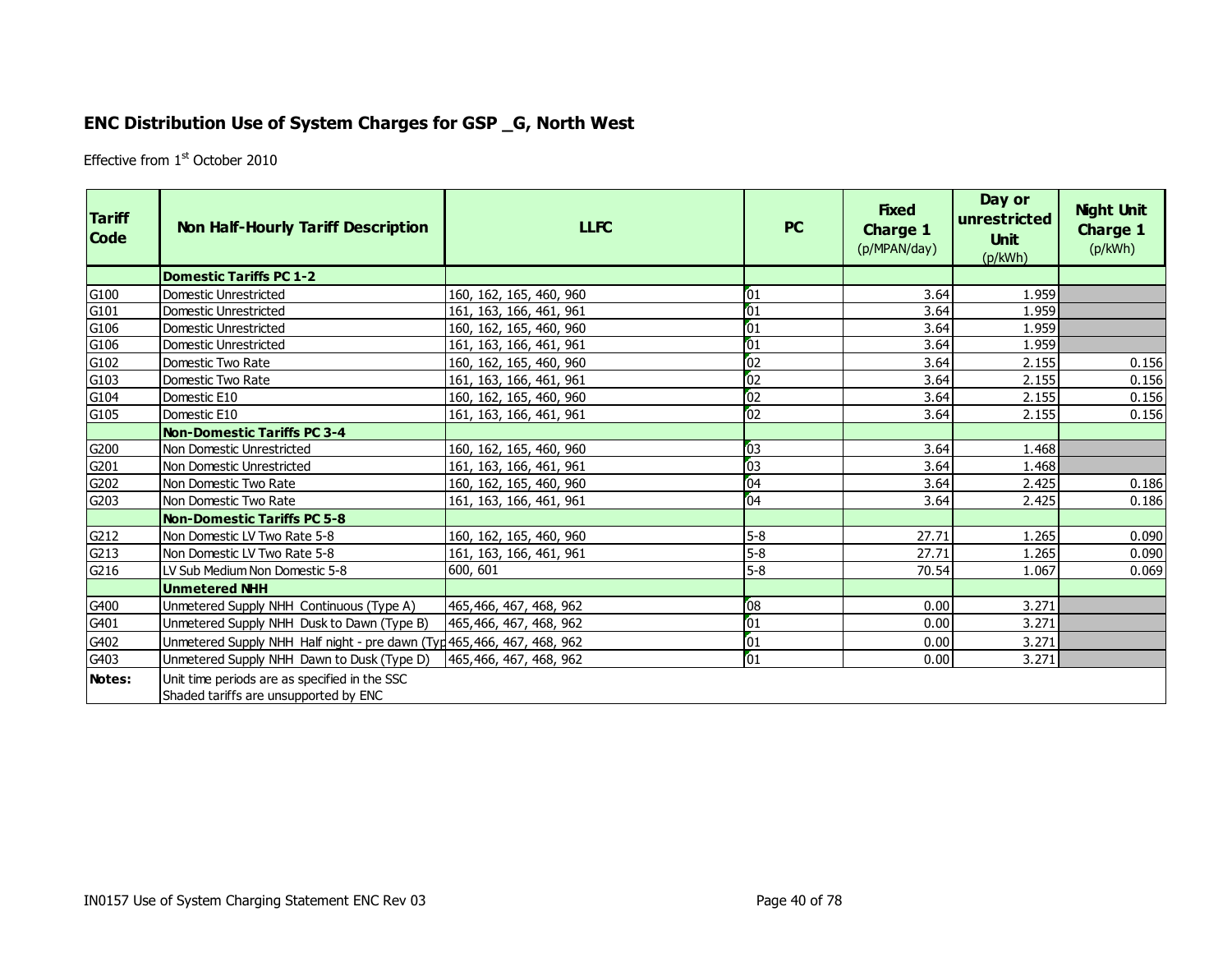## ENC Distribution Use of System Charges for GSP _G, North West

Effective from 1st October 2010

| Tariff Code | Non Half-Hourly Tariff Description | LLFC | PC | Fixed Charge 1 (p/MPAN/day) | Day or unrestricted Unit (p/kWh) | Night Unit Charge 1 (p/kWh) |
|---|---|---|---|---|---|---|
| | **Domestic Tariffs PC 1-2** | | | | | |
| G100 | Domestic Unrestricted | 160, 162, 165, 460, 960 | 01 | 3.64 | 1.959 | |
| G101 | Domestic Unrestricted | 161, 163, 166, 461, 961 | 01 | 3.64 | 1.959 | |
| G106 | Domestic Unrestricted | 160, 162, 165, 460, 960 | 01 | 3.64 | 1.959 | |
| G106 | Domestic Unrestricted | 161, 163, 166, 461, 961 | 01 | 3.64 | 1.959 | |
| G102 | Domestic Two Rate | 160, 162, 165, 460, 960 | 02 | 3.64 | 2.155 | 0.156 |
| G103 | Domestic Two Rate | 161, 163, 166, 461, 961 | 02 | 3.64 | 2.155 | 0.156 |
| G104 | Domestic E10 | 160, 162, 165, 460, 960 | 02 | 3.64 | 2.155 | 0.156 |
| G105 | Domestic E10 | 161, 163, 166, 461, 961 | 02 | 3.64 | 2.155 | 0.156 |
| | **Non-Domestic Tariffs PC 3-4** | | | | | |
| G200 | Non Domestic Unrestricted | 160, 162, 165, 460, 960 | 03 | 3.64 | 1.468 | |
| G201 | Non Domestic Unrestricted | 161, 163, 166, 461, 961 | 03 | 3.64 | 1.468 | |
| G202 | Non Domestic Two Rate | 160, 162, 165, 460, 960 | 04 | 3.64 | 2.425 | 0.186 |
| G203 | Non Domestic Two Rate | 161, 163, 166, 461, 961 | 04 | 3.64 | 2.425 | 0.186 |
| | **Non-Domestic Tariffs PC 5-8** | | | | | |
| G212 | Non Domestic LV Two Rate 5-8 | 160, 162, 165, 460, 960 | 5-8 | 27.71 | 1.265 | 0.090 |
| G213 | Non Domestic LV Two Rate 5-8 | 161, 163, 166, 461, 961 | 5-8 | 27.71 | 1.265 | 0.090 |
| G216 | LV Sub Medium Non Domestic 5-8 | 600, 601 | 5-8 | 70.54 | 1.067 | 0.069 |
| | **Unmetered NHH** | | | | | |
| G400 | Unmetered Supply NHH Continuous (Type A) | 465,466, 467, 468, 962 | 08 | 0.00 | 3.271 | |
| G401 | Unmetered Supply NHH Dusk to Dawn (Type B) | 465,466, 467, 468, 962 | 01 | 0.00 | 3.271 | |
| G402 | Unmetered Supply NHH Half night - pre dawn (Typ | 465,466, 467, 468, 962 | 01 | 0.00 | 3.271 | |
| G403 | Unmetered Supply NHH Dawn to Dusk (Type D) | 465,466, 467, 468, 962 | 01 | 0.00 | 3.271 | |
| **Notes:** | Unit time periods are as specified in the SSC<br>Shaded tariffs are unsupported by ENC | | | | | |

IN0157 Use of System Charging Statement ENC Rev 03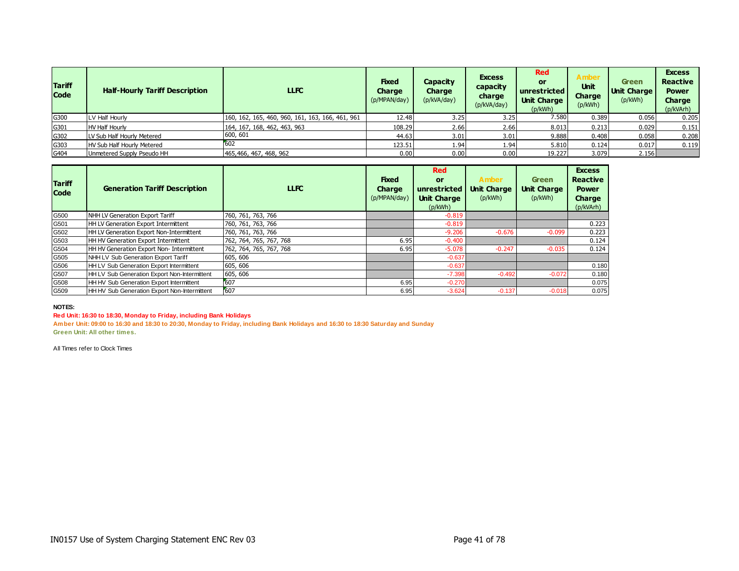| Tariff Code | Half-Hourly Tariff Description | LLFC | Fixed Charge (p/MPAN/day) | Capacity Charge (p/kVA/day) | Excess capacity charge (p/kVA/day) | Red or unrestricted Unit Charge (p/kWh) | Amber Unit Charge (p/kWh) | Green Unit Charge (p/kWh) | Excess Reactive Power Charge (p/kVArh) |
|---|---|---|---|---|---|---|---|---|---|
| G300 | LV Half Hourly | 160, 162, 165, 460, 960, 161, 163, 166, 461, 961 | 12.48 | 3.25 | 3.25 | 7.580 | 0.389 | 0.056 | 0.205 |
| G301 | HV Half Hourly | 164, 167, 168, 462, 463, 963 | 108.29 | 2.66 | 2.66 | 8.013 | 0.213 | 0.029 | 0.151 |
| G302 | LV Sub Half Hourly Metered | 600, 601 | 44.63 | 3.01 | 3.01 | 9.888 | 0.408 | 0.058 | 0.208 |
| G303 | HV Sub Half Hourly Metered | 602 | 123.51 | 1.94 | 1.94 | 5.810 | 0.124 | 0.017 | 0.119 |
| G404 | Unmetered Supply Pseudo HH | 465,466, 467, 468, 962 | 0.00 | 0.00 | 0.00 | 19.227 | 3.079 | 2.156 | |

| Tariff Code | Generation Tariff Description | LLFC | Fixed Charge (p/MPAN/day) | Red or unrestricted Unit Charge (p/kWh) | Amber Unit Charge (p/kWh) | Green Unit Charge (p/kWh) | Excess Reactive Power Charge (p/kVArh) |
|---|---|---|---|---|---|---|---|
| G500 | NHH LV Generation Export Tariff | 760, 761, 763, 766 | | -0.819 | | | |
| G501 | HH LV Generation Export Intermittent | 760, 761, 763, 766 | | -0.819 | | | 0.223 |
| G502 | HH LV Generation Export Non-Intermittent | 760, 761, 763, 766 | | -9.206 | -0.676 | -0.099 | 0.223 |
| G503 | HH HV Generation Export Intermittent | 762, 764, 765, 767, 768 | 6.95 | -0.400 | | | 0.124 |
| G504 | HH HV Generation Export Non- Intermittent | 762, 764, 765, 767, 768 | 6.95 | -5.078 | -0.247 | -0.035 | 0.124 |
| G505 | NHH LV Sub Generation Export Tariff | 605, 606 | | -0.637 | | | |
| G506 | HH LV Sub Generation Export Intermittent | 605, 606 | | -0.637 | | | 0.180 |
| G507 | HH LV Sub Generation Export Non-Intermittent | 605, 606 | | -7.398 | -0.492 | -0.072 | 0.180 |
| G508 | HH HV Sub Generation Export Intermittent | 607 | 6.95 | -0.270 | | | 0.075 |
| G509 | HH HV Sub Generation Export Non-Intermittent | 607 | 6.95 | -3.624 | -0.137 | -0.018 | 0.075 |

**NOTES:**

**Red Unit: 16:30 to 18:30, Monday to Friday, including Bank Holidays**

**Amber Unit: 09:00 to 16:30 and 18:30 to 20:30, Monday to Friday, including Bank Holidays and 16:30 to 18:30 Saturday and Sunday**

**Green Unit: All other times.**

All Times refer to Clock Times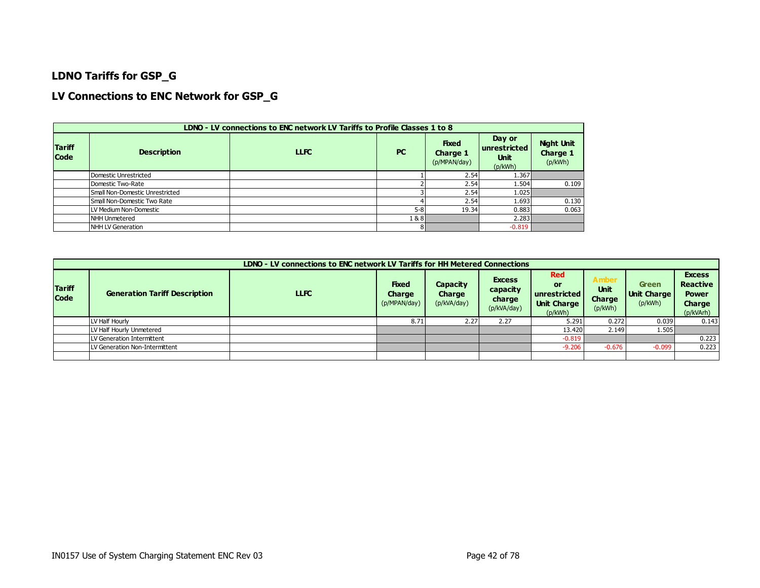## LDNO Tariffs for GSP_G

## LV Connections to ENC Network for GSP_G

| LDNO - LV connections to ENC network LV Tariffs to Profile Classes 1 to 8 | | | | | | |
|---|---|---|---|---|---|---|
| **Tariff Code** | **Description** | **LLFC** | **PC** | **Fixed Charge 1** (p/MPAN/day) | **Day or unrestricted Unit** (p/kWh) | **Night Unit Charge 1** (p/kWh) |
| | Domestic Unrestricted | | 1 | 2.54 | 1.367 | |
| | Domestic Two-Rate | | 2 | 2.54 | 1.504 | 0.109 |
| | Small Non-Domestic Unrestricted | | 3 | 2.54 | 1.025 | |
| | Small Non-Domestic Two Rate | | 4 | 2.54 | 1.693 | 0.130 |
| | LV Medium Non-Domestic | | 5-8 | 19.34 | 0.883 | 0.063 |
| | NHH Unmetered | | 1 & 8 | | 2.283 | |
| | NHH LV Generation | | 8 | | -0.819 | |

| LDNO - LV connections to ENC network LV Tariffs for HH Metered Connections | | | | | | | | | |
|---|---|---|---|---|---|---|---|---|---|
| **Tariff Code** | **Generation Tariff Description** | **LLFC** | **Fixed Charge** (p/MPAN/day) | **Capacity Charge** (p/kVA/day) | **Excess capacity charge** (p/kVA/day) | **Red or unrestricted Unit Charge** (p/kWh) | **Amber Unit Charge** (p/kWh) | **Green Unit Charge** (p/kWh) | **Excess Reactive Power Charge** (p/kVArh) |
| | LV Half Hourly | | 8.71 | 2.27 | 2.27 | 5.291 | 0.272 | 0.039 | 0.143 |
| | LV Half Hourly Unmetered | | | | | 13.420 | 2.149 | 1.505 | |
| | LV Generation Intermittent | | | | | -0.819 | | | 0.223 |
| | LV Generation Non-Intermittent | | | | | -9.206 | -0.676 | -0.099 | 0.223 |
| | | | | | | | | | |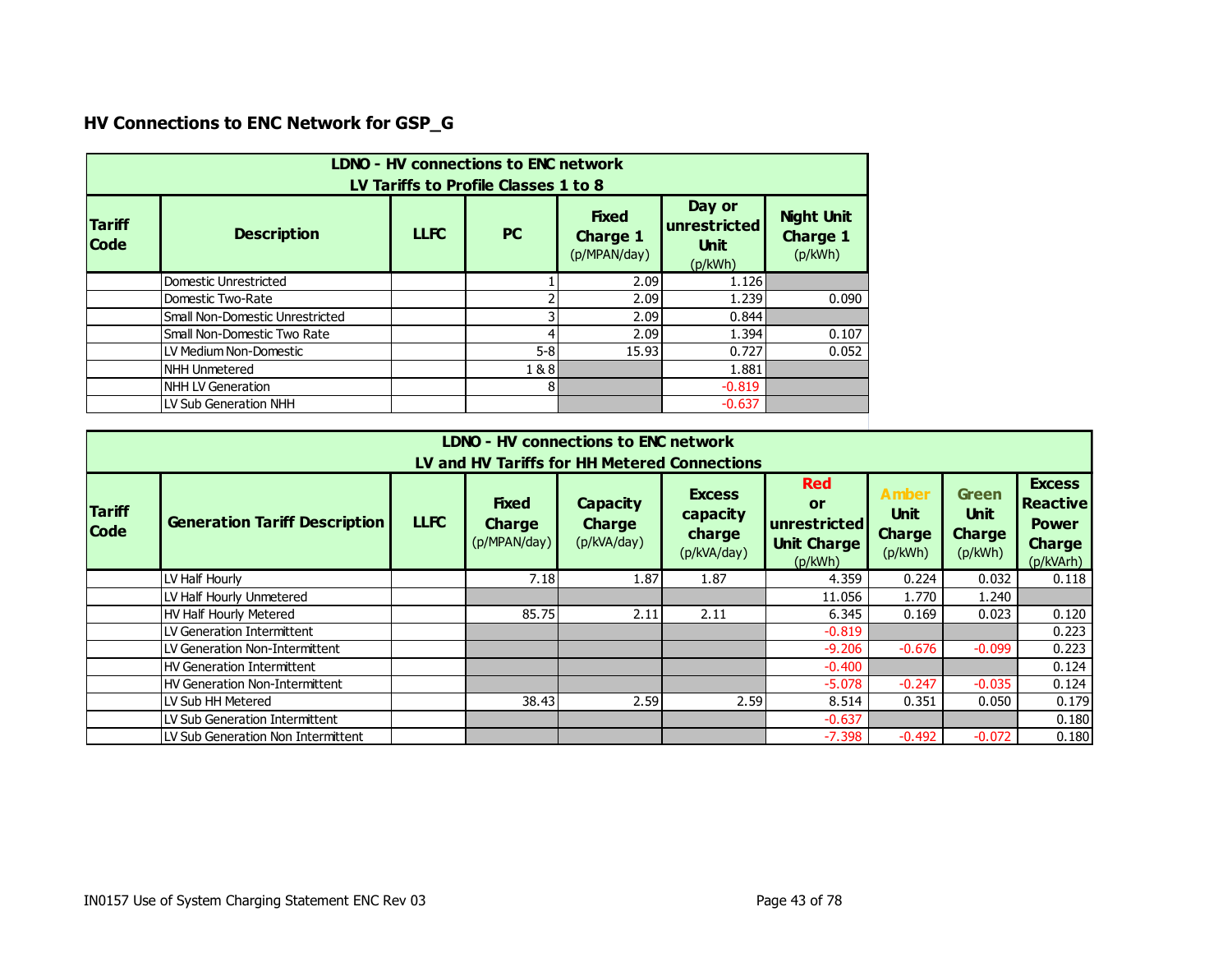## HV Connections to ENC Network for GSP_G

| LDNO - HV connections to ENC network<br>LV Tariffs to Profile Classes 1 to 8 | | | | | | |
|---|---|---|---|---|---|---|
| **Tariff Code** | **Description** | **LLFC** | **PC** | **Fixed Charge 1** (p/MPAN/day) | **Day or unrestricted Unit** (p/kWh) | **Night Unit Charge 1** (p/kWh) |
| | Domestic Unrestricted | | 1 | 2.09 | 1.126 | |
| | Domestic Two-Rate | | 2 | 2.09 | 1.239 | 0.090 |
| | Small Non-Domestic Unrestricted | | 3 | 2.09 | 0.844 | |
| | Small Non-Domestic Two Rate | | 4 | 2.09 | 1.394 | 0.107 |
| | LV Medium Non-Domestic | | 5-8 | 15.93 | 0.727 | 0.052 |
| | NHH Unmetered | | 1 & 8 | | 1.881 | |
| | NHH LV Generation | | 8 | | -0.819 | |
| | LV Sub Generation NHH | | | | -0.637 | |

| LDNO - HV connections to ENC network<br>LV and HV Tariffs for HH Metered Connections | | | | | | | | | |
|---|---|---|---|---|---|---|---|---|---|
| **Tariff Code** | **Generation Tariff Description** | **LLFC** | **Fixed Charge** (p/MPAN/day) | **Capacity Charge** (p/kVA/day) | **Excess capacity charge** (p/kVA/day) | **Red or unrestricted Unit Charge** (p/kWh) | **Amber Unit Charge** (p/kWh) | **Green Unit Charge** (p/kWh) | **Excess Reactive Power Charge** (p/kVArh) |
| | LV Half Hourly | | 7.18 | 1.87 | 1.87 | 4.359 | 0.224 | 0.032 | 0.118 |
| | LV Half Hourly Unmetered | | | | | 11.056 | 1.770 | 1.240 | |
| | HV Half Hourly Metered | | 85.75 | 2.11 | 2.11 | 6.345 | 0.169 | 0.023 | 0.120 |
| | LV Generation Intermittent | | | | | -0.819 | | | 0.223 |
| | LV Generation Non-Intermittent | | | | | -9.206 | -0.676 | -0.099 | 0.223 |
| | HV Generation Intermittent | | | | | -0.400 | | | 0.124 |
| | HV Generation Non-Intermittent | | | | | -5.078 | -0.247 | -0.035 | 0.124 |
| | LV Sub HH Metered | | 38.43 | 2.59 | 2.59 | 8.514 | 0.351 | 0.050 | 0.179 |
| | LV Sub Generation Intermittent | | | | | -0.637 | | | 0.180 |
| | LV Sub Generation Non Intermittent | | | | | -7.398 | -0.492 | -0.072 | 0.180 |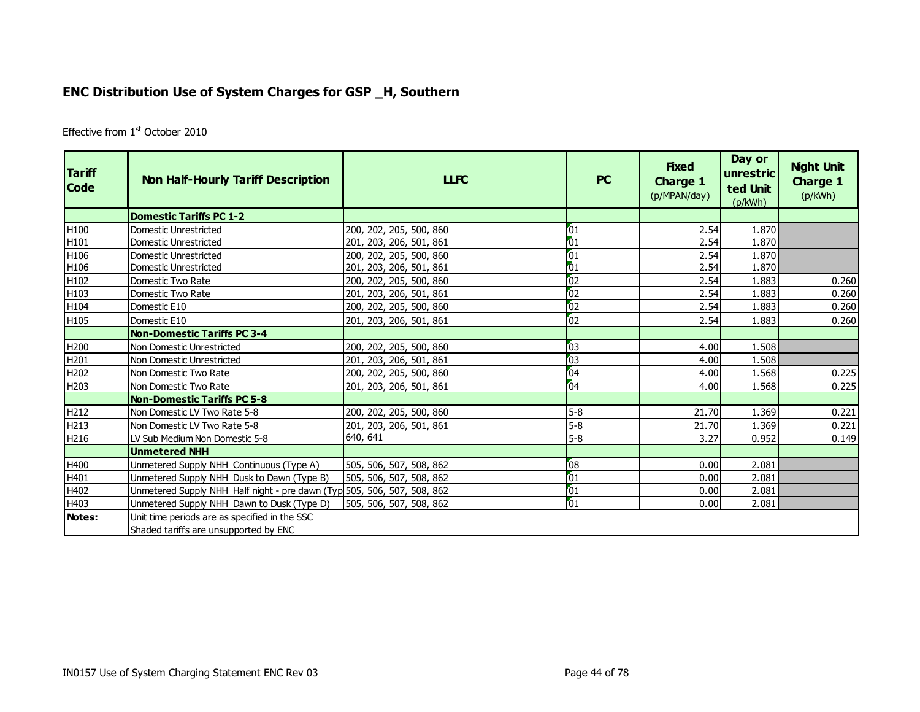## ENC Distribution Use of System Charges for GSP _H, Southern

Effective from 1st October 2010

| Tariff Code | Non Half-Hourly Tariff Description | LLFC | PC | Fixed Charge 1 (p/MPAN/day) | Day or unrestricted Unit (p/kWh) | Night Unit Charge 1 (p/kWh) |
|---|---|---|---|---|---|---|
| | **Domestic Tariffs PC 1-2** | | | | | |
| H100 | Domestic Unrestricted | 200, 202, 205, 500, 860 | 01 | 2.54 | 1.870 | |
| H101 | Domestic Unrestricted | 201, 203, 206, 501, 861 | 01 | 2.54 | 1.870 | |
| H106 | Domestic Unrestricted | 200, 202, 205, 500, 860 | 01 | 2.54 | 1.870 | |
| H106 | Domestic Unrestricted | 201, 203, 206, 501, 861 | 01 | 2.54 | 1.870 | |
| H102 | Domestic Two Rate | 200, 202, 205, 500, 860 | 02 | 2.54 | 1.883 | 0.260 |
| H103 | Domestic Two Rate | 201, 203, 206, 501, 861 | 02 | 2.54 | 1.883 | 0.260 |
| H104 | Domestic E10 | 200, 202, 205, 500, 860 | 02 | 2.54 | 1.883 | 0.260 |
| H105 | Domestic E10 | 201, 203, 206, 501, 861 | 02 | 2.54 | 1.883 | 0.260 |
| | **Non-Domestic Tariffs PC 3-4** | | | | | |
| H200 | Non Domestic Unrestricted | 200, 202, 205, 500, 860 | 03 | 4.00 | 1.508 | |
| H201 | Non Domestic Unrestricted | 201, 203, 206, 501, 861 | 03 | 4.00 | 1.508 | |
| H202 | Non Domestic Two Rate | 200, 202, 205, 500, 860 | 04 | 4.00 | 1.568 | 0.225 |
| H203 | Non Domestic Two Rate | 201, 203, 206, 501, 861 | 04 | 4.00 | 1.568 | 0.225 |
| | **Non-Domestic Tariffs PC 5-8** | | | | | |
| H212 | Non Domestic LV Two Rate 5-8 | 200, 202, 205, 500, 860 | 5-8 | 21.70 | 1.369 | 0.221 |
| H213 | Non Domestic LV Two Rate 5-8 | 201, 203, 206, 501, 861 | 5-8 | 21.70 | 1.369 | 0.221 |
| H216 | LV Sub Medium Non Domestic 5-8 | 640, 641 | 5-8 | 3.27 | 0.952 | 0.149 |
| | **Unmetered NHH** | | | | | |
| H400 | Unmetered Supply NHH Continuous (Type A) | 505, 506, 507, 508, 862 | 08 | 0.00 | 2.081 | |
| H401 | Unmetered Supply NHH Dusk to Dawn (Type B) | 505, 506, 507, 508, 862 | 01 | 0.00 | 2.081 | |
| H402 | Unmetered Supply NHH Half night - pre dawn (Typ | 505, 506, 507, 508, 862 | 01 | 0.00 | 2.081 | |
| H403 | Unmetered Supply NHH Dawn to Dusk (Type D) | 505, 506, 507, 508, 862 | 01 | 0.00 | 2.081 | |
| **Notes:** | Unit time periods are as specified in the SSC<br>Shaded tariffs are unsupported by ENC | | | | | |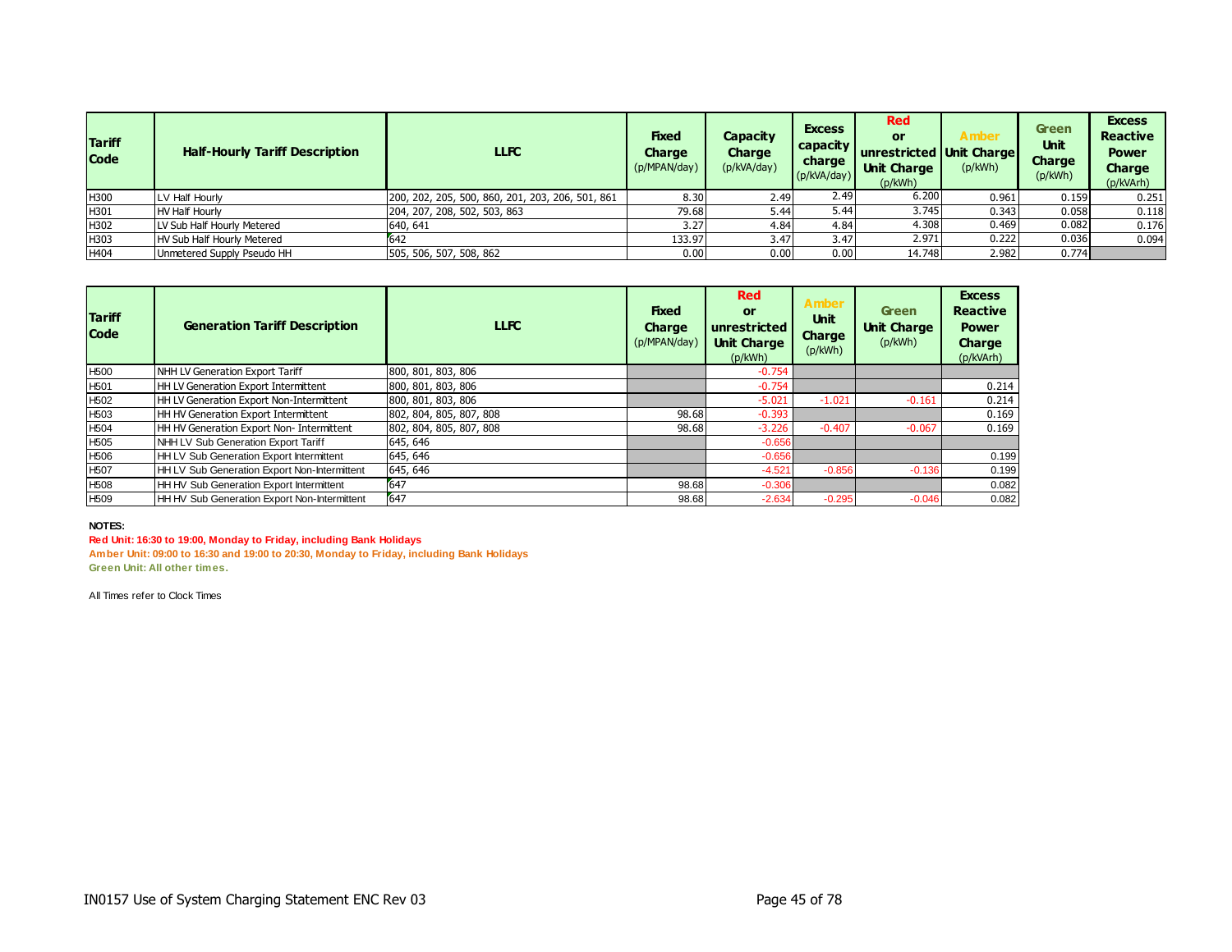| Tariff Code | Half-Hourly Tariff Description | LLFC | Fixed Charge (p/MPAN/day) | Capacity Charge (p/kVA/day) | Excess capacity charge (p/kVA/day) | Red or unrestricted Unit Charge (p/kWh) | Amber Unit Charge (p/kWh) | Green Unit Charge (p/kWh) | Excess Reactive Power Charge (p/kVArh) |
|---|---|---|---|---|---|---|---|---|---|
| H300 | LV Half Hourly | 200, 202, 205, 500, 860, 201, 203, 206, 501, 861 | 8.30 | 2.49 | 2.49 | 6.200 | 0.961 | 0.159 | 0.251 |
| H301 | HV Half Hourly | 204, 207, 208, 502, 503, 863 | 79.68 | 5.44 | 5.44 | 3.745 | 0.343 | 0.058 | 0.118 |
| H302 | LV Sub Half Hourly Metered | 640, 641 | 3.27 | 4.84 | 4.84 | 4.308 | 0.469 | 0.082 | 0.176 |
| H303 | HV Sub Half Hourly Metered | 642 | 133.97 | 3.47 | 3.47 | 2.971 | 0.222 | 0.036 | 0.094 |
| H404 | Unmetered Supply Pseudo HH | 505, 506, 507, 508, 862 | 0.00 | 0.00 | 0.00 | 14.748 | 2.982 | 0.774 | |

| Tariff Code | Generation Tariff Description | LLFC | Fixed Charge (p/MPAN/day) | Red or unrestricted Unit Charge (p/kWh) | Amber Unit Charge (p/kWh) | Green Unit Charge (p/kWh) | Excess Reactive Power Charge (p/kVArh) |
|---|---|---|---|---|---|---|---|
| H500 | NHH LV Generation Export Tariff | 800, 801, 803, 806 | | -0.754 | | | |
| H501 | HH LV Generation Export Intermittent | 800, 801, 803, 806 | | -0.754 | | | 0.214 |
| H502 | HH LV Generation Export Non-Intermittent | 800, 801, 803, 806 | | -5.021 | -1.021 | -0.161 | 0.214 |
| H503 | HH HV Generation Export Intermittent | 802, 804, 805, 807, 808 | 98.68 | -0.393 | | | 0.169 |
| H504 | HH HV Generation Export Non- Intermittent | 802, 804, 805, 807, 808 | 98.68 | -3.226 | -0.407 | -0.067 | 0.169 |
| H505 | NHH LV Sub Generation Export Tariff | 645, 646 | | -0.656 | | | |
| H506 | HH LV Sub Generation Export Intermittent | 645, 646 | | -0.656 | | | 0.199 |
| H507 | HH LV Sub Generation Export Non-Intermittent | 645, 646 | | -4.521 | -0.856 | -0.136 | 0.199 |
| H508 | HH HV Sub Generation Export Intermittent | 647 | 98.68 | -0.306 | | | 0.082 |
| H509 | HH HV Sub Generation Export Non-Intermittent | 647 | 98.68 | -2.634 | -0.295 | -0.046 | 0.082 |

**NOTES:**

**Red Unit: 16:30 to 19:00, Monday to Friday, including Bank Holidays**

**Amber Unit: 09:00 to 16:30 and 19:00 to 20:30, Monday to Friday, including Bank Holidays**

**Green Unit: All other times.**

All Times refer to Clock Times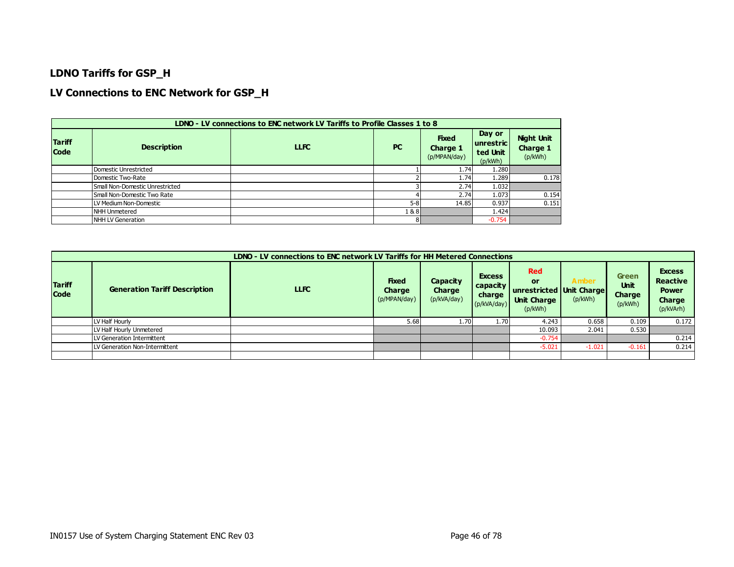## LDNO Tariffs for GSP_H

## LV Connections to ENC Network for GSP_H

| LDNO - LV connections to ENC network LV Tariffs to Profile Classes 1 to 8 | | | | | | |
|---|---|---|---|---|---|---|
| **Tariff Code** | **Description** | **LLFC** | **PC** | **Fixed Charge 1** (p/MPAN/day) | **Day or unrestricted Unit** (p/kWh) | **Night Unit Charge 1** (p/kWh) |
| | Domestic Unrestricted | | 1 | 1.74 | 1.280 | |
| | Domestic Two-Rate | | 2 | 1.74 | 1.289 | 0.178 |
| | Small Non-Domestic Unrestricted | | 3 | 2.74 | 1.032 | |
| | Small Non-Domestic Two Rate | | 4 | 2.74 | 1.073 | 0.154 |
| | LV Medium Non-Domestic | | 5-8 | 14.85 | 0.937 | 0.151 |
| | NHH Unmetered | | 1 & 8 | | 1.424 | |
| | NHH LV Generation | | 8 | | -0.754 | |

| LDNO - LV connections to ENC network LV Tariffs for HH Metered Connections | | | | | | | | | |
|---|---|---|---|---|---|---|---|---|---|
| **Tariff Code** | **Generation Tariff Description** | **LLFC** | **Fixed Charge** (p/MPAN/day) | **Capacity Charge** (p/kVA/day) | **Excess capacity charge** (p/kVA/day) | **Red or unrestricted Unit Charge** (p/kWh) | **Amber Unit Charge** (p/kWh) | **Green Unit Charge** (p/kWh) | **Excess Reactive Power Charge** (p/kVArh) |
| | LV Half Hourly | | 5.68 | 1.70 | 1.70 | 4.243 | 0.658 | 0.109 | 0.172 |
| | LV Half Hourly Unmetered | | | | | 10.093 | 2.041 | 0.530 | |
| | LV Generation Intermittent | | | | | -0.754 | | | 0.214 |
| | LV Generation Non-Intermittent | | | | | -5.021 | -1.021 | -0.161 | 0.214 |
| | | | | | | | | | |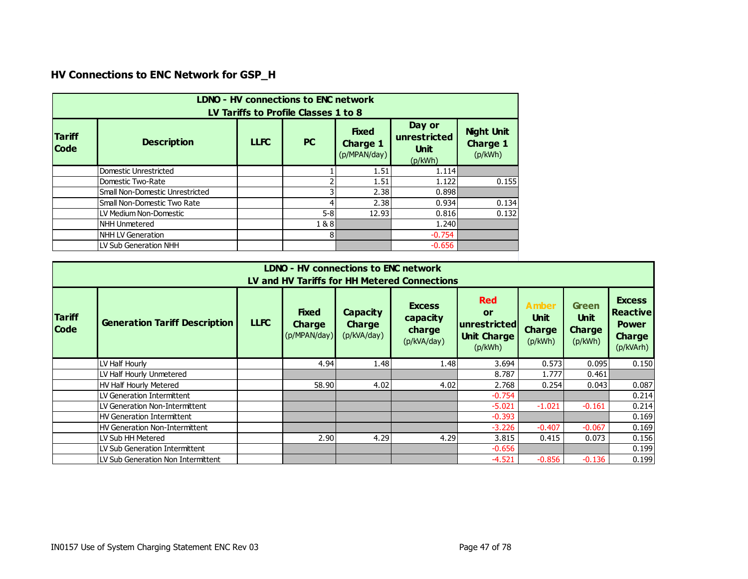## HV Connections to ENC Network for GSP_H

| LDNO - HV connections to ENC network<br>LV Tariffs to Profile Classes 1 to 8 | | | | | | |
|---|---|---|---|---|---|---|
| **Tariff Code** | **Description** | **LLFC** | **PC** | **Fixed Charge 1** (p/MPAN/day) | **Day or unrestricted Unit** (p/kWh) | **Night Unit Charge 1** (p/kWh) |
| | Domestic Unrestricted | | 1 | 1.51 | 1.114 | |
| | Domestic Two-Rate | | 2 | 1.51 | 1.122 | 0.155 |
| | Small Non-Domestic Unrestricted | | 3 | 2.38 | 0.898 | |
| | Small Non-Domestic Two Rate | | 4 | 2.38 | 0.934 | 0.134 |
| | LV Medium Non-Domestic | | 5-8 | 12.93 | 0.816 | 0.132 |
| | NHH Unmetered | | 1 & 8 | | 1.240 | |
| | NHH LV Generation | | 8 | | -0.754 | |
| | LV Sub Generation NHH | | | | -0.656 | |

| LDNO - HV connections to ENC network<br>LV and HV Tariffs for HH Metered Connections | | | | | | | | | |
|---|---|---|---|---|---|---|---|---|---|
| **Tariff Code** | **Generation Tariff Description** | **LLFC** | **Fixed Charge** (p/MPAN/day) | **Capacity Charge** (p/kVA/day) | **Excess capacity charge** (p/kVA/day) | **Red or unrestricted Unit Charge** (p/kWh) | **Amber Unit Charge** (p/kWh) | **Green Unit Charge** (p/kWh) | **Excess Reactive Power Charge** (p/kVArh) |
| | LV Half Hourly | | 4.94 | 1.48 | 1.48 | 3.694 | 0.573 | 0.095 | 0.150 |
| | LV Half Hourly Unmetered | | | | | 8.787 | 1.777 | 0.461 | |
| | HV Half Hourly Metered | | 58.90 | 4.02 | 4.02 | 2.768 | 0.254 | 0.043 | 0.087 |
| | LV Generation Intermittent | | | | | -0.754 | | | 0.214 |
| | LV Generation Non-Intermittent | | | | | -5.021 | -1.021 | -0.161 | 0.214 |
| | HV Generation Intermittent | | | | | -0.393 | | | 0.169 |
| | HV Generation Non-Intermittent | | | | | -3.226 | -0.407 | -0.067 | 0.169 |
| | LV Sub HH Metered | | 2.90 | 4.29 | 4.29 | 3.815 | 0.415 | 0.073 | 0.156 |
| | LV Sub Generation Intermittent | | | | | -0.656 | | | 0.199 |
| | LV Sub Generation Non Intermittent | | | | | -4.521 | -0.856 | -0.136 | 0.199 |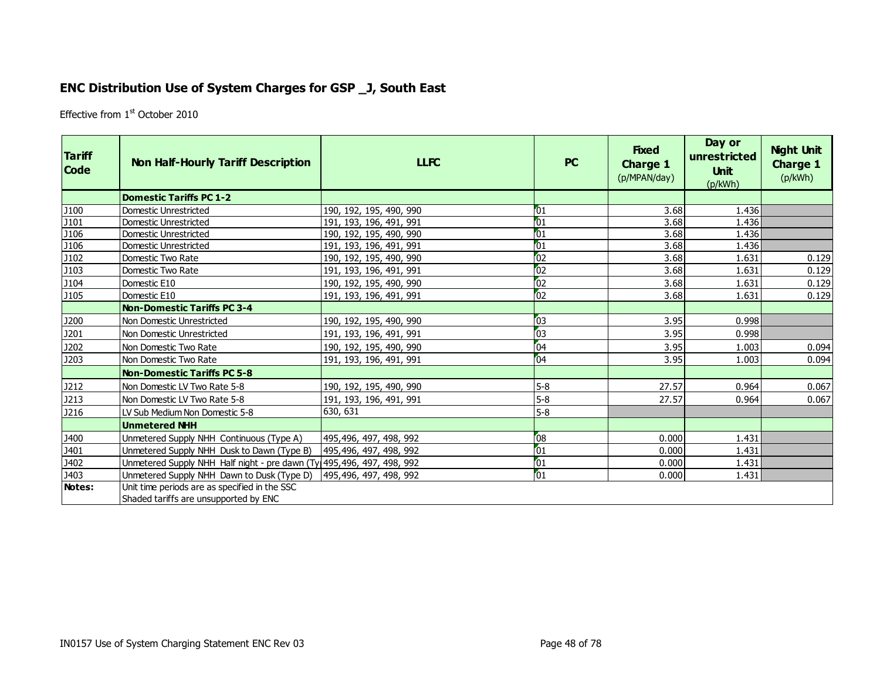## ENC Distribution Use of System Charges for GSP _J, South East

Effective from 1st October 2010

| Tariff Code | Non Half-Hourly Tariff Description | LLFC | PC | Fixed Charge 1 (p/MPAN/day) | Day or unrestricted Unit (p/kWh) | Night Unit Charge 1 (p/kWh) |
|---|---|---|---|---|---|---|
| | **Domestic Tariffs PC 1-2** | | | | | |
| J100 | Domestic Unrestricted | 190, 192, 195, 490, 990 | 01 | 3.68 | 1.436 | |
| J101 | Domestic Unrestricted | 191, 193, 196, 491, 991 | 01 | 3.68 | 1.436 | |
| J106 | Domestic Unrestricted | 190, 192, 195, 490, 990 | 01 | 3.68 | 1.436 | |
| J106 | Domestic Unrestricted | 191, 193, 196, 491, 991 | 01 | 3.68 | 1.436 | |
| J102 | Domestic Two Rate | 190, 192, 195, 490, 990 | 02 | 3.68 | 1.631 | 0.129 |
| J103 | Domestic Two Rate | 191, 193, 196, 491, 991 | 02 | 3.68 | 1.631 | 0.129 |
| J104 | Domestic E10 | 190, 192, 195, 490, 990 | 02 | 3.68 | 1.631 | 0.129 |
| J105 | Domestic E10 | 191, 193, 196, 491, 991 | 02 | 3.68 | 1.631 | 0.129 |
| | **Non-Domestic Tariffs PC 3-4** | | | | | |
| J200 | Non Domestic Unrestricted | 190, 192, 195, 490, 990 | 03 | 3.95 | 0.998 | |
| J201 | Non Domestic Unrestricted | 191, 193, 196, 491, 991 | 03 | 3.95 | 0.998 | |
| J202 | Non Domestic Two Rate | 190, 192, 195, 490, 990 | 04 | 3.95 | 1.003 | 0.094 |
| J203 | Non Domestic Two Rate | 191, 193, 196, 491, 991 | 04 | 3.95 | 1.003 | 0.094 |
| | **Non-Domestic Tariffs PC 5-8** | | | | | |
| J212 | Non Domestic LV Two Rate 5-8 | 190, 192, 195, 490, 990 | 5-8 | 27.57 | 0.964 | 0.067 |
| J213 | Non Domestic LV Two Rate 5-8 | 191, 193, 196, 491, 991 | 5-8 | 27.57 | 0.964 | 0.067 |
| J216 | LV Sub Medium Non Domestic 5-8 | 630, 631 | 5-8 | | | |
| | **Unmetered NHH** | | | | | |
| J400 | Unmetered Supply NHH Continuous (Type A) | 495,496, 497, 498, 992 | 08 | 0.000 | 1.431 | |
| J401 | Unmetered Supply NHH Dusk to Dawn (Type B) | 495,496, 497, 498, 992 | 01 | 0.000 | 1.431 | |
| J402 | Unmetered Supply NHH Half night - pre dawn (Ty | 495,496, 497, 498, 992 | 01 | 0.000 | 1.431 | |
| J403 | Unmetered Supply NHH Dawn to Dusk (Type D) | 495,496, 497, 498, 992 | 01 | 0.000 | 1.431 | |
| **Notes:** | Unit time periods are as specified in the SSC<br>Shaded tariffs are unsupported by ENC | | | | | |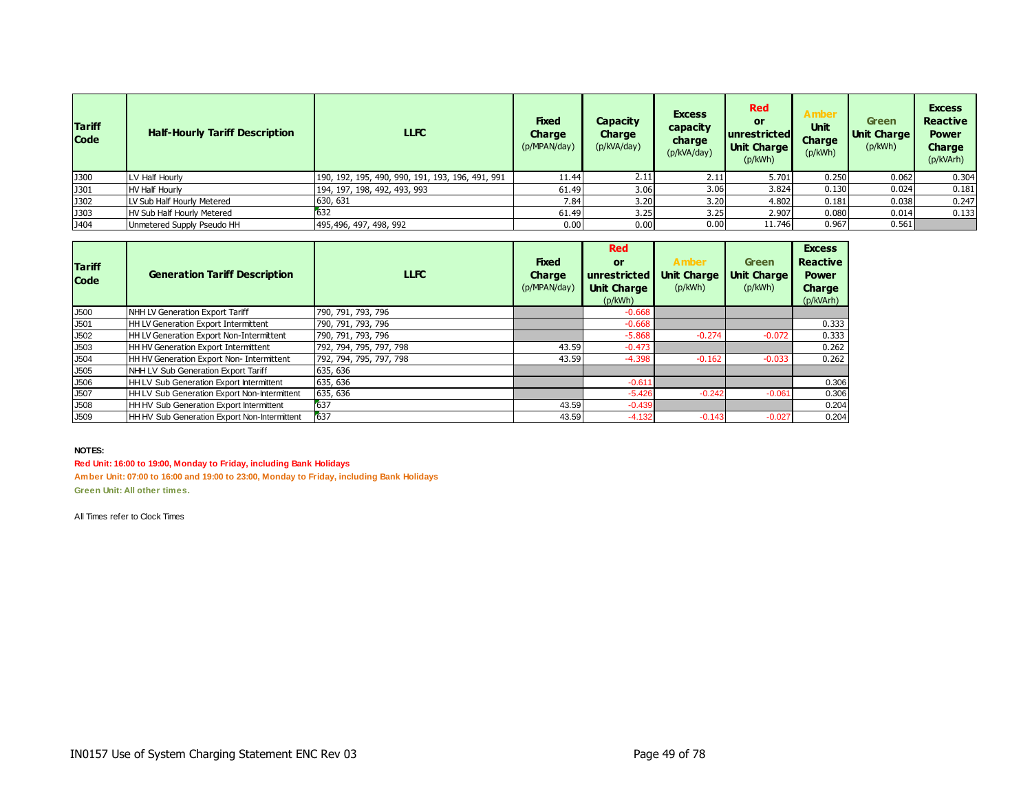| Tariff Code | Half-Hourly Tariff Description | LLFC | Fixed Charge (p/MPAN/day) | Capacity Charge (p/kVA/day) | Excess capacity charge (p/kVA/day) | Red or unrestricted Unit Charge (p/kWh) | Amber Unit Charge (p/kWh) | Green Unit Charge (p/kWh) | Excess Reactive Power Charge (p/kVArh) |
|---|---|---|---|---|---|---|---|---|---|
| J300 | LV Half Hourly | 190, 192, 195, 490, 990, 191, 193, 196, 491, 991 | 11.44 | 2.11 | 2.11 | 5.701 | 0.250 | 0.062 | 0.304 |
| J301 | HV Half Hourly | 194, 197, 198, 492, 493, 993 | 61.49 | 3.06 | 3.06 | 3.824 | 0.130 | 0.024 | 0.181 |
| J302 | LV Sub Half Hourly Metered | 630, 631 | 7.84 | 3.20 | 3.20 | 4.802 | 0.181 | 0.038 | 0.247 |
| J303 | HV Sub Half Hourly Metered | 632 | 61.49 | 3.25 | 3.25 | 2.907 | 0.080 | 0.014 | 0.133 |
| J404 | Unmetered Supply Pseudo HH | 495,496, 497, 498, 992 | 0.00 | 0.00 | 0.00 | 11.746 | 0.967 | 0.561 | |

| Tariff Code | Generation Tariff Description | LLFC | Fixed Charge (p/MPAN/day) | Red or unrestricted Unit Charge (p/kWh) | Amber Unit Charge (p/kWh) | Green Unit Charge (p/kWh) | Excess Reactive Power Charge (p/kVArh) |
|---|---|---|---|---|---|---|---|
| J500 | NHH LV Generation Export Tariff | 790, 791, 793, 796 | | -0.668 | | | |
| J501 | HH LV Generation Export Intermittent | 790, 791, 793, 796 | | -0.668 | | | 0.333 |
| J502 | HH LV Generation Export Non-Intermittent | 790, 791, 793, 796 | | -5.868 | -0.274 | -0.072 | 0.333 |
| J503 | HH HV Generation Export Intermittent | 792, 794, 795, 797, 798 | 43.59 | -0.473 | | | 0.262 |
| J504 | HH HV Generation Export Non- Intermittent | 792, 794, 795, 797, 798 | 43.59 | -4.398 | -0.162 | -0.033 | 0.262 |
| J505 | NHH LV Sub Generation Export Tariff | 635, 636 | | | | | |
| J506 | HH LV Sub Generation Export Intermittent | 635, 636 | | -0.611 | | | 0.306 |
| J507 | HH LV Sub Generation Export Non-Intermittent | 635, 636 | | -5.426 | -0.242 | -0.061 | 0.306 |
| J508 | HH HV Sub Generation Export Intermittent | 637 | 43.59 | -0.439 | | | 0.204 |
| J509 | HH HV Sub Generation Export Non-Intermittent | 637 | 43.59 | -4.132 | -0.143 | -0.027 | 0.204 |

**NOTES:**

**Red Unit: 16:00 to 19:00, Monday to Friday, including Bank Holidays**

**Amber Unit: 07:00 to 16:00 and 19:00 to 23:00, Monday to Friday, including Bank Holidays**

**Green Unit: All other times.**

All Times refer to Clock Times

IN0157 Use of System Charging Statement ENC Rev 03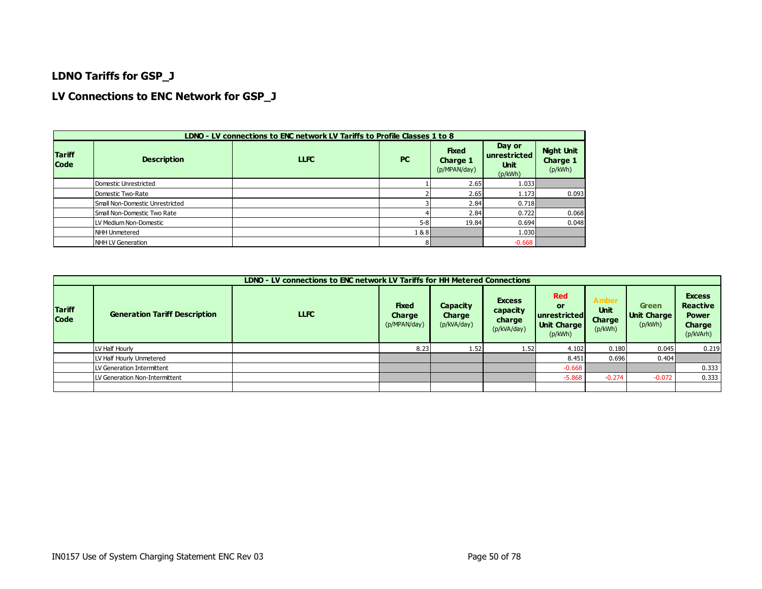## LDNO Tariffs for GSP_J

## LV Connections to ENC Network for GSP_J

| LDNO - LV connections to ENC network LV Tariffs to Profile Classes 1 to 8 | | | | | | |
|---|---|---|---|---|---|---|
| **Tariff Code** | **Description** | **LLFC** | **PC** | **Fixed Charge 1** (p/MPAN/day) | **Day or unrestricted Unit** (p/kWh) | **Night Unit Charge 1** (p/kWh) |
| | Domestic Unrestricted | | 1 | 2.65 | 1.033 | |
| | Domestic Two-Rate | | 2 | 2.65 | 1.173 | 0.093 |
| | Small Non-Domestic Unrestricted | | 3 | 2.84 | 0.718 | |
| | Small Non-Domestic Two Rate | | 4 | 2.84 | 0.722 | 0.068 |
| | LV Medium Non-Domestic | | 5-8 | 19.84 | 0.694 | 0.048 |
| | NHH Unmetered | | 1 & 8 | | 1.030 | |
| | NHH LV Generation | | 8 | | -0.668 | |

| LDNO - LV connections to ENC network LV Tariffs for HH Metered Connections | | | | | | | | | |
|---|---|---|---|---|---|---|---|---|---|
| **Tariff Code** | **Generation Tariff Description** | **LLFC** | **Fixed Charge** (p/MPAN/day) | **Capacity Charge** (p/kVA/day) | **Excess capacity charge** (p/kVA/day) | **Red or unrestricted Unit Charge** (p/kWh) | **Amber Unit Charge** (p/kWh) | **Green Unit Charge** (p/kWh) | **Excess Reactive Power Charge** (p/kVArh) |
| | LV Half Hourly | | 8.23 | 1.52 | 1.52 | 4.102 | 0.180 | 0.045 | 0.219 |
| | LV Half Hourly Unmetered | | | | | 8.451 | 0.696 | 0.404 | |
| | LV Generation Intermittent | | | | | -0.668 | | | 0.333 |
| | LV Generation Non-Intermittent | | | | | -5.868 | -0.274 | -0.072 | 0.333 |
| | | | | | | | | | |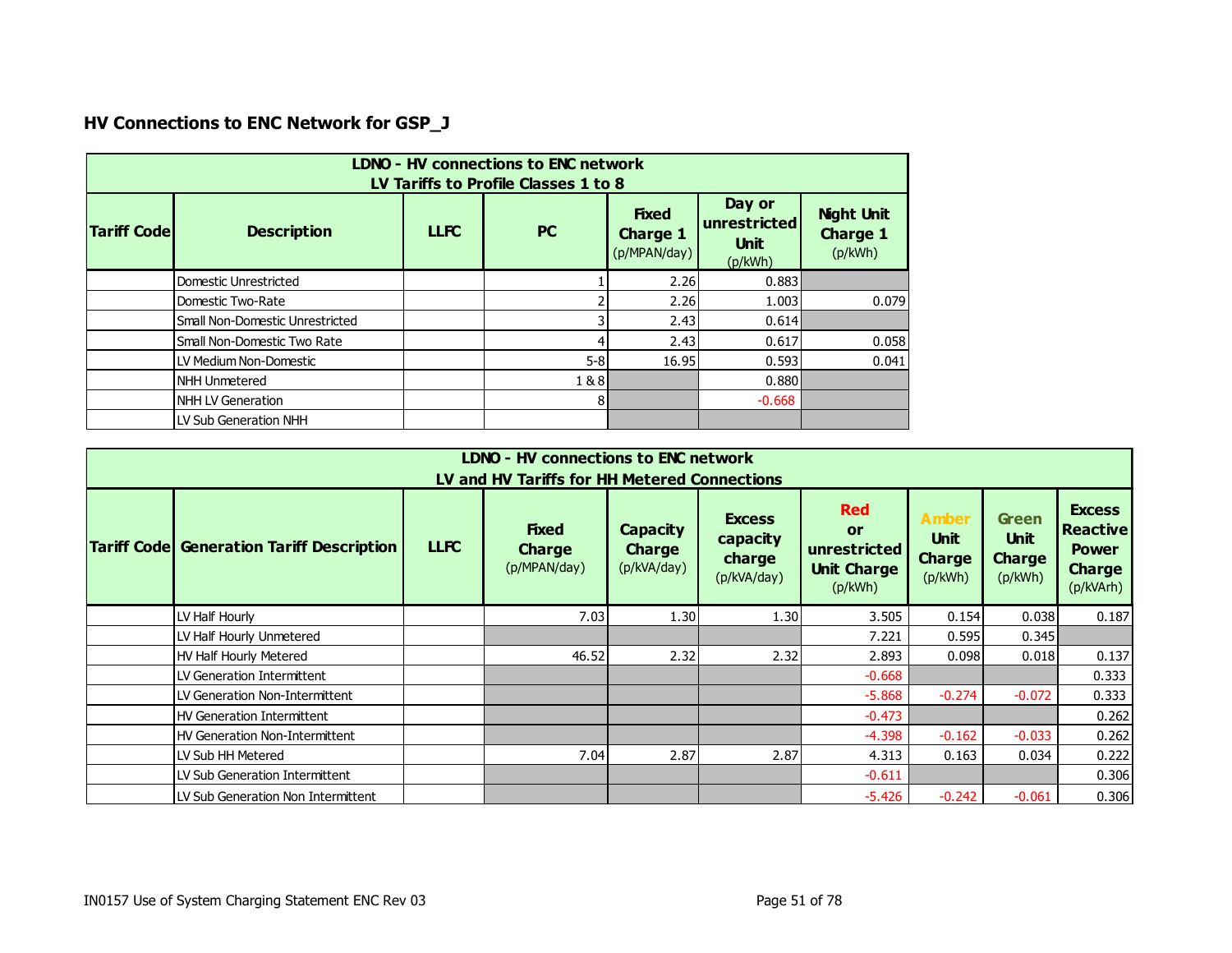## HV Connections to ENC Network for GSP_J

| LDNO - HV connections to ENC network LV Tariffs to Profile Classes 1 to 8 | | | | | | |
|---|---|---|---|---|---|---|
| **Tariff Code** | **Description** | **LLFC** | **PC** | **Fixed Charge 1** (p/MPAN/day) | **Day or unrestricted Unit** (p/kWh) | **Night Unit Charge 1** (p/kWh) |
| | Domestic Unrestricted | | 1 | 2.26 | 0.883 | |
| | Domestic Two-Rate | | 2 | 2.26 | 1.003 | 0.079 |
| | Small Non-Domestic Unrestricted | | 3 | 2.43 | 0.614 | |
| | Small Non-Domestic Two Rate | | 4 | 2.43 | 0.617 | 0.058 |
| | LV Medium Non-Domestic | | 5-8 | 16.95 | 0.593 | 0.041 |
| | NHH Unmetered | | 1 & 8 | | 0.880 | |
| | NHH LV Generation | | 8 | | -0.668 | |
| | LV Sub Generation NHH | | | | | |

| LDNO - HV connections to ENC network LV and HV Tariffs for HH Metered Connections | | | | | | | | | |
|---|---|---|---|---|---|---|---|---|---|
| **Tariff Code** | **Generation Tariff Description** | **LLFC** | **Fixed Charge** (p/MPAN/day) | **Capacity Charge** (p/kVA/day) | **Excess capacity charge** (p/kVA/day) | **Red or unrestricted Unit Charge** (p/kWh) | **Amber Unit Charge** (p/kWh) | **Green Unit Charge** (p/kWh) | **Excess Reactive Power Charge** (p/kVArh) |
| | LV Half Hourly | | 7.03 | 1.30 | 1.30 | 3.505 | 0.154 | 0.038 | 0.187 |
| | LV Half Hourly Unmetered | | | | | 7.221 | 0.595 | 0.345 | |
| | HV Half Hourly Metered | | 46.52 | 2.32 | 2.32 | 2.893 | 0.098 | 0.018 | 0.137 |
| | LV Generation Intermittent | | | | | -0.668 | | | 0.333 |
| | LV Generation Non-Intermittent | | | | | -5.868 | -0.274 | -0.072 | 0.333 |
| | HV Generation Intermittent | | | | | -0.473 | | | 0.262 |
| | HV Generation Non-Intermittent | | | | | -4.398 | -0.162 | -0.033 | 0.262 |
| | LV Sub HH Metered | | 7.04 | 2.87 | 2.87 | 4.313 | 0.163 | 0.034 | 0.222 |
| | LV Sub Generation Intermittent | | | | | -0.611 | | | 0.306 |
| | LV Sub Generation Non Intermittent | | | | | -5.426 | -0.242 | -0.061 | 0.306 |

IN0157 Use of System Charging Statement ENC Rev 03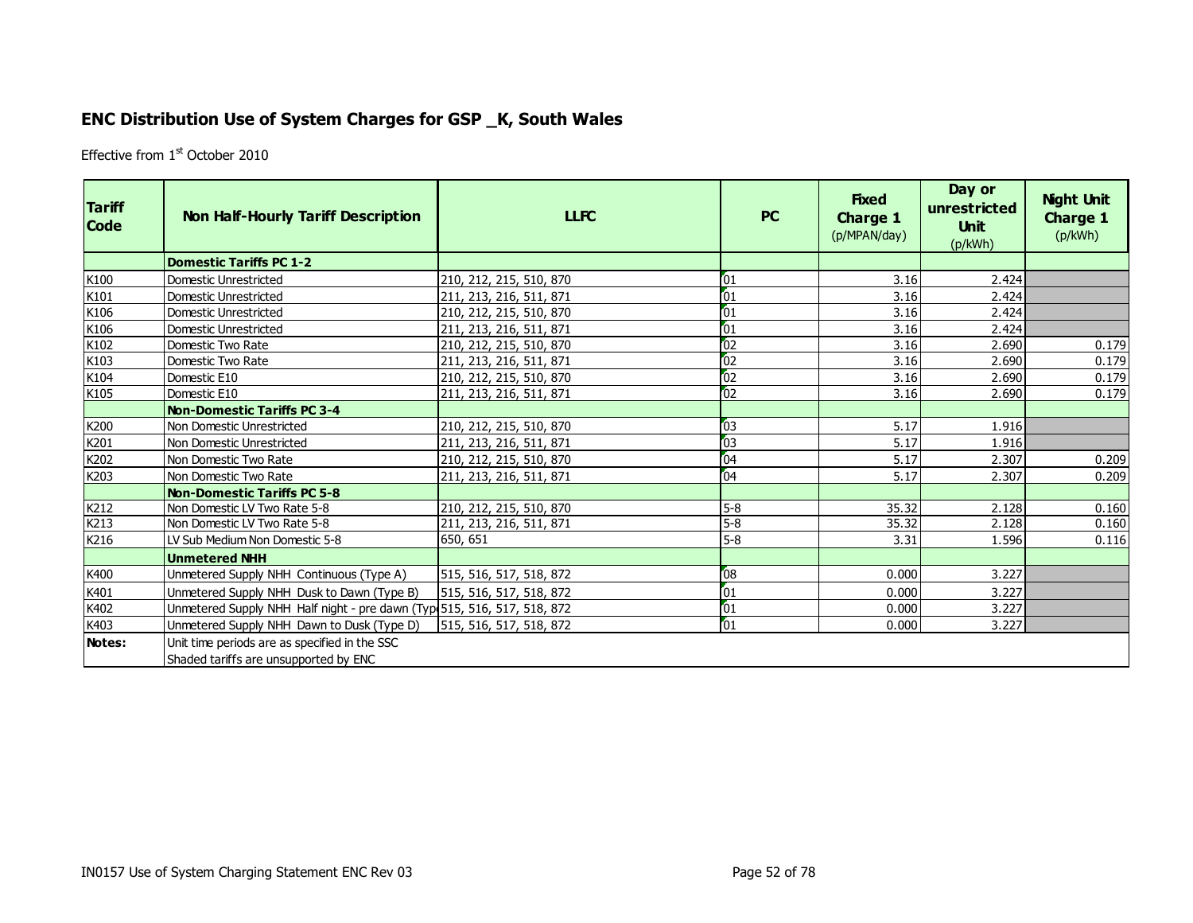## ENC Distribution Use of System Charges for GSP _K, South Wales

Effective from 1st October 2010

| Tariff Code | Non Half-Hourly Tariff Description | LLFC | PC | Fixed Charge 1 (p/MPAN/day) | Day or unrestricted Unit (p/kWh) | Night Unit Charge 1 (p/kWh) |
|---|---|---|---|---|---|---|
| | **Domestic Tariffs PC 1-2** | | | | | |
| K100 | Domestic Unrestricted | 210, 212, 215, 510, 870 | 01 | 3.16 | 2.424 | |
| K101 | Domestic Unrestricted | 211, 213, 216, 511, 871 | 01 | 3.16 | 2.424 | |
| K106 | Domestic Unrestricted | 210, 212, 215, 510, 870 | 01 | 3.16 | 2.424 | |
| K106 | Domestic Unrestricted | 211, 213, 216, 511, 871 | 01 | 3.16 | 2.424 | |
| K102 | Domestic Two Rate | 210, 212, 215, 510, 870 | 02 | 3.16 | 2.690 | 0.179 |
| K103 | Domestic Two Rate | 211, 213, 216, 511, 871 | 02 | 3.16 | 2.690 | 0.179 |
| K104 | Domestic E10 | 210, 212, 215, 510, 870 | 02 | 3.16 | 2.690 | 0.179 |
| K105 | Domestic E10 | 211, 213, 216, 511, 871 | 02 | 3.16 | 2.690 | 0.179 |
| | **Non-Domestic Tariffs PC 3-4** | | | | | |
| K200 | Non Domestic Unrestricted | 210, 212, 215, 510, 870 | 03 | 5.17 | 1.916 | |
| K201 | Non Domestic Unrestricted | 211, 213, 216, 511, 871 | 03 | 5.17 | 1.916 | |
| K202 | Non Domestic Two Rate | 210, 212, 215, 510, 870 | 04 | 5.17 | 2.307 | 0.209 |
| K203 | Non Domestic Two Rate | 211, 213, 216, 511, 871 | 04 | 5.17 | 2.307 | 0.209 |
| | **Non-Domestic Tariffs PC 5-8** | | | | | |
| K212 | Non Domestic LV Two Rate 5-8 | 210, 212, 215, 510, 870 | 5-8 | 35.32 | 2.128 | 0.160 |
| K213 | Non Domestic LV Two Rate 5-8 | 211, 213, 216, 511, 871 | 5-8 | 35.32 | 2.128 | 0.160 |
| K216 | LV Sub Medium Non Domestic 5-8 | 650, 651 | 5-8 | 3.31 | 1.596 | 0.116 |
| | **Unmetered NHH** | | | | | |
| K400 | Unmetered Supply NHH Continuous (Type A) | 515, 516, 517, 518, 872 | 08 | 0.000 | 3.227 | |
| K401 | Unmetered Supply NHH Dusk to Dawn (Type B) | 515, 516, 517, 518, 872 | 01 | 0.000 | 3.227 | |
| K402 | Unmetered Supply NHH Half night - pre dawn (Typ | 515, 516, 517, 518, 872 | 01 | 0.000 | 3.227 | |
| K403 | Unmetered Supply NHH Dawn to Dusk (Type D) | 515, 516, 517, 518, 872 | 01 | 0.000 | 3.227 | |
| **Notes:** | Unit time periods are as specified in the SSC<br>Shaded tariffs are unsupported by ENC | | | | | |

IN0157 Use of System Charging Statement ENC Rev 03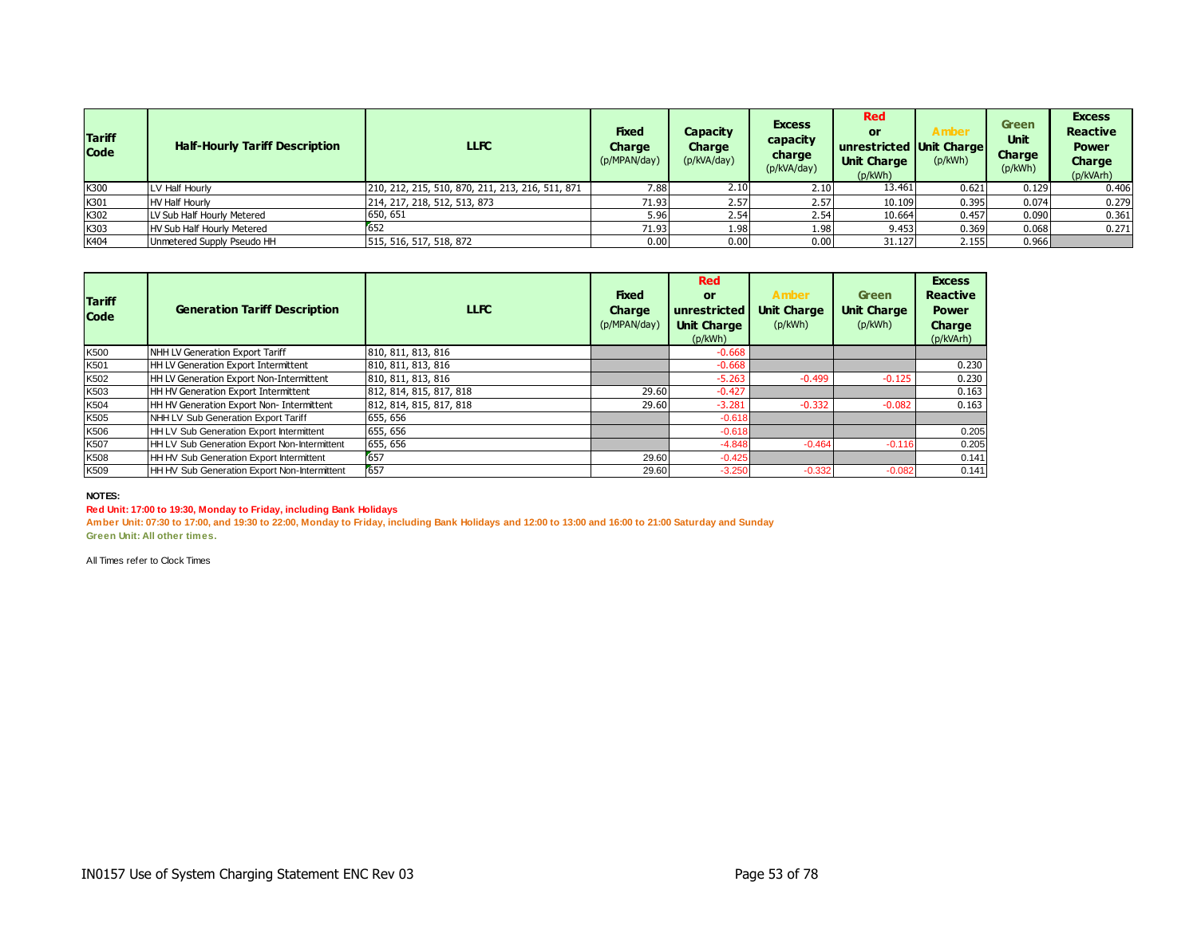| Tariff Code | Half-Hourly Tariff Description | LLFC | Fixed Charge (p/MPAN/day) | Capacity Charge (p/kVA/day) | Excess capacity charge (p/kVA/day) | Red or unrestricted Unit Charge (p/kWh) | Amber Unit Charge (p/kWh) | Green Unit Charge (p/kWh) | Excess Reactive Power Charge (p/kVArh) |
|---|---|---|---|---|---|---|---|---|---|
| K300 | LV Half Hourly | 210, 212, 215, 510, 870, 211, 213, 216, 511, 871 | 7.88 | 2.10 | 2.10 | 13.461 | 0.621 | 0.129 | 0.406 |
| K301 | HV Half Hourly | 214, 217, 218, 512, 513, 873 | 71.93 | 2.57 | 2.57 | 10.109 | 0.395 | 0.074 | 0.279 |
| K302 | LV Sub Half Hourly Metered | 650, 651 | 5.96 | 2.54 | 2.54 | 10.664 | 0.457 | 0.090 | 0.361 |
| K303 | HV Sub Half Hourly Metered | 652 | 71.93 | 1.98 | 1.98 | 9.453 | 0.369 | 0.068 | 0.271 |
| K404 | Unmetered Supply Pseudo HH | 515, 516, 517, 518, 872 | 0.00 | 0.00 | 0.00 | 31.127 | 2.155 | 0.966 | |

| Tariff Code | Generation Tariff Description | LLFC | Fixed Charge (p/MPAN/day) | Red or unrestricted Unit Charge (p/kWh) | Amber Unit Charge (p/kWh) | Green Unit Charge (p/kWh) | Excess Reactive Power Charge (p/kVArh) |
|---|---|---|---|---|---|---|---|
| K500 | NHH LV Generation Export Tariff | 810, 811, 813, 816 | | -0.668 | | | |
| K501 | HH LV Generation Export Intermittent | 810, 811, 813, 816 | | -0.668 | | | 0.230 |
| K502 | HH LV Generation Export Non-Intermittent | 810, 811, 813, 816 | | -5.263 | -0.499 | -0.125 | 0.230 |
| K503 | HH HV Generation Export Intermittent | 812, 814, 815, 817, 818 | 29.60 | -0.427 | | | 0.163 |
| K504 | HH HV Generation Export Non- Intermittent | 812, 814, 815, 817, 818 | 29.60 | -3.281 | -0.332 | -0.082 | 0.163 |
| K505 | NHH LV Sub Generation Export Tariff | 655, 656 | | -0.618 | | | |
| K506 | HH LV Sub Generation Export Intermittent | 655, 656 | | -0.618 | | | 0.205 |
| K507 | HH LV Sub Generation Export Non-Intermittent | 655, 656 | | -4.848 | -0.464 | -0.116 | 0.205 |
| K508 | HH HV Sub Generation Export Intermittent | 657 | 29.60 | -0.425 | | | 0.141 |
| K509 | HH HV Sub Generation Export Non-Intermittent | 657 | 29.60 | -3.250 | -0.332 | -0.082 | 0.141 |

**NOTES:**

**Red Unit: 17:00 to 19:30, Monday to Friday, including Bank Holidays**

**Amber Unit: 07:30 to 17:00, and 19:30 to 22:00, Monday to Friday, including Bank Holidays and 12:00 to 13:00 and 16:00 to 21:00 Saturday and Sunday**

**Green Unit: All other times.**

All Times refer to Clock Times

IN0157 Use of System Charging Statement ENC Rev 03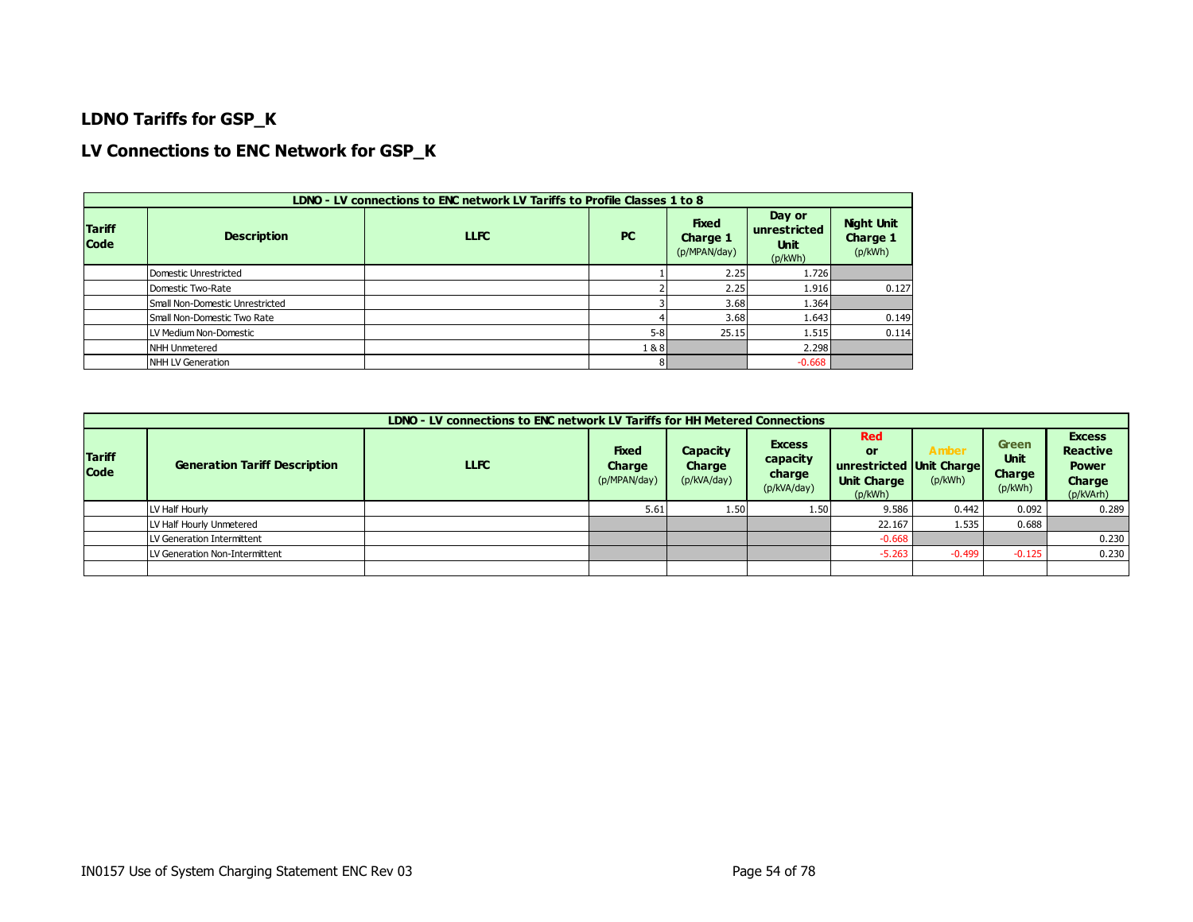## LDNO Tariffs for GSP_K

## LV Connections to ENC Network for GSP_K

| LDNO - LV connections to ENC network LV Tariffs to Profile Classes 1 to 8 | | | | | | |
|---|---|---|---|---|---|---|
| **Tariff Code** | **Description** | **LLFC** | **PC** | **Fixed Charge 1** (p/MPAN/day) | **Day or unrestricted Unit** (p/kWh) | **Night Unit Charge 1** (p/kWh) |
| | Domestic Unrestricted | | 1 | 2.25 | 1.726 | |
| | Domestic Two-Rate | | 2 | 2.25 | 1.916 | 0.127 |
| | Small Non-Domestic Unrestricted | | 3 | 3.68 | 1.364 | |
| | Small Non-Domestic Two Rate | | 4 | 3.68 | 1.643 | 0.149 |
| | LV Medium Non-Domestic | | 5-8 | 25.15 | 1.515 | 0.114 |
| | NHH Unmetered | | 1 & 8 | | 2.298 | |
| | NHH LV Generation | | 8 | | -0.668 | |

| LDNO - LV connections to ENC network LV Tariffs for HH Metered Connections | | | | | | | | | |
|---|---|---|---|---|---|---|---|---|---|
| **Tariff Code** | **Generation Tariff Description** | **LLFC** | **Fixed Charge** (p/MPAN/day) | **Capacity Charge** (p/kVA/day) | **Excess capacity charge** (p/kVA/day) | **Red or unrestricted Unit Charge** (p/kWh) | **Amber Unit Charge** (p/kWh) | **Green Unit Charge** (p/kWh) | **Excess Reactive Power Charge** (p/kVArh) |
| | LV Half Hourly | | 5.61 | 1.50 | 1.50 | 9.586 | 0.442 | 0.092 | 0.289 |
| | LV Half Hourly Unmetered | | | | | 22.167 | 1.535 | 0.688 | |
| | LV Generation Intermittent | | | | | -0.668 | | | 0.230 |
| | LV Generation Non-Intermittent | | | | | -5.263 | -0.499 | -0.125 | 0.230 |
| | | | | | | | | | |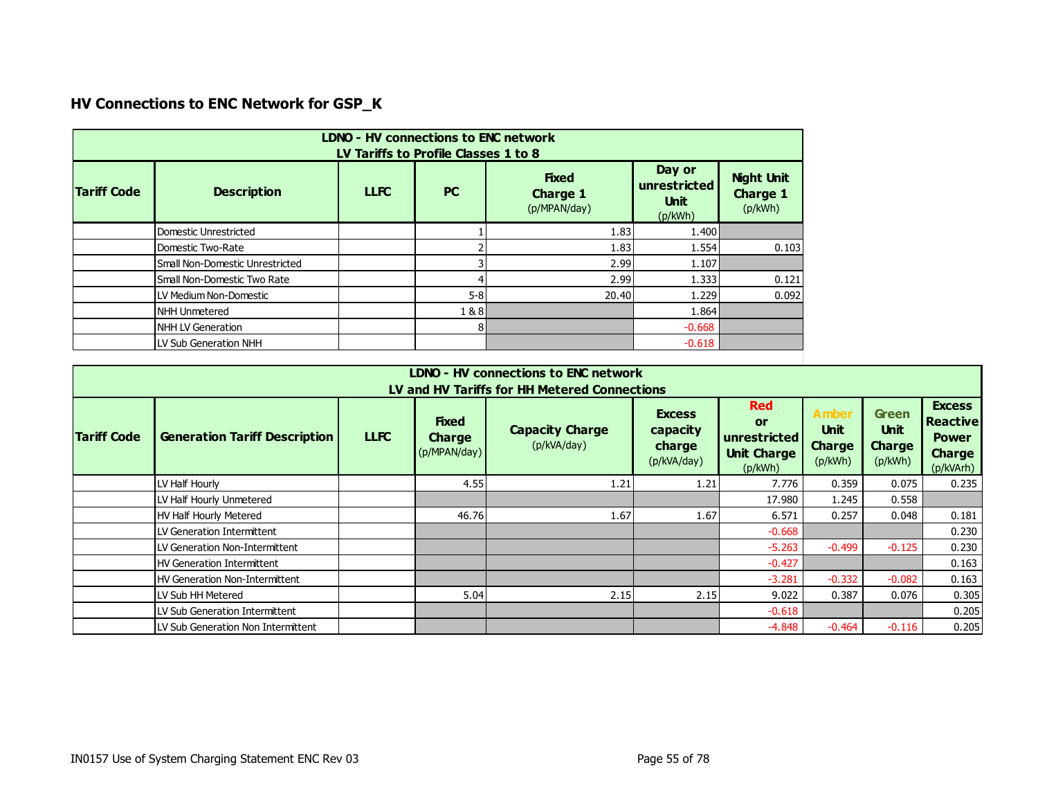## HV Connections to ENC Network for GSP_K

| LDNO - HV connections to ENC network<br>LV Tariffs to Profile Classes 1 to 8 | | | | | | |
|---|---|---|---|---|---|---|
| **Tariff Code** | **Description** | **LLFC** | **PC** | **Fixed Charge 1** (p/MPAN/day) | **Day or unrestricted Unit** (p/kWh) | **Night Unit Charge 1** (p/kWh) |
| | Domestic Unrestricted | | 1 | 1.83 | 1.400 | |
| | Domestic Two-Rate | | 2 | 1.83 | 1.554 | 0.103 |
| | Small Non-Domestic Unrestricted | | 3 | 2.99 | 1.107 | |
| | Small Non-Domestic Two Rate | | 4 | 2.99 | 1.333 | 0.121 |
| | LV Medium Non-Domestic | | 5-8 | 20.40 | 1.229 | 0.092 |
| | NHH Unmetered | | 1 & 8 | | 1.864 | |
| | NHH LV Generation | | 8 | | -0.668 | |
| | LV Sub Generation NHH | | | | -0.618 | |

| LDNO - HV connections to ENC network<br>LV and HV Tariffs for HH Metered Connections | | | | | | | | | |
|---|---|---|---|---|---|---|---|---|---|
| **Tariff Code** | **Generation Tariff Description** | **LLFC** | **Fixed Charge** (p/MPAN/day) | **Capacity Charge** (p/kVA/day) | **Excess capacity charge** (p/kVA/day) | **Red or unrestricted Unit Charge** (p/kWh) | **Amber Unit Charge** (p/kWh) | **Green Unit Charge** (p/kWh) | **Excess Reactive Power Charge** (p/kVArh) |
| | LV Half Hourly | | 4.55 | 1.21 | 1.21 | 7.776 | 0.359 | 0.075 | 0.235 |
| | LV Half Hourly Unmetered | | | | | 17.980 | 1.245 | 0.558 | |
| | HV Half Hourly Metered | | 46.76 | 1.67 | 1.67 | 6.571 | 0.257 | 0.048 | 0.181 |
| | LV Generation Intermittent | | | | | -0.668 | | | 0.230 |
| | LV Generation Non-Intermittent | | | | | -5.263 | -0.499 | -0.125 | 0.230 |
| | HV Generation Intermittent | | | | | -0.427 | | | 0.163 |
| | HV Generation Non-Intermittent | | | | | -3.281 | -0.332 | -0.082 | 0.163 |
| | LV Sub HH Metered | | 5.04 | 2.15 | 2.15 | 9.022 | 0.387 | 0.076 | 0.305 |
| | LV Sub Generation Intermittent | | | | | -0.618 | | | 0.205 |
| | LV Sub Generation Non Intermittent | | | | | -4.848 | -0.464 | -0.116 | 0.205 |

IN0157 Use of System Charging Statement ENC Rev 03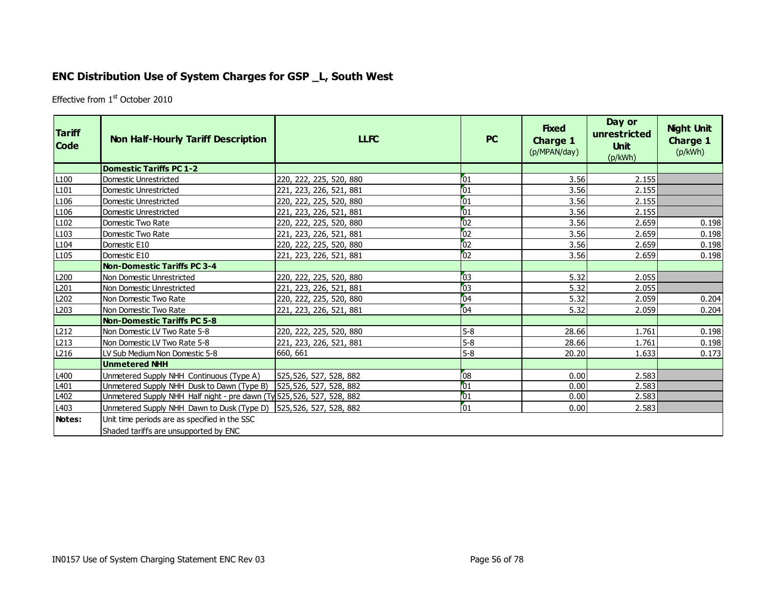## ENC Distribution Use of System Charges for GSP _L, South West

Effective from 1st October 2010

| Tariff Code | Non Half-Hourly Tariff Description | LLFC | PC | Fixed Charge 1 (p/MPAN/day) | Day or unrestricted Unit (p/kWh) | Night Unit Charge 1 (p/kWh) |
|---|---|---|---|---|---|---|
| | **Domestic Tariffs PC 1-2** | | | | | |
| L100 | Domestic Unrestricted | 220, 222, 225, 520, 880 | 01 | 3.56 | 2.155 | |
| L101 | Domestic Unrestricted | 221, 223, 226, 521, 881 | 01 | 3.56 | 2.155 | |
| L106 | Domestic Unrestricted | 220, 222, 225, 520, 880 | 01 | 3.56 | 2.155 | |
| L106 | Domestic Unrestricted | 221, 223, 226, 521, 881 | 01 | 3.56 | 2.155 | |
| L102 | Domestic Two Rate | 220, 222, 225, 520, 880 | 02 | 3.56 | 2.659 | 0.198 |
| L103 | Domestic Two Rate | 221, 223, 226, 521, 881 | 02 | 3.56 | 2.659 | 0.198 |
| L104 | Domestic E10 | 220, 222, 225, 520, 880 | 02 | 3.56 | 2.659 | 0.198 |
| L105 | Domestic E10 | 221, 223, 226, 521, 881 | 02 | 3.56 | 2.659 | 0.198 |
| | **Non-Domestic Tariffs PC 3-4** | | | | | |
| L200 | Non Domestic Unrestricted | 220, 222, 225, 520, 880 | 03 | 5.32 | 2.055 | |
| L201 | Non Domestic Unrestricted | 221, 223, 226, 521, 881 | 03 | 5.32 | 2.055 | |
| L202 | Non Domestic Two Rate | 220, 222, 225, 520, 880 | 04 | 5.32 | 2.059 | 0.204 |
| L203 | Non Domestic Two Rate | 221, 223, 226, 521, 881 | 04 | 5.32 | 2.059 | 0.204 |
| | **Non-Domestic Tariffs PC 5-8** | | | | | |
| L212 | Non Domestic LV Two Rate 5-8 | 220, 222, 225, 520, 880 | 5-8 | 28.66 | 1.761 | 0.198 |
| L213 | Non Domestic LV Two Rate 5-8 | 221, 223, 226, 521, 881 | 5-8 | 28.66 | 1.761 | 0.198 |
| L216 | LV Sub Medium Non Domestic 5-8 | 660, 661 | 5-8 | 20.20 | 1.633 | 0.173 |
| | **Unmetered NHH** | | | | | |
| L400 | Unmetered Supply NHH Continuous (Type A) | 525,526, 527, 528, 882 | 08 | 0.00 | 2.583 | |
| L401 | Unmetered Supply NHH Dusk to Dawn (Type B) | 525,526, 527, 528, 882 | 01 | 0.00 | 2.583 | |
| L402 | Unmetered Supply NHH Half night - pre dawn (Ty | 525,526, 527, 528, 882 | 01 | 0.00 | 2.583 | |
| L403 | Unmetered Supply NHH Dawn to Dusk (Type D) | 525,526, 527, 528, 882 | 01 | 0.00 | 2.583 | |
| **Notes:** | Unit time periods are as specified in the SSC | | | | | |
| | Shaded tariffs are unsupported by ENC | | | | | |

IN0157 Use of System Charging Statement ENC Rev 03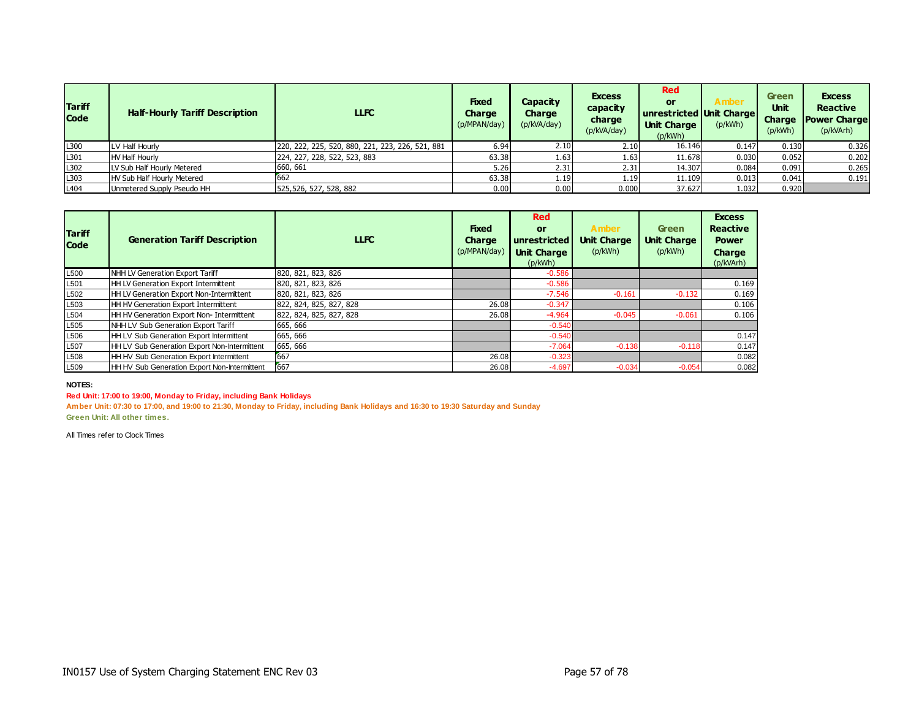| Tariff Code | Half-Hourly Tariff Description | LLFC | Fixed Charge (p/MPAN/day) | Capacity Charge (p/kVA/day) | Excess capacity charge (p/kVA/day) | Red or unrestricted Unit Charge (p/kWh) | Amber Unit Charge (p/kWh) | Green Unit Charge (p/kWh) | Excess Reactive Power Charge (p/kVArh) |
|---|---|---|---|---|---|---|---|---|---|
| L300 | LV Half Hourly | 220, 222, 225, 520, 880, 221, 223, 226, 521, 881 | 6.94 | 2.10 | 2.10 | 16.146 | 0.147 | 0.130 | 0.326 |
| L301 | HV Half Hourly | 224, 227, 228, 522, 523, 883 | 63.38 | 1.63 | 1.63 | 11.678 | 0.030 | 0.052 | 0.202 |
| L302 | LV Sub Half Hourly Metered | 660, 661 | 5.26 | 2.31 | 2.31 | 14.307 | 0.084 | 0.091 | 0.265 |
| L303 | HV Sub Half Hourly Metered | 662 | 63.38 | 1.19 | 1.19 | 11.109 | 0.013 | 0.041 | 0.191 |
| L404 | Unmetered Supply Pseudo HH | 525,526, 527, 528, 882 | 0.00 | 0.00 | 0.000 | 37.627 | 1.032 | 0.920 | |

| Tariff Code | Generation Tariff Description | LLFC | Fixed Charge (p/MPAN/day) | Red or unrestricted Unit Charge (p/kWh) | Amber Unit Charge (p/kWh) | Green Unit Charge (p/kWh) | Excess Reactive Power Charge (p/kVArh) |
|---|---|---|---|---|---|---|---|
| L500 | NHH LV Generation Export Tariff | 820, 821, 823, 826 | | -0.586 | | | |
| L501 | HH LV Generation Export Intermittent | 820, 821, 823, 826 | | -0.586 | | | 0.169 |
| L502 | HH LV Generation Export Non-Intermittent | 820, 821, 823, 826 | | -7.546 | -0.161 | -0.132 | 0.169 |
| L503 | HH HV Generation Export Intermittent | 822, 824, 825, 827, 828 | 26.08 | -0.347 | | | 0.106 |
| L504 | HH HV Generation Export Non- Intermittent | 822, 824, 825, 827, 828 | 26.08 | -4.964 | -0.045 | -0.061 | 0.106 |
| L505 | NHH LV Sub Generation Export Tariff | 665, 666 | | -0.540 | | | |
| L506 | HH LV Sub Generation Export Intermittent | 665, 666 | | -0.540 | | | 0.147 |
| L507 | HH LV Sub Generation Export Non-Intermittent | 665, 666 | | -7.064 | -0.138 | -0.118 | 0.147 |
| L508 | HH HV Sub Generation Export Intermittent | 667 | 26.08 | -0.323 | | | 0.082 |
| L509 | HH HV Sub Generation Export Non-Intermittent | 667 | 26.08 | -4.697 | -0.034 | -0.054 | 0.082 |

**NOTES:**

**Red Unit: 17:00 to 19:00, Monday to Friday, including Bank Holidays**

**Amber Unit: 07:30 to 17:00, and 19:00 to 21:30, Monday to Friday, including Bank Holidays and 16:30 to 19:30 Saturday and Sunday**

**Green Unit: All other times.**

All Times refer to Clock Times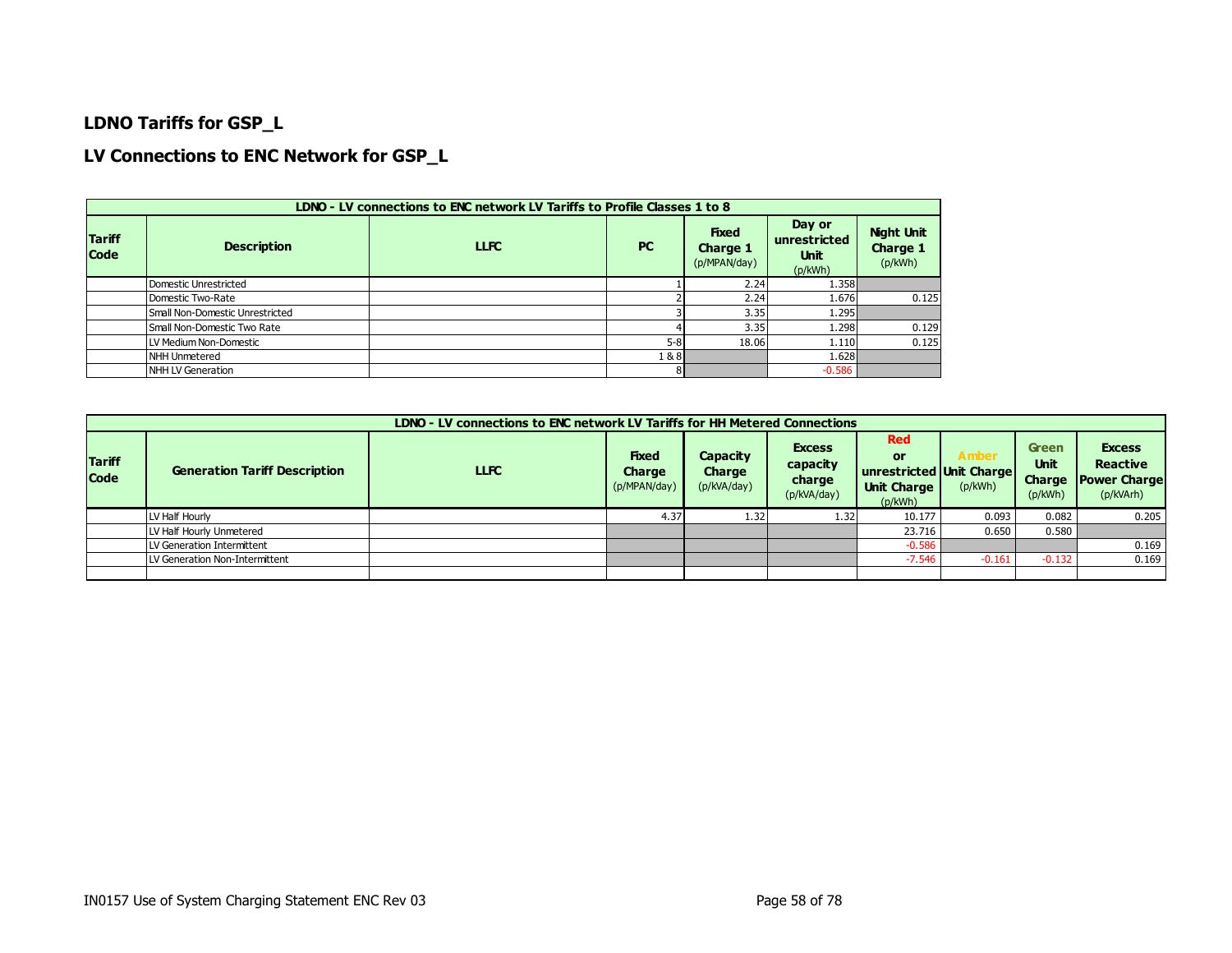## LDNO Tariffs for GSP_L

## LV Connections to ENC Network for GSP_L

| LDNO - LV connections to ENC network LV Tariffs to Profile Classes 1 to 8 | | | | | | |
|---|---|---|---|---|---|---|
| **Tariff Code** | **Description** | **LLFC** | **PC** | **Fixed Charge 1** (p/MPAN/day) | **Day or unrestricted Unit** (p/kWh) | **Night Unit Charge 1** (p/kWh) |
| | Domestic Unrestricted | | 1 | 2.24 | 1.358 | |
| | Domestic Two-Rate | | 2 | 2.24 | 1.676 | 0.125 |
| | Small Non-Domestic Unrestricted | | 3 | 3.35 | 1.295 | |
| | Small Non-Domestic Two Rate | | 4 | 3.35 | 1.298 | 0.129 |
| | LV Medium Non-Domestic | | 5-8 | 18.06 | 1.110 | 0.125 |
| | NHH Unmetered | | 1 & 8 | | 1.628 | |
| | NHH LV Generation | | 8 | | -0.586 | |

| LDNO - LV connections to ENC network LV Tariffs for HH Metered Connections | | | | | | | | | |
|---|---|---|---|---|---|---|---|---|---|
| **Tariff Code** | **Generation Tariff Description** | **LLFC** | **Fixed Charge** (p/MPAN/day) | **Capacity Charge** (p/kVA/day) | **Excess capacity charge** (p/kVA/day) | **Red or unrestricted Unit Charge** (p/kWh) | **Amber Unit Charge** (p/kWh) | **Green Unit Charge** (p/kWh) | **Excess Reactive Power Charge** (p/kVArh) |
| | LV Half Hourly | | 4.37 | 1.32 | 1.32 | 10.177 | 0.093 | 0.082 | 0.205 |
| | LV Half Hourly Unmetered | | | | | 23.716 | 0.650 | 0.580 | |
| | LV Generation Intermittent | | | | | -0.586 | | | 0.169 |
| | LV Generation Non-Intermittent | | | | | -7.546 | -0.161 | -0.132 | 0.169 |
| | | | | | | | | | |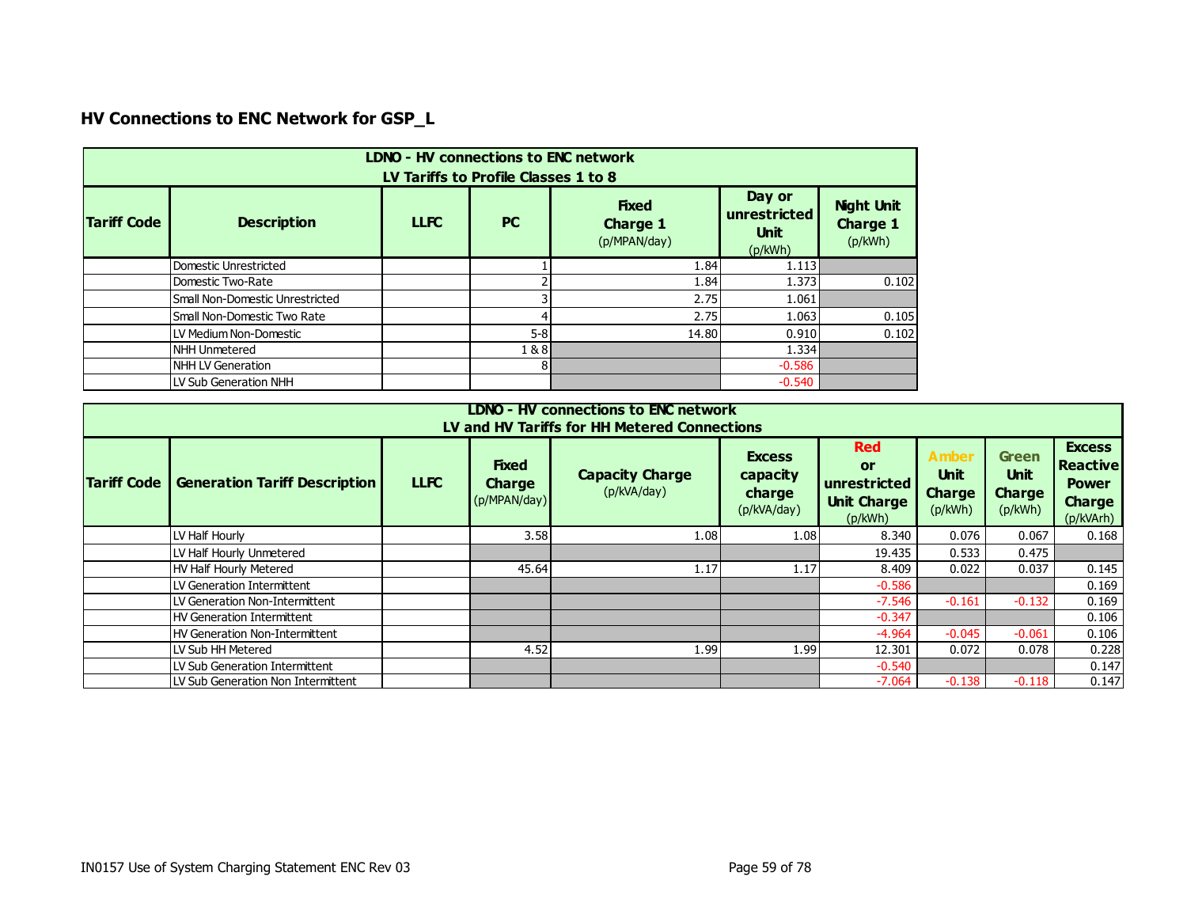## HV Connections to ENC Network for GSP_L

| LDNO - HV connections to ENC network<br>LV Tariffs to Profile Classes 1 to 8 | | | | | | |
|---|---|---|---|---|---|---|
| **Tariff Code** | **Description** | **LLFC** | **PC** | **Fixed Charge 1** (p/MPAN/day) | **Day or unrestricted Unit** (p/kWh) | **Night Unit Charge 1** (p/kWh) |
| | Domestic Unrestricted | | 1 | 1.84 | 1.113 | |
| | Domestic Two-Rate | | 2 | 1.84 | 1.373 | 0.102 |
| | Small Non-Domestic Unrestricted | | 3 | 2.75 | 1.061 | |
| | Small Non-Domestic Two Rate | | 4 | 2.75 | 1.063 | 0.105 |
| | LV Medium Non-Domestic | | 5-8 | 14.80 | 0.910 | 0.102 |
| | NHH Unmetered | | 1 & 8 | | 1.334 | |
| | NHH LV Generation | | 8 | | -0.586 | |
| | LV Sub Generation NHH | | | | -0.540 | |

| LDNO - HV connections to ENC network<br>LV and HV Tariffs for HH Metered Connections | | | | | | | | | |
|---|---|---|---|---|---|---|---|---|---|
| **Tariff Code** | **Generation Tariff Description** | **LLFC** | **Fixed Charge** (p/MPAN/day) | **Capacity Charge** (p/kVA/day) | **Excess capacity charge** (p/kVA/day) | **Red or unrestricted Unit Charge** (p/kWh) | **Amber Unit Charge** (p/kWh) | **Green Unit Charge** (p/kWh) | **Excess Reactive Power Charge** (p/kVArh) |
| | LV Half Hourly | | 3.58 | 1.08 | 1.08 | 8.340 | 0.076 | 0.067 | 0.168 |
| | LV Half Hourly Unmetered | | | | | 19.435 | 0.533 | 0.475 | |
| | HV Half Hourly Metered | | 45.64 | 1.17 | 1.17 | 8.409 | 0.022 | 0.037 | 0.145 |
| | LV Generation Intermittent | | | | | -0.586 | | | 0.169 |
| | LV Generation Non-Intermittent | | | | | -7.546 | -0.161 | -0.132 | 0.169 |
| | HV Generation Intermittent | | | | | -0.347 | | | 0.106 |
| | HV Generation Non-Intermittent | | | | | -4.964 | -0.045 | -0.061 | 0.106 |
| | LV Sub HH Metered | | 4.52 | 1.99 | 1.99 | 12.301 | 0.072 | 0.078 | 0.228 |
| | LV Sub Generation Intermittent | | | | | -0.540 | | | 0.147 |
| | LV Sub Generation Non Intermittent | | | | | -7.064 | -0.138 | -0.118 | 0.147 |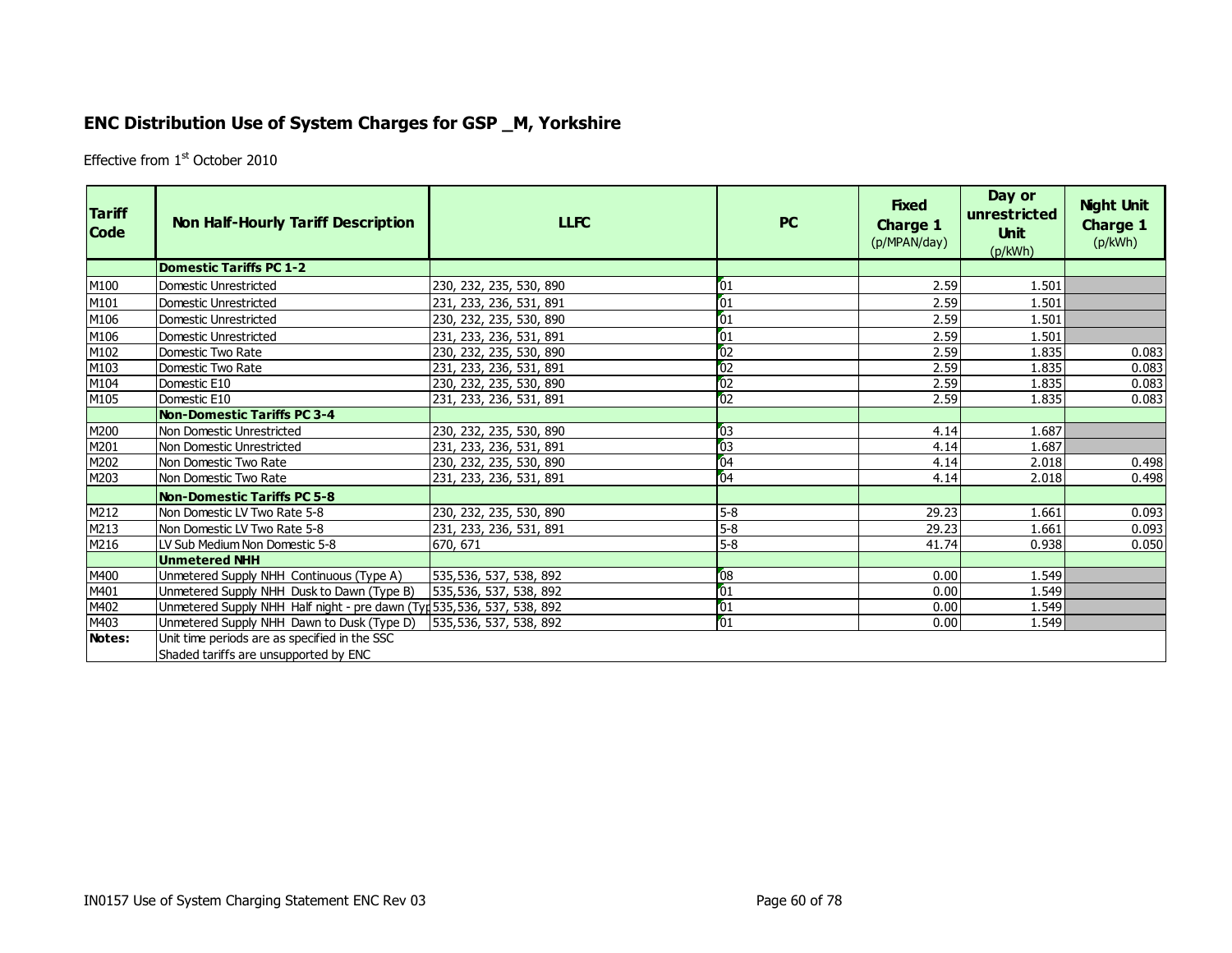## ENC Distribution Use of System Charges for GSP _M, Yorkshire

Effective from 1st October 2010

| Tariff Code | Non Half-Hourly Tariff Description | LLFC | PC | Fixed Charge 1 (p/MPAN/day) | Day or unrestricted Unit (p/kWh) | Night Unit Charge 1 (p/kWh) |
|---|---|---|---|---|---|---|
| | **Domestic Tariffs PC 1-2** | | | | | |
| M100 | Domestic Unrestricted | 230, 232, 235, 530, 890 | 01 | 2.59 | 1.501 | |
| M101 | Domestic Unrestricted | 231, 233, 236, 531, 891 | 01 | 2.59 | 1.501 | |
| M106 | Domestic Unrestricted | 230, 232, 235, 530, 890 | 01 | 2.59 | 1.501 | |
| M106 | Domestic Unrestricted | 231, 233, 236, 531, 891 | 01 | 2.59 | 1.501 | |
| M102 | Domestic Two Rate | 230, 232, 235, 530, 890 | 02 | 2.59 | 1.835 | 0.083 |
| M103 | Domestic Two Rate | 231, 233, 236, 531, 891 | 02 | 2.59 | 1.835 | 0.083 |
| M104 | Domestic E10 | 230, 232, 235, 530, 890 | 02 | 2.59 | 1.835 | 0.083 |
| M105 | Domestic E10 | 231, 233, 236, 531, 891 | 02 | 2.59 | 1.835 | 0.083 |
| | **Non-Domestic Tariffs PC 3-4** | | | | | |
| M200 | Non Domestic Unrestricted | 230, 232, 235, 530, 890 | 03 | 4.14 | 1.687 | |
| M201 | Non Domestic Unrestricted | 231, 233, 236, 531, 891 | 03 | 4.14 | 1.687 | |
| M202 | Non Domestic Two Rate | 230, 232, 235, 530, 890 | 04 | 4.14 | 2.018 | 0.498 |
| M203 | Non Domestic Two Rate | 231, 233, 236, 531, 891 | 04 | 4.14 | 2.018 | 0.498 |
| | **Non-Domestic Tariffs PC 5-8** | | | | | |
| M212 | Non Domestic LV Two Rate 5-8 | 230, 232, 235, 530, 890 | 5-8 | 29.23 | 1.661 | 0.093 |
| M213 | Non Domestic LV Two Rate 5-8 | 231, 233, 236, 531, 891 | 5-8 | 29.23 | 1.661 | 0.093 |
| M216 | LV Sub Medium Non Domestic 5-8 | 670, 671 | 5-8 | 41.74 | 0.938 | 0.050 |
| | **Unmetered NHH** | | | | | |
| M400 | Unmetered Supply NHH Continuous (Type A) | 535,536, 537, 538, 892 | 08 | 0.00 | 1.549 | |
| M401 | Unmetered Supply NHH Dusk to Dawn (Type B) | 535,536, 537, 538, 892 | 01 | 0.00 | 1.549 | |
| M402 | Unmetered Supply NHH Half night - pre dawn (Typ | 535,536, 537, 538, 892 | 01 | 0.00 | 1.549 | |
| M403 | Unmetered Supply NHH Dawn to Dusk (Type D) | 535,536, 537, 538, 892 | 01 | 0.00 | 1.549 | |
| **Notes:** | Unit time periods are as specified in the SSC<br>Shaded tariffs are unsupported by ENC | | | | | |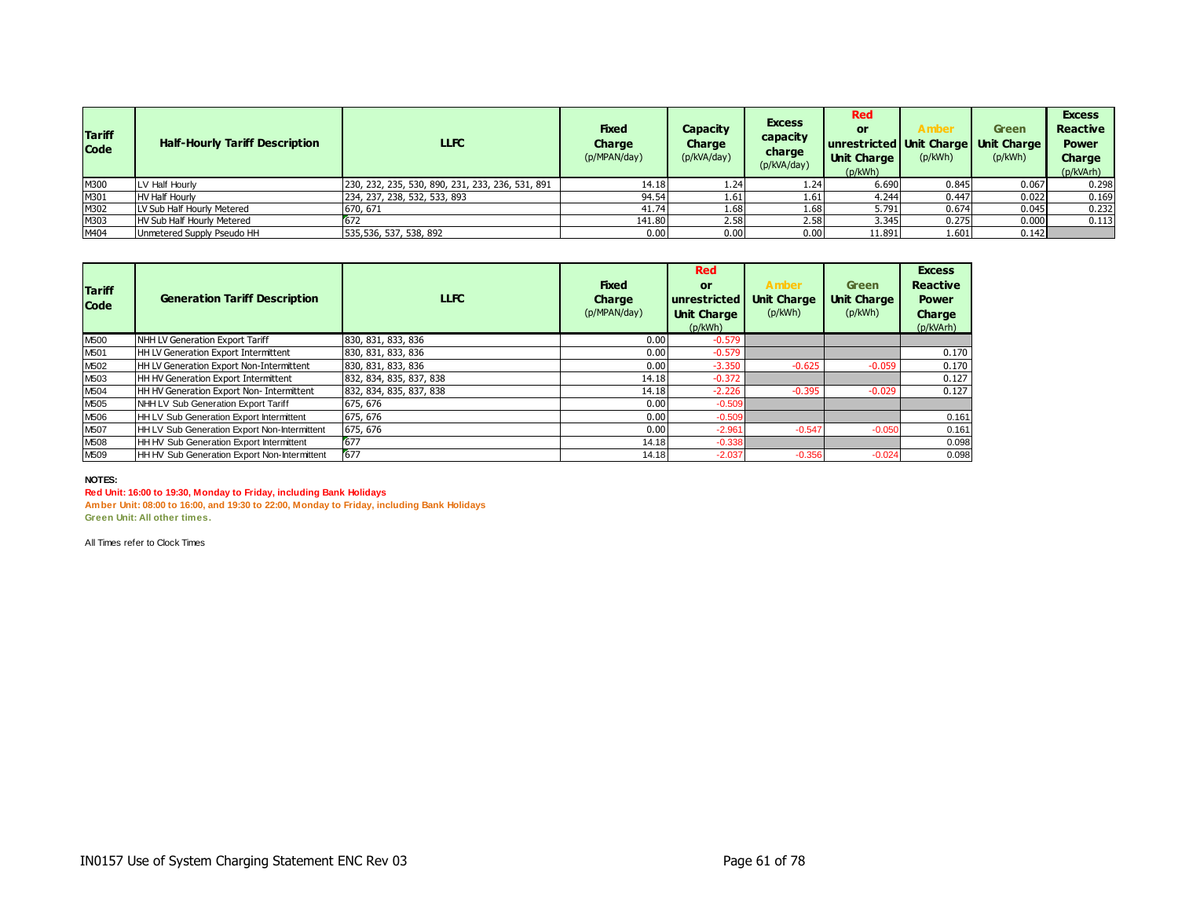| Tariff Code | Half-Hourly Tariff Description | LLFC | Fixed Charge (p/MPAN/day) | Capacity Charge (p/kVA/day) | Excess capacity charge (p/kVA/day) | Red or unrestricted Unit Charge (p/kWh) | Amber Unit Charge (p/kWh) | Green Unit Charge (p/kWh) | Excess Reactive Power Charge (p/kVArh) |
|---|---|---|---|---|---|---|---|---|---|
| M300 | LV Half Hourly | 230, 232, 235, 530, 890, 231, 233, 236, 531, 891 | 14.18 | 1.24 | 1.24 | 6.690 | 0.845 | 0.067 | 0.298 |
| M301 | HV Half Hourly | 234, 237, 238, 532, 533, 893 | 94.54 | 1.61 | 1.61 | 4.244 | 0.447 | 0.022 | 0.169 |
| M302 | LV Sub Half Hourly Metered | 670, 671 | 41.74 | 1.68 | 1.68 | 5.791 | 0.674 | 0.045 | 0.232 |
| M303 | HV Sub Half Hourly Metered | 672 | 141.80 | 2.58 | 2.58 | 3.345 | 0.275 | 0.000 | 0.113 |
| M404 | Unmetered Supply Pseudo HH | 535,536, 537, 538, 892 | 0.00 | 0.00 | 0.00 | 11.891 | 1.601 | 0.142 | |

| Tariff Code | Generation Tariff Description | LLFC | Fixed Charge (p/MPAN/day) | Red or unrestricted Unit Charge (p/kWh) | Amber Unit Charge (p/kWh) | Green Unit Charge (p/kWh) | Excess Reactive Power Charge (p/kVArh) |
|---|---|---|---|---|---|---|---|
| M500 | NHH LV Generation Export Tariff | 830, 831, 833, 836 | 0.00 | -0.579 | | | |
| M501 | HH LV Generation Export Intermittent | 830, 831, 833, 836 | 0.00 | -0.579 | | | 0.170 |
| M502 | HH LV Generation Export Non-Intermittent | 830, 831, 833, 836 | 0.00 | -3.350 | -0.625 | -0.059 | 0.170 |
| M503 | HH HV Generation Export Intermittent | 832, 834, 835, 837, 838 | 14.18 | -0.372 | | | 0.127 |
| M504 | HH HV Generation Export Non- Intermittent | 832, 834, 835, 837, 838 | 14.18 | -2.226 | -0.395 | -0.029 | 0.127 |
| M505 | NHH LV Sub Generation Export Tariff | 675, 676 | 0.00 | -0.509 | | | |
| M506 | HH LV Sub Generation Export Intermittent | 675, 676 | 0.00 | -0.509 | | | 0.161 |
| M507 | HH LV Sub Generation Export Non-Intermittent | 675, 676 | 0.00 | -2.961 | -0.547 | -0.050 | 0.161 |
| M508 | HH HV Sub Generation Export Intermittent | 677 | 14.18 | -0.338 | | | 0.098 |
| M509 | HH HV Sub Generation Export Non-Intermittent | 677 | 14.18 | -2.037 | -0.356 | -0.024 | 0.098 |

**NOTES:**

**Red Unit: 16:00 to 19:30, Monday to Friday, including Bank Holidays**

**Amber Unit: 08:00 to 16:00, and 19:30 to 22:00, Monday to Friday, including Bank Holidays**

**Green Unit: All other times.**

All Times refer to Clock Times

IN0157 Use of System Charging Statement ENC Rev 03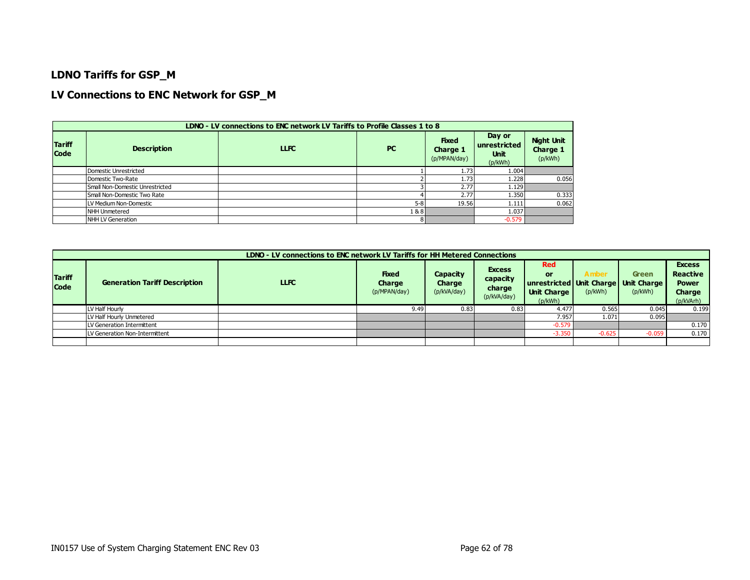## LDNO Tariffs for GSP_M

## LV Connections to ENC Network for GSP_M

| LDNO - LV connections to ENC network LV Tariffs to Profile Classes 1 to 8 | | | | | | |
|---|---|---|---|---|---|---|
| **Tariff Code** | **Description** | **LLFC** | **PC** | **Fixed Charge 1** (p/MPAN/day) | **Day or unrestricted Unit** (p/kWh) | **Night Unit Charge 1** (p/kWh) |
| | Domestic Unrestricted | | 1 | 1.73 | 1.004 | |
| | Domestic Two-Rate | | 2 | 1.73 | 1.228 | 0.056 |
| | Small Non-Domestic Unrestricted | | 3 | 2.77 | 1.129 | |
| | Small Non-Domestic Two Rate | | 4 | 2.77 | 1.350 | 0.333 |
| | LV Medium Non-Domestic | | 5-8 | 19.56 | 1.111 | 0.062 |
| | NHH Unmetered | | 1 & 8 | | 1.037 | |
| | NHH LV Generation | | 8 | | -0.579 | |

| LDNO - LV connections to ENC network LV Tariffs for HH Metered Connections | | | | | | | | | | |
|---|---|---|---|---|---|---|---|---|---|---|
| **Tariff Code** | **Generation Tariff Description** | **LLFC** | **Fixed Charge** (p/MPAN/day) | **Capacity Charge** (p/kVA/day) | **Excess capacity charge** (p/kVA/day) | **Red or unrestricted Unit Charge** (p/kWh) | **Amber Unit Charge** (p/kWh) | **Green Unit Charge** (p/kWh) | **Excess Reactive Power Charge** (p/kVArh) |
| | LV Half Hourly | | 9.49 | 0.83 | 0.83 | 4.477 | 0.565 | 0.045 | 0.199 |
| | LV Half Hourly Unmetered | | | | | 7.957 | 1.071 | 0.095 | |
| | LV Generation Intermittent | | | | | -0.579 | | | 0.170 |
| | LV Generation Non-Intermittent | | | | | -3.350 | -0.625 | -0.059 | 0.170 |
| | | | | | | | | | |

IN0157 Use of System Charging Statement ENC Rev 03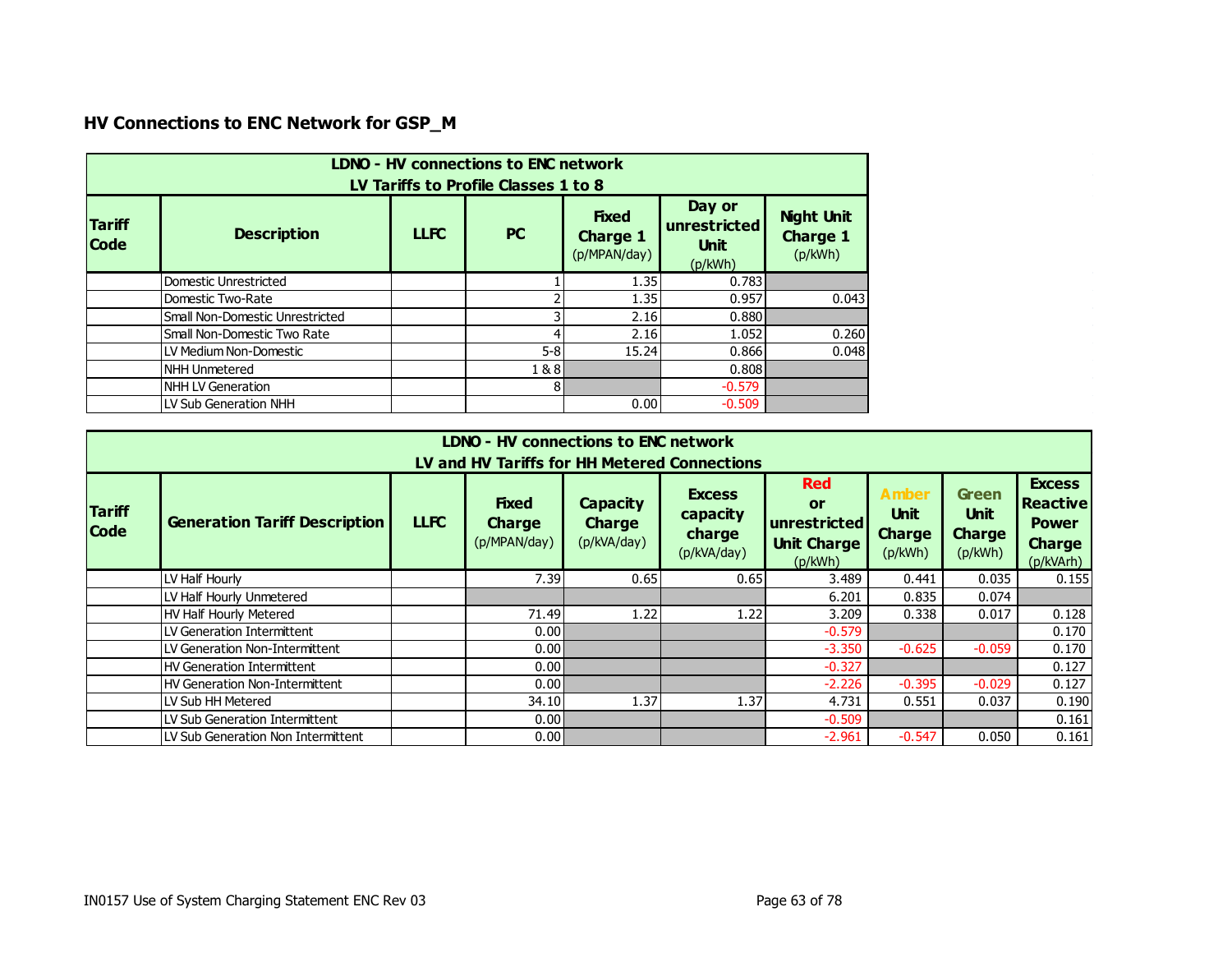## HV Connections to ENC Network for GSP_M

| LDNO - HV connections to ENC network<br>LV Tariffs to Profile Classes 1 to 8 | | | | | | |
|---|---|---|---|---|---|---|
| **Tariff Code** | **Description** | **LLFC** | **PC** | **Fixed Charge 1** (p/MPAN/day) | **Day or unrestricted Unit** (p/kWh) | **Night Unit Charge 1** (p/kWh) |
| | Domestic Unrestricted | | 1 | 1.35 | 0.783 | |
| | Domestic Two-Rate | | 2 | 1.35 | 0.957 | 0.043 |
| | Small Non-Domestic Unrestricted | | 3 | 2.16 | 0.880 | |
| | Small Non-Domestic Two Rate | | 4 | 2.16 | 1.052 | 0.260 |
| | LV Medium Non-Domestic | | 5-8 | 15.24 | 0.866 | 0.048 |
| | NHH Unmetered | | 1 & 8 | | 0.808 | |
| | NHH LV Generation | | 8 | | -0.579 | |
| | LV Sub Generation NHH | | | 0.00 | -0.509 | |

| LDNO - HV connections to ENC network<br>LV and HV Tariffs for HH Metered Connections | | | | | | | | | |
|---|---|---|---|---|---|---|---|---|---|
| **Tariff Code** | **Generation Tariff Description** | **LLFC** | **Fixed Charge** (p/MPAN/day) | **Capacity Charge** (p/kVA/day) | **Excess capacity charge** (p/kVA/day) | **Red or unrestricted Unit Charge** (p/kWh) | **Amber Unit Charge** (p/kWh) | **Green Unit Charge** (p/kWh) | **Excess Reactive Power Charge** (p/kVArh) |
| | LV Half Hourly | | 7.39 | 0.65 | 0.65 | 3.489 | 0.441 | 0.035 | 0.155 |
| | LV Half Hourly Unmetered | | | | | 6.201 | 0.835 | 0.074 | |
| | HV Half Hourly Metered | | 71.49 | 1.22 | 1.22 | 3.209 | 0.338 | 0.017 | 0.128 |
| | LV Generation Intermittent | | 0.00 | | | -0.579 | | | 0.170 |
| | LV Generation Non-Intermittent | | 0.00 | | | -3.350 | -0.625 | -0.059 | 0.170 |
| | HV Generation Intermittent | | 0.00 | | | -0.327 | | | 0.127 |
| | HV Generation Non-Intermittent | | 0.00 | | | -2.226 | -0.395 | -0.029 | 0.127 |
| | LV Sub HH Metered | | 34.10 | 1.37 | 1.37 | 4.731 | 0.551 | 0.037 | 0.190 |
| | LV Sub Generation Intermittent | | 0.00 | | | -0.509 | | | 0.161 |
| | LV Sub Generation Non Intermittent | | 0.00 | | | -2.961 | -0.547 | 0.050 | 0.161 |

IN0157 Use of System Charging Statement ENC Rev 03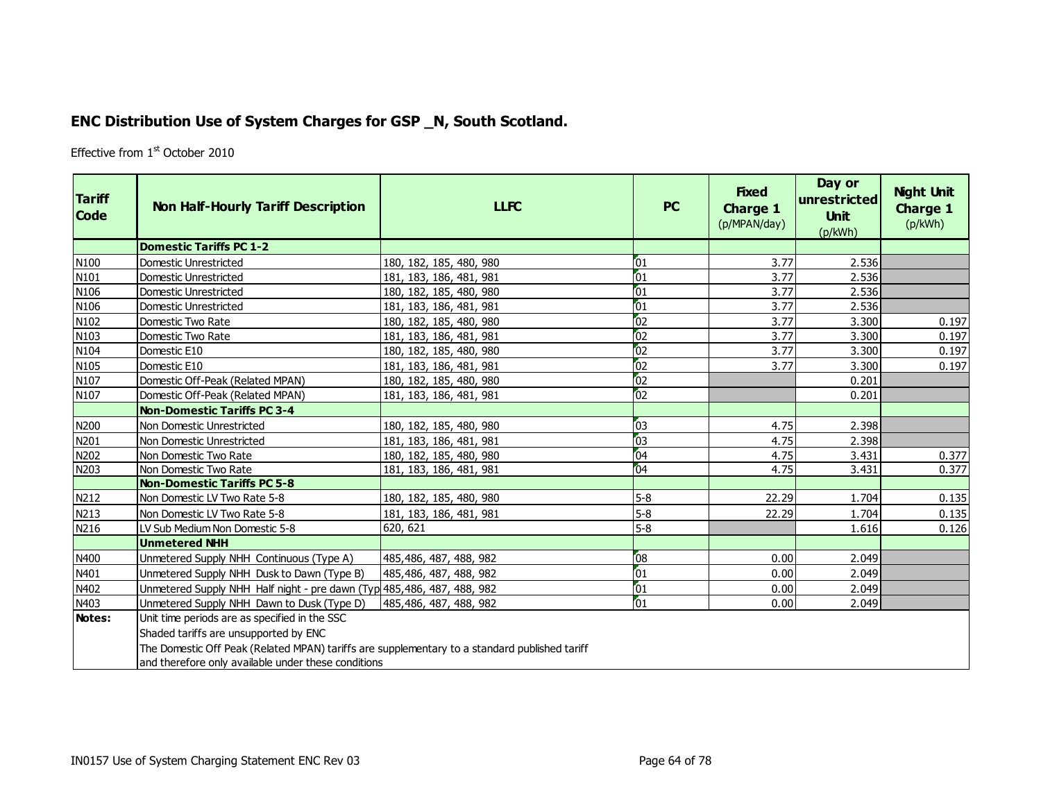## ENC Distribution Use of System Charges for GSP _N, South Scotland.

Effective from 1st October 2010

| Tariff Code | Non Half-Hourly Tariff Description | LLFC | PC | Fixed Charge 1 (p/MPAN/day) | Day or unrestricted Unit (p/kWh) | Night Unit Charge 1 (p/kWh) |
|---|---|---|---|---|---|---|
| | **Domestic Tariffs PC 1-2** | | | | | |
| N100 | Domestic Unrestricted | 180, 182, 185, 480, 980 | 01 | 3.77 | 2.536 | |
| N101 | Domestic Unrestricted | 181, 183, 186, 481, 981 | 01 | 3.77 | 2.536 | |
| N106 | Domestic Unrestricted | 180, 182, 185, 480, 980 | 01 | 3.77 | 2.536 | |
| N106 | Domestic Unrestricted | 181, 183, 186, 481, 981 | 01 | 3.77 | 2.536 | |
| N102 | Domestic Two Rate | 180, 182, 185, 480, 980 | 02 | 3.77 | 3.300 | 0.197 |
| N103 | Domestic Two Rate | 181, 183, 186, 481, 981 | 02 | 3.77 | 3.300 | 0.197 |
| N104 | Domestic E10 | 180, 182, 185, 480, 980 | 02 | 3.77 | 3.300 | 0.197 |
| N105 | Domestic E10 | 181, 183, 186, 481, 981 | 02 | 3.77 | 3.300 | 0.197 |
| N107 | Domestic Off-Peak (Related MPAN) | 180, 182, 185, 480, 980 | 02 | | 0.201 | |
| N107 | Domestic Off-Peak (Related MPAN) | 181, 183, 186, 481, 981 | 02 | | 0.201 | |
| | **Non-Domestic Tariffs PC 3-4** | | | | | |
| N200 | Non Domestic Unrestricted | 180, 182, 185, 480, 980 | 03 | 4.75 | 2.398 | |
| N201 | Non Domestic Unrestricted | 181, 183, 186, 481, 981 | 03 | 4.75 | 2.398 | |
| N202 | Non Domestic Two Rate | 180, 182, 185, 480, 980 | 04 | 4.75 | 3.431 | 0.377 |
| N203 | Non Domestic Two Rate | 181, 183, 186, 481, 981 | 04 | 4.75 | 3.431 | 0.377 |
| | **Non-Domestic Tariffs PC 5-8** | | | | | |
| N212 | Non Domestic LV Two Rate 5-8 | 180, 182, 185, 480, 980 | 5-8 | 22.29 | 1.704 | 0.135 |
| N213 | Non Domestic LV Two Rate 5-8 | 181, 183, 186, 481, 981 | 5-8 | 22.29 | 1.704 | 0.135 |
| N216 | LV Sub Medium Non Domestic 5-8 | 620, 621 | 5-8 | | 1.616 | 0.126 |
| | **Unmetered NHH** | | | | | |
| N400 | Unmetered Supply NHH Continuous (Type A) | 485,486, 487, 488, 982 | 08 | 0.00 | 2.049 | |
| N401 | Unmetered Supply NHH Dusk to Dawn (Type B) | 485,486, 487, 488, 982 | 01 | 0.00 | 2.049 | |
| N402 | Unmetered Supply NHH Half night - pre dawn (Typ | 485,486, 487, 488, 982 | 01 | 0.00 | 2.049 | |
| N403 | Unmetered Supply NHH Dawn to Dusk (Type D) | 485,486, 487, 488, 982 | 01 | 0.00 | 2.049 | |

**Notes:**

Unit time periods are as specified in the SSC

Shaded tariffs are unsupported by ENC

The Domestic Off Peak (Related MPAN) tariffs are supplementary to a standard published tariff and therefore only available under these conditions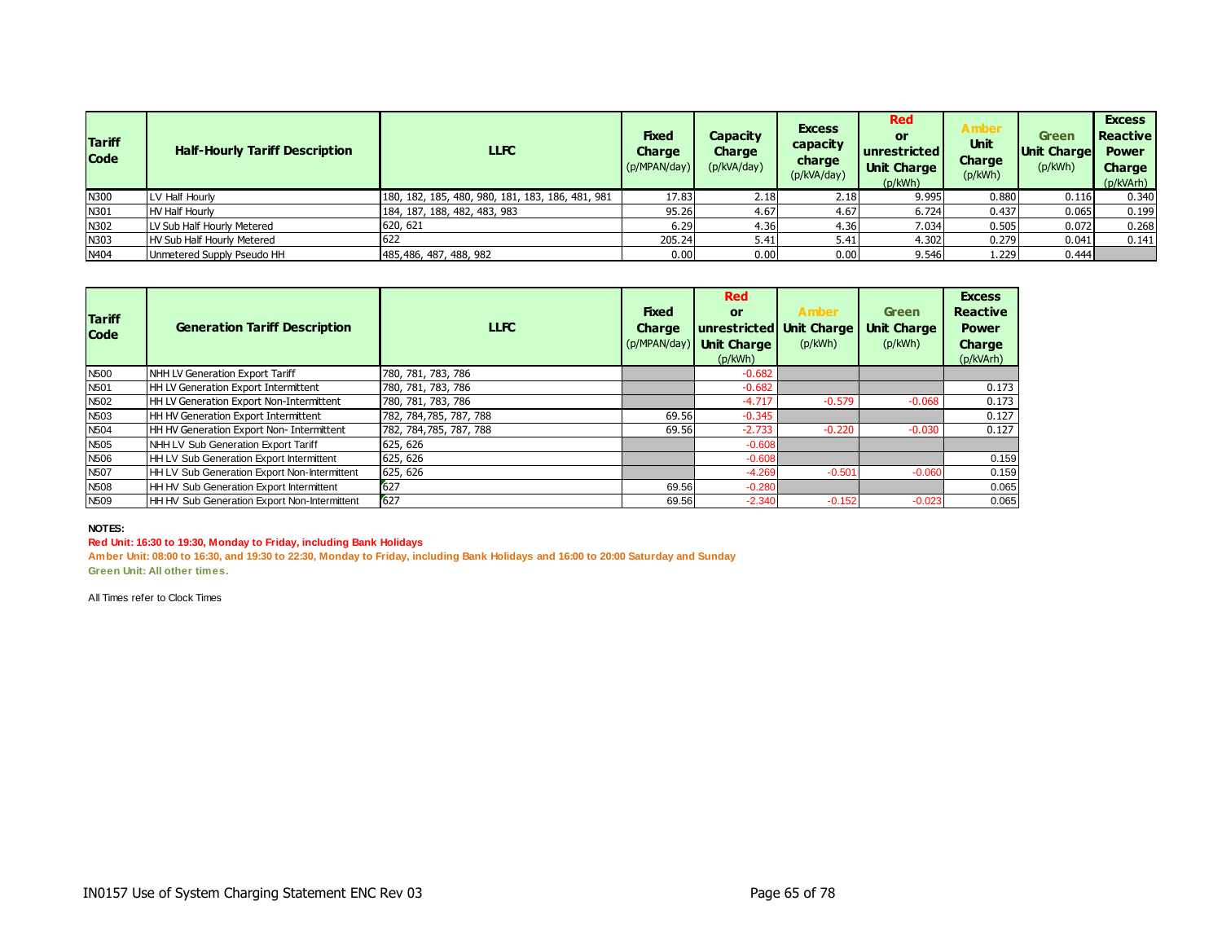| Tariff Code | Half-Hourly Tariff Description | LLFC | Fixed Charge (p/MPAN/day) | Capacity Charge (p/kVA/day) | Excess capacity charge (p/kVA/day) | Red or unrestricted Unit Charge (p/kWh) | Amber Unit Charge (p/kWh) | Green Unit Charge (p/kWh) | Excess Reactive Power Charge (p/kVArh) |
|---|---|---|---|---|---|---|---|---|---|
| N300 | LV Half Hourly | 180, 182, 185, 480, 980, 181, 183, 186, 481, 981 | 17.83 | 2.18 | 2.18 | 9.995 | 0.880 | 0.116 | 0.340 |
| N301 | HV Half Hourly | 184, 187, 188, 482, 483, 983 | 95.26 | 4.67 | 4.67 | 6.724 | 0.437 | 0.065 | 0.199 |
| N302 | LV Sub Half Hourly Metered | 620, 621 | 6.29 | 4.36 | 4.36 | 7.034 | 0.505 | 0.072 | 0.268 |
| N303 | HV Sub Half Hourly Metered | 622 | 205.24 | 5.41 | 5.41 | 4.302 | 0.279 | 0.041 | 0.141 |
| N404 | Unmetered Supply Pseudo HH | 485,486, 487, 488, 982 | 0.00 | 0.00 | 0.00 | 9.546 | 1.229 | 0.444 | |

| Tariff Code | Generation Tariff Description | LLFC | Fixed Charge (p/MPAN/day) | Red or unrestricted Unit Charge (p/kWh) | Amber Unit Charge (p/kWh) | Green Unit Charge (p/kWh) | Excess Reactive Power Charge (p/kVArh) |
|---|---|---|---|---|---|---|---|
| N500 | NHH LV Generation Export Tariff | 780, 781, 783, 786 | | -0.682 | | | |
| N501 | HH LV Generation Export Intermittent | 780, 781, 783, 786 | | -0.682 | | | 0.173 |
| N502 | HH LV Generation Export Non-Intermittent | 780, 781, 783, 786 | | -4.717 | -0.579 | -0.068 | 0.173 |
| N503 | HH HV Generation Export Intermittent | 782, 784,785, 787, 788 | 69.56 | -0.345 | | | 0.127 |
| N504 | HH HV Generation Export Non- Intermittent | 782, 784,785, 787, 788 | 69.56 | -2.733 | -0.220 | -0.030 | 0.127 |
| N505 | NHH LV Sub Generation Export Tariff | 625, 626 | | -0.608 | | | |
| N506 | HH LV Sub Generation Export Intermittent | 625, 626 | | -0.608 | | | 0.159 |
| N507 | HH LV Sub Generation Export Non-Intermittent | 625, 626 | | -4.269 | -0.501 | -0.060 | 0.159 |
| N508 | HH HV Sub Generation Export Intermittent | 627 | 69.56 | -0.280 | | | 0.065 |
| N509 | HH HV Sub Generation Export Non-Intermittent | 627 | 69.56 | -2.340 | -0.152 | -0.023 | 0.065 |

**NOTES:**

**Red Unit: 16:30 to 19:30, Monday to Friday, including Bank Holidays**

**Amber Unit: 08:00 to 16:30, and 19:30 to 22:30, Monday to Friday, including Bank Holidays and 16:00 to 20:00 Saturday and Sunday**

**Green Unit: All other times.**

All Times refer to Clock Times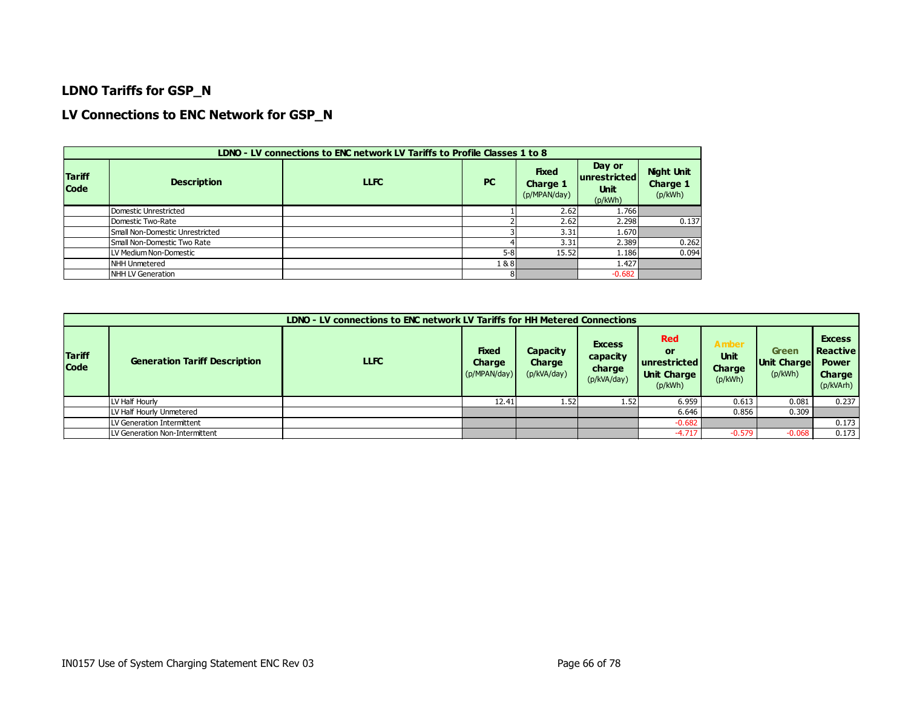## LDNO Tariffs for GSP_N

## LV Connections to ENC Network for GSP_N

| LDNO - LV connections to ENC network LV Tariffs to Profile Classes 1 to 8 | | | | | | |
|---|---|---|---|---|---|---|
| **Tariff Code** | **Description** | **LLFC** | **PC** | **Fixed Charge 1** (p/MPAN/day) | **Day or unrestricted Unit** (p/kWh) | **Night Unit Charge 1** (p/kWh) |
| | Domestic Unrestricted | | 1 | 2.62 | 1.766 | |
| | Domestic Two-Rate | | 2 | 2.62 | 2.298 | 0.137 |
| | Small Non-Domestic Unrestricted | | 3 | 3.31 | 1.670 | |
| | Small Non-Domestic Two Rate | | 4 | 3.31 | 2.389 | 0.262 |
| | LV Medium Non-Domestic | | 5-8 | 15.52 | 1.186 | 0.094 |
| | NHH Unmetered | | 1 & 8 | | 1.427 | |
| | NHH LV Generation | | 8 | | -0.682 | |

| LDNO - LV connections to ENC network LV Tariffs for HH Metered Connections | | | | | | | | | |
|---|---|---|---|---|---|---|---|---|---|
| **Tariff Code** | **Generation Tariff Description** | **LLFC** | **Fixed Charge** (p/MPAN/day) | **Capacity Charge** (p/kVA/day) | **Excess capacity charge** (p/kVA/day) | **Red or unrestricted Unit Charge** (p/kWh) | **Amber Unit Charge** (p/kWh) | **Green Unit Charge** (p/kWh) | **Excess Reactive Power Charge** (p/kVArh) |
| | LV Half Hourly | | 12.41 | 1.52 | 1.52 | 6.959 | 0.613 | 0.081 | 0.237 |
| | LV Half Hourly Unmetered | | | | | 6.646 | 0.856 | 0.309 | |
| | LV Generation Intermittent | | | | | -0.682 | | | 0.173 |
| | LV Generation Non-Intermittent | | | | | -4.717 | -0.579 | -0.068 | 0.173 |

IN0157 Use of System Charging Statement ENC Rev 03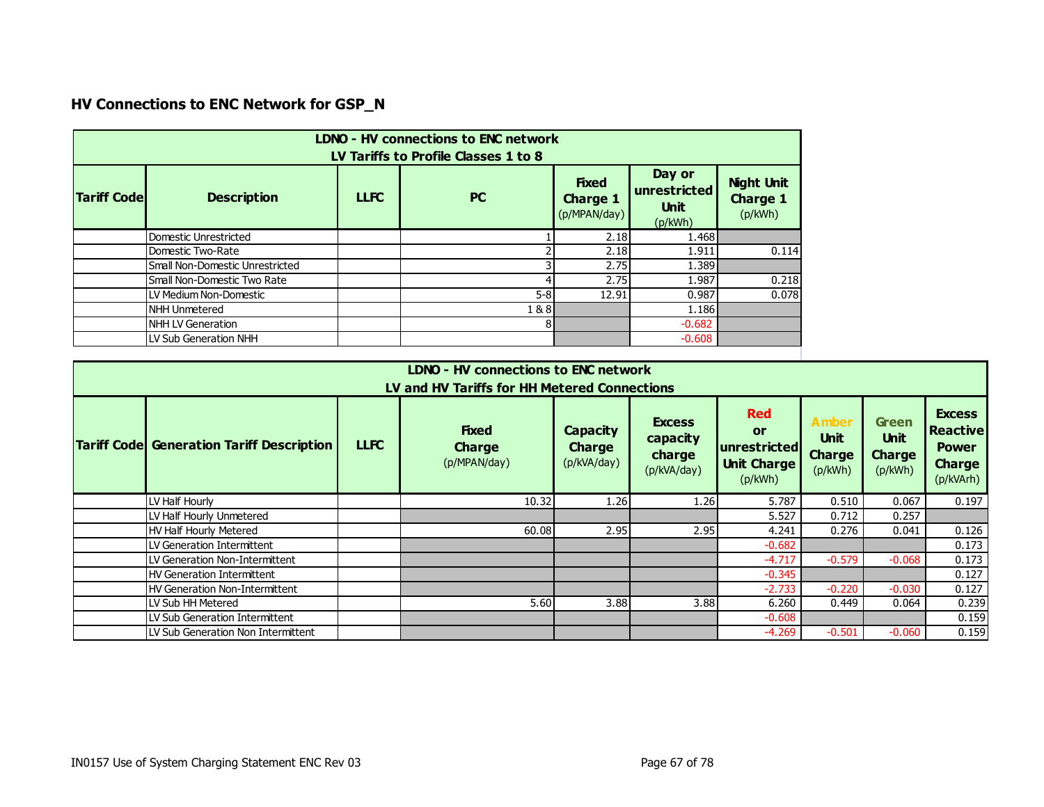## HV Connections to ENC Network for GSP_N

| LDNO - HV connections to ENC network<br>LV Tariffs to Profile Classes 1 to 8 | | | | | | |
|---|---|---|---|---|---|---|
| **Tariff Code** | **Description** | **LLFC** | **PC** | **Fixed Charge 1** (p/MPAN/day) | **Day or unrestricted Unit** (p/kWh) | **Night Unit Charge 1** (p/kWh) |
| | Domestic Unrestricted | | 1 | 2.18 | 1.468 | |
| | Domestic Two-Rate | | 2 | 2.18 | 1.911 | 0.114 |
| | Small Non-Domestic Unrestricted | | 3 | 2.75 | 1.389 | |
| | Small Non-Domestic Two Rate | | 4 | 2.75 | 1.987 | 0.218 |
| | LV Medium Non-Domestic | | 5-8 | 12.91 | 0.987 | 0.078 |
| | NHH Unmetered | | 1 & 8 | | 1.186 | |
| | NHH LV Generation | | 8 | | -0.682 | |
| | LV Sub Generation NHH | | | | -0.608 | |

| LDNO - HV connections to ENC network<br>LV and HV Tariffs for HH Metered Connections | | | | | | | | | |
|---|---|---|---|---|---|---|---|---|---|
| **Tariff Code** | **Generation Tariff Description** | **LLFC** | **Fixed Charge** (p/MPAN/day) | **Capacity Charge** (p/kVA/day) | **Excess capacity charge** (p/kVA/day) | **Red or unrestricted Unit Charge** (p/kWh) | **Amber Unit Charge** (p/kWh) | **Green Unit Charge** (p/kWh) | **Excess Reactive Power Charge** (p/kVArh) |
| | LV Half Hourly | | 10.32 | 1.26 | 1.26 | 5.787 | 0.510 | 0.067 | 0.197 |
| | LV Half Hourly Unmetered | | | | | 5.527 | 0.712 | 0.257 | |
| | HV Half Hourly Metered | | 60.08 | 2.95 | 2.95 | 4.241 | 0.276 | 0.041 | 0.126 |
| | LV Generation Intermittent | | | | | -0.682 | | | 0.173 |
| | LV Generation Non-Intermittent | | | | | -4.717 | -0.579 | -0.068 | 0.173 |
| | HV Generation Intermittent | | | | | -0.345 | | | 0.127 |
| | HV Generation Non-Intermittent | | | | | -2.733 | -0.220 | -0.030 | 0.127 |
| | LV Sub HH Metered | | 5.60 | 3.88 | 3.88 | 6.260 | 0.449 | 0.064 | 0.239 |
| | LV Sub Generation Intermittent | | | | | -0.608 | | | 0.159 |
| | LV Sub Generation Non Intermittent | | | | | -4.269 | -0.501 | -0.060 | 0.159 |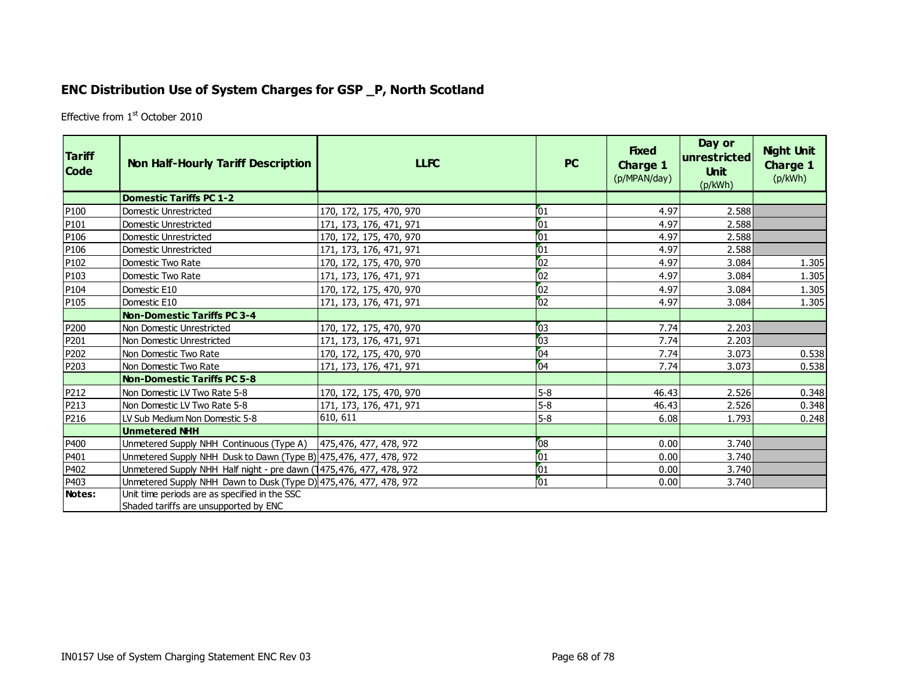## ENC Distribution Use of System Charges for GSP _P, North Scotland

Effective from 1st October 2010

| Tariff Code | Non Half-Hourly Tariff Description | LLFC | PC | Fixed Charge 1 (p/MPAN/day) | Day or unrestricted Unit (p/kWh) | Night Unit Charge 1 (p/kWh) |
|---|---|---|---|---|---|---|
| | **Domestic Tariffs PC 1-2** | | | | | |
| P100 | Domestic Unrestricted | 170, 172, 175, 470, 970 | 01 | 4.97 | 2.588 | |
| P101 | Domestic Unrestricted | 171, 173, 176, 471, 971 | 01 | 4.97 | 2.588 | |
| P106 | Domestic Unrestricted | 170, 172, 175, 470, 970 | 01 | 4.97 | 2.588 | |
| P106 | Domestic Unrestricted | 171, 173, 176, 471, 971 | 01 | 4.97 | 2.588 | |
| P102 | Domestic Two Rate | 170, 172, 175, 470, 970 | 02 | 4.97 | 3.084 | 1.305 |
| P103 | Domestic Two Rate | 171, 173, 176, 471, 971 | 02 | 4.97 | 3.084 | 1.305 |
| P104 | Domestic E10 | 170, 172, 175, 470, 970 | 02 | 4.97 | 3.084 | 1.305 |
| P105 | Domestic E10 | 171, 173, 176, 471, 971 | 02 | 4.97 | 3.084 | 1.305 |
| | **Non-Domestic Tariffs PC 3-4** | | | | | |
| P200 | Non Domestic Unrestricted | 170, 172, 175, 470, 970 | 03 | 7.74 | 2.203 | |
| P201 | Non Domestic Unrestricted | 171, 173, 176, 471, 971 | 03 | 7.74 | 2.203 | |
| P202 | Non Domestic Two Rate | 170, 172, 175, 470, 970 | 04 | 7.74 | 3.073 | 0.538 |
| P203 | Non Domestic Two Rate | 171, 173, 176, 471, 971 | 04 | 7.74 | 3.073 | 0.538 |
| | **Non-Domestic Tariffs PC 5-8** | | | | | |
| P212 | Non Domestic LV Two Rate 5-8 | 170, 172, 175, 470, 970 | 5-8 | 46.43 | 2.526 | 0.348 |
| P213 | Non Domestic LV Two Rate 5-8 | 171, 173, 176, 471, 971 | 5-8 | 46.43 | 2.526 | 0.348 |
| P216 | LV Sub Medium Non Domestic 5-8 | 610, 611 | 5-8 | 6.08 | 1.793 | 0.248 |
| | **Unmetered NHH** | | | | | |
| P400 | Unmetered Supply NHH Continuous (Type A) | 475,476, 477, 478, 972 | 08 | 0.00 | 3.740 | |
| P401 | Unmetered Supply NHH Dusk to Dawn (Type B) | 475,476, 477, 478, 972 | 01 | 0.00 | 3.740 | |
| P402 | Unmetered Supply NHH Half night - pre dawn (T | 475,476, 477, 478, 972 | 01 | 0.00 | 3.740 | |
| P403 | Unmetered Supply NHH Dawn to Dusk (Type D) | 475,476, 477, 478, 972 | 01 | 0.00 | 3.740 | |
| **Notes:** | Unit time periods are as specified in the SSC<br>Shaded tariffs are unsupported by ENC | | | | | |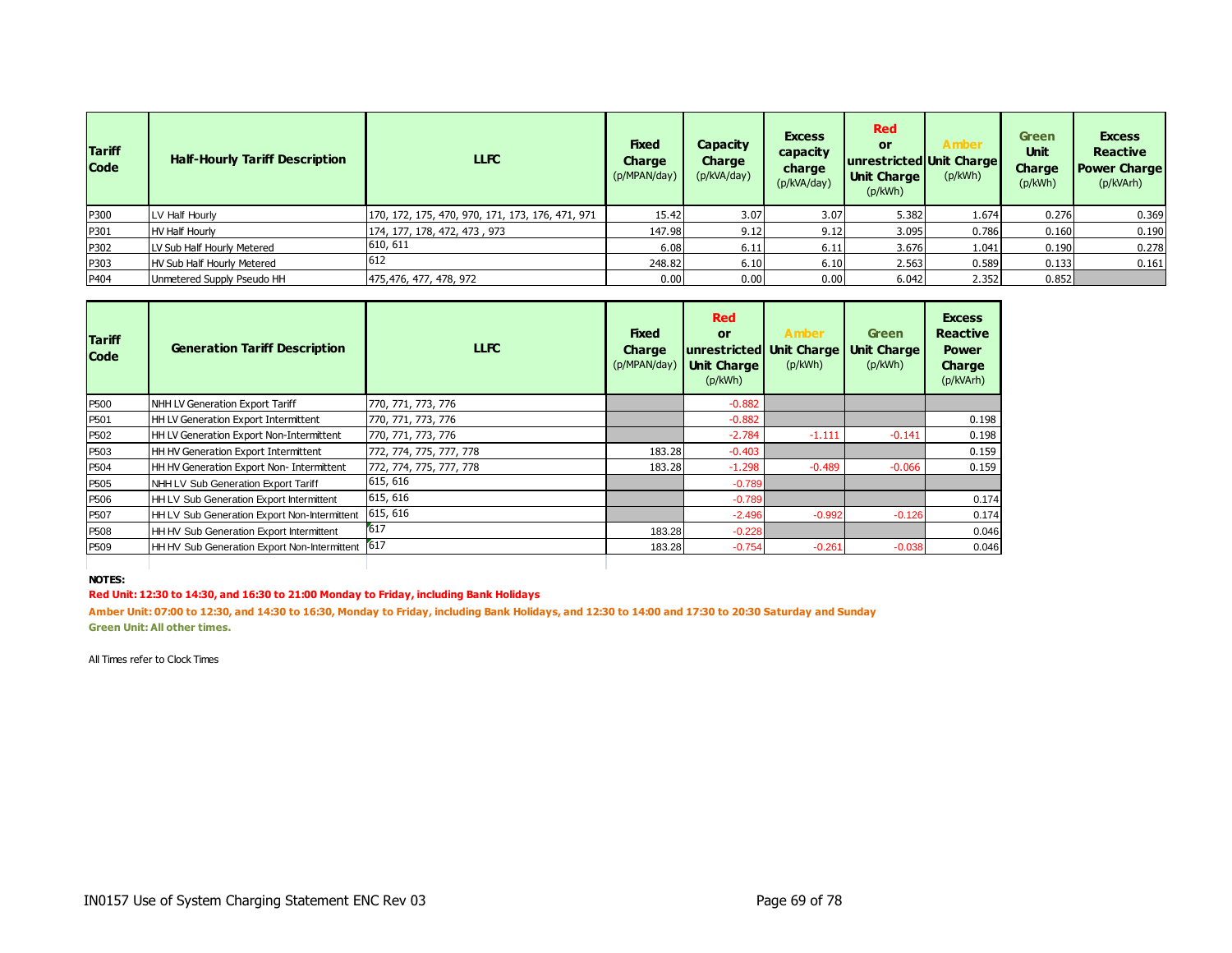| Tariff Code | Half-Hourly Tariff Description | LLFC | Fixed Charge (p/MPAN/day) | Capacity Charge (p/kVA/day) | Excess capacity charge (p/kVA/day) | Red or unrestricted Unit Charge (p/kWh) | Amber Unit Charge (p/kWh) | Green Unit Charge (p/kWh) | Excess Reactive Power Charge (p/kVArh) |
|---|---|---|---|---|---|---|---|---|---|
| P300 | LV Half Hourly | 170, 172, 175, 470, 970, 171, 173, 176, 471, 971 | 15.42 | 3.07 | 3.07 | 5.382 | 1.674 | 0.276 | 0.369 |
| P301 | HV Half Hourly | 174, 177, 178, 472, 473 , 973 | 147.98 | 9.12 | 9.12 | 3.095 | 0.786 | 0.160 | 0.190 |
| P302 | LV Sub Half Hourly Metered | 610, 611 | 6.08 | 6.11 | 6.11 | 3.676 | 1.041 | 0.190 | 0.278 |
| P303 | HV Sub Half Hourly Metered | 612 | 248.82 | 6.10 | 6.10 | 2.563 | 0.589 | 0.133 | 0.161 |
| P404 | Unmetered Supply Pseudo HH | 475,476, 477, 478, 972 | 0.00 | 0.00 | 0.00 | 6.042 | 2.352 | 0.852 | |

| Tariff Code | Generation Tariff Description | LLFC | Fixed Charge (p/MPAN/day) | Red or unrestricted Unit Charge (p/kWh) | Amber Unit Charge (p/kWh) | Green Unit Charge (p/kWh) | Excess Reactive Power Charge (p/kVArh) |
|---|---|---|---|---|---|---|---|
| P500 | NHH LV Generation Export Tariff | 770, 771, 773, 776 | | -0.882 | | | |
| P501 | HH LV Generation Export Intermittent | 770, 771, 773, 776 | | -0.882 | | | 0.198 |
| P502 | HH LV Generation Export Non-Intermittent | 770, 771, 773, 776 | | -2.784 | -1.111 | -0.141 | 0.198 |
| P503 | HH HV Generation Export Intermittent | 772, 774, 775, 777, 778 | 183.28 | -0.403 | | | 0.159 |
| P504 | HH HV Generation Export Non- Intermittent | 772, 774, 775, 777, 778 | 183.28 | -1.298 | -0.489 | -0.066 | 0.159 |
| P505 | NHH LV Sub Generation Export Tariff | 615, 616 | | -0.789 | | | |
| P506 | HH LV Sub Generation Export Intermittent | 615, 616 | | -0.789 | | | 0.174 |
| P507 | HH LV Sub Generation Export Non-Intermittent | 615, 616 | | -2.496 | -0.992 | -0.126 | 0.174 |
| P508 | HH HV Sub Generation Export Intermittent | 617 | 183.28 | -0.228 | | | 0.046 |
| P509 | HH HV Sub Generation Export Non-Intermittent | 617 | 183.28 | -0.754 | -0.261 | -0.038 | 0.046 |

**NOTES:**

**Red Unit: 12:30 to 14:30, and 16:30 to 21:00 Monday to Friday, including Bank Holidays**

**Amber Unit: 07:00 to 12:30, and 14:30 to 16:30, Monday to Friday, including Bank Holidays, and 12:30 to 14:00 and 17:30 to 20:30 Saturday and Sunday**

**Green Unit: All other times.**

All Times refer to Clock Times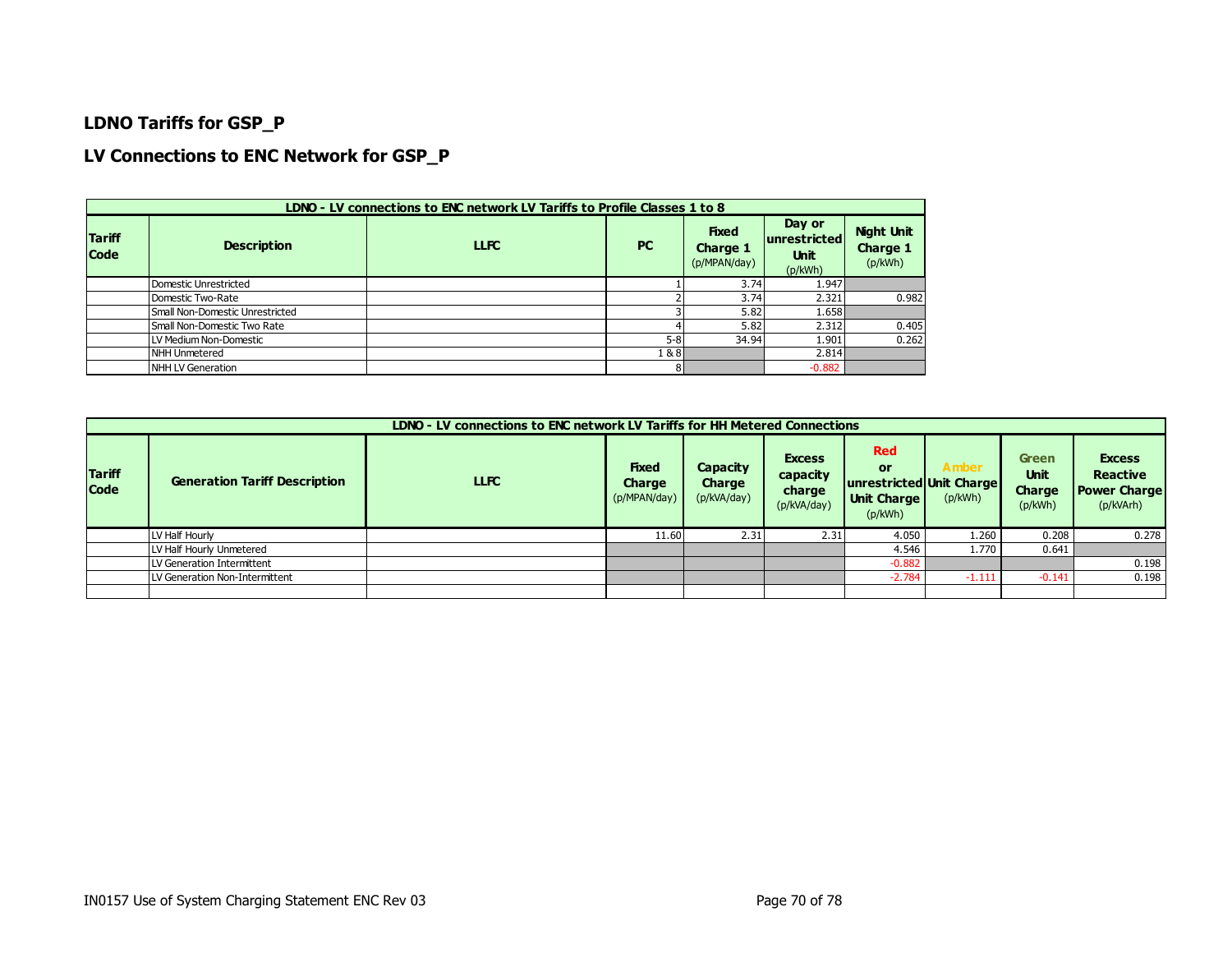## LDNO Tariffs for GSP_P

## LV Connections to ENC Network for GSP_P

| LDNO - LV connections to ENC network LV Tariffs to Profile Classes 1 to 8 | | | | | | |
|---|---|---|---|---|---|---|
| **Tariff Code** | **Description** | **LLFC** | **PC** | **Fixed Charge 1** (p/MPAN/day) | **Day or unrestricted Unit** (p/kWh) | **Night Unit Charge 1** (p/kWh) |
| | Domestic Unrestricted | | 1 | 3.74 | 1.947 | |
| | Domestic Two-Rate | | 2 | 3.74 | 2.321 | 0.982 |
| | Small Non-Domestic Unrestricted | | 3 | 5.82 | 1.658 | |
| | Small Non-Domestic Two Rate | | 4 | 5.82 | 2.312 | 0.405 |
| | LV Medium Non-Domestic | | 5-8 | 34.94 | 1.901 | 0.262 |
| | NHH Unmetered | | 1 & 8 | | 2.814 | |
| | NHH LV Generation | | 8 | | -0.882 | |

| LDNO - LV connections to ENC network LV Tariffs for HH Metered Connections | | | | | | | | | |
|---|---|---|---|---|---|---|---|---|---|
| **Tariff Code** | **Generation Tariff Description** | **LLFC** | **Fixed Charge** (p/MPAN/day) | **Capacity Charge** (p/kVA/day) | **Excess capacity charge** (p/kVA/day) | **Red or unrestricted Unit Charge** (p/kWh) | **Amber Unit Charge** (p/kWh) | **Green Unit Charge** (p/kWh) | **Excess Reactive Power Charge** (p/kVArh) |
| | LV Half Hourly | | 11.60 | 2.31 | 2.31 | 4.050 | 1.260 | 0.208 | 0.278 |
| | LV Half Hourly Unmetered | | | | | 4.546 | 1.770 | 0.641 | |
| | LV Generation Intermittent | | | | | -0.882 | | | 0.198 |
| | LV Generation Non-Intermittent | | | | | -2.784 | -1.111 | -0.141 | 0.198 |
| | | | | | | | | | |

IN0157 Use of System Charging Statement ENC Rev 03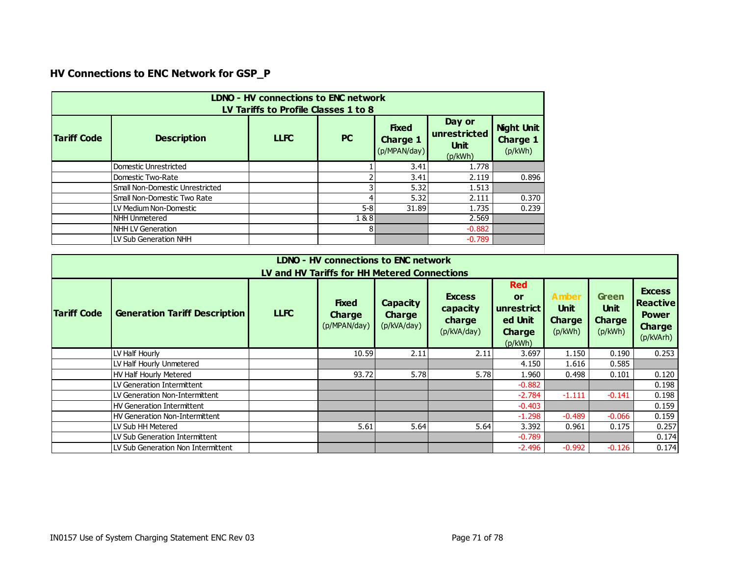## HV Connections to ENC Network for GSP_P

| LDNO - HV connections to ENC network<br>LV Tariffs to Profile Classes 1 to 8 | | | | | | |
|---|---|---|---|---|---|---|
| **Tariff Code** | **Description** | **LLFC** | **PC** | **Fixed Charge 1** (p/MPAN/day) | **Day or unrestricted Unit** (p/kWh) | **Night Unit Charge 1** (p/kWh) |
| | Domestic Unrestricted | | 1 | 3.41 | 1.778 | |
| | Domestic Two-Rate | | 2 | 3.41 | 2.119 | 0.896 |
| | Small Non-Domestic Unrestricted | | 3 | 5.32 | 1.513 | |
| | Small Non-Domestic Two Rate | | 4 | 5.32 | 2.111 | 0.370 |
| | LV Medium Non-Domestic | | 5-8 | 31.89 | 1.735 | 0.239 |
| | NHH Unmetered | | 1 & 8 | | 2.569 | |
| | NHH LV Generation | | 8 | | -0.882 | |
| | LV Sub Generation NHH | | | | -0.789 | |

| LDNO - HV connections to ENC network<br>LV and HV Tariffs for HH Metered Connections | | | | | | | | | |
|---|---|---|---|---|---|---|---|---|---|
| **Tariff Code** | **Generation Tariff Description** | **LLFC** | **Fixed Charge** (p/MPAN/day) | **Capacity Charge** (p/kVA/day) | **Excess capacity charge** (p/kVA/day) | **Red or unrestricted Unit Charge** (p/kWh) | **Amber Unit Charge** (p/kWh) | **Green Unit Charge** (p/kWh) | **Excess Reactive Power Charge** (p/kVArh) |
| | LV Half Hourly | | 10.59 | 2.11 | 2.11 | 3.697 | 1.150 | 0.190 | 0.253 |
| | LV Half Hourly Unmetered | | | | | 4.150 | 1.616 | 0.585 | |
| | HV Half Hourly Metered | | 93.72 | 5.78 | 5.78 | 1.960 | 0.498 | 0.101 | 0.120 |
| | LV Generation Intermittent | | | | | -0.882 | | | 0.198 |
| | LV Generation Non-Intermittent | | | | | -2.784 | -1.111 | -0.141 | 0.198 |
| | HV Generation Intermittent | | | | | -0.403 | | | 0.159 |
| | HV Generation Non-Intermittent | | | | | -1.298 | -0.489 | -0.066 | 0.159 |
| | LV Sub HH Metered | | 5.61 | 5.64 | 5.64 | 3.392 | 0.961 | 0.175 | 0.257 |
| | LV Sub Generation Intermittent | | | | | -0.789 | | | 0.174 |
| | LV Sub Generation Non Intermittent | | | | | -2.496 | -0.992 | -0.126 | 0.174 |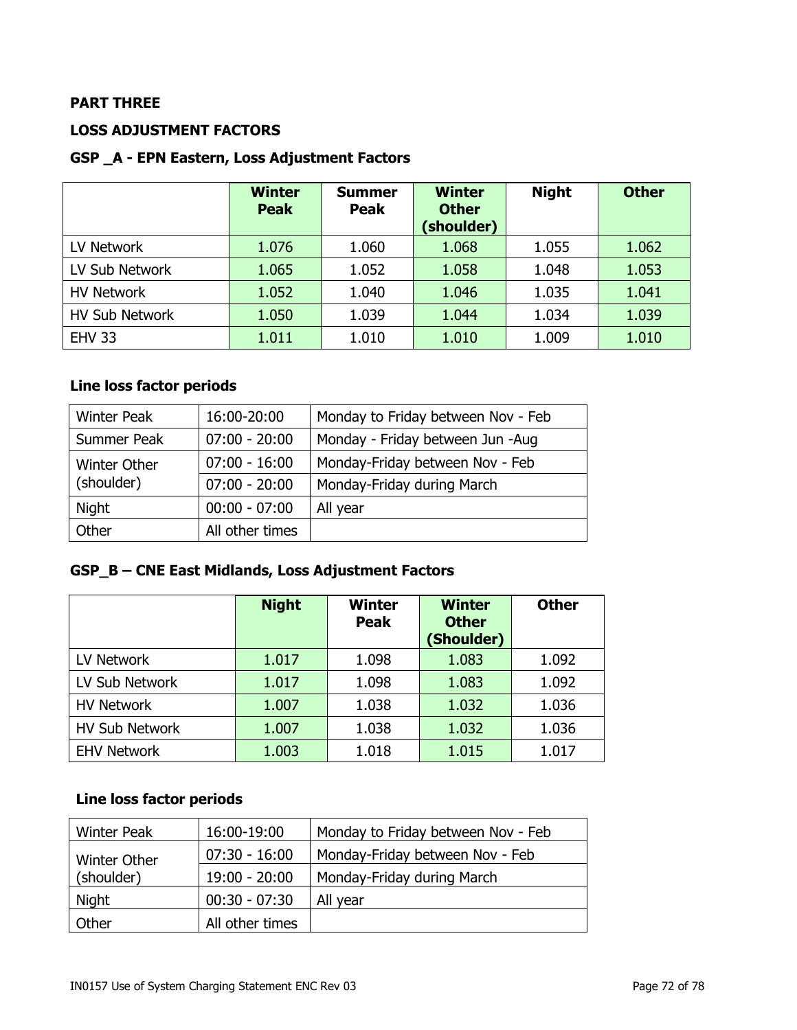**PART THREE**

**LOSS ADJUSTMENT FACTORS**

**GSP _A - EPN Eastern, Loss Adjustment Factors**

| | Winter Peak | Summer Peak | Winter Other (shoulder) | Night | Other |
|---|---|---|---|---|---|
| LV Network | 1.076 | 1.060 | 1.068 | 1.055 | 1.062 |
| LV Sub Network | 1.065 | 1.052 | 1.058 | 1.048 | 1.053 |
| HV Network | 1.052 | 1.040 | 1.046 | 1.035 | 1.041 |
| HV Sub Network | 1.050 | 1.039 | 1.044 | 1.034 | 1.039 |
| EHV 33 | 1.011 | 1.010 | 1.010 | 1.009 | 1.010 |

**Line loss factor periods**

| | | |
|---|---|---|
| Winter Peak | 16:00-20:00 | Monday to Friday between Nov - Feb |
| Summer Peak | 07:00 - 20:00 | Monday - Friday between Jun -Aug |
| Winter Other (shoulder) | 07:00 - 16:00 | Monday-Friday between Nov - Feb |
| | 07:00 - 20:00 | Monday-Friday during March |
| Night | 00:00 - 07:00 | All year |
| Other | All other times | |

**GSP_B – CNE East Midlands, Loss Adjustment Factors**

| | Night | Winter Peak | Winter Other (Shoulder) | Other |
|---|---|---|---|---|
| LV Network | 1.017 | 1.098 | 1.083 | 1.092 |
| LV Sub Network | 1.017 | 1.098 | 1.083 | 1.092 |
| HV Network | 1.007 | 1.038 | 1.032 | 1.036 |
| HV Sub Network | 1.007 | 1.038 | 1.032 | 1.036 |
| EHV Network | 1.003 | 1.018 | 1.015 | 1.017 |

**Line loss factor periods**

| | | |
|---|---|---|
| Winter Peak | 16:00-19:00 | Monday to Friday between Nov - Feb |
| Winter Other (shoulder) | 07:30 - 16:00 | Monday-Friday between Nov - Feb |
| | 19:00 - 20:00 | Monday-Friday during March |
| Night | 00:30 - 07:30 | All year |
| Other | All other times | |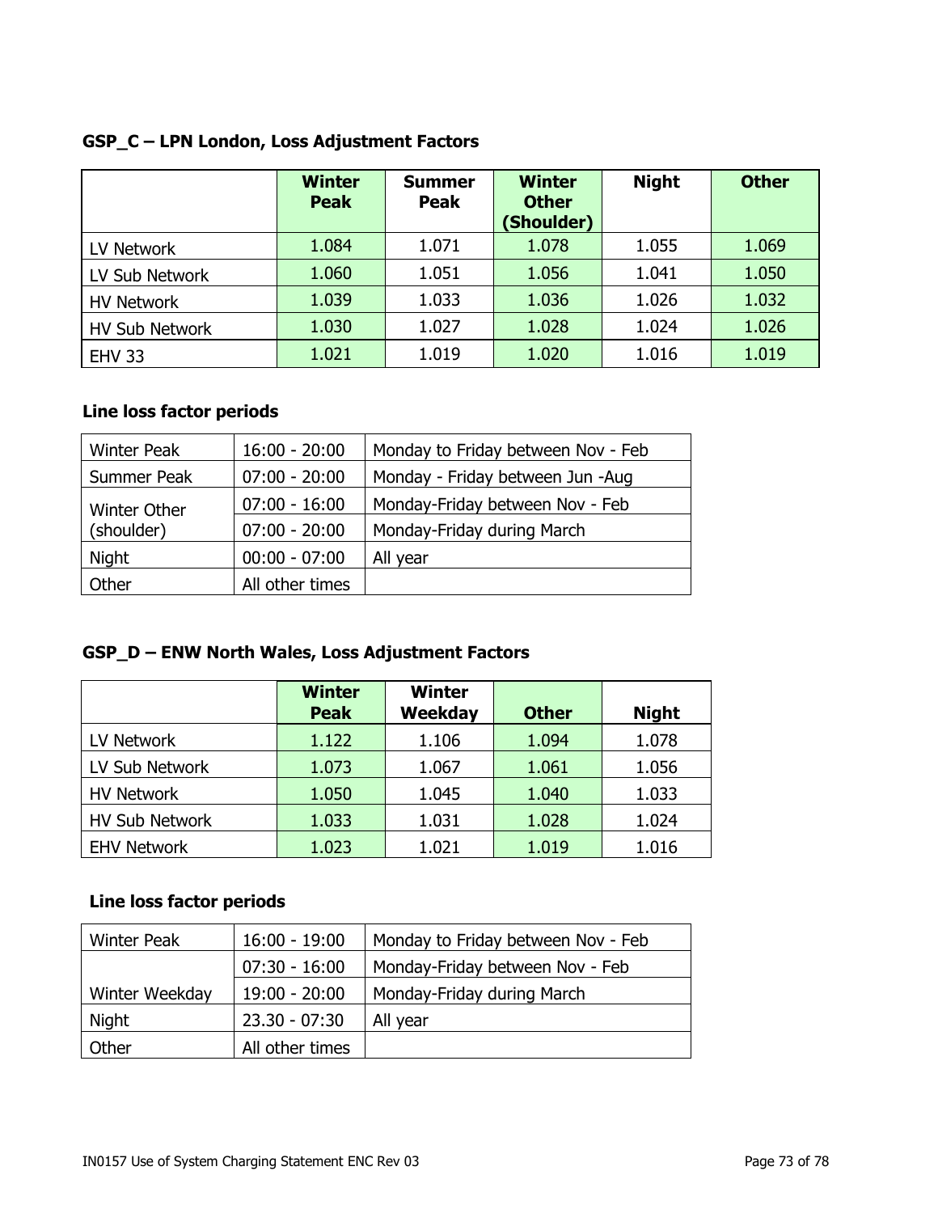### GSP_C – LPN London, Loss Adjustment Factors

| | Winter Peak | Summer Peak | Winter Other (Shoulder) | Night | Other |
|---|---|---|---|---|---|
| LV Network | 1.084 | 1.071 | 1.078 | 1.055 | 1.069 |
| LV Sub Network | 1.060 | 1.051 | 1.056 | 1.041 | 1.050 |
| HV Network | 1.039 | 1.033 | 1.036 | 1.026 | 1.032 |
| HV Sub Network | 1.030 | 1.027 | 1.028 | 1.024 | 1.026 |
| EHV 33 | 1.021 | 1.019 | 1.020 | 1.016 | 1.019 |

### Line loss factor periods

| | | |
|---|---|---|
| Winter Peak | 16:00 - 20:00 | Monday to Friday between Nov - Feb |
| Summer Peak | 07:00 - 20:00 | Monday - Friday between Jun -Aug |
| Winter Other (shoulder) | 07:00 - 16:00 | Monday-Friday between Nov - Feb |
| | 07:00 - 20:00 | Monday-Friday during March |
| Night | 00:00 - 07:00 | All year |
| Other | All other times | |

### GSP_D – ENW North Wales, Loss Adjustment Factors

| | Winter Peak | Winter Weekday | Other | Night |
|---|---|---|---|---|
| LV Network | 1.122 | 1.106 | 1.094 | 1.078 |
| LV Sub Network | 1.073 | 1.067 | 1.061 | 1.056 |
| HV Network | 1.050 | 1.045 | 1.040 | 1.033 |
| HV Sub Network | 1.033 | 1.031 | 1.028 | 1.024 |
| EHV Network | 1.023 | 1.021 | 1.019 | 1.016 |

### Line loss factor periods

| | | |
|---|---|---|
| Winter Peak | 16:00 - 19:00 | Monday to Friday between Nov - Feb |
| Winter Weekday | 07:30 - 16:00 | Monday-Friday between Nov - Feb |
| | 19:00 - 20:00 | Monday-Friday during March |
| Night | 23.30 - 07:30 | All year |
| Other | All other times | |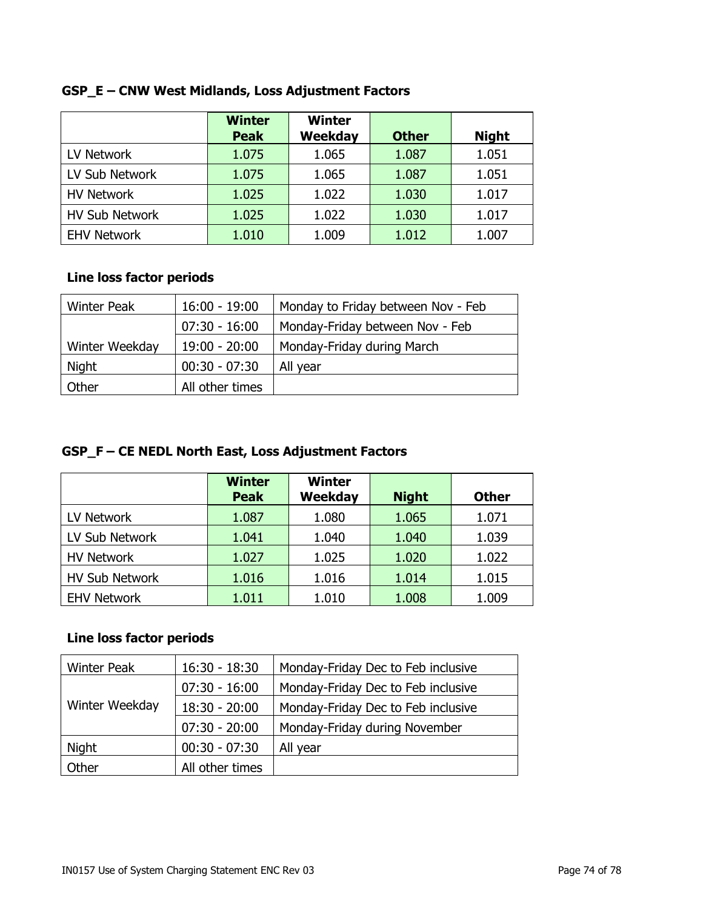**GSP_E – CNW West Midlands, Loss Adjustment Factors**

| | Winter Peak | Winter Weekday | Other | Night |
|---|---|---|---|---|
| LV Network | 1.075 | 1.065 | 1.087 | 1.051 |
| LV Sub Network | 1.075 | 1.065 | 1.087 | 1.051 |
| HV Network | 1.025 | 1.022 | 1.030 | 1.017 |
| HV Sub Network | 1.025 | 1.022 | 1.030 | 1.017 |
| EHV Network | 1.010 | 1.009 | 1.012 | 1.007 |

**Line loss factor periods**

| | | |
|---|---|---|
| Winter Peak | 16:00 - 19:00 | Monday to Friday between Nov - Feb |
| Winter Weekday | 07:30 - 16:00 | Monday-Friday between Nov - Feb |
| | 19:00 - 20:00 | Monday-Friday during March |
| Night | 00:30 - 07:30 | All year |
| Other | All other times | |

**GSP_F – CE NEDL North East, Loss Adjustment Factors**

| | Winter Peak | Winter Weekday | Night | Other |
|---|---|---|---|---|
| LV Network | 1.087 | 1.080 | 1.065 | 1.071 |
| LV Sub Network | 1.041 | 1.040 | 1.040 | 1.039 |
| HV Network | 1.027 | 1.025 | 1.020 | 1.022 |
| HV Sub Network | 1.016 | 1.016 | 1.014 | 1.015 |
| EHV Network | 1.011 | 1.010 | 1.008 | 1.009 |

**Line loss factor periods**

| | | |
|---|---|---|
| Winter Peak | 16:30 - 18:30 | Monday-Friday Dec to Feb inclusive |
| Winter Weekday | 07:30 - 16:00 | Monday-Friday Dec to Feb inclusive |
| | 18:30 - 20:00 | Monday-Friday Dec to Feb inclusive |
| | 07:30 - 20:00 | Monday-Friday during November |
| Night | 00:30 - 07:30 | All year |
| Other | All other times | |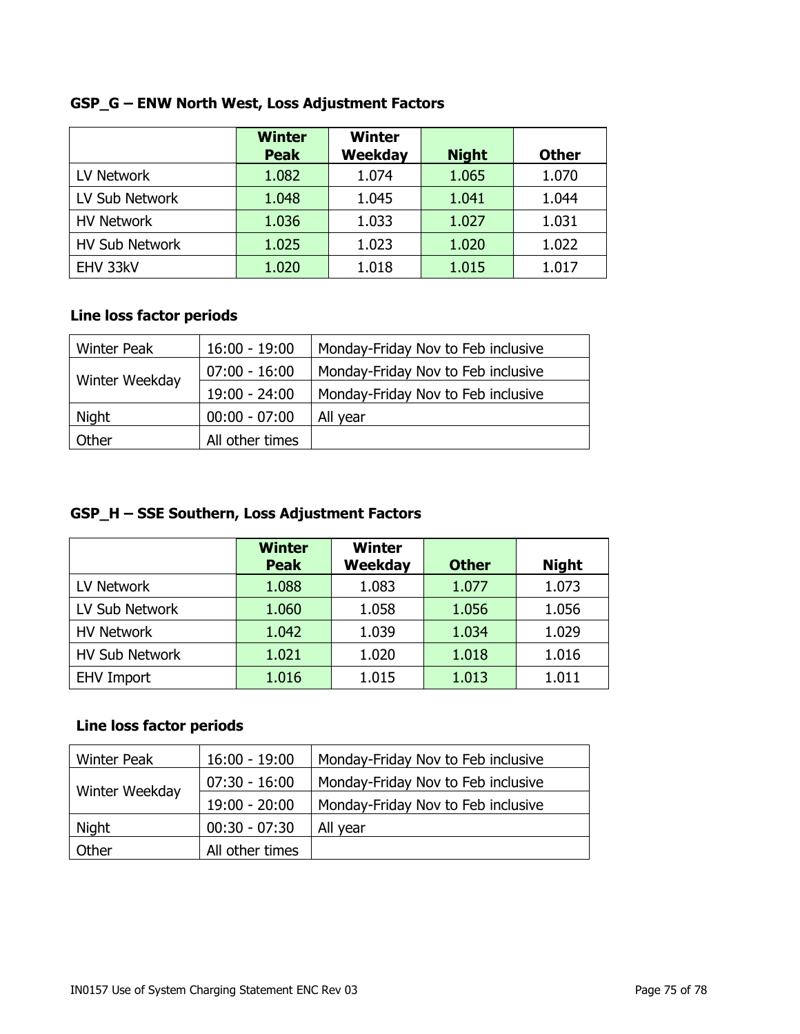### GSP_G – ENW North West, Loss Adjustment Factors

| | Winter Peak | Winter Weekday | Night | Other |
|---|---|---|---|---|
| LV Network | 1.082 | 1.074 | 1.065 | 1.070 |
| LV Sub Network | 1.048 | 1.045 | 1.041 | 1.044 |
| HV Network | 1.036 | 1.033 | 1.027 | 1.031 |
| HV Sub Network | 1.025 | 1.023 | 1.020 | 1.022 |
| EHV 33kV | 1.020 | 1.018 | 1.015 | 1.017 |

### Line loss factor periods

| | | |
|---|---|---|
| Winter Peak | 16:00 - 19:00 | Monday-Friday Nov to Feb inclusive |
| Winter Weekday | 07:00 - 16:00 | Monday-Friday Nov to Feb inclusive |
| | 19:00 - 24:00 | Monday-Friday Nov to Feb inclusive |
| Night | 00:00 - 07:00 | All year |
| Other | All other times | |

### GSP_H – SSE Southern, Loss Adjustment Factors

| | Winter Peak | Winter Weekday | Other | Night |
|---|---|---|---|---|
| LV Network | 1.088 | 1.083 | 1.077 | 1.073 |
| LV Sub Network | 1.060 | 1.058 | 1.056 | 1.056 |
| HV Network | 1.042 | 1.039 | 1.034 | 1.029 |
| HV Sub Network | 1.021 | 1.020 | 1.018 | 1.016 |
| EHV Import | 1.016 | 1.015 | 1.013 | 1.011 |

### Line loss factor periods

| | | |
|---|---|---|
| Winter Peak | 16:00 - 19:00 | Monday-Friday Nov to Feb inclusive |
| Winter Weekday | 07:30 - 16:00 | Monday-Friday Nov to Feb inclusive |
| | 19:00 - 20:00 | Monday-Friday Nov to Feb inclusive |
| Night | 00:30 - 07:30 | All year |
| Other | All other times | |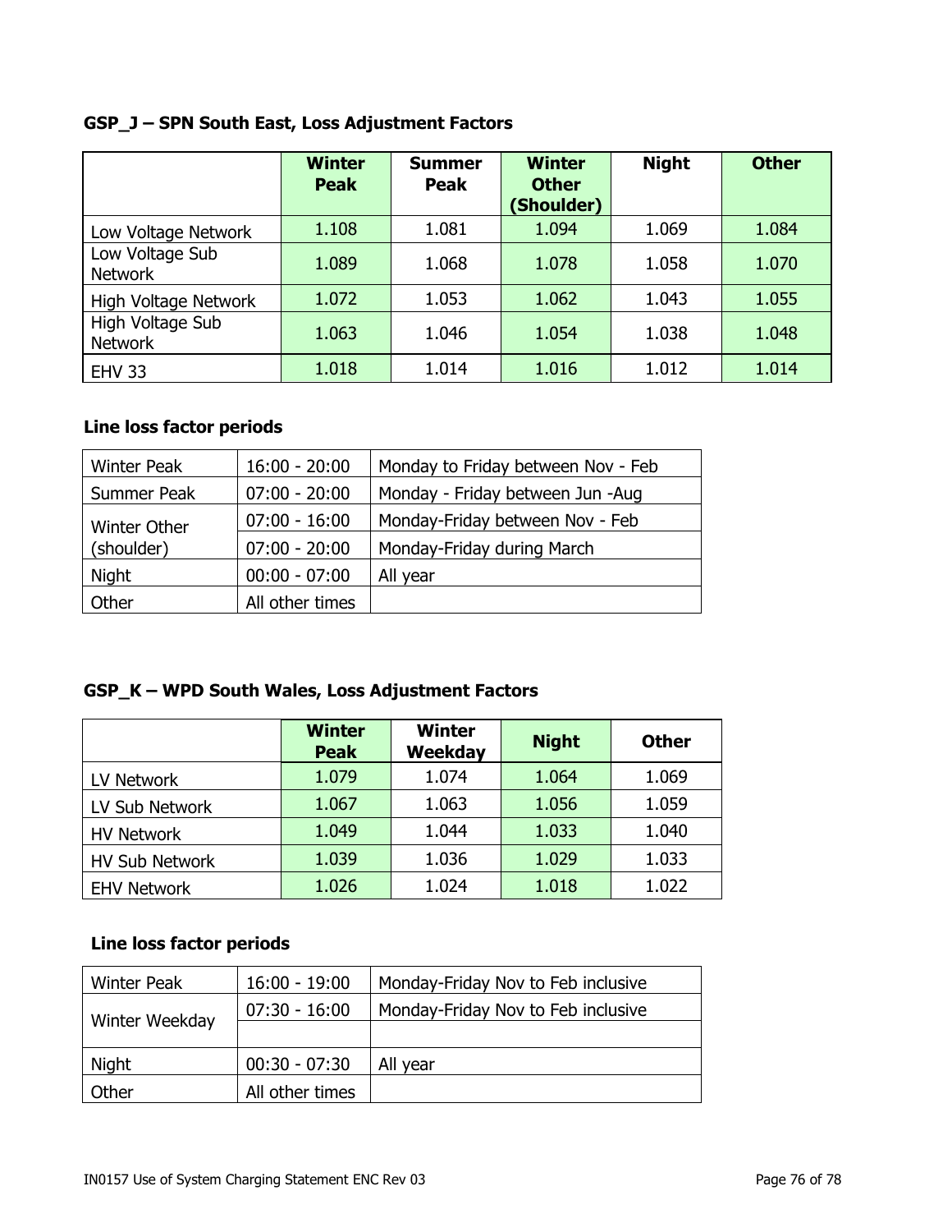### GSP_J – SPN South East, Loss Adjustment Factors

| | Winter Peak | Summer Peak | Winter Other (Shoulder) | Night | Other |
|---|---|---|---|---|---|
| Low Voltage Network | 1.108 | 1.081 | 1.094 | 1.069 | 1.084 |
| Low Voltage Sub Network | 1.089 | 1.068 | 1.078 | 1.058 | 1.070 |
| High Voltage Network | 1.072 | 1.053 | 1.062 | 1.043 | 1.055 |
| High Voltage Sub Network | 1.063 | 1.046 | 1.054 | 1.038 | 1.048 |
| EHV 33 | 1.018 | 1.014 | 1.016 | 1.012 | 1.014 |

### Line loss factor periods

| | | |
|---|---|---|
| Winter Peak | 16:00 - 20:00 | Monday to Friday between Nov - Feb |
| Summer Peak | 07:00 - 20:00 | Monday - Friday between Jun -Aug |
| Winter Other (shoulder) | 07:00 - 16:00 | Monday-Friday between Nov - Feb |
| | 07:00 - 20:00 | Monday-Friday during March |
| Night | 00:00 - 07:00 | All year |
| Other | All other times | |

### GSP_K – WPD South Wales, Loss Adjustment Factors

| | Winter Peak | Winter Weekday | Night | Other |
|---|---|---|---|---|
| LV Network | 1.079 | 1.074 | 1.064 | 1.069 |
| LV Sub Network | 1.067 | 1.063 | 1.056 | 1.059 |
| HV Network | 1.049 | 1.044 | 1.033 | 1.040 |
| HV Sub Network | 1.039 | 1.036 | 1.029 | 1.033 |
| EHV Network | 1.026 | 1.024 | 1.018 | 1.022 |

### Line loss factor periods

| | | |
|---|---|---|
| Winter Peak | 16:00 - 19:00 | Monday-Friday Nov to Feb inclusive |
| Winter Weekday | 07:30 - 16:00 | Monday-Friday Nov to Feb inclusive |
| | | |
| Night | 00:30 - 07:30 | All year |
| Other | All other times | |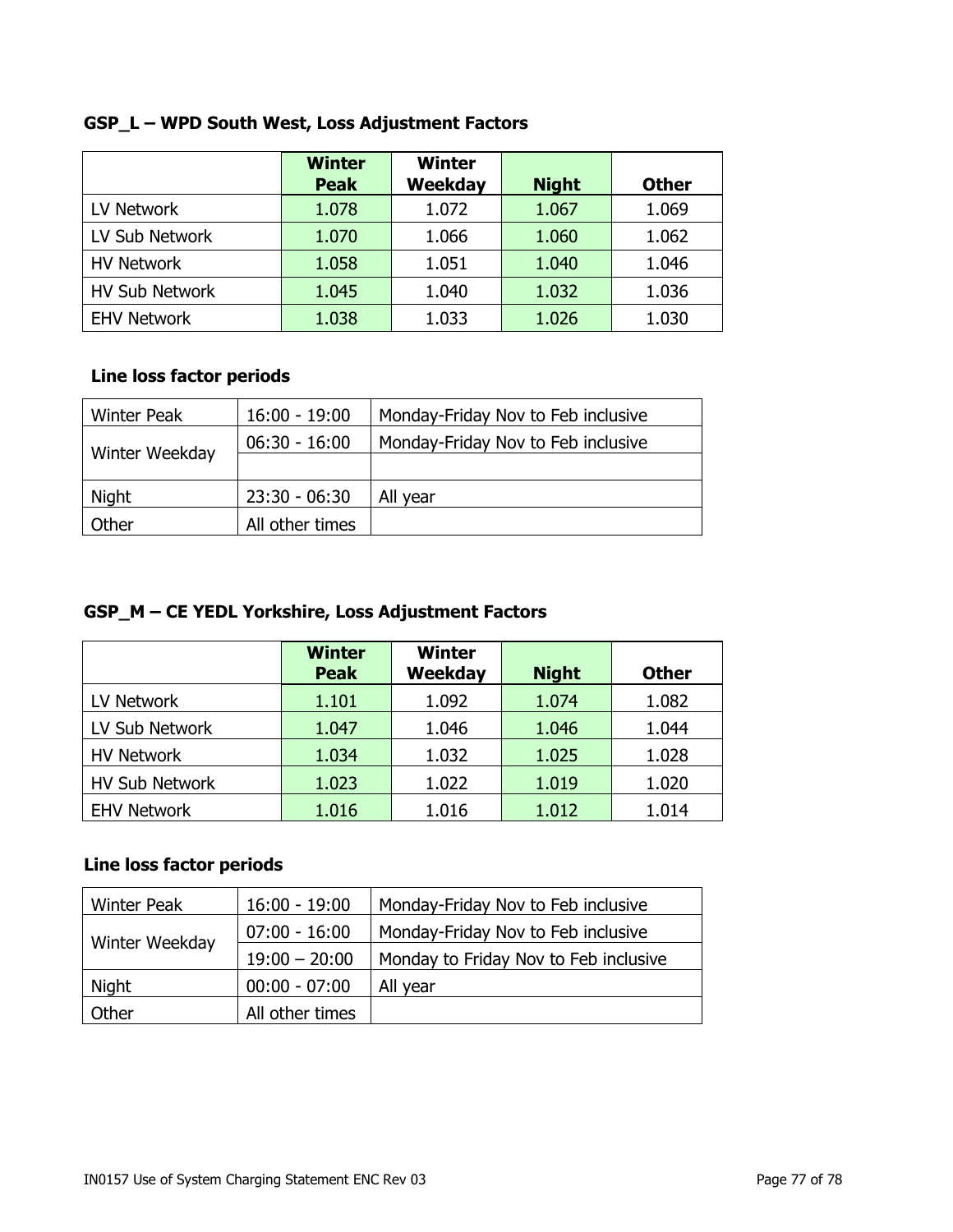**GSP_L – WPD South West, Loss Adjustment Factors**

| | Winter Peak | Winter Weekday | Night | Other |
|---|---|---|---|---|
| LV Network | 1.078 | 1.072 | 1.067 | 1.069 |
| LV Sub Network | 1.070 | 1.066 | 1.060 | 1.062 |
| HV Network | 1.058 | 1.051 | 1.040 | 1.046 |
| HV Sub Network | 1.045 | 1.040 | 1.032 | 1.036 |
| EHV Network | 1.038 | 1.033 | 1.026 | 1.030 |

**Line loss factor periods**

| | | |
|---|---|---|
| Winter Peak | 16:00 - 19:00 | Monday-Friday Nov to Feb inclusive |
| Winter Weekday | 06:30 - 16:00 | Monday-Friday Nov to Feb inclusive |
| | | |
| Night | 23:30 - 06:30 | All year |
| Other | All other times | |

**GSP_M – CE YEDL Yorkshire, Loss Adjustment Factors**

| | Winter Peak | Winter Weekday | Night | Other |
|---|---|---|---|---|
| LV Network | 1.101 | 1.092 | 1.074 | 1.082 |
| LV Sub Network | 1.047 | 1.046 | 1.046 | 1.044 |
| HV Network | 1.034 | 1.032 | 1.025 | 1.028 |
| HV Sub Network | 1.023 | 1.022 | 1.019 | 1.020 |
| EHV Network | 1.016 | 1.016 | 1.012 | 1.014 |

**Line loss factor periods**

| | | |
|---|---|---|
| Winter Peak | 16:00 - 19:00 | Monday-Friday Nov to Feb inclusive |
| Winter Weekday | 07:00 - 16:00 | Monday-Friday Nov to Feb inclusive |
| | 19:00 – 20:00 | Monday to Friday Nov to Feb inclusive |
| Night | 00:00 - 07:00 | All year |
| Other | All other times | |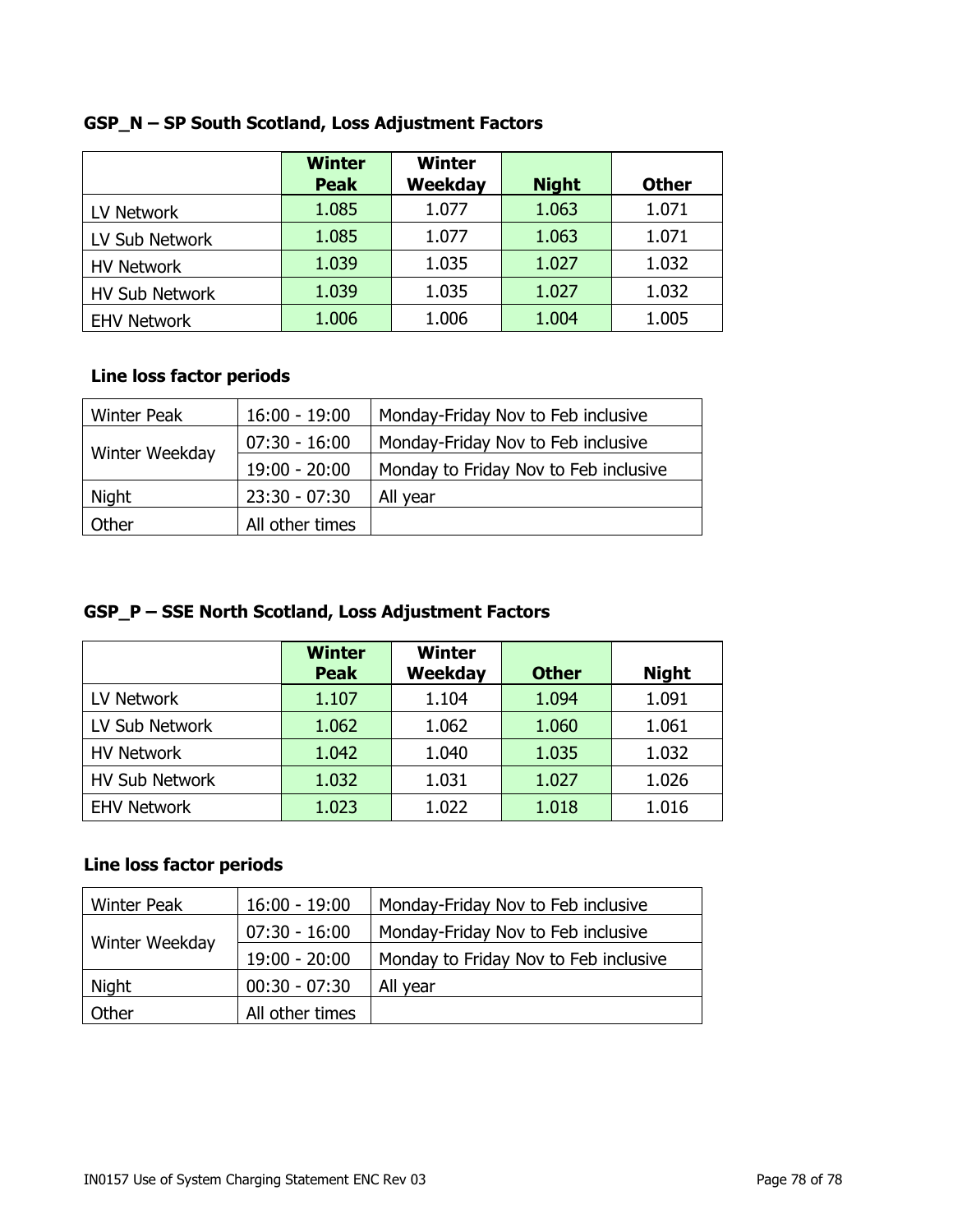### GSP_N – SP South Scotland, Loss Adjustment Factors

| | Winter Peak | Winter Weekday | Night | Other |
|---|---|---|---|---|
| LV Network | 1.085 | 1.077 | 1.063 | 1.071 |
| LV Sub Network | 1.085 | 1.077 | 1.063 | 1.071 |
| HV Network | 1.039 | 1.035 | 1.027 | 1.032 |
| HV Sub Network | 1.039 | 1.035 | 1.027 | 1.032 |
| EHV Network | 1.006 | 1.006 | 1.004 | 1.005 |

#### Line loss factor periods

| | | |
|---|---|---|
| Winter Peak | 16:00 - 19:00 | Monday-Friday Nov to Feb inclusive |
| Winter Weekday | 07:30 - 16:00 | Monday-Friday Nov to Feb inclusive |
| | 19:00 - 20:00 | Monday to Friday Nov to Feb inclusive |
| Night | 23:30 - 07:30 | All year |
| Other | All other times | |

### GSP_P – SSE North Scotland, Loss Adjustment Factors

| | Winter Peak | Winter Weekday | Other | Night |
|---|---|---|---|---|
| LV Network | 1.107 | 1.104 | 1.094 | 1.091 |
| LV Sub Network | 1.062 | 1.062 | 1.060 | 1.061 |
| HV Network | 1.042 | 1.040 | 1.035 | 1.032 |
| HV Sub Network | 1.032 | 1.031 | 1.027 | 1.026 |
| EHV Network | 1.023 | 1.022 | 1.018 | 1.016 |

#### Line loss factor periods

| | | |
|---|---|---|
| Winter Peak | 16:00 - 19:00 | Monday-Friday Nov to Feb inclusive |
| Winter Weekday | 07:30 - 16:00 | Monday-Friday Nov to Feb inclusive |
| | 19:00 - 20:00 | Monday to Friday Nov to Feb inclusive |
| Night | 00:30 - 07:30 | All year |
| Other | All other times | |